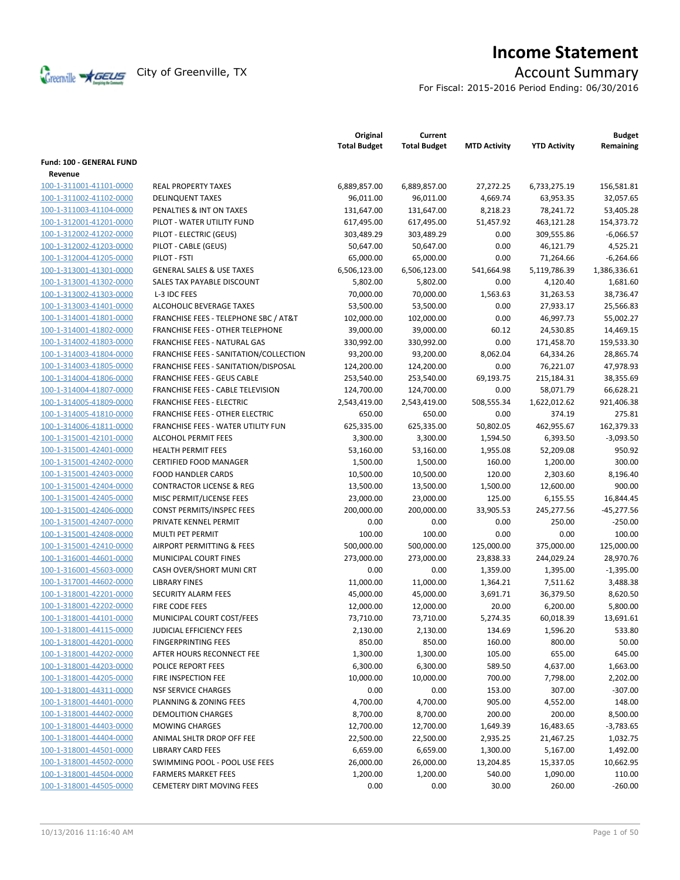# Income Statement

City of Greenville, TX

## Account Summary

For Fiscal: 2015-2016 Period Ending: 06/30/2016

| | | Original Total Budget | Current Total Budget | MTD Activity | YTD Activity | Budget Remaining |
|---|---|---|---|---|---|---|
| **Fund: 100 - GENERAL FUND** | | | | | | |
| **Revenue** | | | | | | |
| 100-1-311001-41101-0000 | REAL PROPERTY TAXES | 6,889,857.00 | 6,889,857.00 | 27,272.25 | 6,733,275.19 | 156,581.81 |
| 100-1-311002-41102-0000 | DELINQUENT TAXES | 96,011.00 | 96,011.00 | 4,669.74 | 63,953.35 | 32,057.65 |
| 100-1-311003-41104-0000 | PENALTIES & INT ON TAXES | 131,647.00 | 131,647.00 | 8,218.23 | 78,241.72 | 53,405.28 |
| 100-1-312001-41201-0000 | PILOT - WATER UTILITY FUND | 617,495.00 | 617,495.00 | 51,457.92 | 463,121.28 | 154,373.72 |
| 100-1-312002-41202-0000 | PILOT - ELECTRIC (GEUS) | 303,489.29 | 303,489.29 | 0.00 | 309,555.86 | -6,066.57 |
| 100-1-312002-41203-0000 | PILOT - CABLE (GEUS) | 50,647.00 | 50,647.00 | 0.00 | 46,121.79 | 4,525.21 |
| 100-1-312004-41205-0000 | PILOT - FSTI | 65,000.00 | 65,000.00 | 0.00 | 71,264.66 | -6,264.66 |
| 100-1-313001-41301-0000 | GENERAL SALES & USE TAXES | 6,506,123.00 | 6,506,123.00 | 541,664.98 | 5,119,786.39 | 1,386,336.61 |
| 100-1-313001-41302-0000 | SALES TAX PAYABLE DISCOUNT | 5,802.00 | 5,802.00 | 0.00 | 4,120.40 | 1,681.60 |
| 100-1-313002-41303-0000 | L-3 IDC FEES | 70,000.00 | 70,000.00 | 1,563.63 | 31,263.53 | 38,736.47 |
| 100-1-313003-41401-0000 | ALCOHOLIC BEVERAGE TAXES | 53,500.00 | 53,500.00 | 0.00 | 27,933.17 | 25,566.83 |
| 100-1-314001-41801-0000 | FRANCHISE FEES - TELEPHONE SBC / AT&T | 102,000.00 | 102,000.00 | 0.00 | 46,997.73 | 55,002.27 |
| 100-1-314001-41802-0000 | FRANCHISE FEES - OTHER TELEPHONE | 39,000.00 | 39,000.00 | 60.12 | 24,530.85 | 14,469.15 |
| 100-1-314002-41803-0000 | FRANCHISE FEES - NATURAL GAS | 330,992.00 | 330,992.00 | 0.00 | 171,458.70 | 159,533.30 |
| 100-1-314003-41804-0000 | FRANCHISE FEES - SANITATION/COLLECTION | 93,200.00 | 93,200.00 | 8,062.04 | 64,334.26 | 28,865.74 |
| 100-1-314003-41805-0000 | FRANCHISE FEES - SANITATION/DISPOSAL | 124,200.00 | 124,200.00 | 0.00 | 76,221.07 | 47,978.93 |
| 100-1-314004-41806-0000 | FRANCHISE FEES - GEUS CABLE | 253,540.00 | 253,540.00 | 69,193.75 | 215,184.31 | 38,355.69 |
| 100-1-314004-41807-0000 | FRANCHISE FEES - CABLE TELEVISION | 124,700.00 | 124,700.00 | 0.00 | 58,071.79 | 66,628.21 |
| 100-1-314005-41809-0000 | FRANCHISE FEES - ELECTRIC | 2,543,419.00 | 2,543,419.00 | 508,555.34 | 1,622,012.62 | 921,406.38 |
| 100-1-314005-41810-0000 | FRANCHISE FEES - OTHER ELECTRIC | 650.00 | 650.00 | 0.00 | 374.19 | 275.81 |
| 100-1-314006-41811-0000 | FRANCHISE FEES - WATER UTILITY FUN | 625,335.00 | 625,335.00 | 50,802.05 | 462,955.67 | 162,379.33 |
| 100-1-315001-42101-0000 | ALCOHOL PERMIT FEES | 3,300.00 | 3,300.00 | 1,594.50 | 6,393.50 | -3,093.50 |
| 100-1-315001-42401-0000 | HEALTH PERMIT FEES | 53,160.00 | 53,160.00 | 1,955.08 | 52,209.08 | 950.92 |
| 100-1-315001-42402-0000 | CERTIFIED FOOD MANAGER | 1,500.00 | 1,500.00 | 160.00 | 1,200.00 | 300.00 |
| 100-1-315001-42403-0000 | FOOD HANDLER CARDS | 10,500.00 | 10,500.00 | 120.00 | 2,303.60 | 8,196.40 |
| 100-1-315001-42404-0000 | CONTRACTOR LICENSE & REG | 13,500.00 | 13,500.00 | 1,500.00 | 12,600.00 | 900.00 |
| 100-1-315001-42405-0000 | MISC PERMIT/LICENSE FEES | 23,000.00 | 23,000.00 | 125.00 | 6,155.55 | 16,844.45 |
| 100-1-315001-42406-0000 | CONST PERMITS/INSPEC FEES | 200,000.00 | 200,000.00 | 33,905.53 | 245,277.56 | -45,277.56 |
| 100-1-315001-42407-0000 | PRIVATE KENNEL PERMIT | 0.00 | 0.00 | 0.00 | 250.00 | -250.00 |
| 100-1-315001-42408-0000 | MULTI PET PERMIT | 100.00 | 100.00 | 0.00 | 0.00 | 100.00 |
| 100-1-315001-42410-0000 | AIRPORT PERMITTING & FEES | 500,000.00 | 500,000.00 | 125,000.00 | 375,000.00 | 125,000.00 |
| 100-1-316001-44601-0000 | MUNICIPAL COURT FINES | 273,000.00 | 273,000.00 | 23,838.33 | 244,029.24 | 28,970.76 |
| 100-1-316001-45603-0000 | CASH OVER/SHORT MUNI CRT | 0.00 | 0.00 | 1,359.00 | 1,395.00 | -1,395.00 |
| 100-1-317001-44602-0000 | LIBRARY FINES | 11,000.00 | 11,000.00 | 1,364.21 | 7,511.62 | 3,488.38 |
| 100-1-318001-42201-0000 | SECURITY ALARM FEES | 45,000.00 | 45,000.00 | 3,691.71 | 36,379.50 | 8,620.50 |
| 100-1-318001-42202-0000 | FIRE CODE FEES | 12,000.00 | 12,000.00 | 20.00 | 6,200.00 | 5,800.00 |
| 100-1-318001-44101-0000 | MUNICIPAL COURT COST/FEES | 73,710.00 | 73,710.00 | 5,274.35 | 60,018.39 | 13,691.61 |
| 100-1-318001-44115-0000 | JUDICIAL EFFICIENCY FEES | 2,130.00 | 2,130.00 | 134.69 | 1,596.20 | 533.80 |
| 100-1-318001-44201-0000 | FINGERPRINTING FEES | 850.00 | 850.00 | 160.00 | 800.00 | 50.00 |
| 100-1-318001-44202-0000 | AFTER HOURS RECONNECT FEE | 1,300.00 | 1,300.00 | 105.00 | 655.00 | 645.00 |
| 100-1-318001-44203-0000 | POLICE REPORT FEES | 6,300.00 | 6,300.00 | 589.50 | 4,637.00 | 1,663.00 |
| 100-1-318001-44205-0000 | FIRE INSPECTION FEE | 10,000.00 | 10,000.00 | 700.00 | 7,798.00 | 2,202.00 |
| 100-1-318001-44311-0000 | NSF SERVICE CHARGES | 0.00 | 0.00 | 153.00 | 307.00 | -307.00 |
| 100-1-318001-44401-0000 | PLANNING & ZONING FEES | 4,700.00 | 4,700.00 | 905.00 | 4,552.00 | 148.00 |
| 100-1-318001-44402-0000 | DEMOLITION CHARGES | 8,700.00 | 8,700.00 | 200.00 | 200.00 | 8,500.00 |
| 100-1-318001-44403-0000 | MOWING CHARGES | 12,700.00 | 12,700.00 | 1,649.39 | 16,483.65 | -3,783.65 |
| 100-1-318001-44404-0000 | ANIMAL SHLTR DROP OFF FEE | 22,500.00 | 22,500.00 | 2,935.25 | 21,467.25 | 1,032.75 |
| 100-1-318001-44501-0000 | LIBRARY CARD FEES | 6,659.00 | 6,659.00 | 1,300.00 | 5,167.00 | 1,492.00 |
| 100-1-318001-44502-0000 | SWIMMING POOL - POOL USE FEES | 26,000.00 | 26,000.00 | 13,204.85 | 15,337.05 | 10,662.95 |
| 100-1-318001-44504-0000 | FARMERS MARKET FEES | 1,200.00 | 1,200.00 | 540.00 | 1,090.00 | 110.00 |
| 100-1-318001-44505-0000 | CEMETERY DIRT MOVING FEES | 0.00 | 0.00 | 30.00 | 260.00 | -260.00 |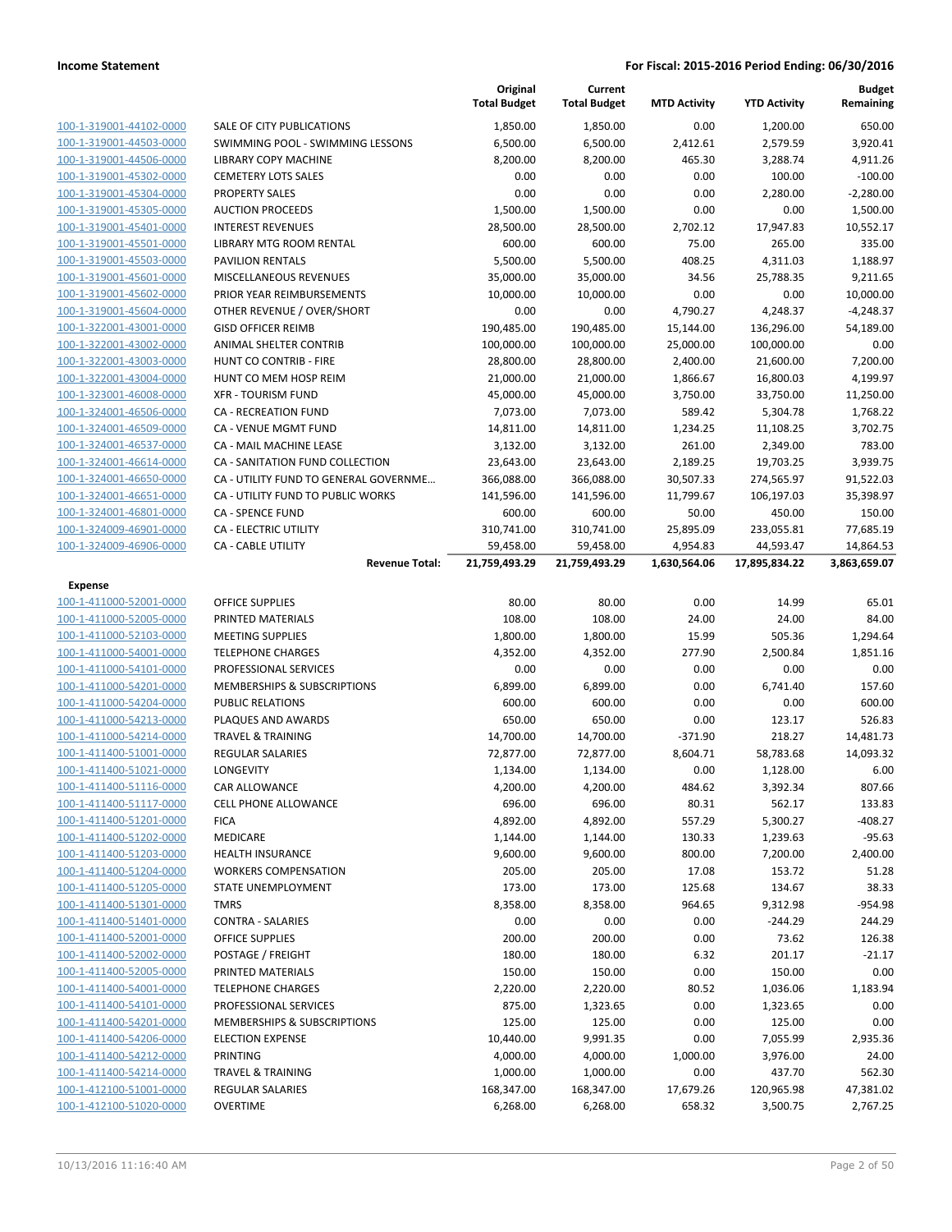**Income Statement** — For Fiscal: 2015-2016 Period Ending: 06/30/2016

| | | Original Total Budget | Current Total Budget | MTD Activity | YTD Activity | Budget Remaining |
|---|---|---|---|---|---|---|
| 100-1-319001-44102-0000 | SALE OF CITY PUBLICATIONS | 1,850.00 | 1,850.00 | 0.00 | 1,200.00 | 650.00 |
| 100-1-319001-44503-0000 | SWIMMING POOL - SWIMMING LESSONS | 6,500.00 | 6,500.00 | 2,412.61 | 2,579.59 | 3,920.41 |
| 100-1-319001-44506-0000 | LIBRARY COPY MACHINE | 8,200.00 | 8,200.00 | 465.30 | 3,288.74 | 4,911.26 |
| 100-1-319001-45302-0000 | CEMETERY LOTS SALES | 0.00 | 0.00 | 0.00 | 100.00 | -100.00 |
| 100-1-319001-45304-0000 | PROPERTY SALES | 0.00 | 0.00 | 0.00 | 2,280.00 | -2,280.00 |
| 100-1-319001-45305-0000 | AUCTION PROCEEDS | 1,500.00 | 1,500.00 | 0.00 | 0.00 | 1,500.00 |
| 100-1-319001-45401-0000 | INTEREST REVENUES | 28,500.00 | 28,500.00 | 2,702.12 | 17,947.83 | 10,552.17 |
| 100-1-319001-45501-0000 | LIBRARY MTG ROOM RENTAL | 600.00 | 600.00 | 75.00 | 265.00 | 335.00 |
| 100-1-319001-45503-0000 | PAVILION RENTALS | 5,500.00 | 5,500.00 | 408.25 | 4,311.03 | 1,188.97 |
| 100-1-319001-45601-0000 | MISCELLANEOUS REVENUES | 35,000.00 | 35,000.00 | 34.56 | 25,788.35 | 9,211.65 |
| 100-1-319001-45602-0000 | PRIOR YEAR REIMBURSEMENTS | 10,000.00 | 10,000.00 | 0.00 | 0.00 | 10,000.00 |
| 100-1-319001-45604-0000 | OTHER REVENUE / OVER/SHORT | 0.00 | 0.00 | 4,790.27 | 4,248.37 | -4,248.37 |
| 100-1-322001-43001-0000 | GISD OFFICER REIMB | 190,485.00 | 190,485.00 | 15,144.00 | 136,296.00 | 54,189.00 |
| 100-1-322001-43002-0000 | ANIMAL SHELTER CONTRIB | 100,000.00 | 100,000.00 | 25,000.00 | 100,000.00 | 0.00 |
| 100-1-322001-43003-0000 | HUNT CO CONTRIB - FIRE | 28,800.00 | 28,800.00 | 2,400.00 | 21,600.00 | 7,200.00 |
| 100-1-322001-43004-0000 | HUNT CO MEM HOSP REIM | 21,000.00 | 21,000.00 | 1,866.67 | 16,800.03 | 4,199.97 |
| 100-1-323001-46008-0000 | XFR - TOURISM FUND | 45,000.00 | 45,000.00 | 3,750.00 | 33,750.00 | 11,250.00 |
| 100-1-324001-46506-0000 | CA - RECREATION FUND | 7,073.00 | 7,073.00 | 589.42 | 5,304.78 | 1,768.22 |
| 100-1-324001-46509-0000 | CA - VENUE MGMT FUND | 14,811.00 | 14,811.00 | 1,234.25 | 11,108.25 | 3,702.75 |
| 100-1-324001-46537-0000 | CA - MAIL MACHINE LEASE | 3,132.00 | 3,132.00 | 261.00 | 2,349.00 | 783.00 |
| 100-1-324001-46614-0000 | CA - SANITATION FUND COLLECTION | 23,643.00 | 23,643.00 | 2,189.25 | 19,703.25 | 3,939.75 |
| 100-1-324001-46650-0000 | CA - UTILITY FUND TO GENERAL GOVERNME… | 366,088.00 | 366,088.00 | 30,507.33 | 274,565.97 | 91,522.03 |
| 100-1-324001-46651-0000 | CA - UTILITY FUND TO PUBLIC WORKS | 141,596.00 | 141,596.00 | 11,799.67 | 106,197.03 | 35,398.97 |
| 100-1-324001-46801-0000 | CA - SPENCE FUND | 600.00 | 600.00 | 50.00 | 450.00 | 150.00 |
| 100-1-324009-46901-0000 | CA - ELECTRIC UTILITY | 310,741.00 | 310,741.00 | 25,895.09 | 233,055.81 | 77,685.19 |
| 100-1-324009-46906-0000 | CA - CABLE UTILITY | 59,458.00 | 59,458.00 | 4,954.83 | 44,593.47 | 14,864.53 |
| | **Revenue Total:** | **21,759,493.29** | **21,759,493.29** | **1,630,564.06** | **17,895,834.22** | **3,863,659.07** |
| **Expense** | | | | | | |
| 100-1-411000-52001-0000 | OFFICE SUPPLIES | 80.00 | 80.00 | 0.00 | 14.99 | 65.01 |
| 100-1-411000-52005-0000 | PRINTED MATERIALS | 108.00 | 108.00 | 24.00 | 24.00 | 84.00 |
| 100-1-411000-52103-0000 | MEETING SUPPLIES | 1,800.00 | 1,800.00 | 15.99 | 505.36 | 1,294.64 |
| 100-1-411000-54001-0000 | TELEPHONE CHARGES | 4,352.00 | 4,352.00 | 277.90 | 2,500.84 | 1,851.16 |
| 100-1-411000-54101-0000 | PROFESSIONAL SERVICES | 0.00 | 0.00 | 0.00 | 0.00 | 0.00 |
| 100-1-411000-54201-0000 | MEMBERSHIPS & SUBSCRIPTIONS | 6,899.00 | 6,899.00 | 0.00 | 6,741.40 | 157.60 |
| 100-1-411000-54204-0000 | PUBLIC RELATIONS | 600.00 | 600.00 | 0.00 | 0.00 | 600.00 |
| 100-1-411000-54213-0000 | PLAQUES AND AWARDS | 650.00 | 650.00 | 0.00 | 123.17 | 526.83 |
| 100-1-411000-54214-0000 | TRAVEL & TRAINING | 14,700.00 | 14,700.00 | -371.90 | 218.27 | 14,481.73 |
| 100-1-411400-51001-0000 | REGULAR SALARIES | 72,877.00 | 72,877.00 | 8,604.71 | 58,783.68 | 14,093.32 |
| 100-1-411400-51021-0000 | LONGEVITY | 1,134.00 | 1,134.00 | 0.00 | 1,128.00 | 6.00 |
| 100-1-411400-51116-0000 | CAR ALLOWANCE | 4,200.00 | 4,200.00 | 484.62 | 3,392.34 | 807.66 |
| 100-1-411400-51117-0000 | CELL PHONE ALLOWANCE | 696.00 | 696.00 | 80.31 | 562.17 | 133.83 |
| 100-1-411400-51201-0000 | FICA | 4,892.00 | 4,892.00 | 557.29 | 5,300.27 | -408.27 |
| 100-1-411400-51202-0000 | MEDICARE | 1,144.00 | 1,144.00 | 130.33 | 1,239.63 | -95.63 |
| 100-1-411400-51203-0000 | HEALTH INSURANCE | 9,600.00 | 9,600.00 | 800.00 | 7,200.00 | 2,400.00 |
| 100-1-411400-51204-0000 | WORKERS COMPENSATION | 205.00 | 205.00 | 17.08 | 153.72 | 51.28 |
| 100-1-411400-51205-0000 | STATE UNEMPLOYMENT | 173.00 | 173.00 | 125.68 | 134.67 | 38.33 |
| 100-1-411400-51301-0000 | TMRS | 8,358.00 | 8,358.00 | 964.65 | 9,312.98 | -954.98 |
| 100-1-411400-51401-0000 | CONTRA - SALARIES | 0.00 | 0.00 | 0.00 | -244.29 | 244.29 |
| 100-1-411400-52001-0000 | OFFICE SUPPLIES | 200.00 | 200.00 | 0.00 | 73.62 | 126.38 |
| 100-1-411400-52002-0000 | POSTAGE / FREIGHT | 180.00 | 180.00 | 6.32 | 201.17 | -21.17 |
| 100-1-411400-52005-0000 | PRINTED MATERIALS | 150.00 | 150.00 | 0.00 | 150.00 | 0.00 |
| 100-1-411400-54001-0000 | TELEPHONE CHARGES | 2,220.00 | 2,220.00 | 80.52 | 1,036.06 | 1,183.94 |
| 100-1-411400-54101-0000 | PROFESSIONAL SERVICES | 875.00 | 1,323.65 | 0.00 | 1,323.65 | 0.00 |
| 100-1-411400-54201-0000 | MEMBERSHIPS & SUBSCRIPTIONS | 125.00 | 125.00 | 0.00 | 125.00 | 0.00 |
| 100-1-411400-54206-0000 | ELECTION EXPENSE | 10,440.00 | 9,991.35 | 0.00 | 7,055.99 | 2,935.36 |
| 100-1-411400-54212-0000 | PRINTING | 4,000.00 | 4,000.00 | 1,000.00 | 3,976.00 | 24.00 |
| 100-1-411400-54214-0000 | TRAVEL & TRAINING | 1,000.00 | 1,000.00 | 0.00 | 437.70 | 562.30 |
| 100-1-412100-51001-0000 | REGULAR SALARIES | 168,347.00 | 168,347.00 | 17,679.26 | 120,965.98 | 47,381.02 |
| 100-1-412100-51020-0000 | OVERTIME | 6,268.00 | 6,268.00 | 658.32 | 3,500.75 | 2,767.25 |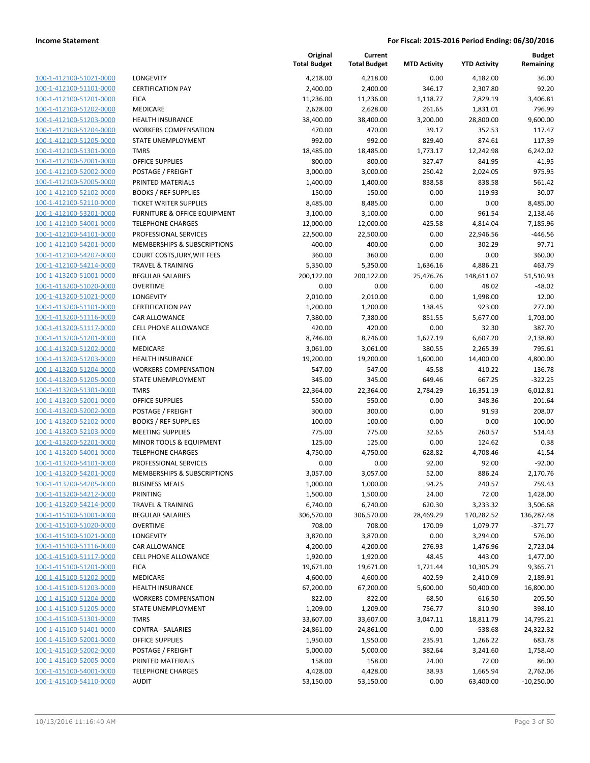| | | Original Total Budget | Current Total Budget | MTD Activity | YTD Activity | Budget Remaining |
|---|---|---|---|---|---|---|
| 100-1-412100-51021-0000 | LONGEVITY | 4,218.00 | 4,218.00 | 0.00 | 4,182.00 | 36.00 |
| 100-1-412100-51101-0000 | CERTIFICATION PAY | 2,400.00 | 2,400.00 | 346.17 | 2,307.80 | 92.20 |
| 100-1-412100-51201-0000 | FICA | 11,236.00 | 11,236.00 | 1,118.77 | 7,829.19 | 3,406.81 |
| 100-1-412100-51202-0000 | MEDICARE | 2,628.00 | 2,628.00 | 261.65 | 1,831.01 | 796.99 |
| 100-1-412100-51203-0000 | HEALTH INSURANCE | 38,400.00 | 38,400.00 | 3,200.00 | 28,800.00 | 9,600.00 |
| 100-1-412100-51204-0000 | WORKERS COMPENSATION | 470.00 | 470.00 | 39.17 | 352.53 | 117.47 |
| 100-1-412100-51205-0000 | STATE UNEMPLOYMENT | 992.00 | 992.00 | 829.40 | 874.61 | 117.39 |
| 100-1-412100-51301-0000 | TMRS | 18,485.00 | 18,485.00 | 1,773.17 | 12,242.98 | 6,242.02 |
| 100-1-412100-52001-0000 | OFFICE SUPPLIES | 800.00 | 800.00 | 327.47 | 841.95 | -41.95 |
| 100-1-412100-52002-0000 | POSTAGE / FREIGHT | 3,000.00 | 3,000.00 | 250.42 | 2,024.05 | 975.95 |
| 100-1-412100-52005-0000 | PRINTED MATERIALS | 1,400.00 | 1,400.00 | 838.58 | 838.58 | 561.42 |
| 100-1-412100-52102-0000 | BOOKS / REF SUPPLIES | 150.00 | 150.00 | 0.00 | 119.93 | 30.07 |
| 100-1-412100-52110-0000 | TICKET WRITER SUPPLIES | 8,485.00 | 8,485.00 | 0.00 | 0.00 | 8,485.00 |
| 100-1-412100-53201-0000 | FURNITURE & OFFICE EQUIPMENT | 3,100.00 | 3,100.00 | 0.00 | 961.54 | 2,138.46 |
| 100-1-412100-54001-0000 | TELEPHONE CHARGES | 12,000.00 | 12,000.00 | 425.58 | 4,814.04 | 7,185.96 |
| 100-1-412100-54101-0000 | PROFESSIONAL SERVICES | 22,500.00 | 22,500.00 | 0.00 | 22,946.56 | -446.56 |
| 100-1-412100-54201-0000 | MEMBERSHIPS & SUBSCRIPTIONS | 400.00 | 400.00 | 0.00 | 302.29 | 97.71 |
| 100-1-412100-54207-0000 | COURT COSTS,JURY,WIT FEES | 360.00 | 360.00 | 0.00 | 0.00 | 360.00 |
| 100-1-412100-54214-0000 | TRAVEL & TRAINING | 5,350.00 | 5,350.00 | 1,636.16 | 4,886.21 | 463.79 |
| 100-1-413200-51001-0000 | REGULAR SALARIES | 200,122.00 | 200,122.00 | 25,476.76 | 148,611.07 | 51,510.93 |
| 100-1-413200-51020-0000 | OVERTIME | 0.00 | 0.00 | 0.00 | 48.02 | -48.02 |
| 100-1-413200-51021-0000 | LONGEVITY | 2,010.00 | 2,010.00 | 0.00 | 1,998.00 | 12.00 |
| 100-1-413200-51101-0000 | CERTIFICATION PAY | 1,200.00 | 1,200.00 | 138.45 | 923.00 | 277.00 |
| 100-1-413200-51116-0000 | CAR ALLOWANCE | 7,380.00 | 7,380.00 | 851.55 | 5,677.00 | 1,703.00 |
| 100-1-413200-51117-0000 | CELL PHONE ALLOWANCE | 420.00 | 420.00 | 0.00 | 32.30 | 387.70 |
| 100-1-413200-51201-0000 | FICA | 8,746.00 | 8,746.00 | 1,627.19 | 6,607.20 | 2,138.80 |
| 100-1-413200-51202-0000 | MEDICARE | 3,061.00 | 3,061.00 | 380.55 | 2,265.39 | 795.61 |
| 100-1-413200-51203-0000 | HEALTH INSURANCE | 19,200.00 | 19,200.00 | 1,600.00 | 14,400.00 | 4,800.00 |
| 100-1-413200-51204-0000 | WORKERS COMPENSATION | 547.00 | 547.00 | 45.58 | 410.22 | 136.78 |
| 100-1-413200-51205-0000 | STATE UNEMPLOYMENT | 345.00 | 345.00 | 649.46 | 667.25 | -322.25 |
| 100-1-413200-51301-0000 | TMRS | 22,364.00 | 22,364.00 | 2,784.29 | 16,351.19 | 6,012.81 |
| 100-1-413200-52001-0000 | OFFICE SUPPLIES | 550.00 | 550.00 | 0.00 | 348.36 | 201.64 |
| 100-1-413200-52002-0000 | POSTAGE / FREIGHT | 300.00 | 300.00 | 0.00 | 91.93 | 208.07 |
| 100-1-413200-52102-0000 | BOOKS / REF SUPPLIES | 100.00 | 100.00 | 0.00 | 0.00 | 100.00 |
| 100-1-413200-52103-0000 | MEETING SUPPLIES | 775.00 | 775.00 | 32.65 | 260.57 | 514.43 |
| 100-1-413200-52201-0000 | MINOR TOOLS & EQUIPMENT | 125.00 | 125.00 | 0.00 | 124.62 | 0.38 |
| 100-1-413200-54001-0000 | TELEPHONE CHARGES | 4,750.00 | 4,750.00 | 628.82 | 4,708.46 | 41.54 |
| 100-1-413200-54101-0000 | PROFESSIONAL SERVICES | 0.00 | 0.00 | 92.00 | 92.00 | -92.00 |
| 100-1-413200-54201-0000 | MEMBERSHIPS & SUBSCRIPTIONS | 3,057.00 | 3,057.00 | 52.00 | 886.24 | 2,170.76 |
| 100-1-413200-54205-0000 | BUSINESS MEALS | 1,000.00 | 1,000.00 | 94.25 | 240.57 | 759.43 |
| 100-1-413200-54212-0000 | PRINTING | 1,500.00 | 1,500.00 | 24.00 | 72.00 | 1,428.00 |
| 100-1-413200-54214-0000 | TRAVEL & TRAINING | 6,740.00 | 6,740.00 | 620.30 | 3,233.32 | 3,506.68 |
| 100-1-415100-51001-0000 | REGULAR SALARIES | 306,570.00 | 306,570.00 | 28,469.29 | 170,282.52 | 136,287.48 |
| 100-1-415100-51020-0000 | OVERTIME | 708.00 | 708.00 | 170.09 | 1,079.77 | -371.77 |
| 100-1-415100-51021-0000 | LONGEVITY | 3,870.00 | 3,870.00 | 0.00 | 3,294.00 | 576.00 |
| 100-1-415100-51116-0000 | CAR ALLOWANCE | 4,200.00 | 4,200.00 | 276.93 | 1,476.96 | 2,723.04 |
| 100-1-415100-51117-0000 | CELL PHONE ALLOWANCE | 1,920.00 | 1,920.00 | 48.45 | 443.00 | 1,477.00 |
| 100-1-415100-51201-0000 | FICA | 19,671.00 | 19,671.00 | 1,721.44 | 10,305.29 | 9,365.71 |
| 100-1-415100-51202-0000 | MEDICARE | 4,600.00 | 4,600.00 | 402.59 | 2,410.09 | 2,189.91 |
| 100-1-415100-51203-0000 | HEALTH INSURANCE | 67,200.00 | 67,200.00 | 5,600.00 | 50,400.00 | 16,800.00 |
| 100-1-415100-51204-0000 | WORKERS COMPENSATION | 822.00 | 822.00 | 68.50 | 616.50 | 205.50 |
| 100-1-415100-51205-0000 | STATE UNEMPLOYMENT | 1,209.00 | 1,209.00 | 756.77 | 810.90 | 398.10 |
| 100-1-415100-51301-0000 | TMRS | 33,607.00 | 33,607.00 | 3,047.11 | 18,811.79 | 14,795.21 |
| 100-1-415100-51401-0000 | CONTRA - SALARIES | -24,861.00 | -24,861.00 | 0.00 | -538.68 | -24,322.32 |
| 100-1-415100-52001-0000 | OFFICE SUPPLIES | 1,950.00 | 1,950.00 | 235.91 | 1,266.22 | 683.78 |
| 100-1-415100-52002-0000 | POSTAGE / FREIGHT | 5,000.00 | 5,000.00 | 382.64 | 3,241.60 | 1,758.40 |
| 100-1-415100-52005-0000 | PRINTED MATERIALS | 158.00 | 158.00 | 24.00 | 72.00 | 86.00 |
| 100-1-415100-54001-0000 | TELEPHONE CHARGES | 4,428.00 | 4,428.00 | 38.93 | 1,665.94 | 2,762.06 |
| 100-1-415100-54110-0000 | AUDIT | 53,150.00 | 53,150.00 | 0.00 | 63,400.00 | -10,250.00 |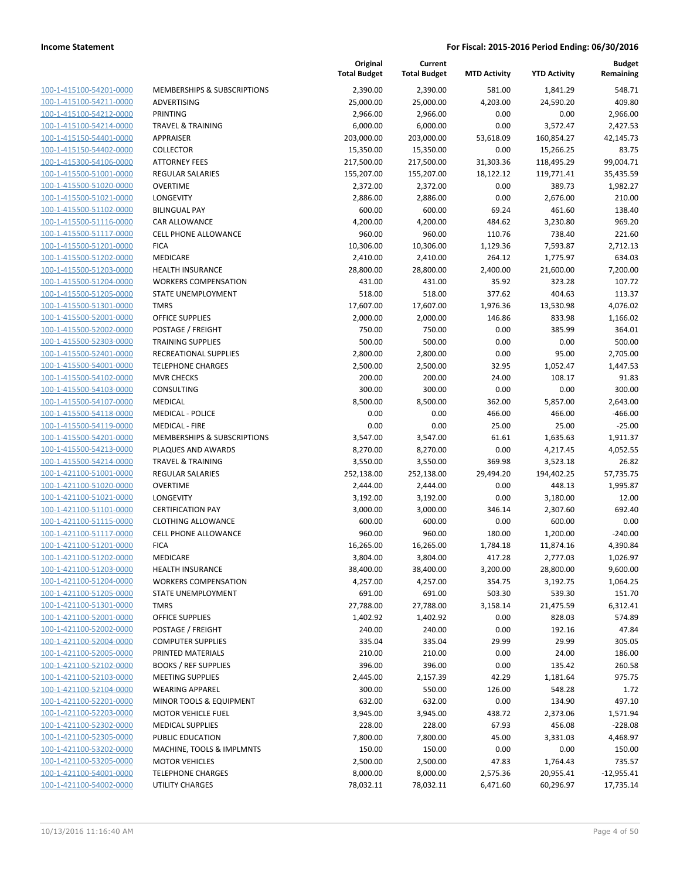| | | Original Total Budget | Current Total Budget | MTD Activity | YTD Activity | Budget Remaining |
|---|---|---|---|---|---|---|
| 100-1-415100-54201-0000 | MEMBERSHIPS & SUBSCRIPTIONS | 2,390.00 | 2,390.00 | 581.00 | 1,841.29 | 548.71 |
| 100-1-415100-54211-0000 | ADVERTISING | 25,000.00 | 25,000.00 | 4,203.00 | 24,590.20 | 409.80 |
| 100-1-415100-54212-0000 | PRINTING | 2,966.00 | 2,966.00 | 0.00 | 0.00 | 2,966.00 |
| 100-1-415100-54214-0000 | TRAVEL & TRAINING | 6,000.00 | 6,000.00 | 0.00 | 3,572.47 | 2,427.53 |
| 100-1-415150-54401-0000 | APPRAISER | 203,000.00 | 203,000.00 | 53,618.09 | 160,854.27 | 42,145.73 |
| 100-1-415150-54402-0000 | COLLECTOR | 15,350.00 | 15,350.00 | 0.00 | 15,266.25 | 83.75 |
| 100-1-415300-54106-0000 | ATTORNEY FEES | 217,500.00 | 217,500.00 | 31,303.36 | 118,495.29 | 99,004.71 |
| 100-1-415500-51001-0000 | REGULAR SALARIES | 155,207.00 | 155,207.00 | 18,122.12 | 119,771.41 | 35,435.59 |
| 100-1-415500-51020-0000 | OVERTIME | 2,372.00 | 2,372.00 | 0.00 | 389.73 | 1,982.27 |
| 100-1-415500-51021-0000 | LONGEVITY | 2,886.00 | 2,886.00 | 0.00 | 2,676.00 | 210.00 |
| 100-1-415500-51102-0000 | BILINGUAL PAY | 600.00 | 600.00 | 69.24 | 461.60 | 138.40 |
| 100-1-415500-51116-0000 | CAR ALLOWANCE | 4,200.00 | 4,200.00 | 484.62 | 3,230.80 | 969.20 |
| 100-1-415500-51117-0000 | CELL PHONE ALLOWANCE | 960.00 | 960.00 | 110.76 | 738.40 | 221.60 |
| 100-1-415500-51201-0000 | FICA | 10,306.00 | 10,306.00 | 1,129.36 | 7,593.87 | 2,712.13 |
| 100-1-415500-51202-0000 | MEDICARE | 2,410.00 | 2,410.00 | 264.12 | 1,775.97 | 634.03 |
| 100-1-415500-51203-0000 | HEALTH INSURANCE | 28,800.00 | 28,800.00 | 2,400.00 | 21,600.00 | 7,200.00 |
| 100-1-415500-51204-0000 | WORKERS COMPENSATION | 431.00 | 431.00 | 35.92 | 323.28 | 107.72 |
| 100-1-415500-51205-0000 | STATE UNEMPLOYMENT | 518.00 | 518.00 | 377.62 | 404.63 | 113.37 |
| 100-1-415500-51301-0000 | TMRS | 17,607.00 | 17,607.00 | 1,976.36 | 13,530.98 | 4,076.02 |
| 100-1-415500-52001-0000 | OFFICE SUPPLIES | 2,000.00 | 2,000.00 | 146.86 | 833.98 | 1,166.02 |
| 100-1-415500-52002-0000 | POSTAGE / FREIGHT | 750.00 | 750.00 | 0.00 | 385.99 | 364.01 |
| 100-1-415500-52303-0000 | TRAINING SUPPLIES | 500.00 | 500.00 | 0.00 | 0.00 | 500.00 |
| 100-1-415500-52401-0000 | RECREATIONAL SUPPLIES | 2,800.00 | 2,800.00 | 0.00 | 95.00 | 2,705.00 |
| 100-1-415500-54001-0000 | TELEPHONE CHARGES | 2,500.00 | 2,500.00 | 32.95 | 1,052.47 | 1,447.53 |
| 100-1-415500-54102-0000 | MVR CHECKS | 200.00 | 200.00 | 24.00 | 108.17 | 91.83 |
| 100-1-415500-54103-0000 | CONSULTING | 300.00 | 300.00 | 0.00 | 0.00 | 300.00 |
| 100-1-415500-54107-0000 | MEDICAL | 8,500.00 | 8,500.00 | 362.00 | 5,857.00 | 2,643.00 |
| 100-1-415500-54118-0000 | MEDICAL - POLICE | 0.00 | 0.00 | 466.00 | 466.00 | -466.00 |
| 100-1-415500-54119-0000 | MEDICAL - FIRE | 0.00 | 0.00 | 25.00 | 25.00 | -25.00 |
| 100-1-415500-54201-0000 | MEMBERSHIPS & SUBSCRIPTIONS | 3,547.00 | 3,547.00 | 61.61 | 1,635.63 | 1,911.37 |
| 100-1-415500-54213-0000 | PLAQUES AND AWARDS | 8,270.00 | 8,270.00 | 0.00 | 4,217.45 | 4,052.55 |
| 100-1-415500-54214-0000 | TRAVEL & TRAINING | 3,550.00 | 3,550.00 | 369.98 | 3,523.18 | 26.82 |
| 100-1-421100-51001-0000 | REGULAR SALARIES | 252,138.00 | 252,138.00 | 29,494.20 | 194,402.25 | 57,735.75 |
| 100-1-421100-51020-0000 | OVERTIME | 2,444.00 | 2,444.00 | 0.00 | 448.13 | 1,995.87 |
| 100-1-421100-51021-0000 | LONGEVITY | 3,192.00 | 3,192.00 | 0.00 | 3,180.00 | 12.00 |
| 100-1-421100-51101-0000 | CERTIFICATION PAY | 3,000.00 | 3,000.00 | 346.14 | 2,307.60 | 692.40 |
| 100-1-421100-51115-0000 | CLOTHING ALLOWANCE | 600.00 | 600.00 | 0.00 | 600.00 | 0.00 |
| 100-1-421100-51117-0000 | CELL PHONE ALLOWANCE | 960.00 | 960.00 | 180.00 | 1,200.00 | -240.00 |
| 100-1-421100-51201-0000 | FICA | 16,265.00 | 16,265.00 | 1,784.18 | 11,874.16 | 4,390.84 |
| 100-1-421100-51202-0000 | MEDICARE | 3,804.00 | 3,804.00 | 417.28 | 2,777.03 | 1,026.97 |
| 100-1-421100-51203-0000 | HEALTH INSURANCE | 38,400.00 | 38,400.00 | 3,200.00 | 28,800.00 | 9,600.00 |
| 100-1-421100-51204-0000 | WORKERS COMPENSATION | 4,257.00 | 4,257.00 | 354.75 | 3,192.75 | 1,064.25 |
| 100-1-421100-51205-0000 | STATE UNEMPLOYMENT | 691.00 | 691.00 | 503.30 | 539.30 | 151.70 |
| 100-1-421100-51301-0000 | TMRS | 27,788.00 | 27,788.00 | 3,158.14 | 21,475.59 | 6,312.41 |
| 100-1-421100-52001-0000 | OFFICE SUPPLIES | 1,402.92 | 1,402.92 | 0.00 | 828.03 | 574.89 |
| 100-1-421100-52002-0000 | POSTAGE / FREIGHT | 240.00 | 240.00 | 0.00 | 192.16 | 47.84 |
| 100-1-421100-52004-0000 | COMPUTER SUPPLIES | 335.04 | 335.04 | 29.99 | 29.99 | 305.05 |
| 100-1-421100-52005-0000 | PRINTED MATERIALS | 210.00 | 210.00 | 0.00 | 24.00 | 186.00 |
| 100-1-421100-52102-0000 | BOOKS / REF SUPPLIES | 396.00 | 396.00 | 0.00 | 135.42 | 260.58 |
| 100-1-421100-52103-0000 | MEETING SUPPLIES | 2,445.00 | 2,157.39 | 42.29 | 1,181.64 | 975.75 |
| 100-1-421100-52104-0000 | WEARING APPAREL | 300.00 | 550.00 | 126.00 | 548.28 | 1.72 |
| 100-1-421100-52201-0000 | MINOR TOOLS & EQUIPMENT | 632.00 | 632.00 | 0.00 | 134.90 | 497.10 |
| 100-1-421100-52203-0000 | MOTOR VEHICLE FUEL | 3,945.00 | 3,945.00 | 438.72 | 2,373.06 | 1,571.94 |
| 100-1-421100-52302-0000 | MEDICAL SUPPLIES | 228.00 | 228.00 | 67.93 | 456.08 | -228.08 |
| 100-1-421100-52305-0000 | PUBLIC EDUCATION | 7,800.00 | 7,800.00 | 45.00 | 3,331.03 | 4,468.97 |
| 100-1-421100-53202-0000 | MACHINE, TOOLS & IMPLMNTS | 150.00 | 150.00 | 0.00 | 0.00 | 150.00 |
| 100-1-421100-53205-0000 | MOTOR VEHICLES | 2,500.00 | 2,500.00 | 47.83 | 1,764.43 | 735.57 |
| 100-1-421100-54001-0000 | TELEPHONE CHARGES | 8,000.00 | 8,000.00 | 2,575.36 | 20,955.41 | -12,955.41 |
| 100-1-421100-54002-0000 | UTILITY CHARGES | 78,032.11 | 78,032.11 | 6,471.60 | 60,296.97 | 17,735.14 |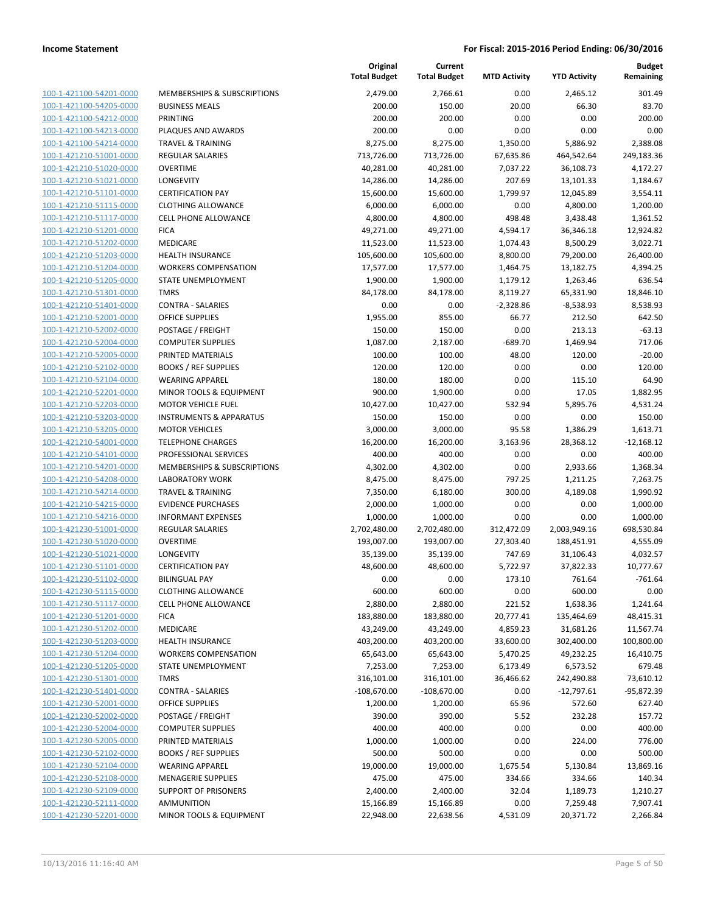| | | Original Total Budget | Current Total Budget | MTD Activity | YTD Activity | Budget Remaining |
|---|---|---|---|---|---|---|
| 100-1-421100-54201-0000 | MEMBERSHIPS & SUBSCRIPTIONS | 2,479.00 | 2,766.61 | 0.00 | 2,465.12 | 301.49 |
| 100-1-421100-54205-0000 | BUSINESS MEALS | 200.00 | 150.00 | 20.00 | 66.30 | 83.70 |
| 100-1-421100-54212-0000 | PRINTING | 200.00 | 200.00 | 0.00 | 0.00 | 200.00 |
| 100-1-421100-54213-0000 | PLAQUES AND AWARDS | 200.00 | 0.00 | 0.00 | 0.00 | 0.00 |
| 100-1-421100-54214-0000 | TRAVEL & TRAINING | 8,275.00 | 8,275.00 | 1,350.00 | 5,886.92 | 2,388.08 |
| 100-1-421210-51001-0000 | REGULAR SALARIES | 713,726.00 | 713,726.00 | 67,635.86 | 464,542.64 | 249,183.36 |
| 100-1-421210-51020-0000 | OVERTIME | 40,281.00 | 40,281.00 | 7,037.22 | 36,108.73 | 4,172.27 |
| 100-1-421210-51021-0000 | LONGEVITY | 14,286.00 | 14,286.00 | 207.69 | 13,101.33 | 1,184.67 |
| 100-1-421210-51101-0000 | CERTIFICATION PAY | 15,600.00 | 15,600.00 | 1,799.97 | 12,045.89 | 3,554.11 |
| 100-1-421210-51115-0000 | CLOTHING ALLOWANCE | 6,000.00 | 6,000.00 | 0.00 | 4,800.00 | 1,200.00 |
| 100-1-421210-51117-0000 | CELL PHONE ALLOWANCE | 4,800.00 | 4,800.00 | 498.48 | 3,438.48 | 1,361.52 |
| 100-1-421210-51201-0000 | FICA | 49,271.00 | 49,271.00 | 4,594.17 | 36,346.18 | 12,924.82 |
| 100-1-421210-51202-0000 | MEDICARE | 11,523.00 | 11,523.00 | 1,074.43 | 8,500.29 | 3,022.71 |
| 100-1-421210-51203-0000 | HEALTH INSURANCE | 105,600.00 | 105,600.00 | 8,800.00 | 79,200.00 | 26,400.00 |
| 100-1-421210-51204-0000 | WORKERS COMPENSATION | 17,577.00 | 17,577.00 | 1,464.75 | 13,182.75 | 4,394.25 |
| 100-1-421210-51205-0000 | STATE UNEMPLOYMENT | 1,900.00 | 1,900.00 | 1,179.12 | 1,263.46 | 636.54 |
| 100-1-421210-51301-0000 | TMRS | 84,178.00 | 84,178.00 | 8,119.27 | 65,331.90 | 18,846.10 |
| 100-1-421210-51401-0000 | CONTRA - SALARIES | 0.00 | 0.00 | -2,328.86 | -8,538.93 | 8,538.93 |
| 100-1-421210-52001-0000 | OFFICE SUPPLIES | 1,955.00 | 855.00 | 66.77 | 212.50 | 642.50 |
| 100-1-421210-52002-0000 | POSTAGE / FREIGHT | 150.00 | 150.00 | 0.00 | 213.13 | -63.13 |
| 100-1-421210-52004-0000 | COMPUTER SUPPLIES | 1,087.00 | 2,187.00 | -689.70 | 1,469.94 | 717.06 |
| 100-1-421210-52005-0000 | PRINTED MATERIALS | 100.00 | 100.00 | 48.00 | 120.00 | -20.00 |
| 100-1-421210-52102-0000 | BOOKS / REF SUPPLIES | 120.00 | 120.00 | 0.00 | 0.00 | 120.00 |
| 100-1-421210-52104-0000 | WEARING APPAREL | 180.00 | 180.00 | 0.00 | 115.10 | 64.90 |
| 100-1-421210-52201-0000 | MINOR TOOLS & EQUIPMENT | 900.00 | 1,900.00 | 0.00 | 17.05 | 1,882.95 |
| 100-1-421210-52203-0000 | MOTOR VEHICLE FUEL | 10,427.00 | 10,427.00 | 532.94 | 5,895.76 | 4,531.24 |
| 100-1-421210-53203-0000 | INSTRUMENTS & APPARATUS | 150.00 | 150.00 | 0.00 | 0.00 | 150.00 |
| 100-1-421210-53205-0000 | MOTOR VEHICLES | 3,000.00 | 3,000.00 | 95.58 | 1,386.29 | 1,613.71 |
| 100-1-421210-54001-0000 | TELEPHONE CHARGES | 16,200.00 | 16,200.00 | 3,163.96 | 28,368.12 | -12,168.12 |
| 100-1-421210-54101-0000 | PROFESSIONAL SERVICES | 400.00 | 400.00 | 0.00 | 0.00 | 400.00 |
| 100-1-421210-54201-0000 | MEMBERSHIPS & SUBSCRIPTIONS | 4,302.00 | 4,302.00 | 0.00 | 2,933.66 | 1,368.34 |
| 100-1-421210-54208-0000 | LABORATORY WORK | 8,475.00 | 8,475.00 | 797.25 | 1,211.25 | 7,263.75 |
| 100-1-421210-54214-0000 | TRAVEL & TRAINING | 7,350.00 | 6,180.00 | 300.00 | 4,189.08 | 1,990.92 |
| 100-1-421210-54215-0000 | EVIDENCE PURCHASES | 2,000.00 | 1,000.00 | 0.00 | 0.00 | 1,000.00 |
| 100-1-421210-54216-0000 | INFORMANT EXPENSES | 1,000.00 | 1,000.00 | 0.00 | 0.00 | 1,000.00 |
| 100-1-421230-51001-0000 | REGULAR SALARIES | 2,702,480.00 | 2,702,480.00 | 312,472.09 | 2,003,949.16 | 698,530.84 |
| 100-1-421230-51020-0000 | OVERTIME | 193,007.00 | 193,007.00 | 27,303.40 | 188,451.91 | 4,555.09 |
| 100-1-421230-51021-0000 | LONGEVITY | 35,139.00 | 35,139.00 | 747.69 | 31,106.43 | 4,032.57 |
| 100-1-421230-51101-0000 | CERTIFICATION PAY | 48,600.00 | 48,600.00 | 5,722.97 | 37,822.33 | 10,777.67 |
| 100-1-421230-51102-0000 | BILINGUAL PAY | 0.00 | 0.00 | 173.10 | 761.64 | -761.64 |
| 100-1-421230-51115-0000 | CLOTHING ALLOWANCE | 600.00 | 600.00 | 0.00 | 600.00 | 0.00 |
| 100-1-421230-51117-0000 | CELL PHONE ALLOWANCE | 2,880.00 | 2,880.00 | 221.52 | 1,638.36 | 1,241.64 |
| 100-1-421230-51201-0000 | FICA | 183,880.00 | 183,880.00 | 20,777.41 | 135,464.69 | 48,415.31 |
| 100-1-421230-51202-0000 | MEDICARE | 43,249.00 | 43,249.00 | 4,859.23 | 31,681.26 | 11,567.74 |
| 100-1-421230-51203-0000 | HEALTH INSURANCE | 403,200.00 | 403,200.00 | 33,600.00 | 302,400.00 | 100,800.00 |
| 100-1-421230-51204-0000 | WORKERS COMPENSATION | 65,643.00 | 65,643.00 | 5,470.25 | 49,232.25 | 16,410.75 |
| 100-1-421230-51205-0000 | STATE UNEMPLOYMENT | 7,253.00 | 7,253.00 | 6,173.49 | 6,573.52 | 679.48 |
| 100-1-421230-51301-0000 | TMRS | 316,101.00 | 316,101.00 | 36,466.62 | 242,490.88 | 73,610.12 |
| 100-1-421230-51401-0000 | CONTRA - SALARIES | -108,670.00 | -108,670.00 | 0.00 | -12,797.61 | -95,872.39 |
| 100-1-421230-52001-0000 | OFFICE SUPPLIES | 1,200.00 | 1,200.00 | 65.96 | 572.60 | 627.40 |
| 100-1-421230-52002-0000 | POSTAGE / FREIGHT | 390.00 | 390.00 | 5.52 | 232.28 | 157.72 |
| 100-1-421230-52004-0000 | COMPUTER SUPPLIES | 400.00 | 400.00 | 0.00 | 0.00 | 400.00 |
| 100-1-421230-52005-0000 | PRINTED MATERIALS | 1,000.00 | 1,000.00 | 0.00 | 224.00 | 776.00 |
| 100-1-421230-52102-0000 | BOOKS / REF SUPPLIES | 500.00 | 500.00 | 0.00 | 0.00 | 500.00 |
| 100-1-421230-52104-0000 | WEARING APPAREL | 19,000.00 | 19,000.00 | 1,675.54 | 5,130.84 | 13,869.16 |
| 100-1-421230-52108-0000 | MENAGERIE SUPPLIES | 475.00 | 475.00 | 334.66 | 334.66 | 140.34 |
| 100-1-421230-52109-0000 | SUPPORT OF PRISONERS | 2,400.00 | 2,400.00 | 32.04 | 1,189.73 | 1,210.27 |
| 100-1-421230-52111-0000 | AMMUNITION | 15,166.89 | 15,166.89 | 0.00 | 7,259.48 | 7,907.41 |
| 100-1-421230-52201-0000 | MINOR TOOLS & EQUIPMENT | 22,948.00 | 22,638.56 | 4,531.09 | 20,371.72 | 2,266.84 |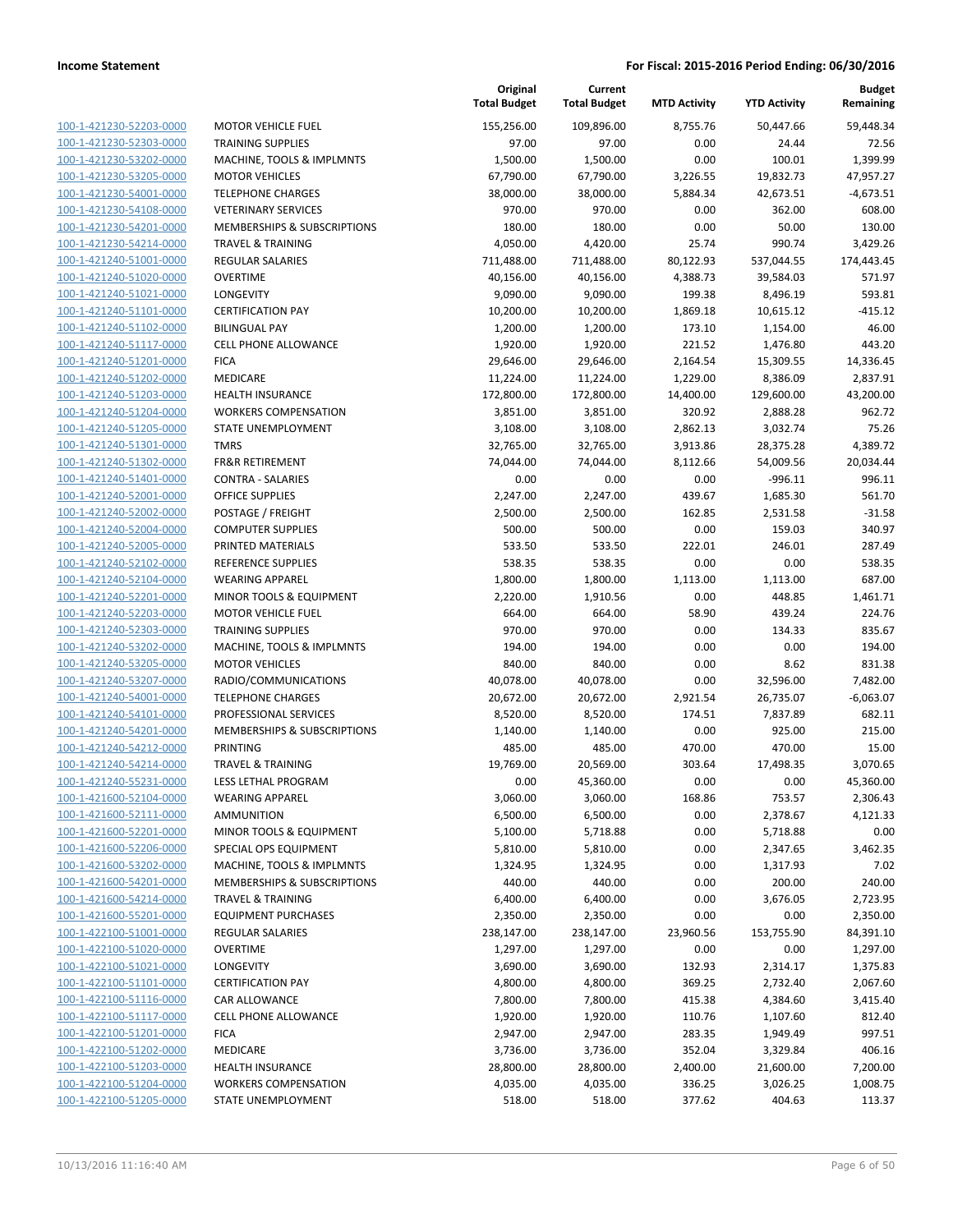**Income Statement** — **For Fiscal: 2015-2016 Period Ending: 06/30/2016**

| | | Original Total Budget | Current Total Budget | MTD Activity | YTD Activity | Budget Remaining |
|---|---|---|---|---|---|---|
| 100-1-421230-52203-0000 | MOTOR VEHICLE FUEL | 155,256.00 | 109,896.00 | 8,755.76 | 50,447.66 | 59,448.34 |
| 100-1-421230-52303-0000 | TRAINING SUPPLIES | 97.00 | 97.00 | 0.00 | 24.44 | 72.56 |
| 100-1-421230-53202-0000 | MACHINE, TOOLS & IMPLMNTS | 1,500.00 | 1,500.00 | 0.00 | 100.01 | 1,399.99 |
| 100-1-421230-53205-0000 | MOTOR VEHICLES | 67,790.00 | 67,790.00 | 3,226.55 | 19,832.73 | 47,957.27 |
| 100-1-421230-54001-0000 | TELEPHONE CHARGES | 38,000.00 | 38,000.00 | 5,884.34 | 42,673.51 | -4,673.51 |
| 100-1-421230-54108-0000 | VETERINARY SERVICES | 970.00 | 970.00 | 0.00 | 362.00 | 608.00 |
| 100-1-421230-54201-0000 | MEMBERSHIPS & SUBSCRIPTIONS | 180.00 | 180.00 | 0.00 | 50.00 | 130.00 |
| 100-1-421230-54214-0000 | TRAVEL & TRAINING | 4,050.00 | 4,420.00 | 25.74 | 990.74 | 3,429.26 |
| 100-1-421240-51001-0000 | REGULAR SALARIES | 711,488.00 | 711,488.00 | 80,122.93 | 537,044.55 | 174,443.45 |
| 100-1-421240-51020-0000 | OVERTIME | 40,156.00 | 40,156.00 | 4,388.73 | 39,584.03 | 571.97 |
| 100-1-421240-51021-0000 | LONGEVITY | 9,090.00 | 9,090.00 | 199.38 | 8,496.19 | 593.81 |
| 100-1-421240-51101-0000 | CERTIFICATION PAY | 10,200.00 | 10,200.00 | 1,869.18 | 10,615.12 | -415.12 |
| 100-1-421240-51102-0000 | BILINGUAL PAY | 1,200.00 | 1,200.00 | 173.10 | 1,154.00 | 46.00 |
| 100-1-421240-51117-0000 | CELL PHONE ALLOWANCE | 1,920.00 | 1,920.00 | 221.52 | 1,476.80 | 443.20 |
| 100-1-421240-51201-0000 | FICA | 29,646.00 | 29,646.00 | 2,164.54 | 15,309.55 | 14,336.45 |
| 100-1-421240-51202-0000 | MEDICARE | 11,224.00 | 11,224.00 | 1,229.00 | 8,386.09 | 2,837.91 |
| 100-1-421240-51203-0000 | HEALTH INSURANCE | 172,800.00 | 172,800.00 | 14,400.00 | 129,600.00 | 43,200.00 |
| 100-1-421240-51204-0000 | WORKERS COMPENSATION | 3,851.00 | 3,851.00 | 320.92 | 2,888.28 | 962.72 |
| 100-1-421240-51205-0000 | STATE UNEMPLOYMENT | 3,108.00 | 3,108.00 | 2,862.13 | 3,032.74 | 75.26 |
| 100-1-421240-51301-0000 | TMRS | 32,765.00 | 32,765.00 | 3,913.86 | 28,375.28 | 4,389.72 |
| 100-1-421240-51302-0000 | FR&R RETIREMENT | 74,044.00 | 74,044.00 | 8,112.66 | 54,009.56 | 20,034.44 |
| 100-1-421240-51401-0000 | CONTRA - SALARIES | 0.00 | 0.00 | 0.00 | -996.11 | 996.11 |
| 100-1-421240-52001-0000 | OFFICE SUPPLIES | 2,247.00 | 2,247.00 | 439.67 | 1,685.30 | 561.70 |
| 100-1-421240-52002-0000 | POSTAGE / FREIGHT | 2,500.00 | 2,500.00 | 162.85 | 2,531.58 | -31.58 |
| 100-1-421240-52004-0000 | COMPUTER SUPPLIES | 500.00 | 500.00 | 0.00 | 159.03 | 340.97 |
| 100-1-421240-52005-0000 | PRINTED MATERIALS | 533.50 | 533.50 | 222.01 | 246.01 | 287.49 |
| 100-1-421240-52102-0000 | REFERENCE SUPPLIES | 538.35 | 538.35 | 0.00 | 0.00 | 538.35 |
| 100-1-421240-52104-0000 | WEARING APPAREL | 1,800.00 | 1,800.00 | 1,113.00 | 1,113.00 | 687.00 |
| 100-1-421240-52201-0000 | MINOR TOOLS & EQUIPMENT | 2,220.00 | 1,910.56 | 0.00 | 448.85 | 1,461.71 |
| 100-1-421240-52203-0000 | MOTOR VEHICLE FUEL | 664.00 | 664.00 | 58.90 | 439.24 | 224.76 |
| 100-1-421240-52303-0000 | TRAINING SUPPLIES | 970.00 | 970.00 | 0.00 | 134.33 | 835.67 |
| 100-1-421240-53202-0000 | MACHINE, TOOLS & IMPLMNTS | 194.00 | 194.00 | 0.00 | 0.00 | 194.00 |
| 100-1-421240-53205-0000 | MOTOR VEHICLES | 840.00 | 840.00 | 0.00 | 8.62 | 831.38 |
| 100-1-421240-53207-0000 | RADIO/COMMUNICATIONS | 40,078.00 | 40,078.00 | 0.00 | 32,596.00 | 7,482.00 |
| 100-1-421240-54001-0000 | TELEPHONE CHARGES | 20,672.00 | 20,672.00 | 2,921.54 | 26,735.07 | -6,063.07 |
| 100-1-421240-54101-0000 | PROFESSIONAL SERVICES | 8,520.00 | 8,520.00 | 174.51 | 7,837.89 | 682.11 |
| 100-1-421240-54201-0000 | MEMBERSHIPS & SUBSCRIPTIONS | 1,140.00 | 1,140.00 | 0.00 | 925.00 | 215.00 |
| 100-1-421240-54212-0000 | PRINTING | 485.00 | 485.00 | 470.00 | 470.00 | 15.00 |
| 100-1-421240-54214-0000 | TRAVEL & TRAINING | 19,769.00 | 20,569.00 | 303.64 | 17,498.35 | 3,070.65 |
| 100-1-421240-55231-0000 | LESS LETHAL PROGRAM | 0.00 | 45,360.00 | 0.00 | 0.00 | 45,360.00 |
| 100-1-421600-52104-0000 | WEARING APPAREL | 3,060.00 | 3,060.00 | 168.86 | 753.57 | 2,306.43 |
| 100-1-421600-52111-0000 | AMMUNITION | 6,500.00 | 6,500.00 | 0.00 | 2,378.67 | 4,121.33 |
| 100-1-421600-52201-0000 | MINOR TOOLS & EQUIPMENT | 5,100.00 | 5,718.88 | 0.00 | 5,718.88 | 0.00 |
| 100-1-421600-52206-0000 | SPECIAL OPS EQUIPMENT | 5,810.00 | 5,810.00 | 0.00 | 2,347.65 | 3,462.35 |
| 100-1-421600-53202-0000 | MACHINE, TOOLS & IMPLMNTS | 1,324.95 | 1,324.95 | 0.00 | 1,317.93 | 7.02 |
| 100-1-421600-54201-0000 | MEMBERSHIPS & SUBSCRIPTIONS | 440.00 | 440.00 | 0.00 | 200.00 | 240.00 |
| 100-1-421600-54214-0000 | TRAVEL & TRAINING | 6,400.00 | 6,400.00 | 0.00 | 3,676.05 | 2,723.95 |
| 100-1-421600-55201-0000 | EQUIPMENT PURCHASES | 2,350.00 | 2,350.00 | 0.00 | 0.00 | 2,350.00 |
| 100-1-422100-51001-0000 | REGULAR SALARIES | 238,147.00 | 238,147.00 | 23,960.56 | 153,755.90 | 84,391.10 |
| 100-1-422100-51020-0000 | OVERTIME | 1,297.00 | 1,297.00 | 0.00 | 0.00 | 1,297.00 |
| 100-1-422100-51021-0000 | LONGEVITY | 3,690.00 | 3,690.00 | 132.93 | 2,314.17 | 1,375.83 |
| 100-1-422100-51101-0000 | CERTIFICATION PAY | 4,800.00 | 4,800.00 | 369.25 | 2,732.40 | 2,067.60 |
| 100-1-422100-51116-0000 | CAR ALLOWANCE | 7,800.00 | 7,800.00 | 415.38 | 4,384.60 | 3,415.40 |
| 100-1-422100-51117-0000 | CELL PHONE ALLOWANCE | 1,920.00 | 1,920.00 | 110.76 | 1,107.60 | 812.40 |
| 100-1-422100-51201-0000 | FICA | 2,947.00 | 2,947.00 | 283.35 | 1,949.49 | 997.51 |
| 100-1-422100-51202-0000 | MEDICARE | 3,736.00 | 3,736.00 | 352.04 | 3,329.84 | 406.16 |
| 100-1-422100-51203-0000 | HEALTH INSURANCE | 28,800.00 | 28,800.00 | 2,400.00 | 21,600.00 | 7,200.00 |
| 100-1-422100-51204-0000 | WORKERS COMPENSATION | 4,035.00 | 4,035.00 | 336.25 | 3,026.25 | 1,008.75 |
| 100-1-422100-51205-0000 | STATE UNEMPLOYMENT | 518.00 | 518.00 | 377.62 | 404.63 | 113.37 |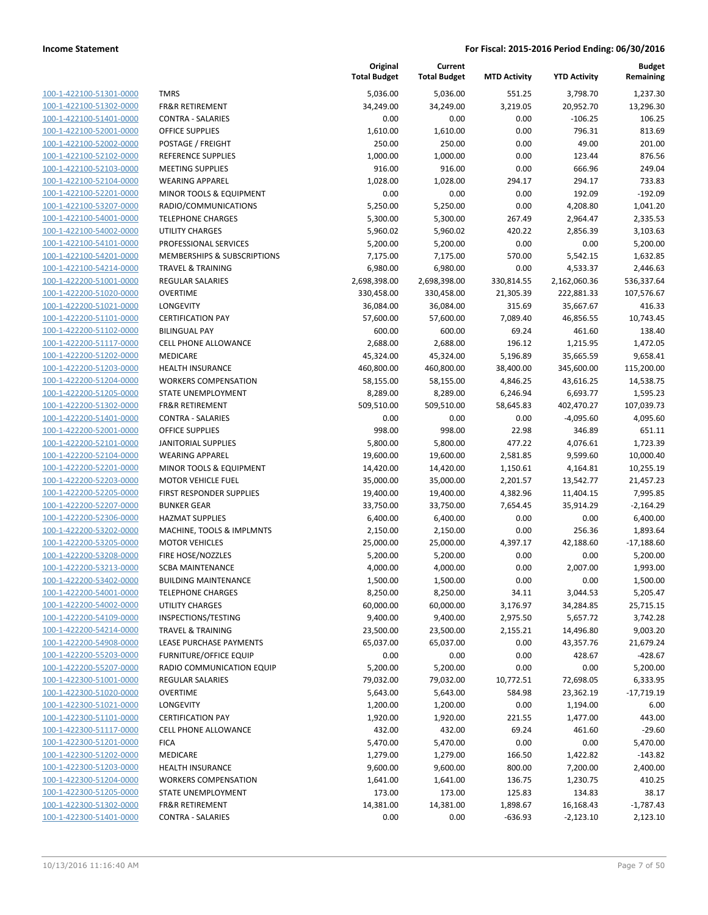| | | Original Total Budget | Current Total Budget | MTD Activity | YTD Activity | Budget Remaining |
|---|---|---|---|---|---|---|
| 100-1-422100-51301-0000 | TMRS | 5,036.00 | 5,036.00 | 551.25 | 3,798.70 | 1,237.30 |
| 100-1-422100-51302-0000 | FR&R RETIREMENT | 34,249.00 | 34,249.00 | 3,219.05 | 20,952.70 | 13,296.30 |
| 100-1-422100-51401-0000 | CONTRA - SALARIES | 0.00 | 0.00 | 0.00 | -106.25 | 106.25 |
| 100-1-422100-52001-0000 | OFFICE SUPPLIES | 1,610.00 | 1,610.00 | 0.00 | 796.31 | 813.69 |
| 100-1-422100-52002-0000 | POSTAGE / FREIGHT | 250.00 | 250.00 | 0.00 | 49.00 | 201.00 |
| 100-1-422100-52102-0000 | REFERENCE SUPPLIES | 1,000.00 | 1,000.00 | 0.00 | 123.44 | 876.56 |
| 100-1-422100-52103-0000 | MEETING SUPPLIES | 916.00 | 916.00 | 0.00 | 666.96 | 249.04 |
| 100-1-422100-52104-0000 | WEARING APPAREL | 1,028.00 | 1,028.00 | 294.17 | 294.17 | 733.83 |
| 100-1-422100-52201-0000 | MINOR TOOLS & EQUIPMENT | 0.00 | 0.00 | 0.00 | 192.09 | -192.09 |
| 100-1-422100-53207-0000 | RADIO/COMMUNICATIONS | 5,250.00 | 5,250.00 | 0.00 | 4,208.80 | 1,041.20 |
| 100-1-422100-54001-0000 | TELEPHONE CHARGES | 5,300.00 | 5,300.00 | 267.49 | 2,964.47 | 2,335.53 |
| 100-1-422100-54002-0000 | UTILITY CHARGES | 5,960.02 | 5,960.02 | 420.22 | 2,856.39 | 3,103.63 |
| 100-1-422100-54101-0000 | PROFESSIONAL SERVICES | 5,200.00 | 5,200.00 | 0.00 | 0.00 | 5,200.00 |
| 100-1-422100-54201-0000 | MEMBERSHIPS & SUBSCRIPTIONS | 7,175.00 | 7,175.00 | 570.00 | 5,542.15 | 1,632.85 |
| 100-1-422100-54214-0000 | TRAVEL & TRAINING | 6,980.00 | 6,980.00 | 0.00 | 4,533.37 | 2,446.63 |
| 100-1-422200-51001-0000 | REGULAR SALARIES | 2,698,398.00 | 2,698,398.00 | 330,814.55 | 2,162,060.36 | 536,337.64 |
| 100-1-422200-51020-0000 | OVERTIME | 330,458.00 | 330,458.00 | 21,305.39 | 222,881.33 | 107,576.67 |
| 100-1-422200-51021-0000 | LONGEVITY | 36,084.00 | 36,084.00 | 315.69 | 35,667.67 | 416.33 |
| 100-1-422200-51101-0000 | CERTIFICATION PAY | 57,600.00 | 57,600.00 | 7,089.40 | 46,856.55 | 10,743.45 |
| 100-1-422200-51102-0000 | BILINGUAL PAY | 600.00 | 600.00 | 69.24 | 461.60 | 138.40 |
| 100-1-422200-51117-0000 | CELL PHONE ALLOWANCE | 2,688.00 | 2,688.00 | 196.12 | 1,215.95 | 1,472.05 |
| 100-1-422200-51202-0000 | MEDICARE | 45,324.00 | 45,324.00 | 5,196.89 | 35,665.59 | 9,658.41 |
| 100-1-422200-51203-0000 | HEALTH INSURANCE | 460,800.00 | 460,800.00 | 38,400.00 | 345,600.00 | 115,200.00 |
| 100-1-422200-51204-0000 | WORKERS COMPENSATION | 58,155.00 | 58,155.00 | 4,846.25 | 43,616.25 | 14,538.75 |
| 100-1-422200-51205-0000 | STATE UNEMPLOYMENT | 8,289.00 | 8,289.00 | 6,246.94 | 6,693.77 | 1,595.23 |
| 100-1-422200-51302-0000 | FR&R RETIREMENT | 509,510.00 | 509,510.00 | 58,645.83 | 402,470.27 | 107,039.73 |
| 100-1-422200-51401-0000 | CONTRA - SALARIES | 0.00 | 0.00 | 0.00 | -4,095.60 | 4,095.60 |
| 100-1-422200-52001-0000 | OFFICE SUPPLIES | 998.00 | 998.00 | 22.98 | 346.89 | 651.11 |
| 100-1-422200-52101-0000 | JANITORIAL SUPPLIES | 5,800.00 | 5,800.00 | 477.22 | 4,076.61 | 1,723.39 |
| 100-1-422200-52104-0000 | WEARING APPAREL | 19,600.00 | 19,600.00 | 2,581.85 | 9,599.60 | 10,000.40 |
| 100-1-422200-52201-0000 | MINOR TOOLS & EQUIPMENT | 14,420.00 | 14,420.00 | 1,150.61 | 4,164.81 | 10,255.19 |
| 100-1-422200-52203-0000 | MOTOR VEHICLE FUEL | 35,000.00 | 35,000.00 | 2,201.57 | 13,542.77 | 21,457.23 |
| 100-1-422200-52205-0000 | FIRST RESPONDER SUPPLIES | 19,400.00 | 19,400.00 | 4,382.96 | 11,404.15 | 7,995.85 |
| 100-1-422200-52207-0000 | BUNKER GEAR | 33,750.00 | 33,750.00 | 7,654.45 | 35,914.29 | -2,164.29 |
| 100-1-422200-52306-0000 | HAZMAT SUPPLIES | 6,400.00 | 6,400.00 | 0.00 | 0.00 | 6,400.00 |
| 100-1-422200-53202-0000 | MACHINE, TOOLS & IMPLMNTS | 2,150.00 | 2,150.00 | 0.00 | 256.36 | 1,893.64 |
| 100-1-422200-53205-0000 | MOTOR VEHICLES | 25,000.00 | 25,000.00 | 4,397.17 | 42,188.60 | -17,188.60 |
| 100-1-422200-53208-0000 | FIRE HOSE/NOZZLES | 5,200.00 | 5,200.00 | 0.00 | 0.00 | 5,200.00 |
| 100-1-422200-53213-0000 | SCBA MAINTENANCE | 4,000.00 | 4,000.00 | 0.00 | 2,007.00 | 1,993.00 |
| 100-1-422200-53402-0000 | BUILDING MAINTENANCE | 1,500.00 | 1,500.00 | 0.00 | 0.00 | 1,500.00 |
| 100-1-422200-54001-0000 | TELEPHONE CHARGES | 8,250.00 | 8,250.00 | 34.11 | 3,044.53 | 5,205.47 |
| 100-1-422200-54002-0000 | UTILITY CHARGES | 60,000.00 | 60,000.00 | 3,176.97 | 34,284.85 | 25,715.15 |
| 100-1-422200-54109-0000 | INSPECTIONS/TESTING | 9,400.00 | 9,400.00 | 2,975.50 | 5,657.72 | 3,742.28 |
| 100-1-422200-54214-0000 | TRAVEL & TRAINING | 23,500.00 | 23,500.00 | 2,155.21 | 14,496.80 | 9,003.20 |
| 100-1-422200-54908-0000 | LEASE PURCHASE PAYMENTS | 65,037.00 | 65,037.00 | 0.00 | 43,357.76 | 21,679.24 |
| 100-1-422200-55203-0000 | FURNITURE/OFFICE EQUIP | 0.00 | 0.00 | 0.00 | 428.67 | -428.67 |
| 100-1-422200-55207-0000 | RADIO COMMUNICATION EQUIP | 5,200.00 | 5,200.00 | 0.00 | 0.00 | 5,200.00 |
| 100-1-422300-51001-0000 | REGULAR SALARIES | 79,032.00 | 79,032.00 | 10,772.51 | 72,698.05 | 6,333.95 |
| 100-1-422300-51020-0000 | OVERTIME | 5,643.00 | 5,643.00 | 584.98 | 23,362.19 | -17,719.19 |
| 100-1-422300-51021-0000 | LONGEVITY | 1,200.00 | 1,200.00 | 0.00 | 1,194.00 | 6.00 |
| 100-1-422300-51101-0000 | CERTIFICATION PAY | 1,920.00 | 1,920.00 | 221.55 | 1,477.00 | 443.00 |
| 100-1-422300-51117-0000 | CELL PHONE ALLOWANCE | 432.00 | 432.00 | 69.24 | 461.60 | -29.60 |
| 100-1-422300-51201-0000 | FICA | 5,470.00 | 5,470.00 | 0.00 | 0.00 | 5,470.00 |
| 100-1-422300-51202-0000 | MEDICARE | 1,279.00 | 1,279.00 | 166.50 | 1,422.82 | -143.82 |
| 100-1-422300-51203-0000 | HEALTH INSURANCE | 9,600.00 | 9,600.00 | 800.00 | 7,200.00 | 2,400.00 |
| 100-1-422300-51204-0000 | WORKERS COMPENSATION | 1,641.00 | 1,641.00 | 136.75 | 1,230.75 | 410.25 |
| 100-1-422300-51205-0000 | STATE UNEMPLOYMENT | 173.00 | 173.00 | 125.83 | 134.83 | 38.17 |
| 100-1-422300-51302-0000 | FR&R RETIREMENT | 14,381.00 | 14,381.00 | 1,898.67 | 16,168.43 | -1,787.43 |
| 100-1-422300-51401-0000 | CONTRA - SALARIES | 0.00 | 0.00 | -636.93 | -2,123.10 | 2,123.10 |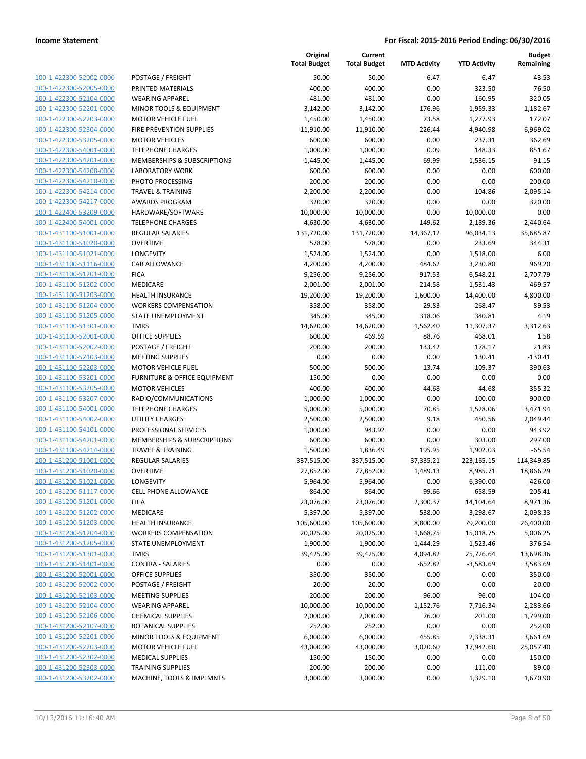| | | Original Total Budget | Current Total Budget | MTD Activity | YTD Activity | Budget Remaining |
|---|---|---|---|---|---|---|
| 100-1-422300-52002-0000 | POSTAGE / FREIGHT | 50.00 | 50.00 | 6.47 | 6.47 | 43.53 |
| 100-1-422300-52005-0000 | PRINTED MATERIALS | 400.00 | 400.00 | 0.00 | 323.50 | 76.50 |
| 100-1-422300-52104-0000 | WEARING APPAREL | 481.00 | 481.00 | 0.00 | 160.95 | 320.05 |
| 100-1-422300-52201-0000 | MINOR TOOLS & EQUIPMENT | 3,142.00 | 3,142.00 | 176.96 | 1,959.33 | 1,182.67 |
| 100-1-422300-52203-0000 | MOTOR VEHICLE FUEL | 1,450.00 | 1,450.00 | 73.58 | 1,277.93 | 172.07 |
| 100-1-422300-52304-0000 | FIRE PREVENTION SUPPLIES | 11,910.00 | 11,910.00 | 226.44 | 4,940.98 | 6,969.02 |
| 100-1-422300-53205-0000 | MOTOR VEHICLES | 600.00 | 600.00 | 0.00 | 237.31 | 362.69 |
| 100-1-422300-54001-0000 | TELEPHONE CHARGES | 1,000.00 | 1,000.00 | 0.09 | 148.33 | 851.67 |
| 100-1-422300-54201-0000 | MEMBERSHIPS & SUBSCRIPTIONS | 1,445.00 | 1,445.00 | 69.99 | 1,536.15 | -91.15 |
| 100-1-422300-54208-0000 | LABORATORY WORK | 600.00 | 600.00 | 0.00 | 0.00 | 600.00 |
| 100-1-422300-54210-0000 | PHOTO PROCESSING | 200.00 | 200.00 | 0.00 | 0.00 | 200.00 |
| 100-1-422300-54214-0000 | TRAVEL & TRAINING | 2,200.00 | 2,200.00 | 0.00 | 104.86 | 2,095.14 |
| 100-1-422300-54217-0000 | AWARDS PROGRAM | 320.00 | 320.00 | 0.00 | 0.00 | 320.00 |
| 100-1-422400-53209-0000 | HARDWARE/SOFTWARE | 10,000.00 | 10,000.00 | 0.00 | 10,000.00 | 0.00 |
| 100-1-422400-54001-0000 | TELEPHONE CHARGES | 4,630.00 | 4,630.00 | 149.62 | 2,189.36 | 2,440.64 |
| 100-1-431100-51001-0000 | REGULAR SALARIES | 131,720.00 | 131,720.00 | 14,367.12 | 96,034.13 | 35,685.87 |
| 100-1-431100-51020-0000 | OVERTIME | 578.00 | 578.00 | 0.00 | 233.69 | 344.31 |
| 100-1-431100-51021-0000 | LONGEVITY | 1,524.00 | 1,524.00 | 0.00 | 1,518.00 | 6.00 |
| 100-1-431100-51116-0000 | CAR ALLOWANCE | 4,200.00 | 4,200.00 | 484.62 | 3,230.80 | 969.20 |
| 100-1-431100-51201-0000 | FICA | 9,256.00 | 9,256.00 | 917.53 | 6,548.21 | 2,707.79 |
| 100-1-431100-51202-0000 | MEDICARE | 2,001.00 | 2,001.00 | 214.58 | 1,531.43 | 469.57 |
| 100-1-431100-51203-0000 | HEALTH INSURANCE | 19,200.00 | 19,200.00 | 1,600.00 | 14,400.00 | 4,800.00 |
| 100-1-431100-51204-0000 | WORKERS COMPENSATION | 358.00 | 358.00 | 29.83 | 268.47 | 89.53 |
| 100-1-431100-51205-0000 | STATE UNEMPLOYMENT | 345.00 | 345.00 | 318.06 | 340.81 | 4.19 |
| 100-1-431100-51301-0000 | TMRS | 14,620.00 | 14,620.00 | 1,562.40 | 11,307.37 | 3,312.63 |
| 100-1-431100-52001-0000 | OFFICE SUPPLIES | 600.00 | 469.59 | 88.76 | 468.01 | 1.58 |
| 100-1-431100-52002-0000 | POSTAGE / FREIGHT | 200.00 | 200.00 | 133.42 | 178.17 | 21.83 |
| 100-1-431100-52103-0000 | MEETING SUPPLIES | 0.00 | 0.00 | 0.00 | 130.41 | -130.41 |
| 100-1-431100-52203-0000 | MOTOR VEHICLE FUEL | 500.00 | 500.00 | 13.74 | 109.37 | 390.63 |
| 100-1-431100-53201-0000 | FURNITURE & OFFICE EQUIPMENT | 150.00 | 0.00 | 0.00 | 0.00 | 0.00 |
| 100-1-431100-53205-0000 | MOTOR VEHICLES | 400.00 | 400.00 | 44.68 | 44.68 | 355.32 |
| 100-1-431100-53207-0000 | RADIO/COMMUNICATIONS | 1,000.00 | 1,000.00 | 0.00 | 100.00 | 900.00 |
| 100-1-431100-54001-0000 | TELEPHONE CHARGES | 5,000.00 | 5,000.00 | 70.85 | 1,528.06 | 3,471.94 |
| 100-1-431100-54002-0000 | UTILITY CHARGES | 2,500.00 | 2,500.00 | 9.18 | 450.56 | 2,049.44 |
| 100-1-431100-54101-0000 | PROFESSIONAL SERVICES | 1,000.00 | 943.92 | 0.00 | 0.00 | 943.92 |
| 100-1-431100-54201-0000 | MEMBERSHIPS & SUBSCRIPTIONS | 600.00 | 600.00 | 0.00 | 303.00 | 297.00 |
| 100-1-431100-54214-0000 | TRAVEL & TRAINING | 1,500.00 | 1,836.49 | 195.95 | 1,902.03 | -65.54 |
| 100-1-431200-51001-0000 | REGULAR SALARIES | 337,515.00 | 337,515.00 | 37,335.21 | 223,165.15 | 114,349.85 |
| 100-1-431200-51020-0000 | OVERTIME | 27,852.00 | 27,852.00 | 1,489.13 | 8,985.71 | 18,866.29 |
| 100-1-431200-51021-0000 | LONGEVITY | 5,964.00 | 5,964.00 | 0.00 | 6,390.00 | -426.00 |
| 100-1-431200-51117-0000 | CELL PHONE ALLOWANCE | 864.00 | 864.00 | 99.66 | 658.59 | 205.41 |
| 100-1-431200-51201-0000 | FICA | 23,076.00 | 23,076.00 | 2,300.37 | 14,104.64 | 8,971.36 |
| 100-1-431200-51202-0000 | MEDICARE | 5,397.00 | 5,397.00 | 538.00 | 3,298.67 | 2,098.33 |
| 100-1-431200-51203-0000 | HEALTH INSURANCE | 105,600.00 | 105,600.00 | 8,800.00 | 79,200.00 | 26,400.00 |
| 100-1-431200-51204-0000 | WORKERS COMPENSATION | 20,025.00 | 20,025.00 | 1,668.75 | 15,018.75 | 5,006.25 |
| 100-1-431200-51205-0000 | STATE UNEMPLOYMENT | 1,900.00 | 1,900.00 | 1,444.29 | 1,523.46 | 376.54 |
| 100-1-431200-51301-0000 | TMRS | 39,425.00 | 39,425.00 | 4,094.82 | 25,726.64 | 13,698.36 |
| 100-1-431200-51401-0000 | CONTRA - SALARIES | 0.00 | 0.00 | -652.82 | -3,583.69 | 3,583.69 |
| 100-1-431200-52001-0000 | OFFICE SUPPLIES | 350.00 | 350.00 | 0.00 | 0.00 | 350.00 |
| 100-1-431200-52002-0000 | POSTAGE / FREIGHT | 20.00 | 20.00 | 0.00 | 0.00 | 20.00 |
| 100-1-431200-52103-0000 | MEETING SUPPLIES | 200.00 | 200.00 | 96.00 | 96.00 | 104.00 |
| 100-1-431200-52104-0000 | WEARING APPAREL | 10,000.00 | 10,000.00 | 1,152.76 | 7,716.34 | 2,283.66 |
| 100-1-431200-52106-0000 | CHEMICAL SUPPLIES | 2,000.00 | 2,000.00 | 76.00 | 201.00 | 1,799.00 |
| 100-1-431200-52107-0000 | BOTANICAL SUPPLIES | 252.00 | 252.00 | 0.00 | 0.00 | 252.00 |
| 100-1-431200-52201-0000 | MINOR TOOLS & EQUIPMENT | 6,000.00 | 6,000.00 | 455.85 | 2,338.31 | 3,661.69 |
| 100-1-431200-52203-0000 | MOTOR VEHICLE FUEL | 43,000.00 | 43,000.00 | 3,020.60 | 17,942.60 | 25,057.40 |
| 100-1-431200-52302-0000 | MEDICAL SUPPLIES | 150.00 | 150.00 | 0.00 | 0.00 | 150.00 |
| 100-1-431200-52303-0000 | TRAINING SUPPLIES | 200.00 | 200.00 | 0.00 | 111.00 | 89.00 |
| 100-1-431200-53202-0000 | MACHINE, TOOLS & IMPLMNTS | 3,000.00 | 3,000.00 | 0.00 | 1,329.10 | 1,670.90 |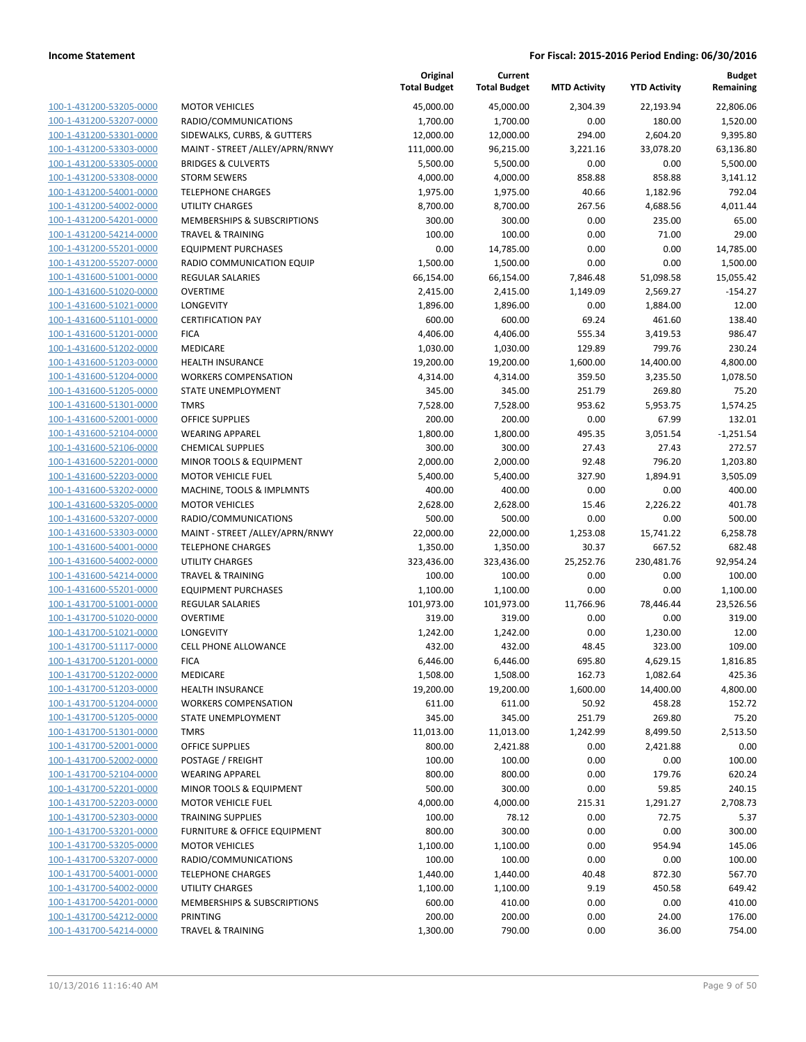**Income Statement** **For Fiscal: 2015-2016 Period Ending: 06/30/2016**

| | | Original Total Budget | Current Total Budget | MTD Activity | YTD Activity | Budget Remaining |
|---|---|---|---|---|---|---|
| 100-1-431200-53205-0000 | MOTOR VEHICLES | 45,000.00 | 45,000.00 | 2,304.39 | 22,193.94 | 22,806.06 |
| 100-1-431200-53207-0000 | RADIO/COMMUNICATIONS | 1,700.00 | 1,700.00 | 0.00 | 180.00 | 1,520.00 |
| 100-1-431200-53301-0000 | SIDEWALKS, CURBS, & GUTTERS | 12,000.00 | 12,000.00 | 294.00 | 2,604.20 | 9,395.80 |
| 100-1-431200-53303-0000 | MAINT - STREET /ALLEY/APRN/RNWY | 111,000.00 | 96,215.00 | 3,221.16 | 33,078.20 | 63,136.80 |
| 100-1-431200-53305-0000 | BRIDGES & CULVERTS | 5,500.00 | 5,500.00 | 0.00 | 0.00 | 5,500.00 |
| 100-1-431200-53308-0000 | STORM SEWERS | 4,000.00 | 4,000.00 | 858.88 | 858.88 | 3,141.12 |
| 100-1-431200-54001-0000 | TELEPHONE CHARGES | 1,975.00 | 1,975.00 | 40.66 | 1,182.96 | 792.04 |
| 100-1-431200-54002-0000 | UTILITY CHARGES | 8,700.00 | 8,700.00 | 267.56 | 4,688.56 | 4,011.44 |
| 100-1-431200-54201-0000 | MEMBERSHIPS & SUBSCRIPTIONS | 300.00 | 300.00 | 0.00 | 235.00 | 65.00 |
| 100-1-431200-54214-0000 | TRAVEL & TRAINING | 100.00 | 100.00 | 0.00 | 71.00 | 29.00 |
| 100-1-431200-55201-0000 | EQUIPMENT PURCHASES | 0.00 | 14,785.00 | 0.00 | 0.00 | 14,785.00 |
| 100-1-431200-55207-0000 | RADIO COMMUNICATION EQUIP | 1,500.00 | 1,500.00 | 0.00 | 0.00 | 1,500.00 |
| 100-1-431600-51001-0000 | REGULAR SALARIES | 66,154.00 | 66,154.00 | 7,846.48 | 51,098.58 | 15,055.42 |
| 100-1-431600-51020-0000 | OVERTIME | 2,415.00 | 2,415.00 | 1,149.09 | 2,569.27 | -154.27 |
| 100-1-431600-51021-0000 | LONGEVITY | 1,896.00 | 1,896.00 | 0.00 | 1,884.00 | 12.00 |
| 100-1-431600-51101-0000 | CERTIFICATION PAY | 600.00 | 600.00 | 69.24 | 461.60 | 138.40 |
| 100-1-431600-51201-0000 | FICA | 4,406.00 | 4,406.00 | 555.34 | 3,419.53 | 986.47 |
| 100-1-431600-51202-0000 | MEDICARE | 1,030.00 | 1,030.00 | 129.89 | 799.76 | 230.24 |
| 100-1-431600-51203-0000 | HEALTH INSURANCE | 19,200.00 | 19,200.00 | 1,600.00 | 14,400.00 | 4,800.00 |
| 100-1-431600-51204-0000 | WORKERS COMPENSATION | 4,314.00 | 4,314.00 | 359.50 | 3,235.50 | 1,078.50 |
| 100-1-431600-51205-0000 | STATE UNEMPLOYMENT | 345.00 | 345.00 | 251.79 | 269.80 | 75.20 |
| 100-1-431600-51301-0000 | TMRS | 7,528.00 | 7,528.00 | 953.62 | 5,953.75 | 1,574.25 |
| 100-1-431600-52001-0000 | OFFICE SUPPLIES | 200.00 | 200.00 | 0.00 | 67.99 | 132.01 |
| 100-1-431600-52104-0000 | WEARING APPAREL | 1,800.00 | 1,800.00 | 495.35 | 3,051.54 | -1,251.54 |
| 100-1-431600-52106-0000 | CHEMICAL SUPPLIES | 300.00 | 300.00 | 27.43 | 27.43 | 272.57 |
| 100-1-431600-52201-0000 | MINOR TOOLS & EQUIPMENT | 2,000.00 | 2,000.00 | 92.48 | 796.20 | 1,203.80 |
| 100-1-431600-52203-0000 | MOTOR VEHICLE FUEL | 5,400.00 | 5,400.00 | 327.90 | 1,894.91 | 3,505.09 |
| 100-1-431600-53202-0000 | MACHINE, TOOLS & IMPLMNTS | 400.00 | 400.00 | 0.00 | 0.00 | 400.00 |
| 100-1-431600-53205-0000 | MOTOR VEHICLES | 2,628.00 | 2,628.00 | 15.46 | 2,226.22 | 401.78 |
| 100-1-431600-53207-0000 | RADIO/COMMUNICATIONS | 500.00 | 500.00 | 0.00 | 0.00 | 500.00 |
| 100-1-431600-53303-0000 | MAINT - STREET /ALLEY/APRN/RNWY | 22,000.00 | 22,000.00 | 1,253.08 | 15,741.22 | 6,258.78 |
| 100-1-431600-54001-0000 | TELEPHONE CHARGES | 1,350.00 | 1,350.00 | 30.37 | 667.52 | 682.48 |
| 100-1-431600-54002-0000 | UTILITY CHARGES | 323,436.00 | 323,436.00 | 25,252.76 | 230,481.76 | 92,954.24 |
| 100-1-431600-54214-0000 | TRAVEL & TRAINING | 100.00 | 100.00 | 0.00 | 0.00 | 100.00 |
| 100-1-431600-55201-0000 | EQUIPMENT PURCHASES | 1,100.00 | 1,100.00 | 0.00 | 0.00 | 1,100.00 |
| 100-1-431700-51001-0000 | REGULAR SALARIES | 101,973.00 | 101,973.00 | 11,766.96 | 78,446.44 | 23,526.56 |
| 100-1-431700-51020-0000 | OVERTIME | 319.00 | 319.00 | 0.00 | 0.00 | 319.00 |
| 100-1-431700-51021-0000 | LONGEVITY | 1,242.00 | 1,242.00 | 0.00 | 1,230.00 | 12.00 |
| 100-1-431700-51117-0000 | CELL PHONE ALLOWANCE | 432.00 | 432.00 | 48.45 | 323.00 | 109.00 |
| 100-1-431700-51201-0000 | FICA | 6,446.00 | 6,446.00 | 695.80 | 4,629.15 | 1,816.85 |
| 100-1-431700-51202-0000 | MEDICARE | 1,508.00 | 1,508.00 | 162.73 | 1,082.64 | 425.36 |
| 100-1-431700-51203-0000 | HEALTH INSURANCE | 19,200.00 | 19,200.00 | 1,600.00 | 14,400.00 | 4,800.00 |
| 100-1-431700-51204-0000 | WORKERS COMPENSATION | 611.00 | 611.00 | 50.92 | 458.28 | 152.72 |
| 100-1-431700-51205-0000 | STATE UNEMPLOYMENT | 345.00 | 345.00 | 251.79 | 269.80 | 75.20 |
| 100-1-431700-51301-0000 | TMRS | 11,013.00 | 11,013.00 | 1,242.99 | 8,499.50 | 2,513.50 |
| 100-1-431700-52001-0000 | OFFICE SUPPLIES | 800.00 | 2,421.88 | 0.00 | 2,421.88 | 0.00 |
| 100-1-431700-52002-0000 | POSTAGE / FREIGHT | 100.00 | 100.00 | 0.00 | 0.00 | 100.00 |
| 100-1-431700-52104-0000 | WEARING APPAREL | 800.00 | 800.00 | 0.00 | 179.76 | 620.24 |
| 100-1-431700-52201-0000 | MINOR TOOLS & EQUIPMENT | 500.00 | 300.00 | 0.00 | 59.85 | 240.15 |
| 100-1-431700-52203-0000 | MOTOR VEHICLE FUEL | 4,000.00 | 4,000.00 | 215.31 | 1,291.27 | 2,708.73 |
| 100-1-431700-52303-0000 | TRAINING SUPPLIES | 100.00 | 78.12 | 0.00 | 72.75 | 5.37 |
| 100-1-431700-53201-0000 | FURNITURE & OFFICE EQUIPMENT | 800.00 | 300.00 | 0.00 | 0.00 | 300.00 |
| 100-1-431700-53205-0000 | MOTOR VEHICLES | 1,100.00 | 1,100.00 | 0.00 | 954.94 | 145.06 |
| 100-1-431700-53207-0000 | RADIO/COMMUNICATIONS | 100.00 | 100.00 | 0.00 | 0.00 | 100.00 |
| 100-1-431700-54001-0000 | TELEPHONE CHARGES | 1,440.00 | 1,440.00 | 40.48 | 872.30 | 567.70 |
| 100-1-431700-54002-0000 | UTILITY CHARGES | 1,100.00 | 1,100.00 | 9.19 | 450.58 | 649.42 |
| 100-1-431700-54201-0000 | MEMBERSHIPS & SUBSCRIPTIONS | 600.00 | 410.00 | 0.00 | 0.00 | 410.00 |
| 100-1-431700-54212-0000 | PRINTING | 200.00 | 200.00 | 0.00 | 24.00 | 176.00 |
| 100-1-431700-54214-0000 | TRAVEL & TRAINING | 1,300.00 | 790.00 | 0.00 | 36.00 | 754.00 |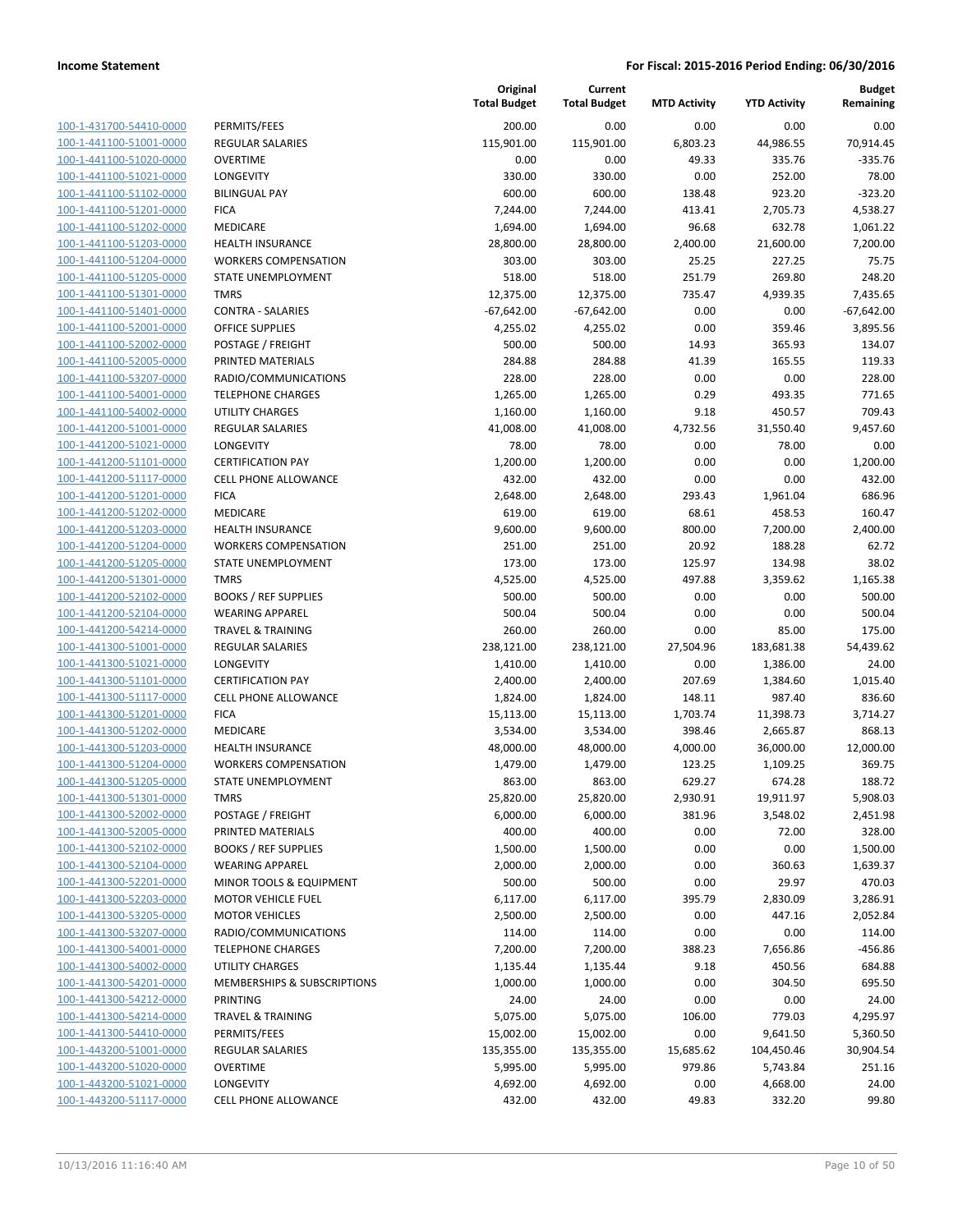| | | Original Total Budget | Current Total Budget | MTD Activity | YTD Activity | Budget Remaining |
|---|---|---|---|---|---|---|
| 100-1-431700-54410-0000 | PERMITS/FEES | 200.00 | 0.00 | 0.00 | 0.00 | 0.00 |
| 100-1-441100-51001-0000 | REGULAR SALARIES | 115,901.00 | 115,901.00 | 6,803.23 | 44,986.55 | 70,914.45 |
| 100-1-441100-51020-0000 | OVERTIME | 0.00 | 0.00 | 49.33 | 335.76 | -335.76 |
| 100-1-441100-51021-0000 | LONGEVITY | 330.00 | 330.00 | 0.00 | 252.00 | 78.00 |
| 100-1-441100-51102-0000 | BILINGUAL PAY | 600.00 | 600.00 | 138.48 | 923.20 | -323.20 |
| 100-1-441100-51201-0000 | FICA | 7,244.00 | 7,244.00 | 413.41 | 2,705.73 | 4,538.27 |
| 100-1-441100-51202-0000 | MEDICARE | 1,694.00 | 1,694.00 | 96.68 | 632.78 | 1,061.22 |
| 100-1-441100-51203-0000 | HEALTH INSURANCE | 28,800.00 | 28,800.00 | 2,400.00 | 21,600.00 | 7,200.00 |
| 100-1-441100-51204-0000 | WORKERS COMPENSATION | 303.00 | 303.00 | 25.25 | 227.25 | 75.75 |
| 100-1-441100-51205-0000 | STATE UNEMPLOYMENT | 518.00 | 518.00 | 251.79 | 269.80 | 248.20 |
| 100-1-441100-51301-0000 | TMRS | 12,375.00 | 12,375.00 | 735.47 | 4,939.35 | 7,435.65 |
| 100-1-441100-51401-0000 | CONTRA - SALARIES | -67,642.00 | -67,642.00 | 0.00 | 0.00 | -67,642.00 |
| 100-1-441100-52001-0000 | OFFICE SUPPLIES | 4,255.02 | 4,255.02 | 0.00 | 359.46 | 3,895.56 |
| 100-1-441100-52002-0000 | POSTAGE / FREIGHT | 500.00 | 500.00 | 14.93 | 365.93 | 134.07 |
| 100-1-441100-52005-0000 | PRINTED MATERIALS | 284.88 | 284.88 | 41.39 | 165.55 | 119.33 |
| 100-1-441100-53207-0000 | RADIO/COMMUNICATIONS | 228.00 | 228.00 | 0.00 | 0.00 | 228.00 |
| 100-1-441100-54001-0000 | TELEPHONE CHARGES | 1,265.00 | 1,265.00 | 0.29 | 493.35 | 771.65 |
| 100-1-441100-54002-0000 | UTILITY CHARGES | 1,160.00 | 1,160.00 | 9.18 | 450.57 | 709.43 |
| 100-1-441200-51001-0000 | REGULAR SALARIES | 41,008.00 | 41,008.00 | 4,732.56 | 31,550.40 | 9,457.60 |
| 100-1-441200-51021-0000 | LONGEVITY | 78.00 | 78.00 | 0.00 | 78.00 | 0.00 |
| 100-1-441200-51101-0000 | CERTIFICATION PAY | 1,200.00 | 1,200.00 | 0.00 | 0.00 | 1,200.00 |
| 100-1-441200-51117-0000 | CELL PHONE ALLOWANCE | 432.00 | 432.00 | 0.00 | 0.00 | 432.00 |
| 100-1-441200-51201-0000 | FICA | 2,648.00 | 2,648.00 | 293.43 | 1,961.04 | 686.96 |
| 100-1-441200-51202-0000 | MEDICARE | 619.00 | 619.00 | 68.61 | 458.53 | 160.47 |
| 100-1-441200-51203-0000 | HEALTH INSURANCE | 9,600.00 | 9,600.00 | 800.00 | 7,200.00 | 2,400.00 |
| 100-1-441200-51204-0000 | WORKERS COMPENSATION | 251.00 | 251.00 | 20.92 | 188.28 | 62.72 |
| 100-1-441200-51205-0000 | STATE UNEMPLOYMENT | 173.00 | 173.00 | 125.97 | 134.98 | 38.02 |
| 100-1-441200-51301-0000 | TMRS | 4,525.00 | 4,525.00 | 497.88 | 3,359.62 | 1,165.38 |
| 100-1-441200-52102-0000 | BOOKS / REF SUPPLIES | 500.00 | 500.00 | 0.00 | 0.00 | 500.00 |
| 100-1-441200-52104-0000 | WEARING APPAREL | 500.04 | 500.04 | 0.00 | 0.00 | 500.04 |
| 100-1-441200-54214-0000 | TRAVEL & TRAINING | 260.00 | 260.00 | 0.00 | 85.00 | 175.00 |
| 100-1-441300-51001-0000 | REGULAR SALARIES | 238,121.00 | 238,121.00 | 27,504.96 | 183,681.38 | 54,439.62 |
| 100-1-441300-51021-0000 | LONGEVITY | 1,410.00 | 1,410.00 | 0.00 | 1,386.00 | 24.00 |
| 100-1-441300-51101-0000 | CERTIFICATION PAY | 2,400.00 | 2,400.00 | 207.69 | 1,384.60 | 1,015.40 |
| 100-1-441300-51117-0000 | CELL PHONE ALLOWANCE | 1,824.00 | 1,824.00 | 148.11 | 987.40 | 836.60 |
| 100-1-441300-51201-0000 | FICA | 15,113.00 | 15,113.00 | 1,703.74 | 11,398.73 | 3,714.27 |
| 100-1-441300-51202-0000 | MEDICARE | 3,534.00 | 3,534.00 | 398.46 | 2,665.87 | 868.13 |
| 100-1-441300-51203-0000 | HEALTH INSURANCE | 48,000.00 | 48,000.00 | 4,000.00 | 36,000.00 | 12,000.00 |
| 100-1-441300-51204-0000 | WORKERS COMPENSATION | 1,479.00 | 1,479.00 | 123.25 | 1,109.25 | 369.75 |
| 100-1-441300-51205-0000 | STATE UNEMPLOYMENT | 863.00 | 863.00 | 629.27 | 674.28 | 188.72 |
| 100-1-441300-51301-0000 | TMRS | 25,820.00 | 25,820.00 | 2,930.91 | 19,911.97 | 5,908.03 |
| 100-1-441300-52002-0000 | POSTAGE / FREIGHT | 6,000.00 | 6,000.00 | 381.96 | 3,548.02 | 2,451.98 |
| 100-1-441300-52005-0000 | PRINTED MATERIALS | 400.00 | 400.00 | 0.00 | 72.00 | 328.00 |
| 100-1-441300-52102-0000 | BOOKS / REF SUPPLIES | 1,500.00 | 1,500.00 | 0.00 | 0.00 | 1,500.00 |
| 100-1-441300-52104-0000 | WEARING APPAREL | 2,000.00 | 2,000.00 | 0.00 | 360.63 | 1,639.37 |
| 100-1-441300-52201-0000 | MINOR TOOLS & EQUIPMENT | 500.00 | 500.00 | 0.00 | 29.97 | 470.03 |
| 100-1-441300-52203-0000 | MOTOR VEHICLE FUEL | 6,117.00 | 6,117.00 | 395.79 | 2,830.09 | 3,286.91 |
| 100-1-441300-53205-0000 | MOTOR VEHICLES | 2,500.00 | 2,500.00 | 0.00 | 447.16 | 2,052.84 |
| 100-1-441300-53207-0000 | RADIO/COMMUNICATIONS | 114.00 | 114.00 | 0.00 | 0.00 | 114.00 |
| 100-1-441300-54001-0000 | TELEPHONE CHARGES | 7,200.00 | 7,200.00 | 388.23 | 7,656.86 | -456.86 |
| 100-1-441300-54002-0000 | UTILITY CHARGES | 1,135.44 | 1,135.44 | 9.18 | 450.56 | 684.88 |
| 100-1-441300-54201-0000 | MEMBERSHIPS & SUBSCRIPTIONS | 1,000.00 | 1,000.00 | 0.00 | 304.50 | 695.50 |
| 100-1-441300-54212-0000 | PRINTING | 24.00 | 24.00 | 0.00 | 0.00 | 24.00 |
| 100-1-441300-54214-0000 | TRAVEL & TRAINING | 5,075.00 | 5,075.00 | 106.00 | 779.03 | 4,295.97 |
| 100-1-441300-54410-0000 | PERMITS/FEES | 15,002.00 | 15,002.00 | 0.00 | 9,641.50 | 5,360.50 |
| 100-1-443200-51001-0000 | REGULAR SALARIES | 135,355.00 | 135,355.00 | 15,685.62 | 104,450.46 | 30,904.54 |
| 100-1-443200-51020-0000 | OVERTIME | 5,995.00 | 5,995.00 | 979.86 | 5,743.84 | 251.16 |
| 100-1-443200-51021-0000 | LONGEVITY | 4,692.00 | 4,692.00 | 0.00 | 4,668.00 | 24.00 |
| 100-1-443200-51117-0000 | CELL PHONE ALLOWANCE | 432.00 | 432.00 | 49.83 | 332.20 | 99.80 |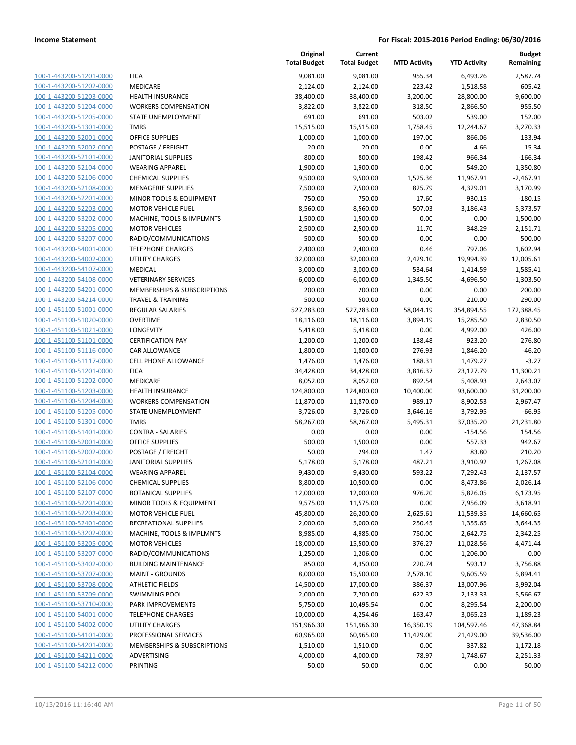| | | Original Total Budget | Current Total Budget | MTD Activity | YTD Activity | Budget Remaining |
|---|---|---|---|---|---|---|
| 100-1-443200-51201-0000 | FICA | 9,081.00 | 9,081.00 | 955.34 | 6,493.26 | 2,587.74 |
| 100-1-443200-51202-0000 | MEDICARE | 2,124.00 | 2,124.00 | 223.42 | 1,518.58 | 605.42 |
| 100-1-443200-51203-0000 | HEALTH INSURANCE | 38,400.00 | 38,400.00 | 3,200.00 | 28,800.00 | 9,600.00 |
| 100-1-443200-51204-0000 | WORKERS COMPENSATION | 3,822.00 | 3,822.00 | 318.50 | 2,866.50 | 955.50 |
| 100-1-443200-51205-0000 | STATE UNEMPLOYMENT | 691.00 | 691.00 | 503.02 | 539.00 | 152.00 |
| 100-1-443200-51301-0000 | TMRS | 15,515.00 | 15,515.00 | 1,758.45 | 12,244.67 | 3,270.33 |
| 100-1-443200-52001-0000 | OFFICE SUPPLIES | 1,000.00 | 1,000.00 | 197.00 | 866.06 | 133.94 |
| 100-1-443200-52002-0000 | POSTAGE / FREIGHT | 20.00 | 20.00 | 0.00 | 4.66 | 15.34 |
| 100-1-443200-52101-0000 | JANITORIAL SUPPLIES | 800.00 | 800.00 | 198.42 | 966.34 | -166.34 |
| 100-1-443200-52104-0000 | WEARING APPAREL | 1,900.00 | 1,900.00 | 0.00 | 549.20 | 1,350.80 |
| 100-1-443200-52106-0000 | CHEMICAL SUPPLIES | 9,500.00 | 9,500.00 | 1,525.36 | 11,967.91 | -2,467.91 |
| 100-1-443200-52108-0000 | MENAGERIE SUPPLIES | 7,500.00 | 7,500.00 | 825.79 | 4,329.01 | 3,170.99 |
| 100-1-443200-52201-0000 | MINOR TOOLS & EQUIPMENT | 750.00 | 750.00 | 17.60 | 930.15 | -180.15 |
| 100-1-443200-52203-0000 | MOTOR VEHICLE FUEL | 8,560.00 | 8,560.00 | 507.03 | 3,186.43 | 5,373.57 |
| 100-1-443200-53202-0000 | MACHINE, TOOLS & IMPLMNTS | 1,500.00 | 1,500.00 | 0.00 | 0.00 | 1,500.00 |
| 100-1-443200-53205-0000 | MOTOR VEHICLES | 2,500.00 | 2,500.00 | 11.70 | 348.29 | 2,151.71 |
| 100-1-443200-53207-0000 | RADIO/COMMUNICATIONS | 500.00 | 500.00 | 0.00 | 0.00 | 500.00 |
| 100-1-443200-54001-0000 | TELEPHONE CHARGES | 2,400.00 | 2,400.00 | 0.46 | 797.06 | 1,602.94 |
| 100-1-443200-54002-0000 | UTILITY CHARGES | 32,000.00 | 32,000.00 | 2,429.10 | 19,994.39 | 12,005.61 |
| 100-1-443200-54107-0000 | MEDICAL | 3,000.00 | 3,000.00 | 534.64 | 1,414.59 | 1,585.41 |
| 100-1-443200-54108-0000 | VETERINARY SERVICES | -6,000.00 | -6,000.00 | 1,345.50 | -4,696.50 | -1,303.50 |
| 100-1-443200-54201-0000 | MEMBERSHIPS & SUBSCRIPTIONS | 200.00 | 200.00 | 0.00 | 0.00 | 200.00 |
| 100-1-443200-54214-0000 | TRAVEL & TRAINING | 500.00 | 500.00 | 0.00 | 210.00 | 290.00 |
| 100-1-451100-51001-0000 | REGULAR SALARIES | 527,283.00 | 527,283.00 | 58,044.19 | 354,894.55 | 172,388.45 |
| 100-1-451100-51020-0000 | OVERTIME | 18,116.00 | 18,116.00 | 3,894.19 | 15,285.50 | 2,830.50 |
| 100-1-451100-51021-0000 | LONGEVITY | 5,418.00 | 5,418.00 | 0.00 | 4,992.00 | 426.00 |
| 100-1-451100-51101-0000 | CERTIFICATION PAY | 1,200.00 | 1,200.00 | 138.48 | 923.20 | 276.80 |
| 100-1-451100-51116-0000 | CAR ALLOWANCE | 1,800.00 | 1,800.00 | 276.93 | 1,846.20 | -46.20 |
| 100-1-451100-51117-0000 | CELL PHONE ALLOWANCE | 1,476.00 | 1,476.00 | 188.31 | 1,479.27 | -3.27 |
| 100-1-451100-51201-0000 | FICA | 34,428.00 | 34,428.00 | 3,816.37 | 23,127.79 | 11,300.21 |
| 100-1-451100-51202-0000 | MEDICARE | 8,052.00 | 8,052.00 | 892.54 | 5,408.93 | 2,643.07 |
| 100-1-451100-51203-0000 | HEALTH INSURANCE | 124,800.00 | 124,800.00 | 10,400.00 | 93,600.00 | 31,200.00 |
| 100-1-451100-51204-0000 | WORKERS COMPENSATION | 11,870.00 | 11,870.00 | 989.17 | 8,902.53 | 2,967.47 |
| 100-1-451100-51205-0000 | STATE UNEMPLOYMENT | 3,726.00 | 3,726.00 | 3,646.16 | 3,792.95 | -66.95 |
| 100-1-451100-51301-0000 | TMRS | 58,267.00 | 58,267.00 | 5,495.31 | 37,035.20 | 21,231.80 |
| 100-1-451100-51401-0000 | CONTRA - SALARIES | 0.00 | 0.00 | 0.00 | -154.56 | 154.56 |
| 100-1-451100-52001-0000 | OFFICE SUPPLIES | 500.00 | 1,500.00 | 0.00 | 557.33 | 942.67 |
| 100-1-451100-52002-0000 | POSTAGE / FREIGHT | 50.00 | 294.00 | 1.47 | 83.80 | 210.20 |
| 100-1-451100-52101-0000 | JANITORIAL SUPPLIES | 5,178.00 | 5,178.00 | 487.21 | 3,910.92 | 1,267.08 |
| 100-1-451100-52104-0000 | WEARING APPAREL | 9,430.00 | 9,430.00 | 593.22 | 7,292.43 | 2,137.57 |
| 100-1-451100-52106-0000 | CHEMICAL SUPPLIES | 8,800.00 | 10,500.00 | 0.00 | 8,473.86 | 2,026.14 |
| 100-1-451100-52107-0000 | BOTANICAL SUPPLIES | 12,000.00 | 12,000.00 | 976.20 | 5,826.05 | 6,173.95 |
| 100-1-451100-52201-0000 | MINOR TOOLS & EQUIPMENT | 9,575.00 | 11,575.00 | 0.00 | 7,956.09 | 3,618.91 |
| 100-1-451100-52203-0000 | MOTOR VEHICLE FUEL | 45,800.00 | 26,200.00 | 2,625.61 | 11,539.35 | 14,660.65 |
| 100-1-451100-52401-0000 | RECREATIONAL SUPPLIES | 2,000.00 | 5,000.00 | 250.45 | 1,355.65 | 3,644.35 |
| 100-1-451100-53202-0000 | MACHINE, TOOLS & IMPLMNTS | 8,985.00 | 4,985.00 | 750.00 | 2,642.75 | 2,342.25 |
| 100-1-451100-53205-0000 | MOTOR VEHICLES | 18,000.00 | 15,500.00 | 376.27 | 11,028.56 | 4,471.44 |
| 100-1-451100-53207-0000 | RADIO/COMMUNICATIONS | 1,250.00 | 1,206.00 | 0.00 | 1,206.00 | 0.00 |
| 100-1-451100-53402-0000 | BUILDING MAINTENANCE | 850.00 | 4,350.00 | 220.74 | 593.12 | 3,756.88 |
| 100-1-451100-53707-0000 | MAINT - GROUNDS | 8,000.00 | 15,500.00 | 2,578.10 | 9,605.59 | 5,894.41 |
| 100-1-451100-53708-0000 | ATHLETIC FIELDS | 14,500.00 | 17,000.00 | 386.37 | 13,007.96 | 3,992.04 |
| 100-1-451100-53709-0000 | SWIMMING POOL | 2,000.00 | 7,700.00 | 622.37 | 2,133.33 | 5,566.67 |
| 100-1-451100-53710-0000 | PARK IMPROVEMENTS | 5,750.00 | 10,495.54 | 0.00 | 8,295.54 | 2,200.00 |
| 100-1-451100-54001-0000 | TELEPHONE CHARGES | 10,000.00 | 4,254.46 | 163.47 | 3,065.23 | 1,189.23 |
| 100-1-451100-54002-0000 | UTILITY CHARGES | 151,966.30 | 151,966.30 | 16,350.19 | 104,597.46 | 47,368.84 |
| 100-1-451100-54101-0000 | PROFESSIONAL SERVICES | 60,965.00 | 60,965.00 | 11,429.00 | 21,429.00 | 39,536.00 |
| 100-1-451100-54201-0000 | MEMBERSHIPS & SUBSCRIPTIONS | 1,510.00 | 1,510.00 | 0.00 | 337.82 | 1,172.18 |
| 100-1-451100-54211-0000 | ADVERTISING | 4,000.00 | 4,000.00 | 78.97 | 1,748.67 | 2,251.33 |
| 100-1-451100-54212-0000 | PRINTING | 50.00 | 50.00 | 0.00 | 0.00 | 50.00 |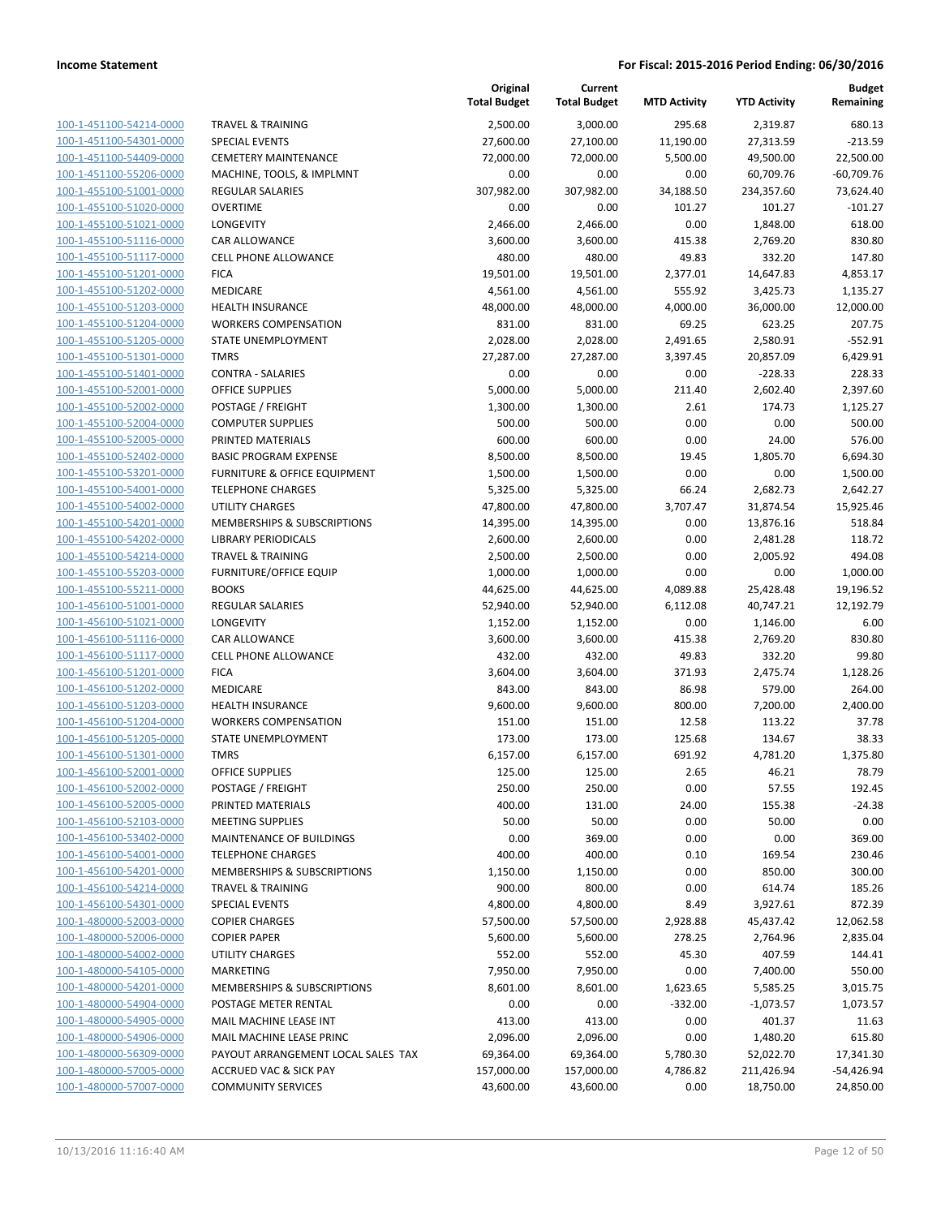| | | Original Total Budget | Current Total Budget | MTD Activity | YTD Activity | Budget Remaining |
|---|---|---|---|---|---|---|
| 100-1-451100-54214-0000 | TRAVEL & TRAINING | 2,500.00 | 3,000.00 | 295.68 | 2,319.87 | 680.13 |
| 100-1-451100-54301-0000 | SPECIAL EVENTS | 27,600.00 | 27,100.00 | 11,190.00 | 27,313.59 | -213.59 |
| 100-1-451100-54409-0000 | CEMETERY MAINTENANCE | 72,000.00 | 72,000.00 | 5,500.00 | 49,500.00 | 22,500.00 |
| 100-1-451100-55206-0000 | MACHINE, TOOLS, & IMPLMNT | 0.00 | 0.00 | 0.00 | 60,709.76 | -60,709.76 |
| 100-1-455100-51001-0000 | REGULAR SALARIES | 307,982.00 | 307,982.00 | 34,188.50 | 234,357.60 | 73,624.40 |
| 100-1-455100-51020-0000 | OVERTIME | 0.00 | 0.00 | 101.27 | 101.27 | -101.27 |
| 100-1-455100-51021-0000 | LONGEVITY | 2,466.00 | 2,466.00 | 0.00 | 1,848.00 | 618.00 |
| 100-1-455100-51116-0000 | CAR ALLOWANCE | 3,600.00 | 3,600.00 | 415.38 | 2,769.20 | 830.80 |
| 100-1-455100-51117-0000 | CELL PHONE ALLOWANCE | 480.00 | 480.00 | 49.83 | 332.20 | 147.80 |
| 100-1-455100-51201-0000 | FICA | 19,501.00 | 19,501.00 | 2,377.01 | 14,647.83 | 4,853.17 |
| 100-1-455100-51202-0000 | MEDICARE | 4,561.00 | 4,561.00 | 555.92 | 3,425.73 | 1,135.27 |
| 100-1-455100-51203-0000 | HEALTH INSURANCE | 48,000.00 | 48,000.00 | 4,000.00 | 36,000.00 | 12,000.00 |
| 100-1-455100-51204-0000 | WORKERS COMPENSATION | 831.00 | 831.00 | 69.25 | 623.25 | 207.75 |
| 100-1-455100-51205-0000 | STATE UNEMPLOYMENT | 2,028.00 | 2,028.00 | 2,491.65 | 2,580.91 | -552.91 |
| 100-1-455100-51301-0000 | TMRS | 27,287.00 | 27,287.00 | 3,397.45 | 20,857.09 | 6,429.91 |
| 100-1-455100-51401-0000 | CONTRA - SALARIES | 0.00 | 0.00 | 0.00 | -228.33 | 228.33 |
| 100-1-455100-52001-0000 | OFFICE SUPPLIES | 5,000.00 | 5,000.00 | 211.40 | 2,602.40 | 2,397.60 |
| 100-1-455100-52002-0000 | POSTAGE / FREIGHT | 1,300.00 | 1,300.00 | 2.61 | 174.73 | 1,125.27 |
| 100-1-455100-52004-0000 | COMPUTER SUPPLIES | 500.00 | 500.00 | 0.00 | 0.00 | 500.00 |
| 100-1-455100-52005-0000 | PRINTED MATERIALS | 600.00 | 600.00 | 0.00 | 24.00 | 576.00 |
| 100-1-455100-52402-0000 | BASIC PROGRAM EXPENSE | 8,500.00 | 8,500.00 | 19.45 | 1,805.70 | 6,694.30 |
| 100-1-455100-53201-0000 | FURNITURE & OFFICE EQUIPMENT | 1,500.00 | 1,500.00 | 0.00 | 0.00 | 1,500.00 |
| 100-1-455100-54001-0000 | TELEPHONE CHARGES | 5,325.00 | 5,325.00 | 66.24 | 2,682.73 | 2,642.27 |
| 100-1-455100-54002-0000 | UTILITY CHARGES | 47,800.00 | 47,800.00 | 3,707.47 | 31,874.54 | 15,925.46 |
| 100-1-455100-54201-0000 | MEMBERSHIPS & SUBSCRIPTIONS | 14,395.00 | 14,395.00 | 0.00 | 13,876.16 | 518.84 |
| 100-1-455100-54202-0000 | LIBRARY PERIODICALS | 2,600.00 | 2,600.00 | 0.00 | 2,481.28 | 118.72 |
| 100-1-455100-54214-0000 | TRAVEL & TRAINING | 2,500.00 | 2,500.00 | 0.00 | 2,005.92 | 494.08 |
| 100-1-455100-55203-0000 | FURNITURE/OFFICE EQUIP | 1,000.00 | 1,000.00 | 0.00 | 0.00 | 1,000.00 |
| 100-1-455100-55211-0000 | BOOKS | 44,625.00 | 44,625.00 | 4,089.88 | 25,428.48 | 19,196.52 |
| 100-1-456100-51001-0000 | REGULAR SALARIES | 52,940.00 | 52,940.00 | 6,112.08 | 40,747.21 | 12,192.79 |
| 100-1-456100-51021-0000 | LONGEVITY | 1,152.00 | 1,152.00 | 0.00 | 1,146.00 | 6.00 |
| 100-1-456100-51116-0000 | CAR ALLOWANCE | 3,600.00 | 3,600.00 | 415.38 | 2,769.20 | 830.80 |
| 100-1-456100-51117-0000 | CELL PHONE ALLOWANCE | 432.00 | 432.00 | 49.83 | 332.20 | 99.80 |
| 100-1-456100-51201-0000 | FICA | 3,604.00 | 3,604.00 | 371.93 | 2,475.74 | 1,128.26 |
| 100-1-456100-51202-0000 | MEDICARE | 843.00 | 843.00 | 86.98 | 579.00 | 264.00 |
| 100-1-456100-51203-0000 | HEALTH INSURANCE | 9,600.00 | 9,600.00 | 800.00 | 7,200.00 | 2,400.00 |
| 100-1-456100-51204-0000 | WORKERS COMPENSATION | 151.00 | 151.00 | 12.58 | 113.22 | 37.78 |
| 100-1-456100-51205-0000 | STATE UNEMPLOYMENT | 173.00 | 173.00 | 125.68 | 134.67 | 38.33 |
| 100-1-456100-51301-0000 | TMRS | 6,157.00 | 6,157.00 | 691.92 | 4,781.20 | 1,375.80 |
| 100-1-456100-52001-0000 | OFFICE SUPPLIES | 125.00 | 125.00 | 2.65 | 46.21 | 78.79 |
| 100-1-456100-52002-0000 | POSTAGE / FREIGHT | 250.00 | 250.00 | 0.00 | 57.55 | 192.45 |
| 100-1-456100-52005-0000 | PRINTED MATERIALS | 400.00 | 131.00 | 24.00 | 155.38 | -24.38 |
| 100-1-456100-52103-0000 | MEETING SUPPLIES | 50.00 | 50.00 | 0.00 | 50.00 | 0.00 |
| 100-1-456100-53402-0000 | MAINTENANCE OF BUILDINGS | 0.00 | 369.00 | 0.00 | 0.00 | 369.00 |
| 100-1-456100-54001-0000 | TELEPHONE CHARGES | 400.00 | 400.00 | 0.10 | 169.54 | 230.46 |
| 100-1-456100-54201-0000 | MEMBERSHIPS & SUBSCRIPTIONS | 1,150.00 | 1,150.00 | 0.00 | 850.00 | 300.00 |
| 100-1-456100-54214-0000 | TRAVEL & TRAINING | 900.00 | 800.00 | 0.00 | 614.74 | 185.26 |
| 100-1-456100-54301-0000 | SPECIAL EVENTS | 4,800.00 | 4,800.00 | 8.49 | 3,927.61 | 872.39 |
| 100-1-480000-52003-0000 | COPIER CHARGES | 57,500.00 | 57,500.00 | 2,928.88 | 45,437.42 | 12,062.58 |
| 100-1-480000-52006-0000 | COPIER PAPER | 5,600.00 | 5,600.00 | 278.25 | 2,764.96 | 2,835.04 |
| 100-1-480000-54002-0000 | UTILITY CHARGES | 552.00 | 552.00 | 45.30 | 407.59 | 144.41 |
| 100-1-480000-54105-0000 | MARKETING | 7,950.00 | 7,950.00 | 0.00 | 7,400.00 | 550.00 |
| 100-1-480000-54201-0000 | MEMBERSHIPS & SUBSCRIPTIONS | 8,601.00 | 8,601.00 | 1,623.65 | 5,585.25 | 3,015.75 |
| 100-1-480000-54904-0000 | POSTAGE METER RENTAL | 0.00 | 0.00 | -332.00 | -1,073.57 | 1,073.57 |
| 100-1-480000-54905-0000 | MAIL MACHINE LEASE INT | 413.00 | 413.00 | 0.00 | 401.37 | 11.63 |
| 100-1-480000-54906-0000 | MAIL MACHINE LEASE PRINC | 2,096.00 | 2,096.00 | 0.00 | 1,480.20 | 615.80 |
| 100-1-480000-56309-0000 | PAYOUT ARRANGEMENT LOCAL SALES TAX | 69,364.00 | 69,364.00 | 5,780.30 | 52,022.70 | 17,341.30 |
| 100-1-480000-57005-0000 | ACCRUED VAC & SICK PAY | 157,000.00 | 157,000.00 | 4,786.82 | 211,426.94 | -54,426.94 |
| 100-1-480000-57007-0000 | COMMUNITY SERVICES | 43,600.00 | 43,600.00 | 0.00 | 18,750.00 | 24,850.00 |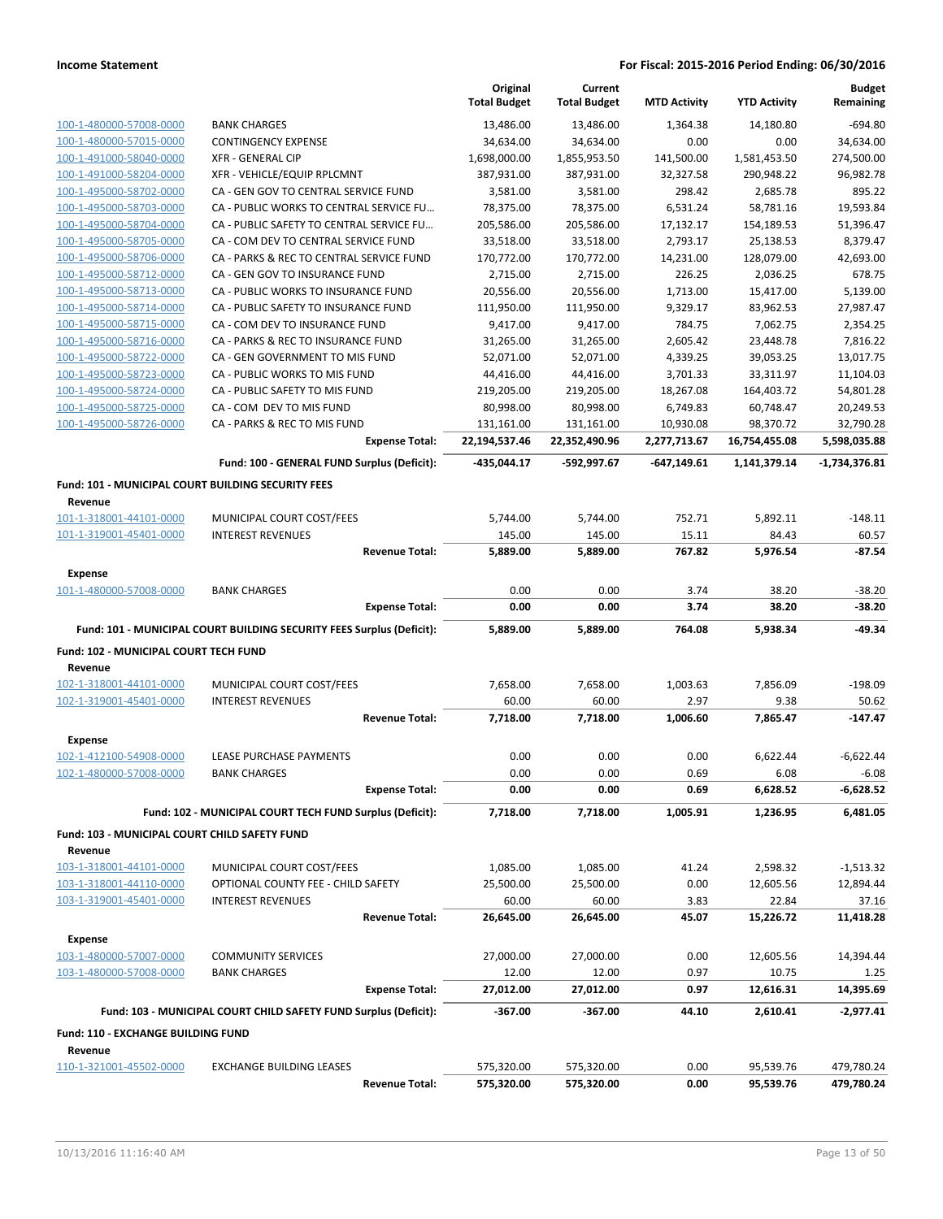**Income Statement** | **For Fiscal: 2015-2016 Period Ending: 06/30/2016**

| | | Original Total Budget | Current Total Budget | MTD Activity | YTD Activity | Budget Remaining |
|---|---|---|---|---|---|---|
| 100-1-480000-57008-0000 | BANK CHARGES | 13,486.00 | 13,486.00 | 1,364.38 | 14,180.80 | -694.80 |
| 100-1-480000-57015-0000 | CONTINGENCY EXPENSE | 34,634.00 | 34,634.00 | 0.00 | 0.00 | 34,634.00 |
| 100-1-491000-58040-0000 | XFR - GENERAL CIP | 1,698,000.00 | 1,855,953.50 | 141,500.00 | 1,581,453.50 | 274,500.00 |
| 100-1-491000-58204-0000 | XFR - VEHICLE/EQUIP RPLCMNT | 387,931.00 | 387,931.00 | 32,327.58 | 290,948.22 | 96,982.78 |
| 100-1-495000-58702-0000 | CA - GEN GOV TO CENTRAL SERVICE FUND | 3,581.00 | 3,581.00 | 298.42 | 2,685.78 | 895.22 |
| 100-1-495000-58703-0000 | CA - PUBLIC WORKS TO CENTRAL SERVICE FU... | 78,375.00 | 78,375.00 | 6,531.24 | 58,781.16 | 19,593.84 |
| 100-1-495000-58704-0000 | CA - PUBLIC SAFETY TO CENTRAL SERVICE FU... | 205,586.00 | 205,586.00 | 17,132.17 | 154,189.53 | 51,396.47 |
| 100-1-495000-58705-0000 | CA - COM DEV TO CENTRAL SERVICE FUND | 33,518.00 | 33,518.00 | 2,793.17 | 25,138.53 | 8,379.47 |
| 100-1-495000-58706-0000 | CA - PARKS & REC TO CENTRAL SERVICE FUND | 170,772.00 | 170,772.00 | 14,231.00 | 128,079.00 | 42,693.00 |
| 100-1-495000-58712-0000 | CA - GEN GOV TO INSURANCE FUND | 2,715.00 | 2,715.00 | 226.25 | 2,036.25 | 678.75 |
| 100-1-495000-58713-0000 | CA - PUBLIC WORKS TO INSURANCE FUND | 20,556.00 | 20,556.00 | 1,713.00 | 15,417.00 | 5,139.00 |
| 100-1-495000-58714-0000 | CA - PUBLIC SAFETY TO INSURANCE FUND | 111,950.00 | 111,950.00 | 9,329.17 | 83,962.53 | 27,987.47 |
| 100-1-495000-58715-0000 | CA - COM DEV TO INSURANCE FUND | 9,417.00 | 9,417.00 | 784.75 | 7,062.75 | 2,354.25 |
| 100-1-495000-58716-0000 | CA - PARKS & REC TO INSURANCE FUND | 31,265.00 | 31,265.00 | 2,605.42 | 23,448.78 | 7,816.22 |
| 100-1-495000-58722-0000 | CA - GEN GOVERNMENT TO MIS FUND | 52,071.00 | 52,071.00 | 4,339.25 | 39,053.25 | 13,017.75 |
| 100-1-495000-58723-0000 | CA - PUBLIC WORKS TO MIS FUND | 44,416.00 | 44,416.00 | 3,701.33 | 33,311.97 | 11,104.03 |
| 100-1-495000-58724-0000 | CA - PUBLIC SAFETY TO MIS FUND | 219,205.00 | 219,205.00 | 18,267.08 | 164,403.72 | 54,801.28 |
| 100-1-495000-58725-0000 | CA - COM DEV TO MIS FUND | 80,998.00 | 80,998.00 | 6,749.83 | 60,748.47 | 20,249.53 |
| 100-1-495000-58726-0000 | CA - PARKS & REC TO MIS FUND | 131,161.00 | 131,161.00 | 10,930.08 | 98,370.72 | 32,790.28 |
| | **Expense Total:** | **22,194,537.46** | **22,352,490.96** | **2,277,713.67** | **16,754,455.08** | **5,598,035.88** |
| | **Fund: 100 - GENERAL FUND Surplus (Deficit):** | **-435,044.17** | **-592,997.67** | **-647,149.61** | **1,141,379.14** | **-1,734,376.81** |
| **Fund: 101 - MUNICIPAL COURT BUILDING SECURITY FEES** | | | | | | |
| **Revenue** | | | | | | |
| 101-1-318001-44101-0000 | MUNICIPAL COURT COST/FEES | 5,744.00 | 5,744.00 | 752.71 | 5,892.11 | -148.11 |
| 101-1-319001-45401-0000 | INTEREST REVENUES | 145.00 | 145.00 | 15.11 | 84.43 | 60.57 |
| | **Revenue Total:** | **5,889.00** | **5,889.00** | **767.82** | **5,976.54** | **-87.54** |
| **Expense** | | | | | | |
| 101-1-480000-57008-0000 | BANK CHARGES | 0.00 | 0.00 | 3.74 | 38.20 | -38.20 |
| | **Expense Total:** | **0.00** | **0.00** | **3.74** | **38.20** | **-38.20** |
| | **Fund: 101 - MUNICIPAL COURT BUILDING SECURITY FEES Surplus (Deficit):** | **5,889.00** | **5,889.00** | **764.08** | **5,938.34** | **-49.34** |
| **Fund: 102 - MUNICIPAL COURT TECH FUND** | | | | | | |
| **Revenue** | | | | | | |
| 102-1-318001-44101-0000 | MUNICIPAL COURT COST/FEES | 7,658.00 | 7,658.00 | 1,003.63 | 7,856.09 | -198.09 |
| 102-1-319001-45401-0000 | INTEREST REVENUES | 60.00 | 60.00 | 2.97 | 9.38 | 50.62 |
| | **Revenue Total:** | **7,718.00** | **7,718.00** | **1,006.60** | **7,865.47** | **-147.47** |
| **Expense** | | | | | | |
| 102-1-412100-54908-0000 | LEASE PURCHASE PAYMENTS | 0.00 | 0.00 | 0.00 | 6,622.44 | -6,622.44 |
| 102-1-480000-57008-0000 | BANK CHARGES | 0.00 | 0.00 | 0.69 | 6.08 | -6.08 |
| | **Expense Total:** | **0.00** | **0.00** | **0.69** | **6,628.52** | **-6,628.52** |
| | **Fund: 102 - MUNICIPAL COURT TECH FUND Surplus (Deficit):** | **7,718.00** | **7,718.00** | **1,005.91** | **1,236.95** | **6,481.05** |
| **Fund: 103 - MUNICIPAL COURT CHILD SAFETY FUND** | | | | | | |
| **Revenue** | | | | | | |
| 103-1-318001-44101-0000 | MUNICIPAL COURT COST/FEES | 1,085.00 | 1,085.00 | 41.24 | 2,598.32 | -1,513.32 |
| 103-1-318001-44110-0000 | OPTIONAL COUNTY FEE - CHILD SAFETY | 25,500.00 | 25,500.00 | 0.00 | 12,605.56 | 12,894.44 |
| 103-1-319001-45401-0000 | INTEREST REVENUES | 60.00 | 60.00 | 3.83 | 22.84 | 37.16 |
| | **Revenue Total:** | **26,645.00** | **26,645.00** | **45.07** | **15,226.72** | **11,418.28** |
| **Expense** | | | | | | |
| 103-1-480000-57007-0000 | COMMUNITY SERVICES | 27,000.00 | 27,000.00 | 0.00 | 12,605.56 | 14,394.44 |
| 103-1-480000-57008-0000 | BANK CHARGES | 12.00 | 12.00 | 0.97 | 10.75 | 1.25 |
| | **Expense Total:** | **27,012.00** | **27,012.00** | **0.97** | **12,616.31** | **14,395.69** |
| | **Fund: 103 - MUNICIPAL COURT CHILD SAFETY FUND Surplus (Deficit):** | **-367.00** | **-367.00** | **44.10** | **2,610.41** | **-2,977.41** |
| **Fund: 110 - EXCHANGE BUILDING FUND** | | | | | | |
| **Revenue** | | | | | | |
| 110-1-321001-45502-0000 | EXCHANGE BUILDING LEASES | 575,320.00 | 575,320.00 | 0.00 | 95,539.76 | 479,780.24 |
| | **Revenue Total:** | **575,320.00** | **575,320.00** | **0.00** | **95,539.76** | **479,780.24** |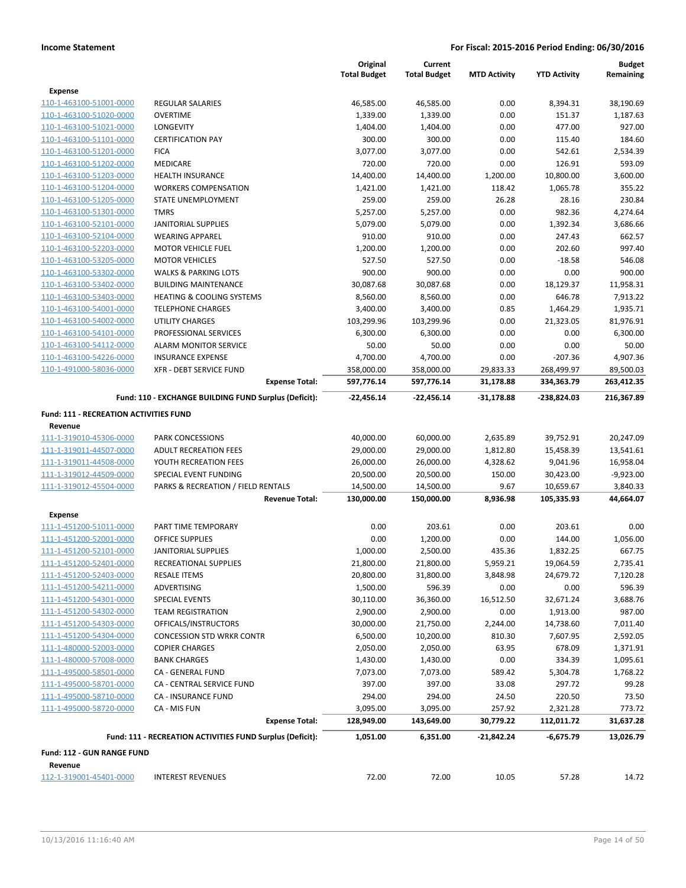|  |  | Original Total Budget | Current Total Budget | MTD Activity | YTD Activity | Budget Remaining |
|---|---|---|---|---|---|---|
| **Expense** |  |  |  |  |  |  |
| 110-1-463100-51001-0000 | REGULAR SALARIES | 46,585.00 | 46,585.00 | 0.00 | 8,394.31 | 38,190.69 |
| 110-1-463100-51020-0000 | OVERTIME | 1,339.00 | 1,339.00 | 0.00 | 151.37 | 1,187.63 |
| 110-1-463100-51021-0000 | LONGEVITY | 1,404.00 | 1,404.00 | 0.00 | 477.00 | 927.00 |
| 110-1-463100-51101-0000 | CERTIFICATION PAY | 300.00 | 300.00 | 0.00 | 115.40 | 184.60 |
| 110-1-463100-51201-0000 | FICA | 3,077.00 | 3,077.00 | 0.00 | 542.61 | 2,534.39 |
| 110-1-463100-51202-0000 | MEDICARE | 720.00 | 720.00 | 0.00 | 126.91 | 593.09 |
| 110-1-463100-51203-0000 | HEALTH INSURANCE | 14,400.00 | 14,400.00 | 1,200.00 | 10,800.00 | 3,600.00 |
| 110-1-463100-51204-0000 | WORKERS COMPENSATION | 1,421.00 | 1,421.00 | 118.42 | 1,065.78 | 355.22 |
| 110-1-463100-51205-0000 | STATE UNEMPLOYMENT | 259.00 | 259.00 | 26.28 | 28.16 | 230.84 |
| 110-1-463100-51301-0000 | TMRS | 5,257.00 | 5,257.00 | 0.00 | 982.36 | 4,274.64 |
| 110-1-463100-52101-0000 | JANITORIAL SUPPLIES | 5,079.00 | 5,079.00 | 0.00 | 1,392.34 | 3,686.66 |
| 110-1-463100-52104-0000 | WEARING APPAREL | 910.00 | 910.00 | 0.00 | 247.43 | 662.57 |
| 110-1-463100-52203-0000 | MOTOR VEHICLE FUEL | 1,200.00 | 1,200.00 | 0.00 | 202.60 | 997.40 |
| 110-1-463100-53205-0000 | MOTOR VEHICLES | 527.50 | 527.50 | 0.00 | -18.58 | 546.08 |
| 110-1-463100-53302-0000 | WALKS & PARKING LOTS | 900.00 | 900.00 | 0.00 | 0.00 | 900.00 |
| 110-1-463100-53402-0000 | BUILDING MAINTENANCE | 30,087.68 | 30,087.68 | 0.00 | 18,129.37 | 11,958.31 |
| 110-1-463100-53403-0000 | HEATING & COOLING SYSTEMS | 8,560.00 | 8,560.00 | 0.00 | 646.78 | 7,913.22 |
| 110-1-463100-54001-0000 | TELEPHONE CHARGES | 3,400.00 | 3,400.00 | 0.85 | 1,464.29 | 1,935.71 |
| 110-1-463100-54002-0000 | UTILITY CHARGES | 103,299.96 | 103,299.96 | 0.00 | 21,323.05 | 81,976.91 |
| 110-1-463100-54101-0000 | PROFESSIONAL SERVICES | 6,300.00 | 6,300.00 | 0.00 | 0.00 | 6,300.00 |
| 110-1-463100-54112-0000 | ALARM MONITOR SERVICE | 50.00 | 50.00 | 0.00 | 0.00 | 50.00 |
| 110-1-463100-54226-0000 | INSURANCE EXPENSE | 4,700.00 | 4,700.00 | 0.00 | -207.36 | 4,907.36 |
| 110-1-491000-58036-0000 | XFR - DEBT SERVICE FUND | 358,000.00 | 358,000.00 | 29,833.33 | 268,499.97 | 89,500.03 |
|  | **Expense Total:** | **597,776.14** | **597,776.14** | **31,178.88** | **334,363.79** | **263,412.35** |
|  | **Fund: 110 - EXCHANGE BUILDING FUND Surplus (Deficit):** | **-22,456.14** | **-22,456.14** | **-31,178.88** | **-238,824.03** | **216,367.89** |
| **Fund: 111 - RECREATION ACTIVITIES FUND** |  |  |  |  |  |  |
| **Revenue** |  |  |  |  |  |  |
| 111-1-319010-45306-0000 | PARK CONCESSIONS | 40,000.00 | 60,000.00 | 2,635.89 | 39,752.91 | 20,247.09 |
| 111-1-319011-44507-0000 | ADULT RECREATION FEES | 29,000.00 | 29,000.00 | 1,812.80 | 15,458.39 | 13,541.61 |
| 111-1-319011-44508-0000 | YOUTH RECREATION FEES | 26,000.00 | 26,000.00 | 4,328.62 | 9,041.96 | 16,958.04 |
| 111-1-319012-44509-0000 | SPECIAL EVENT FUNDING | 20,500.00 | 20,500.00 | 150.00 | 30,423.00 | -9,923.00 |
| 111-1-319012-45504-0000 | PARKS & RECREATION / FIELD RENTALS | 14,500.00 | 14,500.00 | 9.67 | 10,659.67 | 3,840.33 |
|  | **Revenue Total:** | **130,000.00** | **150,000.00** | **8,936.98** | **105,335.93** | **44,664.07** |
| **Expense** |  |  |  |  |  |  |
| 111-1-451200-51011-0000 | PART TIME TEMPORARY | 0.00 | 203.61 | 0.00 | 203.61 | 0.00 |
| 111-1-451200-52001-0000 | OFFICE SUPPLIES | 0.00 | 1,200.00 | 0.00 | 144.00 | 1,056.00 |
| 111-1-451200-52101-0000 | JANITORIAL SUPPLIES | 1,000.00 | 2,500.00 | 435.36 | 1,832.25 | 667.75 |
| 111-1-451200-52401-0000 | RECREATIONAL SUPPLIES | 21,800.00 | 21,800.00 | 5,959.21 | 19,064.59 | 2,735.41 |
| 111-1-451200-52403-0000 | RESALE ITEMS | 20,800.00 | 31,800.00 | 3,848.98 | 24,679.72 | 7,120.28 |
| 111-1-451200-54211-0000 | ADVERTISING | 1,500.00 | 596.39 | 0.00 | 0.00 | 596.39 |
| 111-1-451200-54301-0000 | SPECIAL EVENTS | 30,110.00 | 36,360.00 | 16,512.50 | 32,671.24 | 3,688.76 |
| 111-1-451200-54302-0000 | TEAM REGISTRATION | 2,900.00 | 2,900.00 | 0.00 | 1,913.00 | 987.00 |
| 111-1-451200-54303-0000 | OFFICALS/INSTRUCTORS | 30,000.00 | 21,750.00 | 2,244.00 | 14,738.60 | 7,011.40 |
| 111-1-451200-54304-0000 | CONCESSION STD WRKR CONTR | 6,500.00 | 10,200.00 | 810.30 | 7,607.95 | 2,592.05 |
| 111-1-480000-52003-0000 | COPIER CHARGES | 2,050.00 | 2,050.00 | 63.95 | 678.09 | 1,371.91 |
| 111-1-480000-57008-0000 | BANK CHARGES | 1,430.00 | 1,430.00 | 0.00 | 334.39 | 1,095.61 |
| 111-1-495000-58501-0000 | CA - GENERAL FUND | 7,073.00 | 7,073.00 | 589.42 | 5,304.78 | 1,768.22 |
| 111-1-495000-58701-0000 | CA - CENTRAL SERVICE FUND | 397.00 | 397.00 | 33.08 | 297.72 | 99.28 |
| 111-1-495000-58710-0000 | CA - INSURANCE FUND | 294.00 | 294.00 | 24.50 | 220.50 | 73.50 |
| 111-1-495000-58720-0000 | CA - MIS FUN | 3,095.00 | 3,095.00 | 257.92 | 2,321.28 | 773.72 |
|  | **Expense Total:** | **128,949.00** | **143,649.00** | **30,779.22** | **112,011.72** | **31,637.28** |
|  | **Fund: 111 - RECREATION ACTIVITIES FUND Surplus (Deficit):** | **1,051.00** | **6,351.00** | **-21,842.24** | **-6,675.79** | **13,026.79** |
| **Fund: 112 - GUN RANGE FUND** |  |  |  |  |  |  |
| **Revenue** |  |  |  |  |  |  |
| 112-1-319001-45401-0000 | INTEREST REVENUES | 72.00 | 72.00 | 10.05 | 57.28 | 14.72 |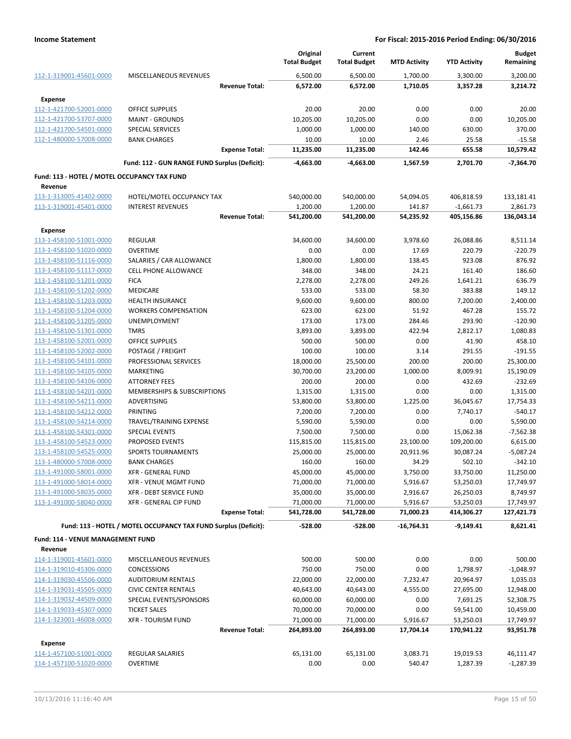**Income Statement** — **For Fiscal: 2015-2016 Period Ending: 06/30/2016**

| | | Original Total Budget | Current Total Budget | MTD Activity | YTD Activity | Budget Remaining |
|---|---|---|---|---|---|---|
| 112-1-319001-45601-0000 | MISCELLANEOUS REVENUES | 6,500.00 | 6,500.00 | 1,700.00 | 3,300.00 | 3,200.00 |
| | **Revenue Total:** | **6,572.00** | **6,572.00** | **1,710.05** | **3,357.28** | **3,214.72** |
| **Expense** | | | | | | |
| 112-1-421700-52001-0000 | OFFICE SUPPLIES | 20.00 | 20.00 | 0.00 | 0.00 | 20.00 |
| 112-1-421700-53707-0000 | MAINT - GROUNDS | 10,205.00 | 10,205.00 | 0.00 | 0.00 | 10,205.00 |
| 112-1-421700-54501-0000 | SPECIAL SERVICES | 1,000.00 | 1,000.00 | 140.00 | 630.00 | 370.00 |
| 112-1-480000-57008-0000 | BANK CHARGES | 10.00 | 10.00 | 2.46 | 25.58 | -15.58 |
| | **Expense Total:** | **11,235.00** | **11,235.00** | **142.46** | **655.58** | **10,579.42** |
| | **Fund: 112 - GUN RANGE FUND Surplus (Deficit):** | **-4,663.00** | **-4,663.00** | **1,567.59** | **2,701.70** | **-7,364.70** |
| **Fund: 113 - HOTEL / MOTEL OCCUPANCY TAX FUND** | | | | | | |
| **Revenue** | | | | | | |
| 113-1-313005-41402-0000 | HOTEL/MOTEL OCCUPANCY TAX | 540,000.00 | 540,000.00 | 54,094.05 | 406,818.59 | 133,181.41 |
| 113-1-319001-45401-0000 | INTEREST REVENUES | 1,200.00 | 1,200.00 | 141.87 | -1,661.73 | 2,861.73 |
| | **Revenue Total:** | **541,200.00** | **541,200.00** | **54,235.92** | **405,156.86** | **136,043.14** |
| **Expense** | | | | | | |
| 113-1-458100-51001-0000 | REGULAR | 34,600.00 | 34,600.00 | 3,978.60 | 26,088.86 | 8,511.14 |
| 113-1-458100-51020-0000 | OVERTIME | 0.00 | 0.00 | 17.69 | 220.79 | -220.79 |
| 113-1-458100-51116-0000 | SALARIES / CAR ALLOWANCE | 1,800.00 | 1,800.00 | 138.45 | 923.08 | 876.92 |
| 113-1-458100-51117-0000 | CELL PHONE ALLOWANCE | 348.00 | 348.00 | 24.21 | 161.40 | 186.60 |
| 113-1-458100-51201-0000 | FICA | 2,278.00 | 2,278.00 | 249.26 | 1,641.21 | 636.79 |
| 113-1-458100-51202-0000 | MEDICARE | 533.00 | 533.00 | 58.30 | 383.88 | 149.12 |
| 113-1-458100-51203-0000 | HEALTH INSURANCE | 9,600.00 | 9,600.00 | 800.00 | 7,200.00 | 2,400.00 |
| 113-1-458100-51204-0000 | WORKERS COMPENSATION | 623.00 | 623.00 | 51.92 | 467.28 | 155.72 |
| 113-1-458100-51205-0000 | UNEMPLOYMENT | 173.00 | 173.00 | 284.46 | 293.90 | -120.90 |
| 113-1-458100-51301-0000 | TMRS | 3,893.00 | 3,893.00 | 422.94 | 2,812.17 | 1,080.83 |
| 113-1-458100-52001-0000 | OFFICE SUPPLIES | 500.00 | 500.00 | 0.00 | 41.90 | 458.10 |
| 113-1-458100-52002-0000 | POSTAGE / FREIGHT | 100.00 | 100.00 | 3.14 | 291.55 | -191.55 |
| 113-1-458100-54101-0000 | PROFESSIONAL SERVICES | 18,000.00 | 25,500.00 | 200.00 | 200.00 | 25,300.00 |
| 113-1-458100-54105-0000 | MARKETING | 30,700.00 | 23,200.00 | 1,000.00 | 8,009.91 | 15,190.09 |
| 113-1-458100-54106-0000 | ATTORNEY FEES | 200.00 | 200.00 | 0.00 | 432.69 | -232.69 |
| 113-1-458100-54201-0000 | MEMBERSHIPS & SUBSCRIPTIONS | 1,315.00 | 1,315.00 | 0.00 | 0.00 | 1,315.00 |
| 113-1-458100-54211-0000 | ADVERTISING | 53,800.00 | 53,800.00 | 1,225.00 | 36,045.67 | 17,754.33 |
| 113-1-458100-54212-0000 | PRINTING | 7,200.00 | 7,200.00 | 0.00 | 7,740.17 | -540.17 |
| 113-1-458100-54214-0000 | TRAVEL/TRAINING EXPENSE | 5,590.00 | 5,590.00 | 0.00 | 0.00 | 5,590.00 |
| 113-1-458100-54301-0000 | SPECIAL EVENTS | 7,500.00 | 7,500.00 | 0.00 | 15,062.38 | -7,562.38 |
| 113-1-458100-54523-0000 | PROPOSED EVENTS | 115,815.00 | 115,815.00 | 23,100.00 | 109,200.00 | 6,615.00 |
| 113-1-458100-54525-0000 | SPORTS TOURNAMENTS | 25,000.00 | 25,000.00 | 20,911.96 | 30,087.24 | -5,087.24 |
| 113-1-480000-57008-0000 | BANK CHARGES | 160.00 | 160.00 | 34.29 | 502.10 | -342.10 |
| 113-1-491000-58001-0000 | XFR - GENERAL FUND | 45,000.00 | 45,000.00 | 3,750.00 | 33,750.00 | 11,250.00 |
| 113-1-491000-58014-0000 | XFR - VENUE MGMT FUND | 71,000.00 | 71,000.00 | 5,916.67 | 53,250.03 | 17,749.97 |
| 113-1-491000-58035-0000 | XFR - DEBT SERVICE FUND | 35,000.00 | 35,000.00 | 2,916.67 | 26,250.03 | 8,749.97 |
| 113-1-491000-58040-0000 | XFR - GENERAL CIP FUND | 71,000.00 | 71,000.00 | 5,916.67 | 53,250.03 | 17,749.97 |
| | **Expense Total:** | **541,728.00** | **541,728.00** | **71,000.23** | **414,306.27** | **127,421.73** |
| | **Fund: 113 - HOTEL / MOTEL OCCUPANCY TAX FUND Surplus (Deficit):** | **-528.00** | **-528.00** | **-16,764.31** | **-9,149.41** | **8,621.41** |
| **Fund: 114 - VENUE MANAGEMENT FUND** | | | | | | |
| **Revenue** | | | | | | |
| 114-1-319001-45601-0000 | MISCELLANEOUS REVENUES | 500.00 | 500.00 | 0.00 | 0.00 | 500.00 |
| 114-1-319010-45306-0000 | CONCESSIONS | 750.00 | 750.00 | 0.00 | 1,798.97 | -1,048.97 |
| 114-1-319030-45506-0000 | AUDITORIUM RENTALS | 22,000.00 | 22,000.00 | 7,232.47 | 20,964.97 | 1,035.03 |
| 114-1-319031-45505-0000 | CIVIC CENTER RENTALS | 40,643.00 | 40,643.00 | 4,555.00 | 27,695.00 | 12,948.00 |
| 114-1-319032-44509-0000 | SPECIAL EVENTS/SPONSORS | 60,000.00 | 60,000.00 | 0.00 | 7,691.25 | 52,308.75 |
| 114-1-319033-45307-0000 | TICKET SALES | 70,000.00 | 70,000.00 | 0.00 | 59,541.00 | 10,459.00 |
| 114-1-323001-46008-0000 | XFR - TOURISM FUND | 71,000.00 | 71,000.00 | 5,916.67 | 53,250.03 | 17,749.97 |
| | **Revenue Total:** | **264,893.00** | **264,893.00** | **17,704.14** | **170,941.22** | **93,951.78** |
| **Expense** | | | | | | |
| 114-1-457100-51001-0000 | REGULAR SALARIES | 65,131.00 | 65,131.00 | 3,083.71 | 19,019.53 | 46,111.47 |
| 114-1-457100-51020-0000 | OVERTIME | 0.00 | 0.00 | 540.47 | 1,287.39 | -1,287.39 |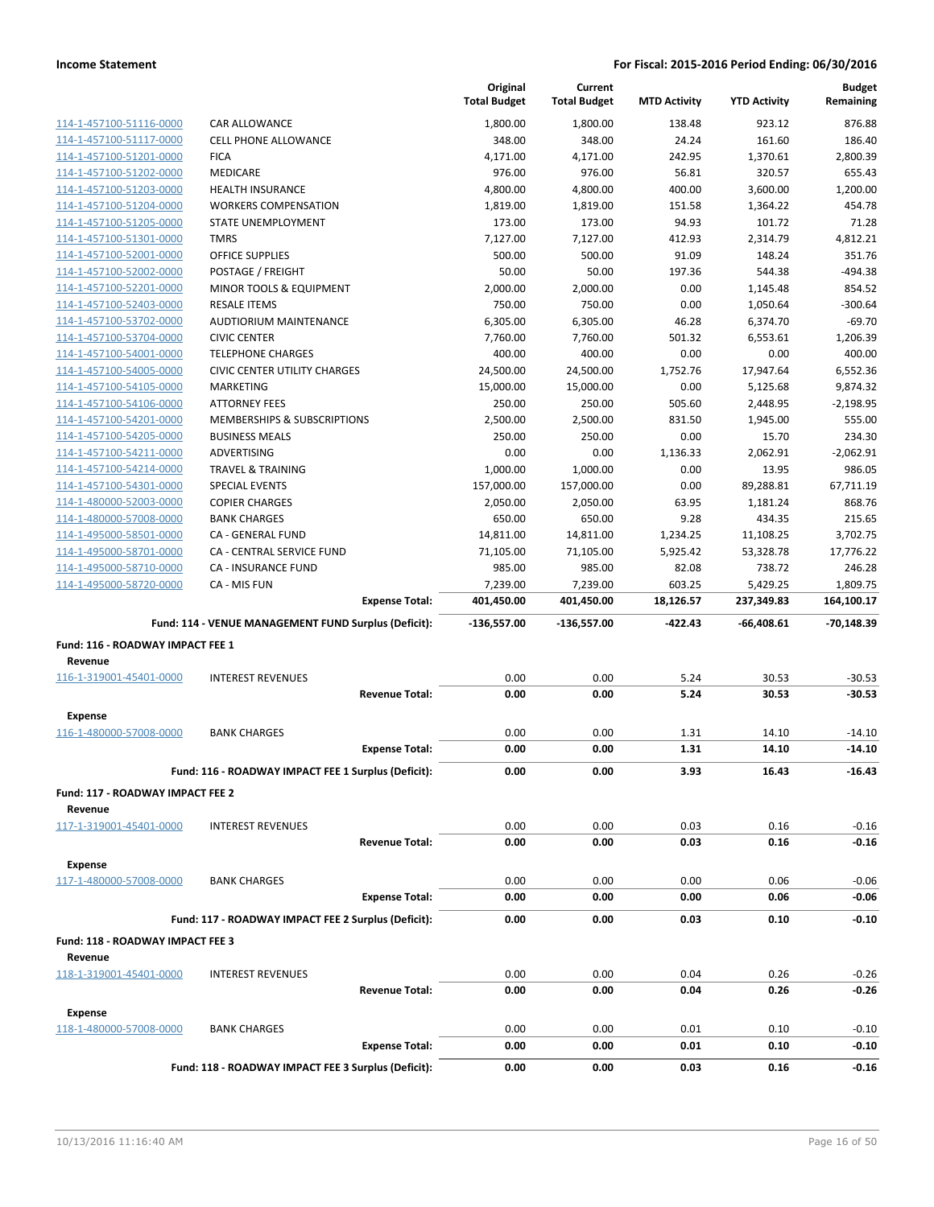**Income Statement** | **For Fiscal: 2015-2016 Period Ending: 06/30/2016**

| | | Original Total Budget | Current Total Budget | MTD Activity | YTD Activity | Budget Remaining |
|---|---|---|---|---|---|---|
| 114-1-457100-51116-0000 | CAR ALLOWANCE | 1,800.00 | 1,800.00 | 138.48 | 923.12 | 876.88 |
| 114-1-457100-51117-0000 | CELL PHONE ALLOWANCE | 348.00 | 348.00 | 24.24 | 161.60 | 186.40 |
| 114-1-457100-51201-0000 | FICA | 4,171.00 | 4,171.00 | 242.95 | 1,370.61 | 2,800.39 |
| 114-1-457100-51202-0000 | MEDICARE | 976.00 | 976.00 | 56.81 | 320.57 | 655.43 |
| 114-1-457100-51203-0000 | HEALTH INSURANCE | 4,800.00 | 4,800.00 | 400.00 | 3,600.00 | 1,200.00 |
| 114-1-457100-51204-0000 | WORKERS COMPENSATION | 1,819.00 | 1,819.00 | 151.58 | 1,364.22 | 454.78 |
| 114-1-457100-51205-0000 | STATE UNEMPLOYMENT | 173.00 | 173.00 | 94.93 | 101.72 | 71.28 |
| 114-1-457100-51301-0000 | TMRS | 7,127.00 | 7,127.00 | 412.93 | 2,314.79 | 4,812.21 |
| 114-1-457100-52001-0000 | OFFICE SUPPLIES | 500.00 | 500.00 | 91.09 | 148.24 | 351.76 |
| 114-1-457100-52002-0000 | POSTAGE / FREIGHT | 50.00 | 50.00 | 197.36 | 544.38 | -494.38 |
| 114-1-457100-52201-0000 | MINOR TOOLS & EQUIPMENT | 2,000.00 | 2,000.00 | 0.00 | 1,145.48 | 854.52 |
| 114-1-457100-52403-0000 | RESALE ITEMS | 750.00 | 750.00 | 0.00 | 1,050.64 | -300.64 |
| 114-1-457100-53702-0000 | AUDTIORIUM MAINTENANCE | 6,305.00 | 6,305.00 | 46.28 | 6,374.70 | -69.70 |
| 114-1-457100-53704-0000 | CIVIC CENTER | 7,760.00 | 7,760.00 | 501.32 | 6,553.61 | 1,206.39 |
| 114-1-457100-54001-0000 | TELEPHONE CHARGES | 400.00 | 400.00 | 0.00 | 0.00 | 400.00 |
| 114-1-457100-54005-0000 | CIVIC CENTER UTILITY CHARGES | 24,500.00 | 24,500.00 | 1,752.76 | 17,947.64 | 6,552.36 |
| 114-1-457100-54105-0000 | MARKETING | 15,000.00 | 15,000.00 | 0.00 | 5,125.68 | 9,874.32 |
| 114-1-457100-54106-0000 | ATTORNEY FEES | 250.00 | 250.00 | 505.60 | 2,448.95 | -2,198.95 |
| 114-1-457100-54201-0000 | MEMBERSHIPS & SUBSCRIPTIONS | 2,500.00 | 2,500.00 | 831.50 | 1,945.00 | 555.00 |
| 114-1-457100-54205-0000 | BUSINESS MEALS | 250.00 | 250.00 | 0.00 | 15.70 | 234.30 |
| 114-1-457100-54211-0000 | ADVERTISING | 0.00 | 0.00 | 1,136.33 | 2,062.91 | -2,062.91 |
| 114-1-457100-54214-0000 | TRAVEL & TRAINING | 1,000.00 | 1,000.00 | 0.00 | 13.95 | 986.05 |
| 114-1-457100-54301-0000 | SPECIAL EVENTS | 157,000.00 | 157,000.00 | 0.00 | 89,288.81 | 67,711.19 |
| 114-1-480000-52003-0000 | COPIER CHARGES | 2,050.00 | 2,050.00 | 63.95 | 1,181.24 | 868.76 |
| 114-1-480000-57008-0000 | BANK CHARGES | 650.00 | 650.00 | 9.28 | 434.35 | 215.65 |
| 114-1-495000-58501-0000 | CA - GENERAL FUND | 14,811.00 | 14,811.00 | 1,234.25 | 11,108.25 | 3,702.75 |
| 114-1-495000-58701-0000 | CA - CENTRAL SERVICE FUND | 71,105.00 | 71,105.00 | 5,925.42 | 53,328.78 | 17,776.22 |
| 114-1-495000-58710-0000 | CA - INSURANCE FUND | 985.00 | 985.00 | 82.08 | 738.72 | 246.28 |
| 114-1-495000-58720-0000 | CA - MIS FUN | 7,239.00 | 7,239.00 | 603.25 | 5,429.25 | 1,809.75 |
| | **Expense Total:** | **401,450.00** | **401,450.00** | **18,126.57** | **237,349.83** | **164,100.17** |
| | **Fund: 114 - VENUE MANAGEMENT FUND Surplus (Deficit):** | **-136,557.00** | **-136,557.00** | **-422.43** | **-66,408.61** | **-70,148.39** |
| **Fund: 116 - ROADWAY IMPACT FEE 1** | | | | | | |
| **Revenue** | | | | | | |
| 116-1-319001-45401-0000 | INTEREST REVENUES | 0.00 | 0.00 | 5.24 | 30.53 | -30.53 |
| | **Revenue Total:** | **0.00** | **0.00** | **5.24** | **30.53** | **-30.53** |
| **Expense** | | | | | | |
| 116-1-480000-57008-0000 | BANK CHARGES | 0.00 | 0.00 | 1.31 | 14.10 | -14.10 |
| | **Expense Total:** | **0.00** | **0.00** | **1.31** | **14.10** | **-14.10** |
| | **Fund: 116 - ROADWAY IMPACT FEE 1 Surplus (Deficit):** | **0.00** | **0.00** | **3.93** | **16.43** | **-16.43** |
| **Fund: 117 - ROADWAY IMPACT FEE 2** | | | | | | |
| **Revenue** | | | | | | |
| 117-1-319001-45401-0000 | INTEREST REVENUES | 0.00 | 0.00 | 0.03 | 0.16 | -0.16 |
| | **Revenue Total:** | **0.00** | **0.00** | **0.03** | **0.16** | **-0.16** |
| **Expense** | | | | | | |
| 117-1-480000-57008-0000 | BANK CHARGES | 0.00 | 0.00 | 0.00 | 0.06 | -0.06 |
| | **Expense Total:** | **0.00** | **0.00** | **0.00** | **0.06** | **-0.06** |
| | **Fund: 117 - ROADWAY IMPACT FEE 2 Surplus (Deficit):** | **0.00** | **0.00** | **0.03** | **0.10** | **-0.10** |
| **Fund: 118 - ROADWAY IMPACT FEE 3** | | | | | | |
| **Revenue** | | | | | | |
| 118-1-319001-45401-0000 | INTEREST REVENUES | 0.00 | 0.00 | 0.04 | 0.26 | -0.26 |
| | **Revenue Total:** | **0.00** | **0.00** | **0.04** | **0.26** | **-0.26** |
| **Expense** | | | | | | |
| 118-1-480000-57008-0000 | BANK CHARGES | 0.00 | 0.00 | 0.01 | 0.10 | -0.10 |
| | **Expense Total:** | **0.00** | **0.00** | **0.01** | **0.10** | **-0.10** |
| | **Fund: 118 - ROADWAY IMPACT FEE 3 Surplus (Deficit):** | **0.00** | **0.00** | **0.03** | **0.16** | **-0.16** |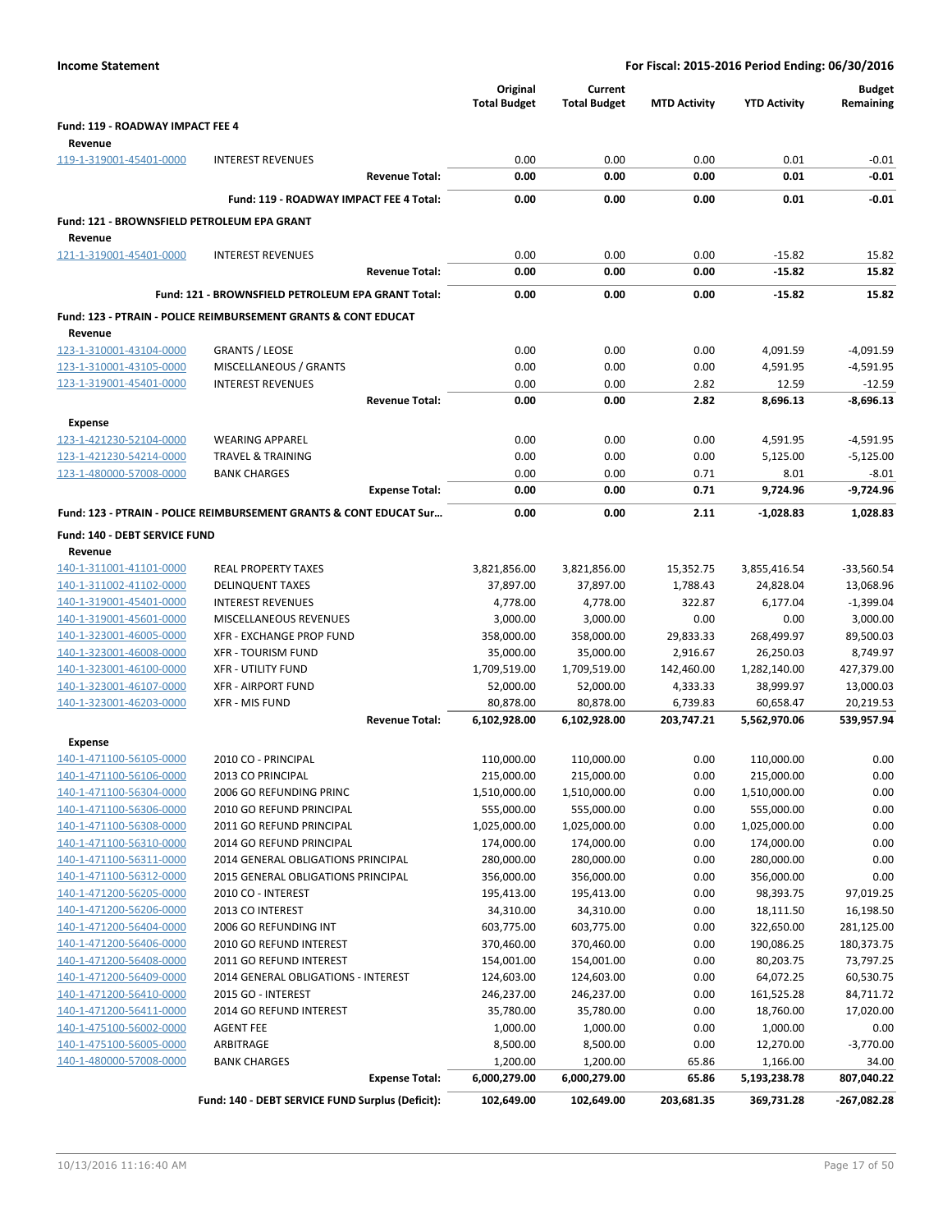**Income Statement** — For Fiscal: 2015-2016 Period Ending: 06/30/2016

| | | Original Total Budget | Current Total Budget | MTD Activity | YTD Activity | Budget Remaining |
|---|---|---|---|---|---|---|
| **Fund: 119 - ROADWAY IMPACT FEE 4** | | | | | | |
| **Revenue** | | | | | | |
| 119-1-319001-45401-0000 | INTEREST REVENUES | 0.00 | 0.00 | 0.00 | 0.01 | -0.01 |
| | **Revenue Total:** | **0.00** | **0.00** | **0.00** | **0.01** | **-0.01** |
| | **Fund: 119 - ROADWAY IMPACT FEE 4 Total:** | **0.00** | **0.00** | **0.00** | **0.01** | **-0.01** |
| **Fund: 121 - BROWNSFIELD PETROLEUM EPA GRANT** | | | | | | |
| **Revenue** | | | | | | |
| 121-1-319001-45401-0000 | INTEREST REVENUES | 0.00 | 0.00 | 0.00 | -15.82 | 15.82 |
| | **Revenue Total:** | **0.00** | **0.00** | **0.00** | **-15.82** | **15.82** |
| | **Fund: 121 - BROWNSFIELD PETROLEUM EPA GRANT Total:** | **0.00** | **0.00** | **0.00** | **-15.82** | **15.82** |
| **Fund: 123 - PTRAIN - POLICE REIMBURSEMENT GRANTS & CONT EDUCAT** | | | | | | |
| **Revenue** | | | | | | |
| 123-1-310001-43104-0000 | GRANTS / LEOSE | 0.00 | 0.00 | 0.00 | 4,091.59 | -4,091.59 |
| 123-1-310001-43105-0000 | MISCELLANEOUS / GRANTS | 0.00 | 0.00 | 0.00 | 4,591.95 | -4,591.95 |
| 123-1-319001-45401-0000 | INTEREST REVENUES | 0.00 | 0.00 | 2.82 | 12.59 | -12.59 |
| | **Revenue Total:** | **0.00** | **0.00** | **2.82** | **8,696.13** | **-8,696.13** |
| **Expense** | | | | | | |
| 123-1-421230-52104-0000 | WEARING APPAREL | 0.00 | 0.00 | 0.00 | 4,591.95 | -4,591.95 |
| 123-1-421230-54214-0000 | TRAVEL & TRAINING | 0.00 | 0.00 | 0.00 | 5,125.00 | -5,125.00 |
| 123-1-480000-57008-0000 | BANK CHARGES | 0.00 | 0.00 | 0.71 | 8.01 | -8.01 |
| | **Expense Total:** | **0.00** | **0.00** | **0.71** | **9,724.96** | **-9,724.96** |
| **Fund: 123 - PTRAIN - POLICE REIMBURSEMENT GRANTS & CONT EDUCAT Sur...** | | **0.00** | **0.00** | **2.11** | **-1,028.83** | **1,028.83** |
| **Fund: 140 - DEBT SERVICE FUND** | | | | | | |
| **Revenue** | | | | | | |
| 140-1-311001-41101-0000 | REAL PROPERTY TAXES | 3,821,856.00 | 3,821,856.00 | 15,352.75 | 3,855,416.54 | -33,560.54 |
| 140-1-311002-41102-0000 | DELINQUENT TAXES | 37,897.00 | 37,897.00 | 1,788.43 | 24,828.04 | 13,068.96 |
| 140-1-319001-45401-0000 | INTEREST REVENUES | 4,778.00 | 4,778.00 | 322.87 | 6,177.04 | -1,399.04 |
| 140-1-319001-45601-0000 | MISCELLANEOUS REVENUES | 3,000.00 | 3,000.00 | 0.00 | 0.00 | 3,000.00 |
| 140-1-323001-46005-0000 | XFR - EXCHANGE PROP FUND | 358,000.00 | 358,000.00 | 29,833.33 | 268,499.97 | 89,500.03 |
| 140-1-323001-46008-0000 | XFR - TOURISM FUND | 35,000.00 | 35,000.00 | 2,916.67 | 26,250.03 | 8,749.97 |
| 140-1-323001-46100-0000 | XFR - UTILITY FUND | 1,709,519.00 | 1,709,519.00 | 142,460.00 | 1,282,140.00 | 427,379.00 |
| 140-1-323001-46107-0000 | XFR - AIRPORT FUND | 52,000.00 | 52,000.00 | 4,333.33 | 38,999.97 | 13,000.03 |
| 140-1-323001-46203-0000 | XFR - MIS FUND | 80,878.00 | 80,878.00 | 6,739.83 | 60,658.47 | 20,219.53 |
| | **Revenue Total:** | **6,102,928.00** | **6,102,928.00** | **203,747.21** | **5,562,970.06** | **539,957.94** |
| **Expense** | | | | | | |
| 140-1-471100-56105-0000 | 2010 CO - PRINCIPAL | 110,000.00 | 110,000.00 | 0.00 | 110,000.00 | 0.00 |
| 140-1-471100-56106-0000 | 2013 CO PRINCIPAL | 215,000.00 | 215,000.00 | 0.00 | 215,000.00 | 0.00 |
| 140-1-471100-56304-0000 | 2006 GO REFUNDING PRINC | 1,510,000.00 | 1,510,000.00 | 0.00 | 1,510,000.00 | 0.00 |
| 140-1-471100-56306-0000 | 2010 GO REFUND PRINCIPAL | 555,000.00 | 555,000.00 | 0.00 | 555,000.00 | 0.00 |
| 140-1-471100-56308-0000 | 2011 GO REFUND PRINCIPAL | 1,025,000.00 | 1,025,000.00 | 0.00 | 1,025,000.00 | 0.00 |
| 140-1-471100-56310-0000 | 2014 GO REFUND PRINCIPAL | 174,000.00 | 174,000.00 | 0.00 | 174,000.00 | 0.00 |
| 140-1-471100-56311-0000 | 2014 GENERAL OBLIGATIONS PRINCIPAL | 280,000.00 | 280,000.00 | 0.00 | 280,000.00 | 0.00 |
| 140-1-471100-56312-0000 | 2015 GENERAL OBLIGATIONS PRINCIPAL | 356,000.00 | 356,000.00 | 0.00 | 356,000.00 | 0.00 |
| 140-1-471200-56205-0000 | 2010 CO - INTEREST | 195,413.00 | 195,413.00 | 0.00 | 98,393.75 | 97,019.25 |
| 140-1-471200-56206-0000 | 2013 CO INTEREST | 34,310.00 | 34,310.00 | 0.00 | 18,111.50 | 16,198.50 |
| 140-1-471200-56404-0000 | 2006 GO REFUNDING INT | 603,775.00 | 603,775.00 | 0.00 | 322,650.00 | 281,125.00 |
| 140-1-471200-56406-0000 | 2010 GO REFUND INTEREST | 370,460.00 | 370,460.00 | 0.00 | 190,086.25 | 180,373.75 |
| 140-1-471200-56408-0000 | 2011 GO REFUND INTEREST | 154,001.00 | 154,001.00 | 0.00 | 80,203.75 | 73,797.25 |
| 140-1-471200-56409-0000 | 2014 GENERAL OBLIGATIONS - INTEREST | 124,603.00 | 124,603.00 | 0.00 | 64,072.25 | 60,530.75 |
| 140-1-471200-56410-0000 | 2015 GO - INTEREST | 246,237.00 | 246,237.00 | 0.00 | 161,525.28 | 84,711.72 |
| 140-1-471200-56411-0000 | 2014 GO REFUND INTEREST | 35,780.00 | 35,780.00 | 0.00 | 18,760.00 | 17,020.00 |
| 140-1-475100-56002-0000 | AGENT FEE | 1,000.00 | 1,000.00 | 0.00 | 1,000.00 | 0.00 |
| 140-1-475100-56005-0000 | ARBITRAGE | 8,500.00 | 8,500.00 | 0.00 | 12,270.00 | -3,770.00 |
| 140-1-480000-57008-0000 | BANK CHARGES | 1,200.00 | 1,200.00 | 65.86 | 1,166.00 | 34.00 |
| | **Expense Total:** | **6,000,279.00** | **6,000,279.00** | **65.86** | **5,193,238.78** | **807,040.22** |
| | **Fund: 140 - DEBT SERVICE FUND Surplus (Deficit):** | **102,649.00** | **102,649.00** | **203,681.35** | **369,731.28** | **-267,082.28** |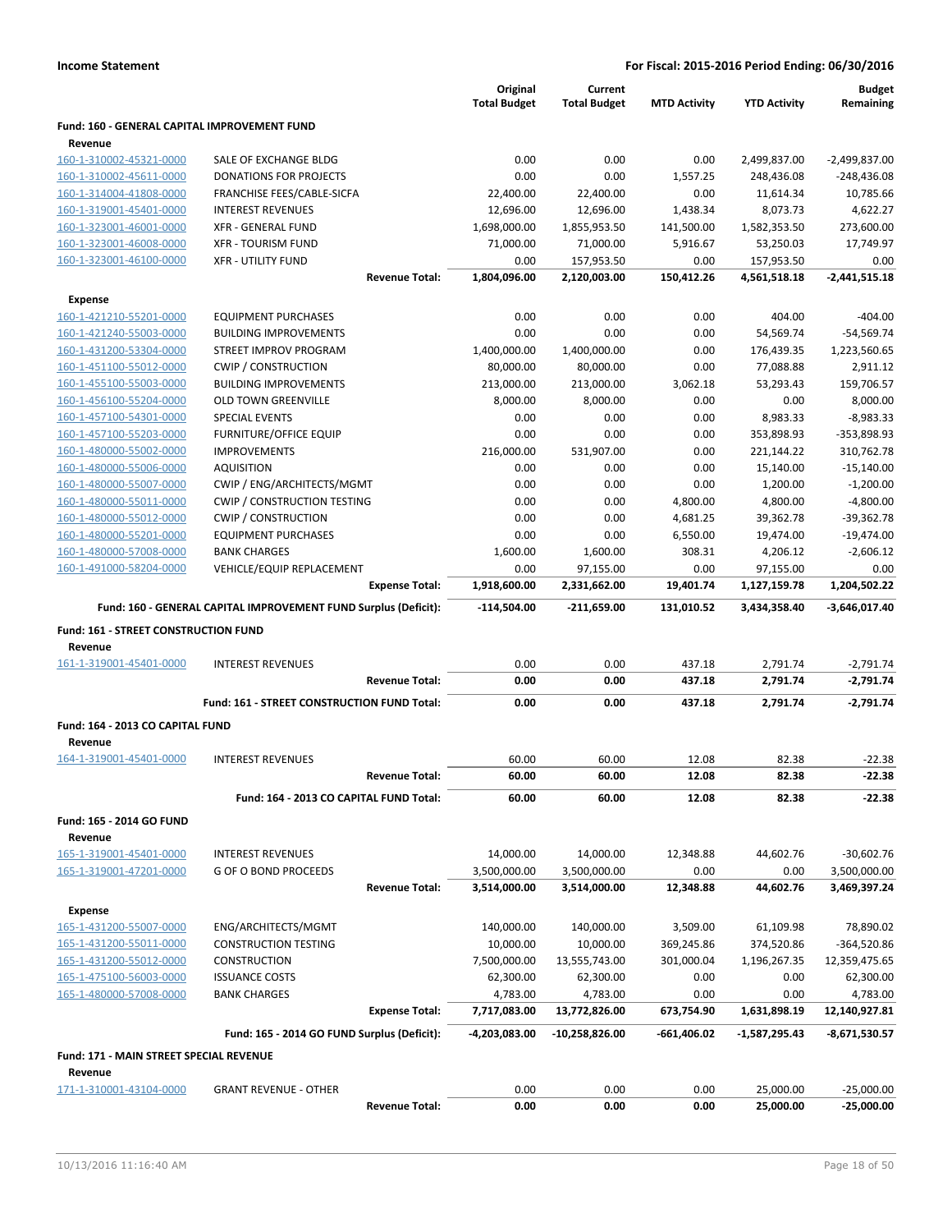**Income Statement** | **For Fiscal: 2015-2016 Period Ending: 06/30/2016**

| | | Original Total Budget | Current Total Budget | MTD Activity | YTD Activity | Budget Remaining |
|---|---|---|---|---|---|---|
| **Fund: 160 - GENERAL CAPITAL IMPROVEMENT FUND** | | | | | | |
| **Revenue** | | | | | | |
| 160-1-310002-45321-0000 | SALE OF EXCHANGE BLDG | 0.00 | 0.00 | 0.00 | 2,499,837.00 | -2,499,837.00 |
| 160-1-310002-45611-0000 | DONATIONS FOR PROJECTS | 0.00 | 0.00 | 1,557.25 | 248,436.08 | -248,436.08 |
| 160-1-314004-41808-0000 | FRANCHISE FEES/CABLE-SICFA | 22,400.00 | 22,400.00 | 0.00 | 11,614.34 | 10,785.66 |
| 160-1-319001-45401-0000 | INTEREST REVENUES | 12,696.00 | 12,696.00 | 1,438.34 | 8,073.73 | 4,622.27 |
| 160-1-323001-46001-0000 | XFR - GENERAL FUND | 1,698,000.00 | 1,855,953.50 | 141,500.00 | 1,582,353.50 | 273,600.00 |
| 160-1-323001-46008-0000 | XFR - TOURISM FUND | 71,000.00 | 71,000.00 | 5,916.67 | 53,250.03 | 17,749.97 |
| 160-1-323001-46100-0000 | XFR - UTILITY FUND | 0.00 | 157,953.50 | 0.00 | 157,953.50 | 0.00 |
| | **Revenue Total:** | **1,804,096.00** | **2,120,003.00** | **150,412.26** | **4,561,518.18** | **-2,441,515.18** |
| **Expense** | | | | | | |
| 160-1-421210-55201-0000 | EQUIPMENT PURCHASES | 0.00 | 0.00 | 0.00 | 404.00 | -404.00 |
| 160-1-421240-55003-0000 | BUILDING IMPROVEMENTS | 0.00 | 0.00 | 0.00 | 54,569.74 | -54,569.74 |
| 160-1-431200-53304-0000 | STREET IMPROV PROGRAM | 1,400,000.00 | 1,400,000.00 | 0.00 | 176,439.35 | 1,223,560.65 |
| 160-1-451100-55012-0000 | CWIP / CONSTRUCTION | 80,000.00 | 80,000.00 | 0.00 | 77,088.88 | 2,911.12 |
| 160-1-455100-55003-0000 | BUILDING IMPROVEMENTS | 213,000.00 | 213,000.00 | 3,062.18 | 53,293.43 | 159,706.57 |
| 160-1-456100-55204-0000 | OLD TOWN GREENVILLE | 8,000.00 | 8,000.00 | 0.00 | 0.00 | 8,000.00 |
| 160-1-457100-54301-0000 | SPECIAL EVENTS | 0.00 | 0.00 | 0.00 | 8,983.33 | -8,983.33 |
| 160-1-457100-55203-0000 | FURNITURE/OFFICE EQUIP | 0.00 | 0.00 | 0.00 | 353,898.93 | -353,898.93 |
| 160-1-480000-55002-0000 | IMPROVEMENTS | 216,000.00 | 531,907.00 | 0.00 | 221,144.22 | 310,762.78 |
| 160-1-480000-55006-0000 | AQUISITION | 0.00 | 0.00 | 0.00 | 15,140.00 | -15,140.00 |
| 160-1-480000-55007-0000 | CWIP / ENG/ARCHITECTS/MGMT | 0.00 | 0.00 | 0.00 | 1,200.00 | -1,200.00 |
| 160-1-480000-55011-0000 | CWIP / CONSTRUCTION TESTING | 0.00 | 0.00 | 4,800.00 | 4,800.00 | -4,800.00 |
| 160-1-480000-55012-0000 | CWIP / CONSTRUCTION | 0.00 | 0.00 | 4,681.25 | 39,362.78 | -39,362.78 |
| 160-1-480000-55201-0000 | EQUIPMENT PURCHASES | 0.00 | 0.00 | 6,550.00 | 19,474.00 | -19,474.00 |
| 160-1-480000-57008-0000 | BANK CHARGES | 1,600.00 | 1,600.00 | 308.31 | 4,206.12 | -2,606.12 |
| 160-1-491000-58204-0000 | VEHICLE/EQUIP REPLACEMENT | 0.00 | 97,155.00 | 0.00 | 97,155.00 | 0.00 |
| | **Expense Total:** | **1,918,600.00** | **2,331,662.00** | **19,401.74** | **1,127,159.78** | **1,204,502.22** |
| | **Fund: 160 - GENERAL CAPITAL IMPROVEMENT FUND Surplus (Deficit):** | **-114,504.00** | **-211,659.00** | **131,010.52** | **3,434,358.40** | **-3,646,017.40** |
| **Fund: 161 - STREET CONSTRUCTION FUND** | | | | | | |
| **Revenue** | | | | | | |
| 161-1-319001-45401-0000 | INTEREST REVENUES | 0.00 | 0.00 | 437.18 | 2,791.74 | -2,791.74 |
| | **Revenue Total:** | **0.00** | **0.00** | **437.18** | **2,791.74** | **-2,791.74** |
| | **Fund: 161 - STREET CONSTRUCTION FUND Total:** | **0.00** | **0.00** | **437.18** | **2,791.74** | **-2,791.74** |
| **Fund: 164 - 2013 CO CAPITAL FUND** | | | | | | |
| **Revenue** | | | | | | |
| 164-1-319001-45401-0000 | INTEREST REVENUES | 60.00 | 60.00 | 12.08 | 82.38 | -22.38 |
| | **Revenue Total:** | **60.00** | **60.00** | **12.08** | **82.38** | **-22.38** |
| | **Fund: 164 - 2013 CO CAPITAL FUND Total:** | **60.00** | **60.00** | **12.08** | **82.38** | **-22.38** |
| **Fund: 165 - 2014 GO FUND** | | | | | | |
| **Revenue** | | | | | | |
| 165-1-319001-45401-0000 | INTEREST REVENUES | 14,000.00 | 14,000.00 | 12,348.88 | 44,602.76 | -30,602.76 |
| 165-1-319001-47201-0000 | G OF O BOND PROCEEDS | 3,500,000.00 | 3,500,000.00 | 0.00 | 0.00 | 3,500,000.00 |
| | **Revenue Total:** | **3,514,000.00** | **3,514,000.00** | **12,348.88** | **44,602.76** | **3,469,397.24** |
| **Expense** | | | | | | |
| 165-1-431200-55007-0000 | ENG/ARCHITECTS/MGMT | 140,000.00 | 140,000.00 | 3,509.00 | 61,109.98 | 78,890.02 |
| 165-1-431200-55011-0000 | CONSTRUCTION TESTING | 10,000.00 | 10,000.00 | 369,245.86 | 374,520.86 | -364,520.86 |
| 165-1-431200-55012-0000 | CONSTRUCTION | 7,500,000.00 | 13,555,743.00 | 301,000.04 | 1,196,267.35 | 12,359,475.65 |
| 165-1-475100-56003-0000 | ISSUANCE COSTS | 62,300.00 | 62,300.00 | 0.00 | 0.00 | 62,300.00 |
| 165-1-480000-57008-0000 | BANK CHARGES | 4,783.00 | 4,783.00 | 0.00 | 0.00 | 4,783.00 |
| | **Expense Total:** | **7,717,083.00** | **13,772,826.00** | **673,754.90** | **1,631,898.19** | **12,140,927.81** |
| | **Fund: 165 - 2014 GO FUND Surplus (Deficit):** | **-4,203,083.00** | **-10,258,826.00** | **-661,406.02** | **-1,587,295.43** | **-8,671,530.57** |
| **Fund: 171 - MAIN STREET SPECIAL REVENUE** | | | | | | |
| **Revenue** | | | | | | |
| 171-1-310001-43104-0000 | GRANT REVENUE - OTHER | 0.00 | 0.00 | 0.00 | 25,000.00 | -25,000.00 |
| | **Revenue Total:** | **0.00** | **0.00** | **0.00** | **25,000.00** | **-25,000.00** |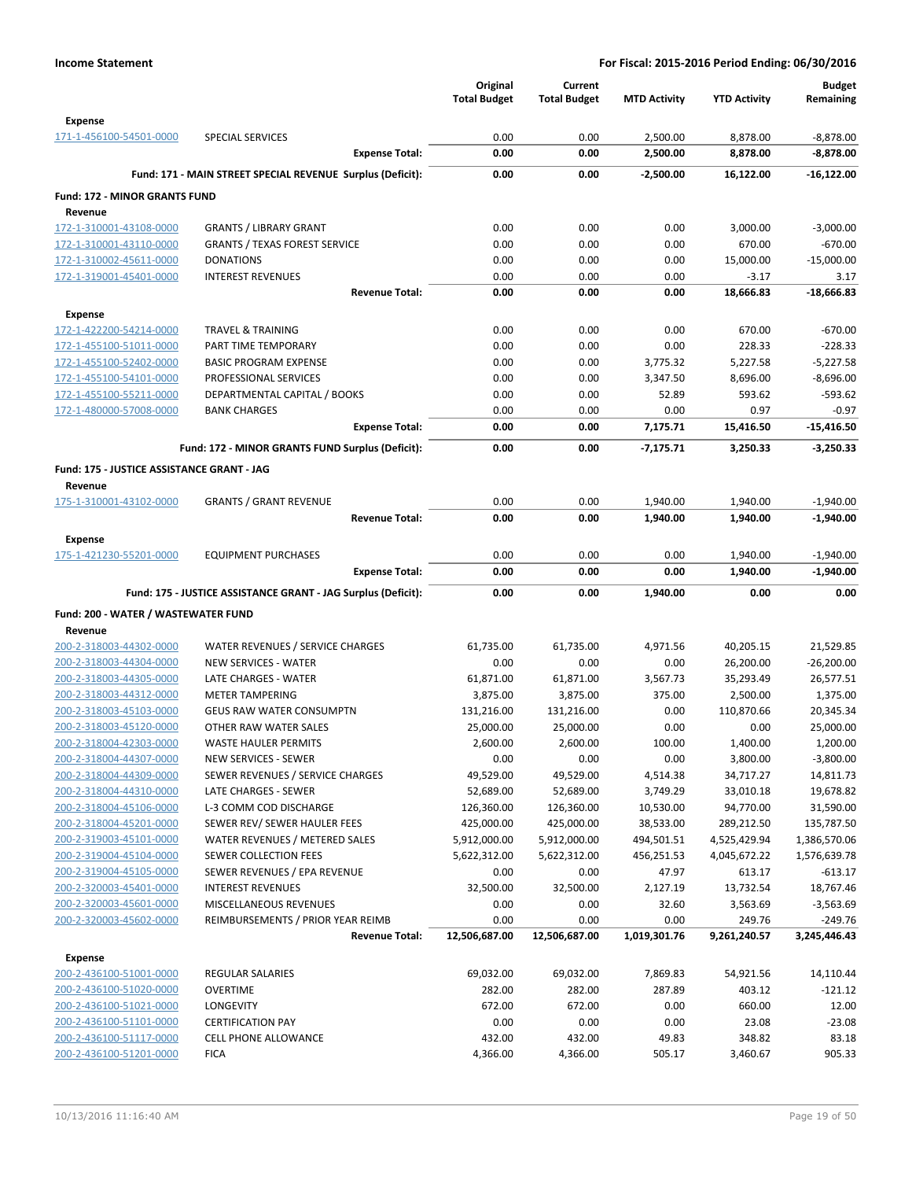**Income Statement** — For Fiscal: 2015-2016 Period Ending: 06/30/2016

| | | Original Total Budget | Current Total Budget | MTD Activity | YTD Activity | Budget Remaining |
|---|---|---|---|---|---|---|
| **Expense** | | | | | | |
| 171-1-456100-54501-0000 | SPECIAL SERVICES | 0.00 | 0.00 | 2,500.00 | 8,878.00 | -8,878.00 |
| | **Expense Total:** | **0.00** | **0.00** | **2,500.00** | **8,878.00** | **-8,878.00** |
| | **Fund: 171 - MAIN STREET SPECIAL REVENUE Surplus (Deficit):** | **0.00** | **0.00** | **-2,500.00** | **16,122.00** | **-16,122.00** |
| **Fund: 172 - MINOR GRANTS FUND** | | | | | | |
| **Revenue** | | | | | | |
| 172-1-310001-43108-0000 | GRANTS / LIBRARY GRANT | 0.00 | 0.00 | 0.00 | 3,000.00 | -3,000.00 |
| 172-1-310001-43110-0000 | GRANTS / TEXAS FOREST SERVICE | 0.00 | 0.00 | 0.00 | 670.00 | -670.00 |
| 172-1-310002-45611-0000 | DONATIONS | 0.00 | 0.00 | 0.00 | 15,000.00 | -15,000.00 |
| 172-1-319001-45401-0000 | INTEREST REVENUES | 0.00 | 0.00 | 0.00 | -3.17 | 3.17 |
| | **Revenue Total:** | **0.00** | **0.00** | **0.00** | **18,666.83** | **-18,666.83** |
| **Expense** | | | | | | |
| 172-1-422200-54214-0000 | TRAVEL & TRAINING | 0.00 | 0.00 | 0.00 | 670.00 | -670.00 |
| 172-1-455100-51011-0000 | PART TIME TEMPORARY | 0.00 | 0.00 | 0.00 | 228.33 | -228.33 |
| 172-1-455100-52402-0000 | BASIC PROGRAM EXPENSE | 0.00 | 0.00 | 3,775.32 | 5,227.58 | -5,227.58 |
| 172-1-455100-54101-0000 | PROFESSIONAL SERVICES | 0.00 | 0.00 | 3,347.50 | 8,696.00 | -8,696.00 |
| 172-1-455100-55211-0000 | DEPARTMENTAL CAPITAL / BOOKS | 0.00 | 0.00 | 52.89 | 593.62 | -593.62 |
| 172-1-480000-57008-0000 | BANK CHARGES | 0.00 | 0.00 | 0.00 | 0.97 | -0.97 |
| | **Expense Total:** | **0.00** | **0.00** | **7,175.71** | **15,416.50** | **-15,416.50** |
| | **Fund: 172 - MINOR GRANTS FUND Surplus (Deficit):** | **0.00** | **0.00** | **-7,175.71** | **3,250.33** | **-3,250.33** |
| **Fund: 175 - JUSTICE ASSISTANCE GRANT - JAG** | | | | | | |
| **Revenue** | | | | | | |
| 175-1-310001-43102-0000 | GRANTS / GRANT REVENUE | 0.00 | 0.00 | 1,940.00 | 1,940.00 | -1,940.00 |
| | **Revenue Total:** | **0.00** | **0.00** | **1,940.00** | **1,940.00** | **-1,940.00** |
| **Expense** | | | | | | |
| 175-1-421230-55201-0000 | EQUIPMENT PURCHASES | 0.00 | 0.00 | 0.00 | 1,940.00 | -1,940.00 |
| | **Expense Total:** | **0.00** | **0.00** | **0.00** | **1,940.00** | **-1,940.00** |
| | **Fund: 175 - JUSTICE ASSISTANCE GRANT - JAG Surplus (Deficit):** | **0.00** | **0.00** | **1,940.00** | **0.00** | **0.00** |
| **Fund: 200 - WATER / WASTEWATER FUND** | | | | | | |
| **Revenue** | | | | | | |
| 200-2-318003-44302-0000 | WATER REVENUES / SERVICE CHARGES | 61,735.00 | 61,735.00 | 4,971.56 | 40,205.15 | 21,529.85 |
| 200-2-318003-44304-0000 | NEW SERVICES - WATER | 0.00 | 0.00 | 0.00 | 26,200.00 | -26,200.00 |
| 200-2-318003-44305-0000 | LATE CHARGES - WATER | 61,871.00 | 61,871.00 | 3,567.73 | 35,293.49 | 26,577.51 |
| 200-2-318003-44312-0000 | METER TAMPERING | 3,875.00 | 3,875.00 | 375.00 | 2,500.00 | 1,375.00 |
| 200-2-318003-45103-0000 | GEUS RAW WATER CONSUMPTN | 131,216.00 | 131,216.00 | 0.00 | 110,870.66 | 20,345.34 |
| 200-2-318003-45120-0000 | OTHER RAW WATER SALES | 25,000.00 | 25,000.00 | 0.00 | 0.00 | 25,000.00 |
| 200-2-318004-42303-0000 | WASTE HAULER PERMITS | 2,600.00 | 2,600.00 | 100.00 | 1,400.00 | 1,200.00 |
| 200-2-318004-44307-0000 | NEW SERVICES - SEWER | 0.00 | 0.00 | 0.00 | 3,800.00 | -3,800.00 |
| 200-2-318004-44309-0000 | SEWER REVENUES / SERVICE CHARGES | 49,529.00 | 49,529.00 | 4,514.38 | 34,717.27 | 14,811.73 |
| 200-2-318004-44310-0000 | LATE CHARGES - SEWER | 52,689.00 | 52,689.00 | 3,749.29 | 33,010.18 | 19,678.82 |
| 200-2-318004-45106-0000 | L-3 COMM COD DISCHARGE | 126,360.00 | 126,360.00 | 10,530.00 | 94,770.00 | 31,590.00 |
| 200-2-318004-45201-0000 | SEWER REV/ SEWER HAULER FEES | 425,000.00 | 425,000.00 | 38,533.00 | 289,212.50 | 135,787.50 |
| 200-2-319003-45101-0000 | WATER REVENUES / METERED SALES | 5,912,000.00 | 5,912,000.00 | 494,501.51 | 4,525,429.94 | 1,386,570.06 |
| 200-2-319004-45104-0000 | SEWER COLLECTION FEES | 5,622,312.00 | 5,622,312.00 | 456,251.53 | 4,045,672.22 | 1,576,639.78 |
| 200-2-319004-45105-0000 | SEWER REVENUES / EPA REVENUE | 0.00 | 0.00 | 47.97 | 613.17 | -613.17 |
| 200-2-320003-45401-0000 | INTEREST REVENUES | 32,500.00 | 32,500.00 | 2,127.19 | 13,732.54 | 18,767.46 |
| 200-2-320003-45601-0000 | MISCELLANEOUS REVENUES | 0.00 | 0.00 | 32.60 | 3,563.69 | -3,563.69 |
| 200-2-320003-45602-0000 | REIMBURSEMENTS / PRIOR YEAR REIMB | 0.00 | 0.00 | 0.00 | 249.76 | -249.76 |
| | **Revenue Total:** | **12,506,687.00** | **12,506,687.00** | **1,019,301.76** | **9,261,240.57** | **3,245,446.43** |
| **Expense** | | | | | | |
| 200-2-436100-51001-0000 | REGULAR SALARIES | 69,032.00 | 69,032.00 | 7,869.83 | 54,921.56 | 14,110.44 |
| 200-2-436100-51020-0000 | OVERTIME | 282.00 | 282.00 | 287.89 | 403.12 | -121.12 |
| 200-2-436100-51021-0000 | LONGEVITY | 672.00 | 672.00 | 0.00 | 660.00 | 12.00 |
| 200-2-436100-51101-0000 | CERTIFICATION PAY | 0.00 | 0.00 | 0.00 | 23.08 | -23.08 |
| 200-2-436100-51117-0000 | CELL PHONE ALLOWANCE | 432.00 | 432.00 | 49.83 | 348.82 | 83.18 |
| 200-2-436100-51201-0000 | FICA | 4,366.00 | 4,366.00 | 505.17 | 3,460.67 | 905.33 |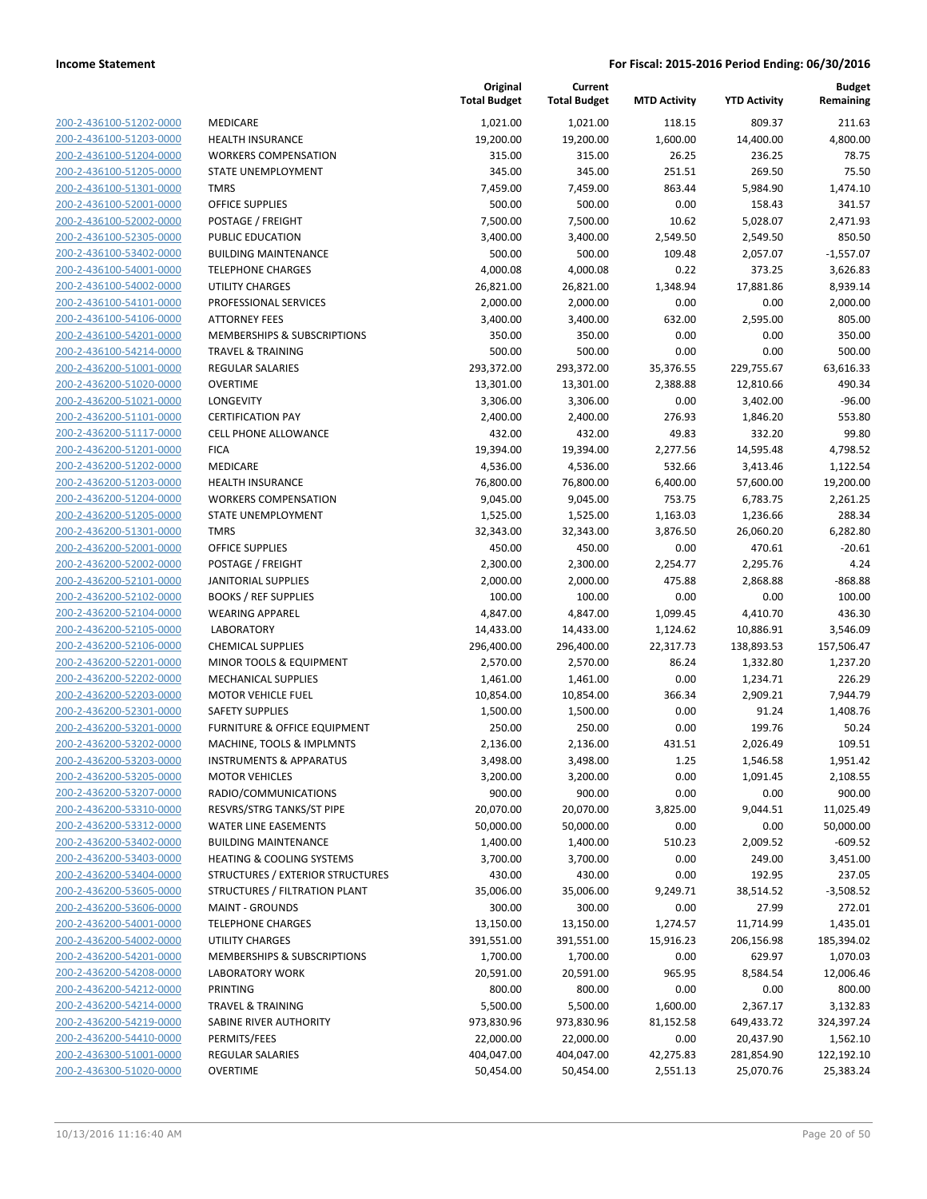**Income Statement** | **For Fiscal: 2015-2016 Period Ending: 06/30/2016**

| | | Original Total Budget | Current Total Budget | MTD Activity | YTD Activity | Budget Remaining |
|---|---|---|---|---|---|---|
| 200-2-436100-51202-0000 | MEDICARE | 1,021.00 | 1,021.00 | 118.15 | 809.37 | 211.63 |
| 200-2-436100-51203-0000 | HEALTH INSURANCE | 19,200.00 | 19,200.00 | 1,600.00 | 14,400.00 | 4,800.00 |
| 200-2-436100-51204-0000 | WORKERS COMPENSATION | 315.00 | 315.00 | 26.25 | 236.25 | 78.75 |
| 200-2-436100-51205-0000 | STATE UNEMPLOYMENT | 345.00 | 345.00 | 251.51 | 269.50 | 75.50 |
| 200-2-436100-51301-0000 | TMRS | 7,459.00 | 7,459.00 | 863.44 | 5,984.90 | 1,474.10 |
| 200-2-436100-52001-0000 | OFFICE SUPPLIES | 500.00 | 500.00 | 0.00 | 158.43 | 341.57 |
| 200-2-436100-52002-0000 | POSTAGE / FREIGHT | 7,500.00 | 7,500.00 | 10.62 | 5,028.07 | 2,471.93 |
| 200-2-436100-52305-0000 | PUBLIC EDUCATION | 3,400.00 | 3,400.00 | 2,549.50 | 2,549.50 | 850.50 |
| 200-2-436100-53402-0000 | BUILDING MAINTENANCE | 500.00 | 500.00 | 109.48 | 2,057.07 | -1,557.07 |
| 200-2-436100-54001-0000 | TELEPHONE CHARGES | 4,000.08 | 4,000.08 | 0.22 | 373.25 | 3,626.83 |
| 200-2-436100-54002-0000 | UTILITY CHARGES | 26,821.00 | 26,821.00 | 1,348.94 | 17,881.86 | 8,939.14 |
| 200-2-436100-54101-0000 | PROFESSIONAL SERVICES | 2,000.00 | 2,000.00 | 0.00 | 0.00 | 2,000.00 |
| 200-2-436100-54106-0000 | ATTORNEY FEES | 3,400.00 | 3,400.00 | 632.00 | 2,595.00 | 805.00 |
| 200-2-436100-54201-0000 | MEMBERSHIPS & SUBSCRIPTIONS | 350.00 | 350.00 | 0.00 | 0.00 | 350.00 |
| 200-2-436100-54214-0000 | TRAVEL & TRAINING | 500.00 | 500.00 | 0.00 | 0.00 | 500.00 |
| 200-2-436200-51001-0000 | REGULAR SALARIES | 293,372.00 | 293,372.00 | 35,376.55 | 229,755.67 | 63,616.33 |
| 200-2-436200-51020-0000 | OVERTIME | 13,301.00 | 13,301.00 | 2,388.88 | 12,810.66 | 490.34 |
| 200-2-436200-51021-0000 | LONGEVITY | 3,306.00 | 3,306.00 | 0.00 | 3,402.00 | -96.00 |
| 200-2-436200-51101-0000 | CERTIFICATION PAY | 2,400.00 | 2,400.00 | 276.93 | 1,846.20 | 553.80 |
| 200-2-436200-51117-0000 | CELL PHONE ALLOWANCE | 432.00 | 432.00 | 49.83 | 332.20 | 99.80 |
| 200-2-436200-51201-0000 | FICA | 19,394.00 | 19,394.00 | 2,277.56 | 14,595.48 | 4,798.52 |
| 200-2-436200-51202-0000 | MEDICARE | 4,536.00 | 4,536.00 | 532.66 | 3,413.46 | 1,122.54 |
| 200-2-436200-51203-0000 | HEALTH INSURANCE | 76,800.00 | 76,800.00 | 6,400.00 | 57,600.00 | 19,200.00 |
| 200-2-436200-51204-0000 | WORKERS COMPENSATION | 9,045.00 | 9,045.00 | 753.75 | 6,783.75 | 2,261.25 |
| 200-2-436200-51205-0000 | STATE UNEMPLOYMENT | 1,525.00 | 1,525.00 | 1,163.03 | 1,236.66 | 288.34 |
| 200-2-436200-51301-0000 | TMRS | 32,343.00 | 32,343.00 | 3,876.50 | 26,060.20 | 6,282.80 |
| 200-2-436200-52001-0000 | OFFICE SUPPLIES | 450.00 | 450.00 | 0.00 | 470.61 | -20.61 |
| 200-2-436200-52002-0000 | POSTAGE / FREIGHT | 2,300.00 | 2,300.00 | 2,254.77 | 2,295.76 | 4.24 |
| 200-2-436200-52101-0000 | JANITORIAL SUPPLIES | 2,000.00 | 2,000.00 | 475.88 | 2,868.88 | -868.88 |
| 200-2-436200-52102-0000 | BOOKS / REF SUPPLIES | 100.00 | 100.00 | 0.00 | 0.00 | 100.00 |
| 200-2-436200-52104-0000 | WEARING APPAREL | 4,847.00 | 4,847.00 | 1,099.45 | 4,410.70 | 436.30 |
| 200-2-436200-52105-0000 | LABORATORY | 14,433.00 | 14,433.00 | 1,124.62 | 10,886.91 | 3,546.09 |
| 200-2-436200-52106-0000 | CHEMICAL SUPPLIES | 296,400.00 | 296,400.00 | 22,317.73 | 138,893.53 | 157,506.47 |
| 200-2-436200-52201-0000 | MINOR TOOLS & EQUIPMENT | 2,570.00 | 2,570.00 | 86.24 | 1,332.80 | 1,237.20 |
| 200-2-436200-52202-0000 | MECHANICAL SUPPLIES | 1,461.00 | 1,461.00 | 0.00 | 1,234.71 | 226.29 |
| 200-2-436200-52203-0000 | MOTOR VEHICLE FUEL | 10,854.00 | 10,854.00 | 366.34 | 2,909.21 | 7,944.79 |
| 200-2-436200-52301-0000 | SAFETY SUPPLIES | 1,500.00 | 1,500.00 | 0.00 | 91.24 | 1,408.76 |
| 200-2-436200-53201-0000 | FURNITURE & OFFICE EQUIPMENT | 250.00 | 250.00 | 0.00 | 199.76 | 50.24 |
| 200-2-436200-53202-0000 | MACHINE, TOOLS & IMPLMNTS | 2,136.00 | 2,136.00 | 431.51 | 2,026.49 | 109.51 |
| 200-2-436200-53203-0000 | INSTRUMENTS & APPARATUS | 3,498.00 | 3,498.00 | 1.25 | 1,546.58 | 1,951.42 |
| 200-2-436200-53205-0000 | MOTOR VEHICLES | 3,200.00 | 3,200.00 | 0.00 | 1,091.45 | 2,108.55 |
| 200-2-436200-53207-0000 | RADIO/COMMUNICATIONS | 900.00 | 900.00 | 0.00 | 0.00 | 900.00 |
| 200-2-436200-53310-0000 | RESVRS/STRG TANKS/ST PIPE | 20,070.00 | 20,070.00 | 3,825.00 | 9,044.51 | 11,025.49 |
| 200-2-436200-53312-0000 | WATER LINE EASEMENTS | 50,000.00 | 50,000.00 | 0.00 | 0.00 | 50,000.00 |
| 200-2-436200-53402-0000 | BUILDING MAINTENANCE | 1,400.00 | 1,400.00 | 510.23 | 2,009.52 | -609.52 |
| 200-2-436200-53403-0000 | HEATING & COOLING SYSTEMS | 3,700.00 | 3,700.00 | 0.00 | 249.00 | 3,451.00 |
| 200-2-436200-53404-0000 | STRUCTURES / EXTERIOR STRUCTURES | 430.00 | 430.00 | 0.00 | 192.95 | 237.05 |
| 200-2-436200-53605-0000 | STRUCTURES / FILTRATION PLANT | 35,006.00 | 35,006.00 | 9,249.71 | 38,514.52 | -3,508.52 |
| 200-2-436200-53606-0000 | MAINT - GROUNDS | 300.00 | 300.00 | 0.00 | 27.99 | 272.01 |
| 200-2-436200-54001-0000 | TELEPHONE CHARGES | 13,150.00 | 13,150.00 | 1,274.57 | 11,714.99 | 1,435.01 |
| 200-2-436200-54002-0000 | UTILITY CHARGES | 391,551.00 | 391,551.00 | 15,916.23 | 206,156.98 | 185,394.02 |
| 200-2-436200-54201-0000 | MEMBERSHIPS & SUBSCRIPTIONS | 1,700.00 | 1,700.00 | 0.00 | 629.97 | 1,070.03 |
| 200-2-436200-54208-0000 | LABORATORY WORK | 20,591.00 | 20,591.00 | 965.95 | 8,584.54 | 12,006.46 |
| 200-2-436200-54212-0000 | PRINTING | 800.00 | 800.00 | 0.00 | 0.00 | 800.00 |
| 200-2-436200-54214-0000 | TRAVEL & TRAINING | 5,500.00 | 5,500.00 | 1,600.00 | 2,367.17 | 3,132.83 |
| 200-2-436200-54219-0000 | SABINE RIVER AUTHORITY | 973,830.96 | 973,830.96 | 81,152.58 | 649,433.72 | 324,397.24 |
| 200-2-436200-54410-0000 | PERMITS/FEES | 22,000.00 | 22,000.00 | 0.00 | 20,437.90 | 1,562.10 |
| 200-2-436300-51001-0000 | REGULAR SALARIES | 404,047.00 | 404,047.00 | 42,275.83 | 281,854.90 | 122,192.10 |
| 200-2-436300-51020-0000 | OVERTIME | 50,454.00 | 50,454.00 | 2,551.13 | 25,070.76 | 25,383.24 |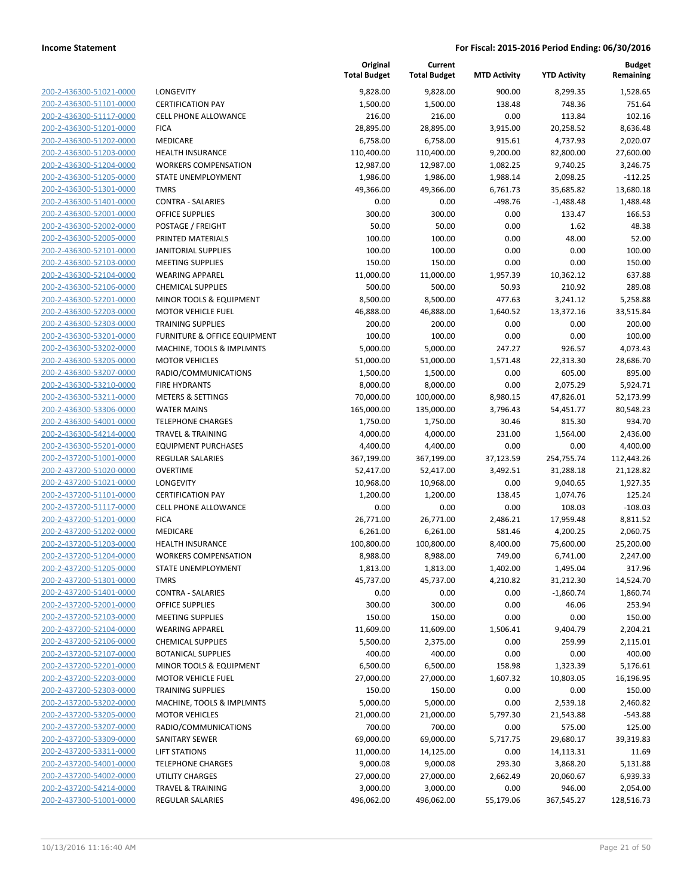| | | Original Total Budget | Current Total Budget | MTD Activity | YTD Activity | Budget Remaining |
|---|---|---|---|---|---|---|
| 200-2-436300-51021-0000 | LONGEVITY | 9,828.00 | 9,828.00 | 900.00 | 8,299.35 | 1,528.65 |
| 200-2-436300-51101-0000 | CERTIFICATION PAY | 1,500.00 | 1,500.00 | 138.48 | 748.36 | 751.64 |
| 200-2-436300-51117-0000 | CELL PHONE ALLOWANCE | 216.00 | 216.00 | 0.00 | 113.84 | 102.16 |
| 200-2-436300-51201-0000 | FICA | 28,895.00 | 28,895.00 | 3,915.00 | 20,258.52 | 8,636.48 |
| 200-2-436300-51202-0000 | MEDICARE | 6,758.00 | 6,758.00 | 915.61 | 4,737.93 | 2,020.07 |
| 200-2-436300-51203-0000 | HEALTH INSURANCE | 110,400.00 | 110,400.00 | 9,200.00 | 82,800.00 | 27,600.00 |
| 200-2-436300-51204-0000 | WORKERS COMPENSATION | 12,987.00 | 12,987.00 | 1,082.25 | 9,740.25 | 3,246.75 |
| 200-2-436300-51205-0000 | STATE UNEMPLOYMENT | 1,986.00 | 1,986.00 | 1,988.14 | 2,098.25 | -112.25 |
| 200-2-436300-51301-0000 | TMRS | 49,366.00 | 49,366.00 | 6,761.73 | 35,685.82 | 13,680.18 |
| 200-2-436300-51401-0000 | CONTRA - SALARIES | 0.00 | 0.00 | -498.76 | -1,488.48 | 1,488.48 |
| 200-2-436300-52001-0000 | OFFICE SUPPLIES | 300.00 | 300.00 | 0.00 | 133.47 | 166.53 |
| 200-2-436300-52002-0000 | POSTAGE / FREIGHT | 50.00 | 50.00 | 0.00 | 1.62 | 48.38 |
| 200-2-436300-52005-0000 | PRINTED MATERIALS | 100.00 | 100.00 | 0.00 | 48.00 | 52.00 |
| 200-2-436300-52101-0000 | JANITORIAL SUPPLIES | 100.00 | 100.00 | 0.00 | 0.00 | 100.00 |
| 200-2-436300-52103-0000 | MEETING SUPPLIES | 150.00 | 150.00 | 0.00 | 0.00 | 150.00 |
| 200-2-436300-52104-0000 | WEARING APPAREL | 11,000.00 | 11,000.00 | 1,957.39 | 10,362.12 | 637.88 |
| 200-2-436300-52106-0000 | CHEMICAL SUPPLIES | 500.00 | 500.00 | 50.93 | 210.92 | 289.08 |
| 200-2-436300-52201-0000 | MINOR TOOLS & EQUIPMENT | 8,500.00 | 8,500.00 | 477.63 | 3,241.12 | 5,258.88 |
| 200-2-436300-52203-0000 | MOTOR VEHICLE FUEL | 46,888.00 | 46,888.00 | 1,640.52 | 13,372.16 | 33,515.84 |
| 200-2-436300-52303-0000 | TRAINING SUPPLIES | 200.00 | 200.00 | 0.00 | 0.00 | 200.00 |
| 200-2-436300-53201-0000 | FURNITURE & OFFICE EQUIPMENT | 100.00 | 100.00 | 0.00 | 0.00 | 100.00 |
| 200-2-436300-53202-0000 | MACHINE, TOOLS & IMPLMNTS | 5,000.00 | 5,000.00 | 247.27 | 926.57 | 4,073.43 |
| 200-2-436300-53205-0000 | MOTOR VEHICLES | 51,000.00 | 51,000.00 | 1,571.48 | 22,313.30 | 28,686.70 |
| 200-2-436300-53207-0000 | RADIO/COMMUNICATIONS | 1,500.00 | 1,500.00 | 0.00 | 605.00 | 895.00 |
| 200-2-436300-53210-0000 | FIRE HYDRANTS | 8,000.00 | 8,000.00 | 0.00 | 2,075.29 | 5,924.71 |
| 200-2-436300-53211-0000 | METERS & SETTINGS | 70,000.00 | 100,000.00 | 8,980.15 | 47,826.01 | 52,173.99 |
| 200-2-436300-53306-0000 | WATER MAINS | 165,000.00 | 135,000.00 | 3,796.43 | 54,451.77 | 80,548.23 |
| 200-2-436300-54001-0000 | TELEPHONE CHARGES | 1,750.00 | 1,750.00 | 30.46 | 815.30 | 934.70 |
| 200-2-436300-54214-0000 | TRAVEL & TRAINING | 4,000.00 | 4,000.00 | 231.00 | 1,564.00 | 2,436.00 |
| 200-2-436300-55201-0000 | EQUIPMENT PURCHASES | 4,400.00 | 4,400.00 | 0.00 | 0.00 | 4,400.00 |
| 200-2-437200-51001-0000 | REGULAR SALARIES | 367,199.00 | 367,199.00 | 37,123.59 | 254,755.74 | 112,443.26 |
| 200-2-437200-51020-0000 | OVERTIME | 52,417.00 | 52,417.00 | 3,492.51 | 31,288.18 | 21,128.82 |
| 200-2-437200-51021-0000 | LONGEVITY | 10,968.00 | 10,968.00 | 0.00 | 9,040.65 | 1,927.35 |
| 200-2-437200-51101-0000 | CERTIFICATION PAY | 1,200.00 | 1,200.00 | 138.45 | 1,074.76 | 125.24 |
| 200-2-437200-51117-0000 | CELL PHONE ALLOWANCE | 0.00 | 0.00 | 0.00 | 108.03 | -108.03 |
| 200-2-437200-51201-0000 | FICA | 26,771.00 | 26,771.00 | 2,486.21 | 17,959.48 | 8,811.52 |
| 200-2-437200-51202-0000 | MEDICARE | 6,261.00 | 6,261.00 | 581.46 | 4,200.25 | 2,060.75 |
| 200-2-437200-51203-0000 | HEALTH INSURANCE | 100,800.00 | 100,800.00 | 8,400.00 | 75,600.00 | 25,200.00 |
| 200-2-437200-51204-0000 | WORKERS COMPENSATION | 8,988.00 | 8,988.00 | 749.00 | 6,741.00 | 2,247.00 |
| 200-2-437200-51205-0000 | STATE UNEMPLOYMENT | 1,813.00 | 1,813.00 | 1,402.00 | 1,495.04 | 317.96 |
| 200-2-437200-51301-0000 | TMRS | 45,737.00 | 45,737.00 | 4,210.82 | 31,212.30 | 14,524.70 |
| 200-2-437200-51401-0000 | CONTRA - SALARIES | 0.00 | 0.00 | 0.00 | -1,860.74 | 1,860.74 |
| 200-2-437200-52001-0000 | OFFICE SUPPLIES | 300.00 | 300.00 | 0.00 | 46.06 | 253.94 |
| 200-2-437200-52103-0000 | MEETING SUPPLIES | 150.00 | 150.00 | 0.00 | 0.00 | 150.00 |
| 200-2-437200-52104-0000 | WEARING APPAREL | 11,609.00 | 11,609.00 | 1,506.41 | 9,404.79 | 2,204.21 |
| 200-2-437200-52106-0000 | CHEMICAL SUPPLIES | 5,500.00 | 2,375.00 | 0.00 | 259.99 | 2,115.01 |
| 200-2-437200-52107-0000 | BOTANICAL SUPPLIES | 400.00 | 400.00 | 0.00 | 0.00 | 400.00 |
| 200-2-437200-52201-0000 | MINOR TOOLS & EQUIPMENT | 6,500.00 | 6,500.00 | 158.98 | 1,323.39 | 5,176.61 |
| 200-2-437200-52203-0000 | MOTOR VEHICLE FUEL | 27,000.00 | 27,000.00 | 1,607.32 | 10,803.05 | 16,196.95 |
| 200-2-437200-52303-0000 | TRAINING SUPPLIES | 150.00 | 150.00 | 0.00 | 0.00 | 150.00 |
| 200-2-437200-53202-0000 | MACHINE, TOOLS & IMPLMNTS | 5,000.00 | 5,000.00 | 0.00 | 2,539.18 | 2,460.82 |
| 200-2-437200-53205-0000 | MOTOR VEHICLES | 21,000.00 | 21,000.00 | 5,797.30 | 21,543.88 | -543.88 |
| 200-2-437200-53207-0000 | RADIO/COMMUNICATIONS | 700.00 | 700.00 | 0.00 | 575.00 | 125.00 |
| 200-2-437200-53309-0000 | SANITARY SEWER | 69,000.00 | 69,000.00 | 5,717.75 | 29,680.17 | 39,319.83 |
| 200-2-437200-53311-0000 | LIFT STATIONS | 11,000.00 | 14,125.00 | 0.00 | 14,113.31 | 11.69 |
| 200-2-437200-54001-0000 | TELEPHONE CHARGES | 9,000.08 | 9,000.08 | 293.30 | 3,868.20 | 5,131.88 |
| 200-2-437200-54002-0000 | UTILITY CHARGES | 27,000.00 | 27,000.00 | 2,662.49 | 20,060.67 | 6,939.33 |
| 200-2-437200-54214-0000 | TRAVEL & TRAINING | 3,000.00 | 3,000.00 | 0.00 | 946.00 | 2,054.00 |
| 200-2-437300-51001-0000 | REGULAR SALARIES | 496,062.00 | 496,062.00 | 55,179.06 | 367,545.27 | 128,516.73 |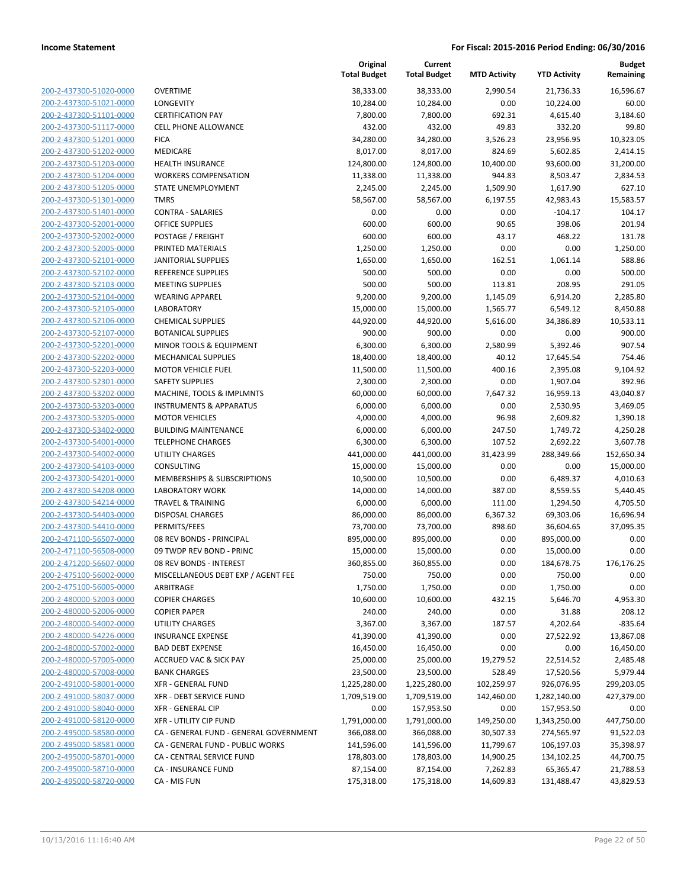| | | Original Total Budget | Current Total Budget | MTD Activity | YTD Activity | Budget Remaining |
|---|---|---|---|---|---|---|
| 200-2-437300-51020-0000 | OVERTIME | 38,333.00 | 38,333.00 | 2,990.54 | 21,736.33 | 16,596.67 |
| 200-2-437300-51021-0000 | LONGEVITY | 10,284.00 | 10,284.00 | 0.00 | 10,224.00 | 60.00 |
| 200-2-437300-51101-0000 | CERTIFICATION PAY | 7,800.00 | 7,800.00 | 692.31 | 4,615.40 | 3,184.60 |
| 200-2-437300-51117-0000 | CELL PHONE ALLOWANCE | 432.00 | 432.00 | 49.83 | 332.20 | 99.80 |
| 200-2-437300-51201-0000 | FICA | 34,280.00 | 34,280.00 | 3,526.23 | 23,956.95 | 10,323.05 |
| 200-2-437300-51202-0000 | MEDICARE | 8,017.00 | 8,017.00 | 824.69 | 5,602.85 | 2,414.15 |
| 200-2-437300-51203-0000 | HEALTH INSURANCE | 124,800.00 | 124,800.00 | 10,400.00 | 93,600.00 | 31,200.00 |
| 200-2-437300-51204-0000 | WORKERS COMPENSATION | 11,338.00 | 11,338.00 | 944.83 | 8,503.47 | 2,834.53 |
| 200-2-437300-51205-0000 | STATE UNEMPLOYMENT | 2,245.00 | 2,245.00 | 1,509.90 | 1,617.90 | 627.10 |
| 200-2-437300-51301-0000 | TMRS | 58,567.00 | 58,567.00 | 6,197.55 | 42,983.43 | 15,583.57 |
| 200-2-437300-51401-0000 | CONTRA - SALARIES | 0.00 | 0.00 | 0.00 | -104.17 | 104.17 |
| 200-2-437300-52001-0000 | OFFICE SUPPLIES | 600.00 | 600.00 | 90.65 | 398.06 | 201.94 |
| 200-2-437300-52002-0000 | POSTAGE / FREIGHT | 600.00 | 600.00 | 43.17 | 468.22 | 131.78 |
| 200-2-437300-52005-0000 | PRINTED MATERIALS | 1,250.00 | 1,250.00 | 0.00 | 0.00 | 1,250.00 |
| 200-2-437300-52101-0000 | JANITORIAL SUPPLIES | 1,650.00 | 1,650.00 | 162.51 | 1,061.14 | 588.86 |
| 200-2-437300-52102-0000 | REFERENCE SUPPLIES | 500.00 | 500.00 | 0.00 | 0.00 | 500.00 |
| 200-2-437300-52103-0000 | MEETING SUPPLIES | 500.00 | 500.00 | 113.81 | 208.95 | 291.05 |
| 200-2-437300-52104-0000 | WEARING APPAREL | 9,200.00 | 9,200.00 | 1,145.09 | 6,914.20 | 2,285.80 |
| 200-2-437300-52105-0000 | LABORATORY | 15,000.00 | 15,000.00 | 1,565.77 | 6,549.12 | 8,450.88 |
| 200-2-437300-52106-0000 | CHEMICAL SUPPLIES | 44,920.00 | 44,920.00 | 5,616.00 | 34,386.89 | 10,533.11 |
| 200-2-437300-52107-0000 | BOTANICAL SUPPLIES | 900.00 | 900.00 | 0.00 | 0.00 | 900.00 |
| 200-2-437300-52201-0000 | MINOR TOOLS & EQUIPMENT | 6,300.00 | 6,300.00 | 2,580.99 | 5,392.46 | 907.54 |
| 200-2-437300-52202-0000 | MECHANICAL SUPPLIES | 18,400.00 | 18,400.00 | 40.12 | 17,645.54 | 754.46 |
| 200-2-437300-52203-0000 | MOTOR VEHICLE FUEL | 11,500.00 | 11,500.00 | 400.16 | 2,395.08 | 9,104.92 |
| 200-2-437300-52301-0000 | SAFETY SUPPLIES | 2,300.00 | 2,300.00 | 0.00 | 1,907.04 | 392.96 |
| 200-2-437300-53202-0000 | MACHINE, TOOLS & IMPLMNTS | 60,000.00 | 60,000.00 | 7,647.32 | 16,959.13 | 43,040.87 |
| 200-2-437300-53203-0000 | INSTRUMENTS & APPARATUS | 6,000.00 | 6,000.00 | 0.00 | 2,530.95 | 3,469.05 |
| 200-2-437300-53205-0000 | MOTOR VEHICLES | 4,000.00 | 4,000.00 | 96.98 | 2,609.82 | 1,390.18 |
| 200-2-437300-53402-0000 | BUILDING MAINTENANCE | 6,000.00 | 6,000.00 | 247.50 | 1,749.72 | 4,250.28 |
| 200-2-437300-54001-0000 | TELEPHONE CHARGES | 6,300.00 | 6,300.00 | 107.52 | 2,692.22 | 3,607.78 |
| 200-2-437300-54002-0000 | UTILITY CHARGES | 441,000.00 | 441,000.00 | 31,423.99 | 288,349.66 | 152,650.34 |
| 200-2-437300-54103-0000 | CONSULTING | 15,000.00 | 15,000.00 | 0.00 | 0.00 | 15,000.00 |
| 200-2-437300-54201-0000 | MEMBERSHIPS & SUBSCRIPTIONS | 10,500.00 | 10,500.00 | 0.00 | 6,489.37 | 4,010.63 |
| 200-2-437300-54208-0000 | LABORATORY WORK | 14,000.00 | 14,000.00 | 387.00 | 8,559.55 | 5,440.45 |
| 200-2-437300-54214-0000 | TRAVEL & TRAINING | 6,000.00 | 6,000.00 | 111.00 | 1,294.50 | 4,705.50 |
| 200-2-437300-54403-0000 | DISPOSAL CHARGES | 86,000.00 | 86,000.00 | 6,367.32 | 69,303.06 | 16,696.94 |
| 200-2-437300-54410-0000 | PERMITS/FEES | 73,700.00 | 73,700.00 | 898.60 | 36,604.65 | 37,095.35 |
| 200-2-471100-56507-0000 | 08 REV BONDS - PRINCIPAL | 895,000.00 | 895,000.00 | 0.00 | 895,000.00 | 0.00 |
| 200-2-471100-56508-0000 | 09 TWDP REV BOND - PRINC | 15,000.00 | 15,000.00 | 0.00 | 15,000.00 | 0.00 |
| 200-2-471200-56607-0000 | 08 REV BONDS - INTEREST | 360,855.00 | 360,855.00 | 0.00 | 184,678.75 | 176,176.25 |
| 200-2-475100-56002-0000 | MISCELLANEOUS DEBT EXP / AGENT FEE | 750.00 | 750.00 | 0.00 | 750.00 | 0.00 |
| 200-2-475100-56005-0000 | ARBITRAGE | 1,750.00 | 1,750.00 | 0.00 | 1,750.00 | 0.00 |
| 200-2-480000-52003-0000 | COPIER CHARGES | 10,600.00 | 10,600.00 | 432.15 | 5,646.70 | 4,953.30 |
| 200-2-480000-52006-0000 | COPIER PAPER | 240.00 | 240.00 | 0.00 | 31.88 | 208.12 |
| 200-2-480000-54002-0000 | UTILITY CHARGES | 3,367.00 | 3,367.00 | 187.57 | 4,202.64 | -835.64 |
| 200-2-480000-54226-0000 | INSURANCE EXPENSE | 41,390.00 | 41,390.00 | 0.00 | 27,522.92 | 13,867.08 |
| 200-2-480000-57002-0000 | BAD DEBT EXPENSE | 16,450.00 | 16,450.00 | 0.00 | 0.00 | 16,450.00 |
| 200-2-480000-57005-0000 | ACCRUED VAC & SICK PAY | 25,000.00 | 25,000.00 | 19,279.52 | 22,514.52 | 2,485.48 |
| 200-2-480000-57008-0000 | BANK CHARGES | 23,500.00 | 23,500.00 | 528.49 | 17,520.56 | 5,979.44 |
| 200-2-491000-58001-0000 | XFR - GENERAL FUND | 1,225,280.00 | 1,225,280.00 | 102,259.97 | 926,076.95 | 299,203.05 |
| 200-2-491000-58037-0000 | XFR - DEBT SERVICE FUND | 1,709,519.00 | 1,709,519.00 | 142,460.00 | 1,282,140.00 | 427,379.00 |
| 200-2-491000-58040-0000 | XFR - GENERAL CIP | 0.00 | 157,953.50 | 0.00 | 157,953.50 | 0.00 |
| 200-2-491000-58120-0000 | XFR - UTILITY CIP FUND | 1,791,000.00 | 1,791,000.00 | 149,250.00 | 1,343,250.00 | 447,750.00 |
| 200-2-495000-58580-0000 | CA - GENERAL FUND - GENERAL GOVERNMENT | 366,088.00 | 366,088.00 | 30,507.33 | 274,565.97 | 91,522.03 |
| 200-2-495000-58581-0000 | CA - GENERAL FUND - PUBLIC WORKS | 141,596.00 | 141,596.00 | 11,799.67 | 106,197.03 | 35,398.97 |
| 200-2-495000-58701-0000 | CA - CENTRAL SERVICE FUND | 178,803.00 | 178,803.00 | 14,900.25 | 134,102.25 | 44,700.75 |
| 200-2-495000-58710-0000 | CA - INSURANCE FUND | 87,154.00 | 87,154.00 | 7,262.83 | 65,365.47 | 21,788.53 |
| 200-2-495000-58720-0000 | CA - MIS FUN | 175,318.00 | 175,318.00 | 14,609.83 | 131,488.47 | 43,829.53 |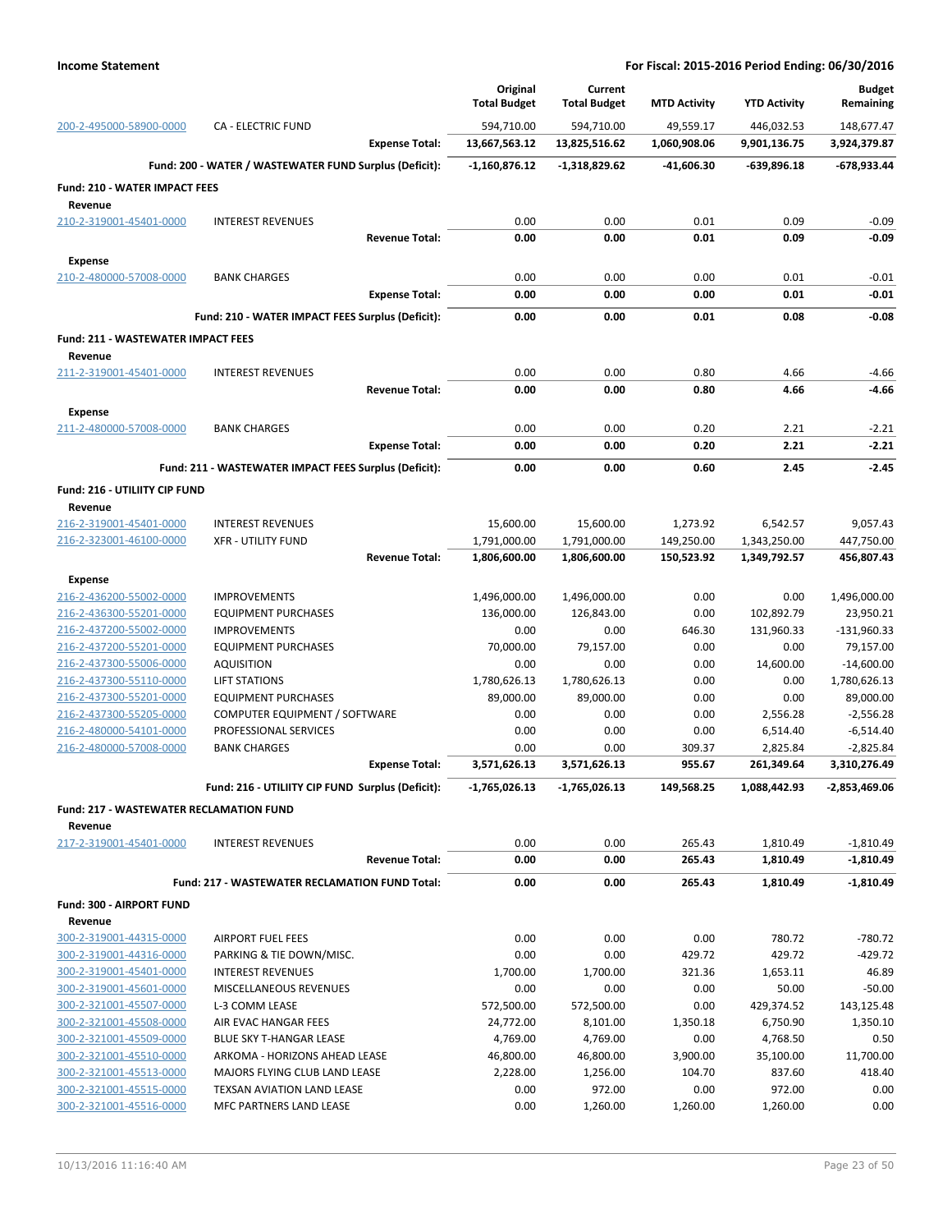**Income Statement** — For Fiscal: 2015-2016 Period Ending: 06/30/2016

| Account | Description | Original Total Budget | Current Total Budget | MTD Activity | YTD Activity | Budget Remaining |
|---|---|---|---|---|---|---|
| 200-2-495000-58900-0000 | CA - ELECTRIC FUND | 594,710.00 | 594,710.00 | 49,559.17 | 446,032.53 | 148,677.47 |
| | **Expense Total:** | **13,667,563.12** | **13,825,516.62** | **1,060,908.06** | **9,901,136.75** | **3,924,379.87** |
| | **Fund: 200 - WATER / WASTEWATER FUND Surplus (Deficit):** | **-1,160,876.12** | **-1,318,829.62** | **-41,606.30** | **-639,896.18** | **-678,933.44** |
| **Fund: 210 - WATER IMPACT FEES** | | | | | | |
| **Revenue** | | | | | | |
| 210-2-319001-45401-0000 | INTEREST REVENUES | 0.00 | 0.00 | 0.01 | 0.09 | -0.09 |
| | **Revenue Total:** | **0.00** | **0.00** | **0.01** | **0.09** | **-0.09** |
| **Expense** | | | | | | |
| 210-2-480000-57008-0000 | BANK CHARGES | 0.00 | 0.00 | 0.00 | 0.01 | -0.01 |
| | **Expense Total:** | **0.00** | **0.00** | **0.00** | **0.01** | **-0.01** |
| | **Fund: 210 - WATER IMPACT FEES Surplus (Deficit):** | **0.00** | **0.00** | **0.01** | **0.08** | **-0.08** |
| **Fund: 211 - WASTEWATER IMPACT FEES** | | | | | | |
| **Revenue** | | | | | | |
| 211-2-319001-45401-0000 | INTEREST REVENUES | 0.00 | 0.00 | 0.80 | 4.66 | -4.66 |
| | **Revenue Total:** | **0.00** | **0.00** | **0.80** | **4.66** | **-4.66** |
| **Expense** | | | | | | |
| 211-2-480000-57008-0000 | BANK CHARGES | 0.00 | 0.00 | 0.20 | 2.21 | -2.21 |
| | **Expense Total:** | **0.00** | **0.00** | **0.20** | **2.21** | **-2.21** |
| | **Fund: 211 - WASTEWATER IMPACT FEES Surplus (Deficit):** | **0.00** | **0.00** | **0.60** | **2.45** | **-2.45** |
| **Fund: 216 - UTILIITY CIP FUND** | | | | | | |
| **Revenue** | | | | | | |
| 216-2-319001-45401-0000 | INTEREST REVENUES | 15,600.00 | 15,600.00 | 1,273.92 | 6,542.57 | 9,057.43 |
| 216-2-323001-46100-0000 | XFR - UTILITY FUND | 1,791,000.00 | 1,791,000.00 | 149,250.00 | 1,343,250.00 | 447,750.00 |
| | **Revenue Total:** | **1,806,600.00** | **1,806,600.00** | **150,523.92** | **1,349,792.57** | **456,807.43** |
| **Expense** | | | | | | |
| 216-2-436200-55002-0000 | IMPROVEMENTS | 1,496,000.00 | 1,496,000.00 | 0.00 | 0.00 | 1,496,000.00 |
| 216-2-436300-55201-0000 | EQUIPMENT PURCHASES | 136,000.00 | 126,843.00 | 0.00 | 102,892.79 | 23,950.21 |
| 216-2-437200-55002-0000 | IMPROVEMENTS | 0.00 | 0.00 | 646.30 | 131,960.33 | -131,960.33 |
| 216-2-437200-55201-0000 | EQUIPMENT PURCHASES | 70,000.00 | 79,157.00 | 0.00 | 0.00 | 79,157.00 |
| 216-2-437300-55006-0000 | AQUISITION | 0.00 | 0.00 | 0.00 | 14,600.00 | -14,600.00 |
| 216-2-437300-55110-0000 | LIFT STATIONS | 1,780,626.13 | 1,780,626.13 | 0.00 | 0.00 | 1,780,626.13 |
| 216-2-437300-55201-0000 | EQUIPMENT PURCHASES | 89,000.00 | 89,000.00 | 0.00 | 0.00 | 89,000.00 |
| 216-2-437300-55205-0000 | COMPUTER EQUIPMENT / SOFTWARE | 0.00 | 0.00 | 0.00 | 2,556.28 | -2,556.28 |
| 216-2-480000-54101-0000 | PROFESSIONAL SERVICES | 0.00 | 0.00 | 0.00 | 6,514.40 | -6,514.40 |
| 216-2-480000-57008-0000 | BANK CHARGES | 0.00 | 0.00 | 309.37 | 2,825.84 | -2,825.84 |
| | **Expense Total:** | **3,571,626.13** | **3,571,626.13** | **955.67** | **261,349.64** | **3,310,276.49** |
| | **Fund: 216 - UTILIITY CIP FUND Surplus (Deficit):** | **-1,765,026.13** | **-1,765,026.13** | **149,568.25** | **1,088,442.93** | **-2,853,469.06** |
| **Fund: 217 - WASTEWATER RECLAMATION FUND** | | | | | | |
| **Revenue** | | | | | | |
| 217-2-319001-45401-0000 | INTEREST REVENUES | 0.00 | 0.00 | 265.43 | 1,810.49 | -1,810.49 |
| | **Revenue Total:** | **0.00** | **0.00** | **265.43** | **1,810.49** | **-1,810.49** |
| | **Fund: 217 - WASTEWATER RECLAMATION FUND Total:** | **0.00** | **0.00** | **265.43** | **1,810.49** | **-1,810.49** |
| **Fund: 300 - AIRPORT FUND** | | | | | | |
| **Revenue** | | | | | | |
| 300-2-319001-44315-0000 | AIRPORT FUEL FEES | 0.00 | 0.00 | 0.00 | 780.72 | -780.72 |
| 300-2-319001-44316-0000 | PARKING & TIE DOWN/MISC. | 0.00 | 0.00 | 429.72 | 429.72 | -429.72 |
| 300-2-319001-45401-0000 | INTEREST REVENUES | 1,700.00 | 1,700.00 | 321.36 | 1,653.11 | 46.89 |
| 300-2-319001-45601-0000 | MISCELLANEOUS REVENUES | 0.00 | 0.00 | 0.00 | 50.00 | -50.00 |
| 300-2-321001-45507-0000 | L-3 COMM LEASE | 572,500.00 | 572,500.00 | 0.00 | 429,374.52 | 143,125.48 |
| 300-2-321001-45508-0000 | AIR EVAC HANGAR FEES | 24,772.00 | 8,101.00 | 1,350.18 | 6,750.90 | 1,350.10 |
| 300-2-321001-45509-0000 | BLUE SKY T-HANGAR LEASE | 4,769.00 | 4,769.00 | 0.00 | 4,768.50 | 0.50 |
| 300-2-321001-45510-0000 | ARKOMA - HORIZONS AHEAD LEASE | 46,800.00 | 46,800.00 | 3,900.00 | 35,100.00 | 11,700.00 |
| 300-2-321001-45513-0000 | MAJORS FLYING CLUB LAND LEASE | 2,228.00 | 1,256.00 | 104.70 | 837.60 | 418.40 |
| 300-2-321001-45515-0000 | TEXSAN AVIATION LAND LEASE | 0.00 | 972.00 | 0.00 | 972.00 | 0.00 |
| 300-2-321001-45516-0000 | MFC PARTNERS LAND LEASE | 0.00 | 1,260.00 | 1,260.00 | 1,260.00 | 0.00 |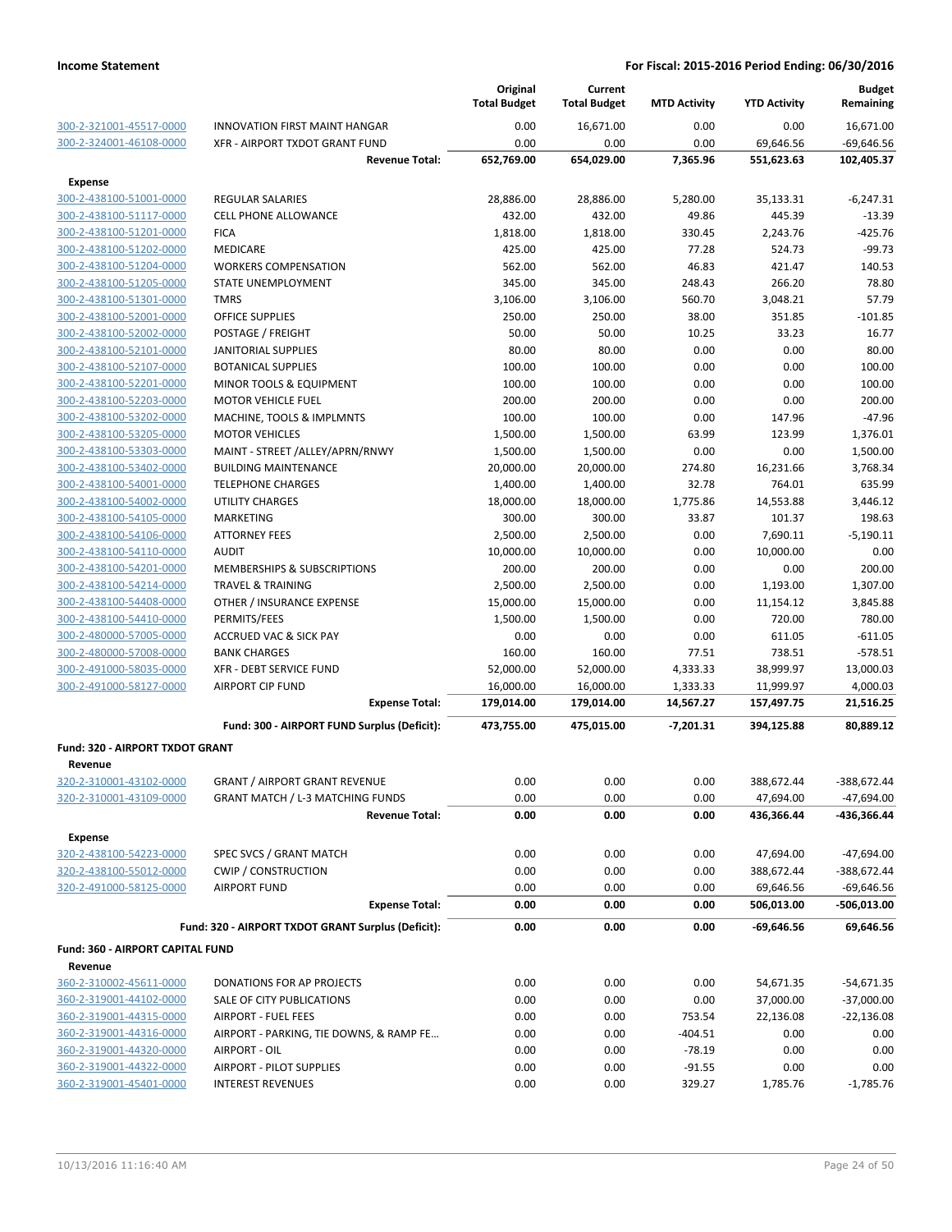| | | Original Total Budget | Current Total Budget | MTD Activity | YTD Activity | Budget Remaining |
|---|---|---|---|---|---|---|
| 300-2-321001-45517-0000 | INNOVATION FIRST MAINT HANGAR | 0.00 | 16,671.00 | 0.00 | 0.00 | 16,671.00 |
| 300-2-324001-46108-0000 | XFR - AIRPORT TXDOT GRANT FUND | 0.00 | 0.00 | 0.00 | 69,646.56 | -69,646.56 |
| | **Revenue Total:** | **652,769.00** | **654,029.00** | **7,365.96** | **551,623.63** | **102,405.37** |
| **Expense** | | | | | | |
| 300-2-438100-51001-0000 | REGULAR SALARIES | 28,886.00 | 28,886.00 | 5,280.00 | 35,133.31 | -6,247.31 |
| 300-2-438100-51117-0000 | CELL PHONE ALLOWANCE | 432.00 | 432.00 | 49.86 | 445.39 | -13.39 |
| 300-2-438100-51201-0000 | FICA | 1,818.00 | 1,818.00 | 330.45 | 2,243.76 | -425.76 |
| 300-2-438100-51202-0000 | MEDICARE | 425.00 | 425.00 | 77.28 | 524.73 | -99.73 |
| 300-2-438100-51204-0000 | WORKERS COMPENSATION | 562.00 | 562.00 | 46.83 | 421.47 | 140.53 |
| 300-2-438100-51205-0000 | STATE UNEMPLOYMENT | 345.00 | 345.00 | 248.43 | 266.20 | 78.80 |
| 300-2-438100-51301-0000 | TMRS | 3,106.00 | 3,106.00 | 560.70 | 3,048.21 | 57.79 |
| 300-2-438100-52001-0000 | OFFICE SUPPLIES | 250.00 | 250.00 | 38.00 | 351.85 | -101.85 |
| 300-2-438100-52002-0000 | POSTAGE / FREIGHT | 50.00 | 50.00 | 10.25 | 33.23 | 16.77 |
| 300-2-438100-52101-0000 | JANITORIAL SUPPLIES | 80.00 | 80.00 | 0.00 | 0.00 | 80.00 |
| 300-2-438100-52107-0000 | BOTANICAL SUPPLIES | 100.00 | 100.00 | 0.00 | 0.00 | 100.00 |
| 300-2-438100-52201-0000 | MINOR TOOLS & EQUIPMENT | 100.00 | 100.00 | 0.00 | 0.00 | 100.00 |
| 300-2-438100-52203-0000 | MOTOR VEHICLE FUEL | 200.00 | 200.00 | 0.00 | 0.00 | 200.00 |
| 300-2-438100-53202-0000 | MACHINE, TOOLS & IMPLMNTS | 100.00 | 100.00 | 0.00 | 147.96 | -47.96 |
| 300-2-438100-53205-0000 | MOTOR VEHICLES | 1,500.00 | 1,500.00 | 63.99 | 123.99 | 1,376.01 |
| 300-2-438100-53303-0000 | MAINT - STREET /ALLEY/APRN/RNWY | 1,500.00 | 1,500.00 | 0.00 | 0.00 | 1,500.00 |
| 300-2-438100-53402-0000 | BUILDING MAINTENANCE | 20,000.00 | 20,000.00 | 274.80 | 16,231.66 | 3,768.34 |
| 300-2-438100-54001-0000 | TELEPHONE CHARGES | 1,400.00 | 1,400.00 | 32.78 | 764.01 | 635.99 |
| 300-2-438100-54002-0000 | UTILITY CHARGES | 18,000.00 | 18,000.00 | 1,775.86 | 14,553.88 | 3,446.12 |
| 300-2-438100-54105-0000 | MARKETING | 300.00 | 300.00 | 33.87 | 101.37 | 198.63 |
| 300-2-438100-54106-0000 | ATTORNEY FEES | 2,500.00 | 2,500.00 | 0.00 | 7,690.11 | -5,190.11 |
| 300-2-438100-54110-0000 | AUDIT | 10,000.00 | 10,000.00 | 0.00 | 10,000.00 | 0.00 |
| 300-2-438100-54201-0000 | MEMBERSHIPS & SUBSCRIPTIONS | 200.00 | 200.00 | 0.00 | 0.00 | 200.00 |
| 300-2-438100-54214-0000 | TRAVEL & TRAINING | 2,500.00 | 2,500.00 | 0.00 | 1,193.00 | 1,307.00 |
| 300-2-438100-54408-0000 | OTHER / INSURANCE EXPENSE | 15,000.00 | 15,000.00 | 0.00 | 11,154.12 | 3,845.88 |
| 300-2-438100-54410-0000 | PERMITS/FEES | 1,500.00 | 1,500.00 | 0.00 | 720.00 | 780.00 |
| 300-2-480000-57005-0000 | ACCRUED VAC & SICK PAY | 0.00 | 0.00 | 0.00 | 611.05 | -611.05 |
| 300-2-480000-57008-0000 | BANK CHARGES | 160.00 | 160.00 | 77.51 | 738.51 | -578.51 |
| 300-2-491000-58035-0000 | XFR - DEBT SERVICE FUND | 52,000.00 | 52,000.00 | 4,333.33 | 38,999.97 | 13,000.03 |
| 300-2-491000-58127-0000 | AIRPORT CIP FUND | 16,000.00 | 16,000.00 | 1,333.33 | 11,999.97 | 4,000.03 |
| | **Expense Total:** | **179,014.00** | **179,014.00** | **14,567.27** | **157,497.75** | **21,516.25** |
| | **Fund: 300 - AIRPORT FUND Surplus (Deficit):** | **473,755.00** | **475,015.00** | **-7,201.31** | **394,125.88** | **80,889.12** |
| **Fund: 320 - AIRPORT TXDOT GRANT** | | | | | | |
| **Revenue** | | | | | | |
| 320-2-310001-43102-0000 | GRANT / AIRPORT GRANT REVENUE | 0.00 | 0.00 | 0.00 | 388,672.44 | -388,672.44 |
| 320-2-310001-43109-0000 | GRANT MATCH / L-3 MATCHING FUNDS | 0.00 | 0.00 | 0.00 | 47,694.00 | -47,694.00 |
| | **Revenue Total:** | **0.00** | **0.00** | **0.00** | **436,366.44** | **-436,366.44** |
| **Expense** | | | | | | |
| 320-2-438100-54223-0000 | SPEC SVCS / GRANT MATCH | 0.00 | 0.00 | 0.00 | 47,694.00 | -47,694.00 |
| 320-2-438100-55012-0000 | CWIP / CONSTRUCTION | 0.00 | 0.00 | 0.00 | 388,672.44 | -388,672.44 |
| 320-2-491000-58125-0000 | AIRPORT FUND | 0.00 | 0.00 | 0.00 | 69,646.56 | -69,646.56 |
| | **Expense Total:** | **0.00** | **0.00** | **0.00** | **506,013.00** | **-506,013.00** |
| | **Fund: 320 - AIRPORT TXDOT GRANT Surplus (Deficit):** | **0.00** | **0.00** | **0.00** | **-69,646.56** | **69,646.56** |
| **Fund: 360 - AIRPORT CAPITAL FUND** | | | | | | |
| **Revenue** | | | | | | |
| 360-2-310002-45611-0000 | DONATIONS FOR AP PROJECTS | 0.00 | 0.00 | 0.00 | 54,671.35 | -54,671.35 |
| 360-2-319001-44102-0000 | SALE OF CITY PUBLICATIONS | 0.00 | 0.00 | 0.00 | 37,000.00 | -37,000.00 |
| 360-2-319001-44315-0000 | AIRPORT - FUEL FEES | 0.00 | 0.00 | 753.54 | 22,136.08 | -22,136.08 |
| 360-2-319001-44316-0000 | AIRPORT - PARKING, TIE DOWNS, & RAMP FE... | 0.00 | 0.00 | -404.51 | 0.00 | 0.00 |
| 360-2-319001-44320-0000 | AIRPORT - OIL | 0.00 | 0.00 | -78.19 | 0.00 | 0.00 |
| 360-2-319001-44322-0000 | AIRPORT - PILOT SUPPLIES | 0.00 | 0.00 | -91.55 | 0.00 | 0.00 |
| 360-2-319001-45401-0000 | INTEREST REVENUES | 0.00 | 0.00 | 329.27 | 1,785.76 | -1,785.76 |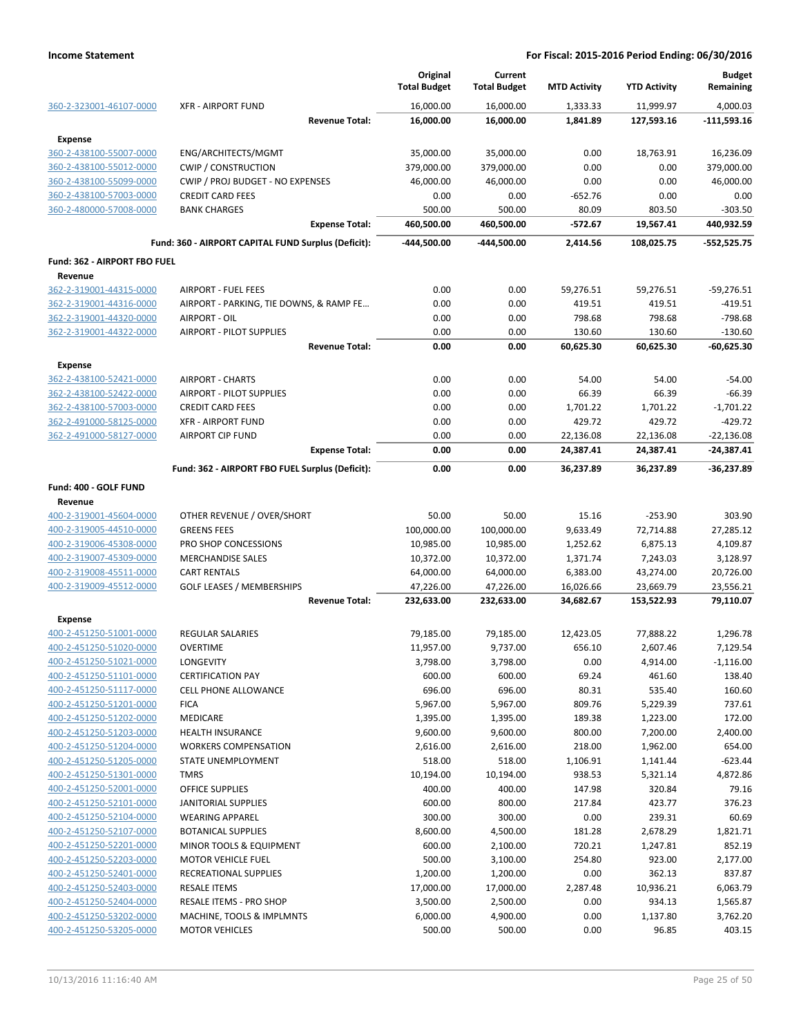**Income Statement** — **For Fiscal: 2015-2016 Period Ending: 06/30/2016**

| | | Original Total Budget | Current Total Budget | MTD Activity | YTD Activity | Budget Remaining |
|---|---|---|---|---|---|---|
| 360-2-323001-46107-0000 | XFR - AIRPORT FUND | 16,000.00 | 16,000.00 | 1,333.33 | 11,999.97 | 4,000.03 |
| | **Revenue Total:** | **16,000.00** | **16,000.00** | **1,841.89** | **127,593.16** | **-111,593.16** |
| **Expense** | | | | | | |
| 360-2-438100-55007-0000 | ENG/ARCHITECTS/MGMT | 35,000.00 | 35,000.00 | 0.00 | 18,763.91 | 16,236.09 |
| 360-2-438100-55012-0000 | CWIP / CONSTRUCTION | 379,000.00 | 379,000.00 | 0.00 | 0.00 | 379,000.00 |
| 360-2-438100-55099-0000 | CWIP / PROJ BUDGET - NO EXPENSES | 46,000.00 | 46,000.00 | 0.00 | 0.00 | 46,000.00 |
| 360-2-438100-57003-0000 | CREDIT CARD FEES | 0.00 | 0.00 | -652.76 | 0.00 | 0.00 |
| 360-2-480000-57008-0000 | BANK CHARGES | 500.00 | 500.00 | 80.09 | 803.50 | -303.50 |
| | **Expense Total:** | **460,500.00** | **460,500.00** | **-572.67** | **19,567.41** | **440,932.59** |
| | **Fund: 360 - AIRPORT CAPITAL FUND Surplus (Deficit):** | **-444,500.00** | **-444,500.00** | **2,414.56** | **108,025.75** | **-552,525.75** |
| **Fund: 362 - AIRPORT FBO FUEL** | | | | | | |
| **Revenue** | | | | | | |
| 362-2-319001-44315-0000 | AIRPORT - FUEL FEES | 0.00 | 0.00 | 59,276.51 | 59,276.51 | -59,276.51 |
| 362-2-319001-44316-0000 | AIRPORT - PARKING, TIE DOWNS, & RAMP FE… | 0.00 | 0.00 | 419.51 | 419.51 | -419.51 |
| 362-2-319001-44320-0000 | AIRPORT - OIL | 0.00 | 0.00 | 798.68 | 798.68 | -798.68 |
| 362-2-319001-44322-0000 | AIRPORT - PILOT SUPPLIES | 0.00 | 0.00 | 130.60 | 130.60 | -130.60 |
| | **Revenue Total:** | **0.00** | **0.00** | **60,625.30** | **60,625.30** | **-60,625.30** |
| **Expense** | | | | | | |
| 362-2-438100-52421-0000 | AIRPORT - CHARTS | 0.00 | 0.00 | 54.00 | 54.00 | -54.00 |
| 362-2-438100-52422-0000 | AIRPORT - PILOT SUPPLIES | 0.00 | 0.00 | 66.39 | 66.39 | -66.39 |
| 362-2-438100-57003-0000 | CREDIT CARD FEES | 0.00 | 0.00 | 1,701.22 | 1,701.22 | -1,701.22 |
| 362-2-491000-58125-0000 | XFR - AIRPORT FUND | 0.00 | 0.00 | 429.72 | 429.72 | -429.72 |
| 362-2-491000-58127-0000 | AIRPORT CIP FUND | 0.00 | 0.00 | 22,136.08 | 22,136.08 | -22,136.08 |
| | **Expense Total:** | **0.00** | **0.00** | **24,387.41** | **24,387.41** | **-24,387.41** |
| | **Fund: 362 - AIRPORT FBO FUEL Surplus (Deficit):** | **0.00** | **0.00** | **36,237.89** | **36,237.89** | **-36,237.89** |
| **Fund: 400 - GOLF FUND** | | | | | | |
| **Revenue** | | | | | | |
| 400-2-319001-45604-0000 | OTHER REVENUE / OVER/SHORT | 50.00 | 50.00 | 15.16 | -253.90 | 303.90 |
| 400-2-319005-44510-0000 | GREENS FEES | 100,000.00 | 100,000.00 | 9,633.49 | 72,714.88 | 27,285.12 |
| 400-2-319006-45308-0000 | PRO SHOP CONCESSIONS | 10,985.00 | 10,985.00 | 1,252.62 | 6,875.13 | 4,109.87 |
| 400-2-319007-45309-0000 | MERCHANDISE SALES | 10,372.00 | 10,372.00 | 1,371.74 | 7,243.03 | 3,128.97 |
| 400-2-319008-45511-0000 | CART RENTALS | 64,000.00 | 64,000.00 | 6,383.00 | 43,274.00 | 20,726.00 |
| 400-2-319009-45512-0000 | GOLF LEASES / MEMBERSHIPS | 47,226.00 | 47,226.00 | 16,026.66 | 23,669.79 | 23,556.21 |
| | **Revenue Total:** | **232,633.00** | **232,633.00** | **34,682.67** | **153,522.93** | **79,110.07** |
| **Expense** | | | | | | |
| 400-2-451250-51001-0000 | REGULAR SALARIES | 79,185.00 | 79,185.00 | 12,423.05 | 77,888.22 | 1,296.78 |
| 400-2-451250-51020-0000 | OVERTIME | 11,957.00 | 9,737.00 | 656.10 | 2,607.46 | 7,129.54 |
| 400-2-451250-51021-0000 | LONGEVITY | 3,798.00 | 3,798.00 | 0.00 | 4,914.00 | -1,116.00 |
| 400-2-451250-51101-0000 | CERTIFICATION PAY | 600.00 | 600.00 | 69.24 | 461.60 | 138.40 |
| 400-2-451250-51117-0000 | CELL PHONE ALLOWANCE | 696.00 | 696.00 | 80.31 | 535.40 | 160.60 |
| 400-2-451250-51201-0000 | FICA | 5,967.00 | 5,967.00 | 809.76 | 5,229.39 | 737.61 |
| 400-2-451250-51202-0000 | MEDICARE | 1,395.00 | 1,395.00 | 189.38 | 1,223.00 | 172.00 |
| 400-2-451250-51203-0000 | HEALTH INSURANCE | 9,600.00 | 9,600.00 | 800.00 | 7,200.00 | 2,400.00 |
| 400-2-451250-51204-0000 | WORKERS COMPENSATION | 2,616.00 | 2,616.00 | 218.00 | 1,962.00 | 654.00 |
| 400-2-451250-51205-0000 | STATE UNEMPLOYMENT | 518.00 | 518.00 | 1,106.91 | 1,141.44 | -623.44 |
| 400-2-451250-51301-0000 | TMRS | 10,194.00 | 10,194.00 | 938.53 | 5,321.14 | 4,872.86 |
| 400-2-451250-52001-0000 | OFFICE SUPPLIES | 400.00 | 400.00 | 147.98 | 320.84 | 79.16 |
| 400-2-451250-52101-0000 | JANITORIAL SUPPLIES | 600.00 | 800.00 | 217.84 | 423.77 | 376.23 |
| 400-2-451250-52104-0000 | WEARING APPAREL | 300.00 | 300.00 | 0.00 | 239.31 | 60.69 |
| 400-2-451250-52107-0000 | BOTANICAL SUPPLIES | 8,600.00 | 4,500.00 | 181.28 | 2,678.29 | 1,821.71 |
| 400-2-451250-52201-0000 | MINOR TOOLS & EQUIPMENT | 600.00 | 2,100.00 | 720.21 | 1,247.81 | 852.19 |
| 400-2-451250-52203-0000 | MOTOR VEHICLE FUEL | 500.00 | 3,100.00 | 254.80 | 923.00 | 2,177.00 |
| 400-2-451250-52401-0000 | RECREATIONAL SUPPLIES | 1,200.00 | 1,200.00 | 0.00 | 362.13 | 837.87 |
| 400-2-451250-52403-0000 | RESALE ITEMS | 17,000.00 | 17,000.00 | 2,287.48 | 10,936.21 | 6,063.79 |
| 400-2-451250-52404-0000 | RESALE ITEMS - PRO SHOP | 3,500.00 | 2,500.00 | 0.00 | 934.13 | 1,565.87 |
| 400-2-451250-53202-0000 | MACHINE, TOOLS & IMPLMNTS | 6,000.00 | 4,900.00 | 0.00 | 1,137.80 | 3,762.20 |
| 400-2-451250-53205-0000 | MOTOR VEHICLES | 500.00 | 500.00 | 0.00 | 96.85 | 403.15 |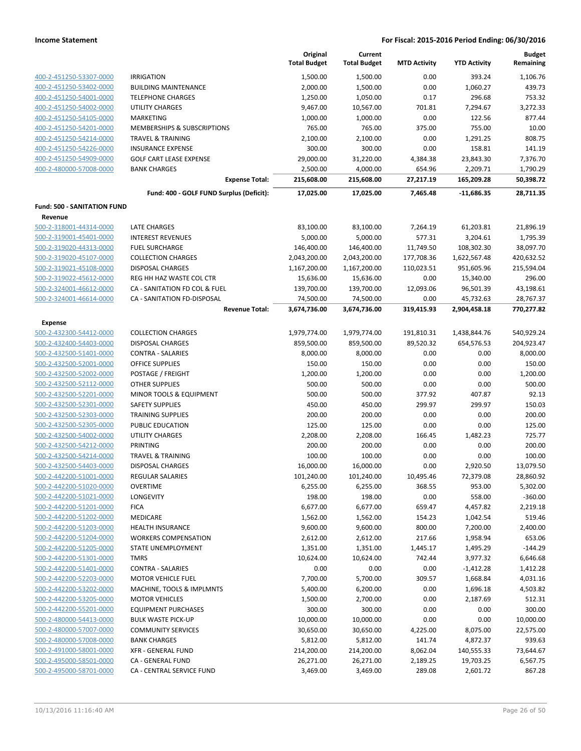| | | Original Total Budget | Current Total Budget | MTD Activity | YTD Activity | Budget Remaining |
|---|---|---|---|---|---|---|
| 400-2-451250-53307-0000 | IRRIGATION | 1,500.00 | 1,500.00 | 0.00 | 393.24 | 1,106.76 |
| 400-2-451250-53402-0000 | BUILDING MAINTENANCE | 2,000.00 | 1,500.00 | 0.00 | 1,060.27 | 439.73 |
| 400-2-451250-54001-0000 | TELEPHONE CHARGES | 1,250.00 | 1,050.00 | 0.17 | 296.68 | 753.32 |
| 400-2-451250-54002-0000 | UTILITY CHARGES | 9,467.00 | 10,567.00 | 701.81 | 7,294.67 | 3,272.33 |
| 400-2-451250-54105-0000 | MARKETING | 1,000.00 | 1,000.00 | 0.00 | 122.56 | 877.44 |
| 400-2-451250-54201-0000 | MEMBERSHIPS & SUBSCRIPTIONS | 765.00 | 765.00 | 375.00 | 755.00 | 10.00 |
| 400-2-451250-54214-0000 | TRAVEL & TRAINING | 2,100.00 | 2,100.00 | 0.00 | 1,291.25 | 808.75 |
| 400-2-451250-54226-0000 | INSURANCE EXPENSE | 300.00 | 300.00 | 0.00 | 158.81 | 141.19 |
| 400-2-451250-54909-0000 | GOLF CART LEASE EXPENSE | 29,000.00 | 31,220.00 | 4,384.38 | 23,843.30 | 7,376.70 |
| 400-2-480000-57008-0000 | BANK CHARGES | 2,500.00 | 4,000.00 | 654.96 | 2,209.71 | 1,790.29 |
| | **Expense Total:** | **215,608.00** | **215,608.00** | **27,217.19** | **165,209.28** | **50,398.72** |
| | **Fund: 400 - GOLF FUND Surplus (Deficit):** | **17,025.00** | **17,025.00** | **7,465.48** | **-11,686.35** | **28,711.35** |
| **Fund: 500 - SANITATION FUND** | | | | | | |
| **Revenue** | | | | | | |
| 500-2-318001-44314-0000 | LATE CHARGES | 83,100.00 | 83,100.00 | 7,264.19 | 61,203.81 | 21,896.19 |
| 500-2-319001-45401-0000 | INTEREST REVENUES | 5,000.00 | 5,000.00 | 577.31 | 3,204.61 | 1,795.39 |
| 500-2-319020-44313-0000 | FUEL SURCHARGE | 146,400.00 | 146,400.00 | 11,749.50 | 108,302.30 | 38,097.70 |
| 500-2-319020-45107-0000 | COLLECTION CHARGES | 2,043,200.00 | 2,043,200.00 | 177,708.36 | 1,622,567.48 | 420,632.52 |
| 500-2-319021-45108-0000 | DISPOSAL CHARGES | 1,167,200.00 | 1,167,200.00 | 110,023.51 | 951,605.96 | 215,594.04 |
| 500-2-319022-45612-0000 | REG HH HAZ WASTE COL CTR | 15,636.00 | 15,636.00 | 0.00 | 15,340.00 | 296.00 |
| 500-2-324001-46612-0000 | CA - SANITATION FD COL & FUEL | 139,700.00 | 139,700.00 | 12,093.06 | 96,501.39 | 43,198.61 |
| 500-2-324001-46614-0000 | CA - SANITATION FD-DISPOSAL | 74,500.00 | 74,500.00 | 0.00 | 45,732.63 | 28,767.37 |
| | **Revenue Total:** | **3,674,736.00** | **3,674,736.00** | **319,415.93** | **2,904,458.18** | **770,277.82** |
| **Expense** | | | | | | |
| 500-2-432300-54412-0000 | COLLECTION CHARGES | 1,979,774.00 | 1,979,774.00 | 191,810.31 | 1,438,844.76 | 540,929.24 |
| 500-2-432400-54403-0000 | DISPOSAL CHARGES | 859,500.00 | 859,500.00 | 89,520.32 | 654,576.53 | 204,923.47 |
| 500-2-432500-51401-0000 | CONTRA - SALARIES | 8,000.00 | 8,000.00 | 0.00 | 0.00 | 8,000.00 |
| 500-2-432500-52001-0000 | OFFICE SUPPLIES | 150.00 | 150.00 | 0.00 | 0.00 | 150.00 |
| 500-2-432500-52002-0000 | POSTAGE / FREIGHT | 1,200.00 | 1,200.00 | 0.00 | 0.00 | 1,200.00 |
| 500-2-432500-52112-0000 | OTHER SUPPLIES | 500.00 | 500.00 | 0.00 | 0.00 | 500.00 |
| 500-2-432500-52201-0000 | MINOR TOOLS & EQUIPMENT | 500.00 | 500.00 | 377.92 | 407.87 | 92.13 |
| 500-2-432500-52301-0000 | SAFETY SUPPLIES | 450.00 | 450.00 | 299.97 | 299.97 | 150.03 |
| 500-2-432500-52303-0000 | TRAINING SUPPLIES | 200.00 | 200.00 | 0.00 | 0.00 | 200.00 |
| 500-2-432500-52305-0000 | PUBLIC EDUCATION | 125.00 | 125.00 | 0.00 | 0.00 | 125.00 |
| 500-2-432500-54002-0000 | UTILITY CHARGES | 2,208.00 | 2,208.00 | 166.45 | 1,482.23 | 725.77 |
| 500-2-432500-54212-0000 | PRINTING | 200.00 | 200.00 | 0.00 | 0.00 | 200.00 |
| 500-2-432500-54214-0000 | TRAVEL & TRAINING | 100.00 | 100.00 | 0.00 | 0.00 | 100.00 |
| 500-2-432500-54403-0000 | DISPOSAL CHARGES | 16,000.00 | 16,000.00 | 0.00 | 2,920.50 | 13,079.50 |
| 500-2-442200-51001-0000 | REGULAR SALARIES | 101,240.00 | 101,240.00 | 10,495.46 | 72,379.08 | 28,860.92 |
| 500-2-442200-51020-0000 | OVERTIME | 6,255.00 | 6,255.00 | 368.55 | 953.00 | 5,302.00 |
| 500-2-442200-51021-0000 | LONGEVITY | 198.00 | 198.00 | 0.00 | 558.00 | -360.00 |
| 500-2-442200-51201-0000 | FICA | 6,677.00 | 6,677.00 | 659.47 | 4,457.82 | 2,219.18 |
| 500-2-442200-51202-0000 | MEDICARE | 1,562.00 | 1,562.00 | 154.23 | 1,042.54 | 519.46 |
| 500-2-442200-51203-0000 | HEALTH INSURANCE | 9,600.00 | 9,600.00 | 800.00 | 7,200.00 | 2,400.00 |
| 500-2-442200-51204-0000 | WORKERS COMPENSATION | 2,612.00 | 2,612.00 | 217.66 | 1,958.94 | 653.06 |
| 500-2-442200-51205-0000 | STATE UNEMPLOYMENT | 1,351.00 | 1,351.00 | 1,445.17 | 1,495.29 | -144.29 |
| 500-2-442200-51301-0000 | TMRS | 10,624.00 | 10,624.00 | 742.44 | 3,977.32 | 6,646.68 |
| 500-2-442200-51401-0000 | CONTRA - SALARIES | 0.00 | 0.00 | 0.00 | -1,412.28 | 1,412.28 |
| 500-2-442200-52203-0000 | MOTOR VEHICLE FUEL | 7,700.00 | 5,700.00 | 309.57 | 1,668.84 | 4,031.16 |
| 500-2-442200-53202-0000 | MACHINE, TOOLS & IMPLMNTS | 5,400.00 | 6,200.00 | 0.00 | 1,696.18 | 4,503.82 |
| 500-2-442200-53205-0000 | MOTOR VEHICLES | 1,500.00 | 2,700.00 | 0.00 | 2,187.69 | 512.31 |
| 500-2-442200-55201-0000 | EQUIPMENT PURCHASES | 300.00 | 300.00 | 0.00 | 0.00 | 300.00 |
| 500-2-480000-54413-0000 | BULK WASTE PICK-UP | 10,000.00 | 10,000.00 | 0.00 | 0.00 | 10,000.00 |
| 500-2-480000-57007-0000 | COMMUNITY SERVICES | 30,650.00 | 30,650.00 | 4,225.00 | 8,075.00 | 22,575.00 |
| 500-2-480000-57008-0000 | BANK CHARGES | 5,812.00 | 5,812.00 | 141.74 | 4,872.37 | 939.63 |
| 500-2-491000-58001-0000 | XFR - GENERAL FUND | 214,200.00 | 214,200.00 | 8,062.04 | 140,555.33 | 73,644.67 |
| 500-2-495000-58501-0000 | CA - GENERAL FUND | 26,271.00 | 26,271.00 | 2,189.25 | 19,703.25 | 6,567.75 |
| 500-2-495000-58701-0000 | CA - CENTRAL SERVICE FUND | 3,469.00 | 3,469.00 | 289.08 | 2,601.72 | 867.28 |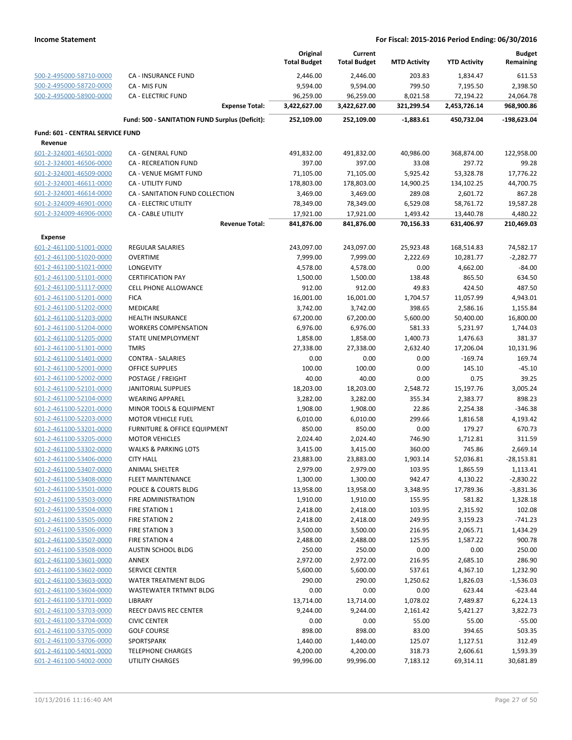| | | Original Total Budget | Current Total Budget | MTD Activity | YTD Activity | Budget Remaining |
|---|---|---|---|---|---|---|
| 500-2-495000-58710-0000 | CA - INSURANCE FUND | 2,446.00 | 2,446.00 | 203.83 | 1,834.47 | 611.53 |
| 500-2-495000-58720-0000 | CA - MIS FUN | 9,594.00 | 9,594.00 | 799.50 | 7,195.50 | 2,398.50 |
| 500-2-495000-58900-0000 | CA - ELECTRIC FUND | 96,259.00 | 96,259.00 | 8,021.58 | 72,194.22 | 24,064.78 |
| | **Expense Total:** | **3,422,627.00** | **3,422,627.00** | **321,299.54** | **2,453,726.14** | **968,900.86** |
| | **Fund: 500 - SANITATION FUND Surplus (Deficit):** | **252,109.00** | **252,109.00** | **-1,883.61** | **450,732.04** | **-198,623.04** |
| **Fund: 601 - CENTRAL SERVICE FUND** | | | | | | |
| **Revenue** | | | | | | |
| 601-2-324001-46501-0000 | CA - GENERAL FUND | 491,832.00 | 491,832.00 | 40,986.00 | 368,874.00 | 122,958.00 |
| 601-2-324001-46506-0000 | CA - RECREATION FUND | 397.00 | 397.00 | 33.08 | 297.72 | 99.28 |
| 601-2-324001-46509-0000 | CA - VENUE MGMT FUND | 71,105.00 | 71,105.00 | 5,925.42 | 53,328.78 | 17,776.22 |
| 601-2-324001-46611-0000 | CA - UTILITY FUND | 178,803.00 | 178,803.00 | 14,900.25 | 134,102.25 | 44,700.75 |
| 601-2-324001-46614-0000 | CA - SANITATION FUND COLLECTION | 3,469.00 | 3,469.00 | 289.08 | 2,601.72 | 867.28 |
| 601-2-324009-46901-0000 | CA - ELECTRIC UTILITY | 78,349.00 | 78,349.00 | 6,529.08 | 58,761.72 | 19,587.28 |
| 601-2-324009-46906-0000 | CA - CABLE UTILITY | 17,921.00 | 17,921.00 | 1,493.42 | 13,440.78 | 4,480.22 |
| | **Revenue Total:** | **841,876.00** | **841,876.00** | **70,156.33** | **631,406.97** | **210,469.03** |
| **Expense** | | | | | | |
| 601-2-461100-51001-0000 | REGULAR SALARIES | 243,097.00 | 243,097.00 | 25,923.48 | 168,514.83 | 74,582.17 |
| 601-2-461100-51020-0000 | OVERTIME | 7,999.00 | 7,999.00 | 2,222.69 | 10,281.77 | -2,282.77 |
| 601-2-461100-51021-0000 | LONGEVITY | 4,578.00 | 4,578.00 | 0.00 | 4,662.00 | -84.00 |
| 601-2-461100-51101-0000 | CERTIFICATION PAY | 1,500.00 | 1,500.00 | 138.48 | 865.50 | 634.50 |
| 601-2-461100-51117-0000 | CELL PHONE ALLOWANCE | 912.00 | 912.00 | 49.83 | 424.50 | 487.50 |
| 601-2-461100-51201-0000 | FICA | 16,001.00 | 16,001.00 | 1,704.57 | 11,057.99 | 4,943.01 |
| 601-2-461100-51202-0000 | MEDICARE | 3,742.00 | 3,742.00 | 398.65 | 2,586.16 | 1,155.84 |
| 601-2-461100-51203-0000 | HEALTH INSURANCE | 67,200.00 | 67,200.00 | 5,600.00 | 50,400.00 | 16,800.00 |
| 601-2-461100-51204-0000 | WORKERS COMPENSATION | 6,976.00 | 6,976.00 | 581.33 | 5,231.97 | 1,744.03 |
| 601-2-461100-51205-0000 | STATE UNEMPLOYMENT | 1,858.00 | 1,858.00 | 1,400.73 | 1,476.63 | 381.37 |
| 601-2-461100-51301-0000 | TMRS | 27,338.00 | 27,338.00 | 2,632.40 | 17,206.04 | 10,131.96 |
| 601-2-461100-51401-0000 | CONTRA - SALARIES | 0.00 | 0.00 | 0.00 | -169.74 | 169.74 |
| 601-2-461100-52001-0000 | OFFICE SUPPLIES | 100.00 | 100.00 | 0.00 | 145.10 | -45.10 |
| 601-2-461100-52002-0000 | POSTAGE / FREIGHT | 40.00 | 40.00 | 0.00 | 0.75 | 39.25 |
| 601-2-461100-52101-0000 | JANITORIAL SUPPLIES | 18,203.00 | 18,203.00 | 2,548.72 | 15,197.76 | 3,005.24 |
| 601-2-461100-52104-0000 | WEARING APPAREL | 3,282.00 | 3,282.00 | 355.34 | 2,383.77 | 898.23 |
| 601-2-461100-52201-0000 | MINOR TOOLS & EQUIPMENT | 1,908.00 | 1,908.00 | 22.86 | 2,254.38 | -346.38 |
| 601-2-461100-52203-0000 | MOTOR VEHICLE FUEL | 6,010.00 | 6,010.00 | 299.66 | 1,816.58 | 4,193.42 |
| 601-2-461100-53201-0000 | FURNITURE & OFFICE EQUIPMENT | 850.00 | 850.00 | 0.00 | 179.27 | 670.73 |
| 601-2-461100-53205-0000 | MOTOR VEHICLES | 2,024.40 | 2,024.40 | 746.90 | 1,712.81 | 311.59 |
| 601-2-461100-53302-0000 | WALKS & PARKING LOTS | 3,415.00 | 3,415.00 | 360.00 | 745.86 | 2,669.14 |
| 601-2-461100-53406-0000 | CITY HALL | 23,883.00 | 23,883.00 | 1,903.14 | 52,036.81 | -28,153.81 |
| 601-2-461100-53407-0000 | ANIMAL SHELTER | 2,979.00 | 2,979.00 | 103.95 | 1,865.59 | 1,113.41 |
| 601-2-461100-53408-0000 | FLEET MAINTENANCE | 1,300.00 | 1,300.00 | 942.47 | 4,130.22 | -2,830.22 |
| 601-2-461100-53501-0000 | POLICE & COURTS BLDG | 13,958.00 | 13,958.00 | 3,348.95 | 17,789.36 | -3,831.36 |
| 601-2-461100-53503-0000 | FIRE ADMINISTRATION | 1,910.00 | 1,910.00 | 155.95 | 581.82 | 1,328.18 |
| 601-2-461100-53504-0000 | FIRE STATION 1 | 2,418.00 | 2,418.00 | 103.95 | 2,315.92 | 102.08 |
| 601-2-461100-53505-0000 | FIRE STATION 2 | 2,418.00 | 2,418.00 | 249.95 | 3,159.23 | -741.23 |
| 601-2-461100-53506-0000 | FIRE STATION 3 | 3,500.00 | 3,500.00 | 216.95 | 2,065.71 | 1,434.29 |
| 601-2-461100-53507-0000 | FIRE STATION 4 | 2,488.00 | 2,488.00 | 125.95 | 1,587.22 | 900.78 |
| 601-2-461100-53508-0000 | AUSTIN SCHOOL BLDG | 250.00 | 250.00 | 0.00 | 0.00 | 250.00 |
| 601-2-461100-53601-0000 | ANNEX | 2,972.00 | 2,972.00 | 216.95 | 2,685.10 | 286.90 |
| 601-2-461100-53602-0000 | SERVICE CENTER | 5,600.00 | 5,600.00 | 537.61 | 4,367.10 | 1,232.90 |
| 601-2-461100-53603-0000 | WATER TREATMENT BLDG | 290.00 | 290.00 | 1,250.62 | 1,826.03 | -1,536.03 |
| 601-2-461100-53604-0000 | WASTEWATER TRTMNT BLDG | 0.00 | 0.00 | 0.00 | 623.44 | -623.44 |
| 601-2-461100-53701-0000 | LIBRARY | 13,714.00 | 13,714.00 | 1,078.02 | 7,489.87 | 6,224.13 |
| 601-2-461100-53703-0000 | REECY DAVIS REC CENTER | 9,244.00 | 9,244.00 | 2,161.42 | 5,421.27 | 3,822.73 |
| 601-2-461100-53704-0000 | CIVIC CENTER | 0.00 | 0.00 | 55.00 | 55.00 | -55.00 |
| 601-2-461100-53705-0000 | GOLF COURSE | 898.00 | 898.00 | 83.00 | 394.65 | 503.35 |
| 601-2-461100-53706-0000 | SPORTSPARK | 1,440.00 | 1,440.00 | 125.07 | 1,127.51 | 312.49 |
| 601-2-461100-54001-0000 | TELEPHONE CHARGES | 4,200.00 | 4,200.00 | 318.73 | 2,606.61 | 1,593.39 |
| 601-2-461100-54002-0000 | UTILITY CHARGES | 99,996.00 | 99,996.00 | 7,183.12 | 69,314.11 | 30,681.89 |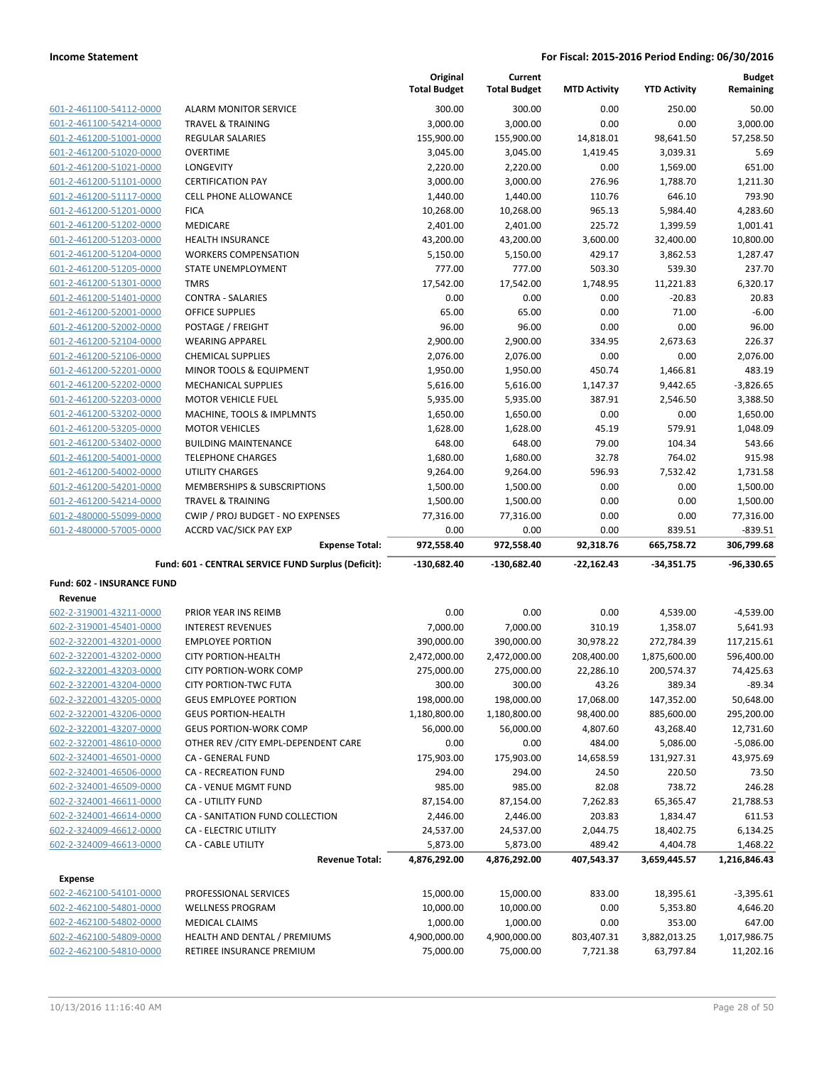| | | Original Total Budget | Current Total Budget | MTD Activity | YTD Activity | Budget Remaining |
|---|---|---|---|---|---|---|
| 601-2-461100-54112-0000 | ALARM MONITOR SERVICE | 300.00 | 300.00 | 0.00 | 250.00 | 50.00 |
| 601-2-461100-54214-0000 | TRAVEL & TRAINING | 3,000.00 | 3,000.00 | 0.00 | 0.00 | 3,000.00 |
| 601-2-461200-51001-0000 | REGULAR SALARIES | 155,900.00 | 155,900.00 | 14,818.01 | 98,641.50 | 57,258.50 |
| 601-2-461200-51020-0000 | OVERTIME | 3,045.00 | 3,045.00 | 1,419.45 | 3,039.31 | 5.69 |
| 601-2-461200-51021-0000 | LONGEVITY | 2,220.00 | 2,220.00 | 0.00 | 1,569.00 | 651.00 |
| 601-2-461200-51101-0000 | CERTIFICATION PAY | 3,000.00 | 3,000.00 | 276.96 | 1,788.70 | 1,211.30 |
| 601-2-461200-51117-0000 | CELL PHONE ALLOWANCE | 1,440.00 | 1,440.00 | 110.76 | 646.10 | 793.90 |
| 601-2-461200-51201-0000 | FICA | 10,268.00 | 10,268.00 | 965.13 | 5,984.40 | 4,283.60 |
| 601-2-461200-51202-0000 | MEDICARE | 2,401.00 | 2,401.00 | 225.72 | 1,399.59 | 1,001.41 |
| 601-2-461200-51203-0000 | HEALTH INSURANCE | 43,200.00 | 43,200.00 | 3,600.00 | 32,400.00 | 10,800.00 |
| 601-2-461200-51204-0000 | WORKERS COMPENSATION | 5,150.00 | 5,150.00 | 429.17 | 3,862.53 | 1,287.47 |
| 601-2-461200-51205-0000 | STATE UNEMPLOYMENT | 777.00 | 777.00 | 503.30 | 539.30 | 237.70 |
| 601-2-461200-51301-0000 | TMRS | 17,542.00 | 17,542.00 | 1,748.95 | 11,221.83 | 6,320.17 |
| 601-2-461200-51401-0000 | CONTRA - SALARIES | 0.00 | 0.00 | 0.00 | -20.83 | 20.83 |
| 601-2-461200-52001-0000 | OFFICE SUPPLIES | 65.00 | 65.00 | 0.00 | 71.00 | -6.00 |
| 601-2-461200-52002-0000 | POSTAGE / FREIGHT | 96.00 | 96.00 | 0.00 | 0.00 | 96.00 |
| 601-2-461200-52104-0000 | WEARING APPAREL | 2,900.00 | 2,900.00 | 334.95 | 2,673.63 | 226.37 |
| 601-2-461200-52106-0000 | CHEMICAL SUPPLIES | 2,076.00 | 2,076.00 | 0.00 | 0.00 | 2,076.00 |
| 601-2-461200-52201-0000 | MINOR TOOLS & EQUIPMENT | 1,950.00 | 1,950.00 | 450.74 | 1,466.81 | 483.19 |
| 601-2-461200-52202-0000 | MECHANICAL SUPPLIES | 5,616.00 | 5,616.00 | 1,147.37 | 9,442.65 | -3,826.65 |
| 601-2-461200-52203-0000 | MOTOR VEHICLE FUEL | 5,935.00 | 5,935.00 | 387.91 | 2,546.50 | 3,388.50 |
| 601-2-461200-53202-0000 | MACHINE, TOOLS & IMPLMNTS | 1,650.00 | 1,650.00 | 0.00 | 0.00 | 1,650.00 |
| 601-2-461200-53205-0000 | MOTOR VEHICLES | 1,628.00 | 1,628.00 | 45.19 | 579.91 | 1,048.09 |
| 601-2-461200-53402-0000 | BUILDING MAINTENANCE | 648.00 | 648.00 | 79.00 | 104.34 | 543.66 |
| 601-2-461200-54001-0000 | TELEPHONE CHARGES | 1,680.00 | 1,680.00 | 32.78 | 764.02 | 915.98 |
| 601-2-461200-54002-0000 | UTILITY CHARGES | 9,264.00 | 9,264.00 | 596.93 | 7,532.42 | 1,731.58 |
| 601-2-461200-54201-0000 | MEMBERSHIPS & SUBSCRIPTIONS | 1,500.00 | 1,500.00 | 0.00 | 0.00 | 1,500.00 |
| 601-2-461200-54214-0000 | TRAVEL & TRAINING | 1,500.00 | 1,500.00 | 0.00 | 0.00 | 1,500.00 |
| 601-2-480000-55099-0000 | CWIP / PROJ BUDGET - NO EXPENSES | 77,316.00 | 77,316.00 | 0.00 | 0.00 | 77,316.00 |
| 601-2-480000-57005-0000 | ACCRD VAC/SICK PAY EXP | 0.00 | 0.00 | 0.00 | 839.51 | -839.51 |
| | **Expense Total:** | **972,558.40** | **972,558.40** | **92,318.76** | **665,758.72** | **306,799.68** |
| | **Fund: 601 - CENTRAL SERVICE FUND Surplus (Deficit):** | **-130,682.40** | **-130,682.40** | **-22,162.43** | **-34,351.75** | **-96,330.65** |
| **Fund: 602 - INSURANCE FUND** | | | | | | |
| **Revenue** | | | | | | |
| 602-2-319001-43211-0000 | PRIOR YEAR INS REIMB | 0.00 | 0.00 | 0.00 | 4,539.00 | -4,539.00 |
| 602-2-319001-45401-0000 | INTEREST REVENUES | 7,000.00 | 7,000.00 | 310.19 | 1,358.07 | 5,641.93 |
| 602-2-322001-43201-0000 | EMPLOYEE PORTION | 390,000.00 | 390,000.00 | 30,978.22 | 272,784.39 | 117,215.61 |
| 602-2-322001-43202-0000 | CITY PORTION-HEALTH | 2,472,000.00 | 2,472,000.00 | 208,400.00 | 1,875,600.00 | 596,400.00 |
| 602-2-322001-43203-0000 | CITY PORTION-WORK COMP | 275,000.00 | 275,000.00 | 22,286.10 | 200,574.37 | 74,425.63 |
| 602-2-322001-43204-0000 | CITY PORTION-TWC FUTA | 300.00 | 300.00 | 43.26 | 389.34 | -89.34 |
| 602-2-322001-43205-0000 | GEUS EMPLOYEE PORTION | 198,000.00 | 198,000.00 | 17,068.00 | 147,352.00 | 50,648.00 |
| 602-2-322001-43206-0000 | GEUS PORTION-HEALTH | 1,180,800.00 | 1,180,800.00 | 98,400.00 | 885,600.00 | 295,200.00 |
| 602-2-322001-43207-0000 | GEUS PORTION-WORK COMP | 56,000.00 | 56,000.00 | 4,807.60 | 43,268.40 | 12,731.60 |
| 602-2-322001-48610-0000 | OTHER REV /CITY EMPL-DEPENDENT CARE | 0.00 | 0.00 | 484.00 | 5,086.00 | -5,086.00 |
| 602-2-324001-46501-0000 | CA - GENERAL FUND | 175,903.00 | 175,903.00 | 14,658.59 | 131,927.31 | 43,975.69 |
| 602-2-324001-46506-0000 | CA - RECREATION FUND | 294.00 | 294.00 | 24.50 | 220.50 | 73.50 |
| 602-2-324001-46509-0000 | CA - VENUE MGMT FUND | 985.00 | 985.00 | 82.08 | 738.72 | 246.28 |
| 602-2-324001-46611-0000 | CA - UTILITY FUND | 87,154.00 | 87,154.00 | 7,262.83 | 65,365.47 | 21,788.53 |
| 602-2-324001-46614-0000 | CA - SANITATION FUND COLLECTION | 2,446.00 | 2,446.00 | 203.83 | 1,834.47 | 611.53 |
| 602-2-324009-46612-0000 | CA - ELECTRIC UTILITY | 24,537.00 | 24,537.00 | 2,044.75 | 18,402.75 | 6,134.25 |
| 602-2-324009-46613-0000 | CA - CABLE UTILITY | 5,873.00 | 5,873.00 | 489.42 | 4,404.78 | 1,468.22 |
| | **Revenue Total:** | **4,876,292.00** | **4,876,292.00** | **407,543.37** | **3,659,445.57** | **1,216,846.43** |
| **Expense** | | | | | | |
| 602-2-462100-54101-0000 | PROFESSIONAL SERVICES | 15,000.00 | 15,000.00 | 833.00 | 18,395.61 | -3,395.61 |
| 602-2-462100-54801-0000 | WELLNESS PROGRAM | 10,000.00 | 10,000.00 | 0.00 | 5,353.80 | 4,646.20 |
| 602-2-462100-54802-0000 | MEDICAL CLAIMS | 1,000.00 | 1,000.00 | 0.00 | 353.00 | 647.00 |
| 602-2-462100-54809-0000 | HEALTH AND DENTAL / PREMIUMS | 4,900,000.00 | 4,900,000.00 | 803,407.31 | 3,882,013.25 | 1,017,986.75 |
| 602-2-462100-54810-0000 | RETIREE INSURANCE PREMIUM | 75,000.00 | 75,000.00 | 7,721.38 | 63,797.84 | 11,202.16 |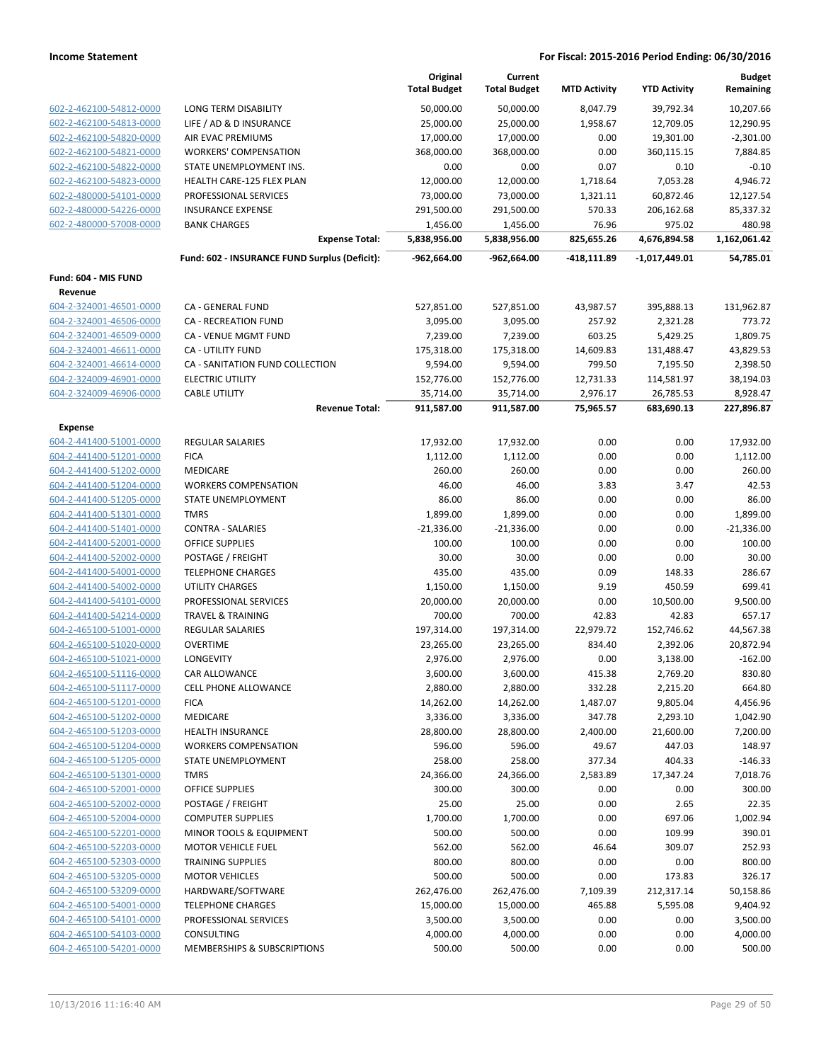| | | Original Total Budget | Current Total Budget | MTD Activity | YTD Activity | Budget Remaining |
|---|---|---|---|---|---|---|
| 602-2-462100-54812-0000 | LONG TERM DISABILITY | 50,000.00 | 50,000.00 | 8,047.79 | 39,792.34 | 10,207.66 |
| 602-2-462100-54813-0000 | LIFE / AD & D INSURANCE | 25,000.00 | 25,000.00 | 1,958.67 | 12,709.05 | 12,290.95 |
| 602-2-462100-54820-0000 | AIR EVAC PREMIUMS | 17,000.00 | 17,000.00 | 0.00 | 19,301.00 | -2,301.00 |
| 602-2-462100-54821-0000 | WORKERS' COMPENSATION | 368,000.00 | 368,000.00 | 0.00 | 360,115.15 | 7,884.85 |
| 602-2-462100-54822-0000 | STATE UNEMPLOYMENT INS. | 0.00 | 0.00 | 0.07 | 0.10 | -0.10 |
| 602-2-462100-54823-0000 | HEALTH CARE-125 FLEX PLAN | 12,000.00 | 12,000.00 | 1,718.64 | 7,053.28 | 4,946.72 |
| 602-2-480000-54101-0000 | PROFESSIONAL SERVICES | 73,000.00 | 73,000.00 | 1,321.11 | 60,872.46 | 12,127.54 |
| 602-2-480000-54226-0000 | INSURANCE EXPENSE | 291,500.00 | 291,500.00 | 570.33 | 206,162.68 | 85,337.32 |
| 602-2-480000-57008-0000 | BANK CHARGES | 1,456.00 | 1,456.00 | 76.96 | 975.02 | 480.98 |
| | **Expense Total:** | **5,838,956.00** | **5,838,956.00** | **825,655.26** | **4,676,894.58** | **1,162,061.42** |
| | **Fund: 602 - INSURANCE FUND Surplus (Deficit):** | **-962,664.00** | **-962,664.00** | **-418,111.89** | **-1,017,449.01** | **54,785.01** |
| **Fund: 604 - MIS FUND** | | | | | | |
| **Revenue** | | | | | | |
| 604-2-324001-46501-0000 | CA - GENERAL FUND | 527,851.00 | 527,851.00 | 43,987.57 | 395,888.13 | 131,962.87 |
| 604-2-324001-46506-0000 | CA - RECREATION FUND | 3,095.00 | 3,095.00 | 257.92 | 2,321.28 | 773.72 |
| 604-2-324001-46509-0000 | CA - VENUE MGMT FUND | 7,239.00 | 7,239.00 | 603.25 | 5,429.25 | 1,809.75 |
| 604-2-324001-46611-0000 | CA - UTILITY FUND | 175,318.00 | 175,318.00 | 14,609.83 | 131,488.47 | 43,829.53 |
| 604-2-324001-46614-0000 | CA - SANITATION FUND COLLECTION | 9,594.00 | 9,594.00 | 799.50 | 7,195.50 | 2,398.50 |
| 604-2-324009-46901-0000 | ELECTRIC UTILITY | 152,776.00 | 152,776.00 | 12,731.33 | 114,581.97 | 38,194.03 |
| 604-2-324009-46906-0000 | CABLE UTILITY | 35,714.00 | 35,714.00 | 2,976.17 | 26,785.53 | 8,928.47 |
| | **Revenue Total:** | **911,587.00** | **911,587.00** | **75,965.57** | **683,690.13** | **227,896.87** |
| **Expense** | | | | | | |
| 604-2-441400-51001-0000 | REGULAR SALARIES | 17,932.00 | 17,932.00 | 0.00 | 0.00 | 17,932.00 |
| 604-2-441400-51201-0000 | FICA | 1,112.00 | 1,112.00 | 0.00 | 0.00 | 1,112.00 |
| 604-2-441400-51202-0000 | MEDICARE | 260.00 | 260.00 | 0.00 | 0.00 | 260.00 |
| 604-2-441400-51204-0000 | WORKERS COMPENSATION | 46.00 | 46.00 | 3.83 | 3.47 | 42.53 |
| 604-2-441400-51205-0000 | STATE UNEMPLOYMENT | 86.00 | 86.00 | 0.00 | 0.00 | 86.00 |
| 604-2-441400-51301-0000 | TMRS | 1,899.00 | 1,899.00 | 0.00 | 0.00 | 1,899.00 |
| 604-2-441400-51401-0000 | CONTRA - SALARIES | -21,336.00 | -21,336.00 | 0.00 | 0.00 | -21,336.00 |
| 604-2-441400-52001-0000 | OFFICE SUPPLIES | 100.00 | 100.00 | 0.00 | 0.00 | 100.00 |
| 604-2-441400-52002-0000 | POSTAGE / FREIGHT | 30.00 | 30.00 | 0.00 | 0.00 | 30.00 |
| 604-2-441400-54001-0000 | TELEPHONE CHARGES | 435.00 | 435.00 | 0.09 | 148.33 | 286.67 |
| 604-2-441400-54002-0000 | UTILITY CHARGES | 1,150.00 | 1,150.00 | 9.19 | 450.59 | 699.41 |
| 604-2-441400-54101-0000 | PROFESSIONAL SERVICES | 20,000.00 | 20,000.00 | 0.00 | 10,500.00 | 9,500.00 |
| 604-2-441400-54214-0000 | TRAVEL & TRAINING | 700.00 | 700.00 | 42.83 | 42.83 | 657.17 |
| 604-2-465100-51001-0000 | REGULAR SALARIES | 197,314.00 | 197,314.00 | 22,979.72 | 152,746.62 | 44,567.38 |
| 604-2-465100-51020-0000 | OVERTIME | 23,265.00 | 23,265.00 | 834.40 | 2,392.06 | 20,872.94 |
| 604-2-465100-51021-0000 | LONGEVITY | 2,976.00 | 2,976.00 | 0.00 | 3,138.00 | -162.00 |
| 604-2-465100-51116-0000 | CAR ALLOWANCE | 3,600.00 | 3,600.00 | 415.38 | 2,769.20 | 830.80 |
| 604-2-465100-51117-0000 | CELL PHONE ALLOWANCE | 2,880.00 | 2,880.00 | 332.28 | 2,215.20 | 664.80 |
| 604-2-465100-51201-0000 | FICA | 14,262.00 | 14,262.00 | 1,487.07 | 9,805.04 | 4,456.96 |
| 604-2-465100-51202-0000 | MEDICARE | 3,336.00 | 3,336.00 | 347.78 | 2,293.10 | 1,042.90 |
| 604-2-465100-51203-0000 | HEALTH INSURANCE | 28,800.00 | 28,800.00 | 2,400.00 | 21,600.00 | 7,200.00 |
| 604-2-465100-51204-0000 | WORKERS COMPENSATION | 596.00 | 596.00 | 49.67 | 447.03 | 148.97 |
| 604-2-465100-51205-0000 | STATE UNEMPLOYMENT | 258.00 | 258.00 | 377.34 | 404.33 | -146.33 |
| 604-2-465100-51301-0000 | TMRS | 24,366.00 | 24,366.00 | 2,583.89 | 17,347.24 | 7,018.76 |
| 604-2-465100-52001-0000 | OFFICE SUPPLIES | 300.00 | 300.00 | 0.00 | 0.00 | 300.00 |
| 604-2-465100-52002-0000 | POSTAGE / FREIGHT | 25.00 | 25.00 | 0.00 | 2.65 | 22.35 |
| 604-2-465100-52004-0000 | COMPUTER SUPPLIES | 1,700.00 | 1,700.00 | 0.00 | 697.06 | 1,002.94 |
| 604-2-465100-52201-0000 | MINOR TOOLS & EQUIPMENT | 500.00 | 500.00 | 0.00 | 109.99 | 390.01 |
| 604-2-465100-52203-0000 | MOTOR VEHICLE FUEL | 562.00 | 562.00 | 46.64 | 309.07 | 252.93 |
| 604-2-465100-52303-0000 | TRAINING SUPPLIES | 800.00 | 800.00 | 0.00 | 0.00 | 800.00 |
| 604-2-465100-53205-0000 | MOTOR VEHICLES | 500.00 | 500.00 | 0.00 | 173.83 | 326.17 |
| 604-2-465100-53209-0000 | HARDWARE/SOFTWARE | 262,476.00 | 262,476.00 | 7,109.39 | 212,317.14 | 50,158.86 |
| 604-2-465100-54001-0000 | TELEPHONE CHARGES | 15,000.00 | 15,000.00 | 465.88 | 5,595.08 | 9,404.92 |
| 604-2-465100-54101-0000 | PROFESSIONAL SERVICES | 3,500.00 | 3,500.00 | 0.00 | 0.00 | 3,500.00 |
| 604-2-465100-54103-0000 | CONSULTING | 4,000.00 | 4,000.00 | 0.00 | 0.00 | 4,000.00 |
| 604-2-465100-54201-0000 | MEMBERSHIPS & SUBSCRIPTIONS | 500.00 | 500.00 | 0.00 | 0.00 | 500.00 |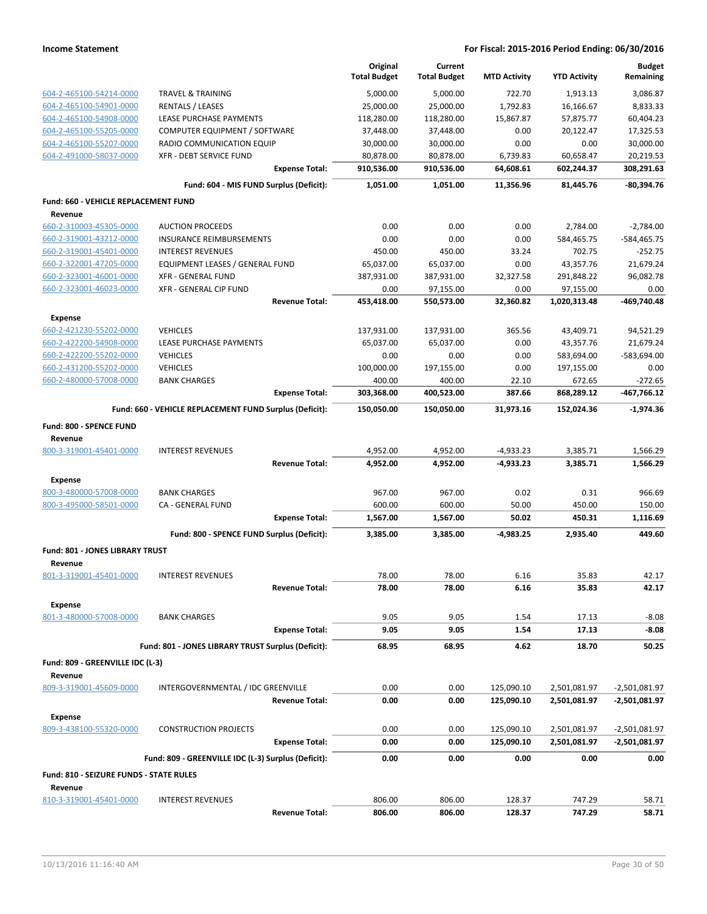**Income Statement** — **For Fiscal: 2015-2016 Period Ending: 06/30/2016**

| | | Original Total Budget | Current Total Budget | MTD Activity | YTD Activity | Budget Remaining |
|---|---|---|---|---|---|---|
| 604-2-465100-54214-0000 | TRAVEL & TRAINING | 5,000.00 | 5,000.00 | 722.70 | 1,913.13 | 3,086.87 |
| 604-2-465100-54901-0000 | RENTALS / LEASES | 25,000.00 | 25,000.00 | 1,792.83 | 16,166.67 | 8,833.33 |
| 604-2-465100-54908-0000 | LEASE PURCHASE PAYMENTS | 118,280.00 | 118,280.00 | 15,867.87 | 57,875.77 | 60,404.23 |
| 604-2-465100-55205-0000 | COMPUTER EQUIPMENT / SOFTWARE | 37,448.00 | 37,448.00 | 0.00 | 20,122.47 | 17,325.53 |
| 604-2-465100-55207-0000 | RADIO COMMUNICATION EQUIP | 30,000.00 | 30,000.00 | 0.00 | 0.00 | 30,000.00 |
| 604-2-491000-58037-0000 | XFR - DEBT SERVICE FUND | 80,878.00 | 80,878.00 | 6,739.83 | 60,658.47 | 20,219.53 |
| | **Expense Total:** | **910,536.00** | **910,536.00** | **64,608.61** | **602,244.37** | **308,291.63** |
| | **Fund: 604 - MIS FUND Surplus (Deficit):** | **1,051.00** | **1,051.00** | **11,356.96** | **81,445.76** | **-80,394.76** |
| **Fund: 660 - VEHICLE REPLACEMENT FUND** | | | | | | |
| **Revenue** | | | | | | |
| 660-2-310003-45305-0000 | AUCTION PROCEEDS | 0.00 | 0.00 | 0.00 | 2,784.00 | -2,784.00 |
| 660-2-319001-43212-0000 | INSURANCE REIMBURSEMENTS | 0.00 | 0.00 | 0.00 | 584,465.75 | -584,465.75 |
| 660-2-319001-45401-0000 | INTEREST REVENUES | 450.00 | 450.00 | 33.24 | 702.75 | -252.75 |
| 660-2-322001-47205-0000 | EQUIPMENT LEASES / GENERAL FUND | 65,037.00 | 65,037.00 | 0.00 | 43,357.76 | 21,679.24 |
| 660-2-323001-46001-0000 | XFR - GENERAL FUND | 387,931.00 | 387,931.00 | 32,327.58 | 291,848.22 | 96,082.78 |
| 660-2-323001-46023-0000 | XFR - GENERAL CIP FUND | 0.00 | 97,155.00 | 0.00 | 97,155.00 | 0.00 |
| | **Revenue Total:** | **453,418.00** | **550,573.00** | **32,360.82** | **1,020,313.48** | **-469,740.48** |
| **Expense** | | | | | | |
| 660-2-421230-55202-0000 | VEHICLES | 137,931.00 | 137,931.00 | 365.56 | 43,409.71 | 94,521.29 |
| 660-2-422200-54908-0000 | LEASE PURCHASE PAYMENTS | 65,037.00 | 65,037.00 | 0.00 | 43,357.76 | 21,679.24 |
| 660-2-422200-55202-0000 | VEHICLES | 0.00 | 0.00 | 0.00 | 583,694.00 | -583,694.00 |
| 660-2-431200-55202-0000 | VEHICLES | 100,000.00 | 197,155.00 | 0.00 | 197,155.00 | 0.00 |
| 660-2-480000-57008-0000 | BANK CHARGES | 400.00 | 400.00 | 22.10 | 672.65 | -272.65 |
| | **Expense Total:** | **303,368.00** | **400,523.00** | **387.66** | **868,289.12** | **-467,766.12** |
| | **Fund: 660 - VEHICLE REPLACEMENT FUND Surplus (Deficit):** | **150,050.00** | **150,050.00** | **31,973.16** | **152,024.36** | **-1,974.36** |
| **Fund: 800 - SPENCE FUND** | | | | | | |
| **Revenue** | | | | | | |
| 800-3-319001-45401-0000 | INTEREST REVENUES | 4,952.00 | 4,952.00 | -4,933.23 | 3,385.71 | 1,566.29 |
| | **Revenue Total:** | **4,952.00** | **4,952.00** | **-4,933.23** | **3,385.71** | **1,566.29** |
| **Expense** | | | | | | |
| 800-3-480000-57008-0000 | BANK CHARGES | 967.00 | 967.00 | 0.02 | 0.31 | 966.69 |
| 800-3-495000-58501-0000 | CA - GENERAL FUND | 600.00 | 600.00 | 50.00 | 450.00 | 150.00 |
| | **Expense Total:** | **1,567.00** | **1,567.00** | **50.02** | **450.31** | **1,116.69** |
| | **Fund: 800 - SPENCE FUND Surplus (Deficit):** | **3,385.00** | **3,385.00** | **-4,983.25** | **2,935.40** | **449.60** |
| **Fund: 801 - JONES LIBRARY TRUST** | | | | | | |
| **Revenue** | | | | | | |
| 801-3-319001-45401-0000 | INTEREST REVENUES | 78.00 | 78.00 | 6.16 | 35.83 | 42.17 |
| | **Revenue Total:** | **78.00** | **78.00** | **6.16** | **35.83** | **42.17** |
| **Expense** | | | | | | |
| 801-3-480000-57008-0000 | BANK CHARGES | 9.05 | 9.05 | 1.54 | 17.13 | -8.08 |
| | **Expense Total:** | **9.05** | **9.05** | **1.54** | **17.13** | **-8.08** |
| | **Fund: 801 - JONES LIBRARY TRUST Surplus (Deficit):** | **68.95** | **68.95** | **4.62** | **18.70** | **50.25** |
| **Fund: 809 - GREENVILLE IDC (L-3)** | | | | | | |
| **Revenue** | | | | | | |
| 809-3-319001-45609-0000 | INTERGOVERNMENTAL / IDC GREENVILLE | 0.00 | 0.00 | 125,090.10 | 2,501,081.97 | -2,501,081.97 |
| | **Revenue Total:** | **0.00** | **0.00** | **125,090.10** | **2,501,081.97** | **-2,501,081.97** |
| **Expense** | | | | | | |
| 809-3-438100-55320-0000 | CONSTRUCTION PROJECTS | 0.00 | 0.00 | 125,090.10 | 2,501,081.97 | -2,501,081.97 |
| | **Expense Total:** | **0.00** | **0.00** | **125,090.10** | **2,501,081.97** | **-2,501,081.97** |
| | **Fund: 809 - GREENVILLE IDC (L-3) Surplus (Deficit):** | **0.00** | **0.00** | **0.00** | **0.00** | **0.00** |
| **Fund: 810 - SEIZURE FUNDS - STATE RULES** | | | | | | |
| **Revenue** | | | | | | |
| 810-3-319001-45401-0000 | INTEREST REVENUES | 806.00 | 806.00 | 128.37 | 747.29 | 58.71 |
| | **Revenue Total:** | **806.00** | **806.00** | **128.37** | **747.29** | **58.71** |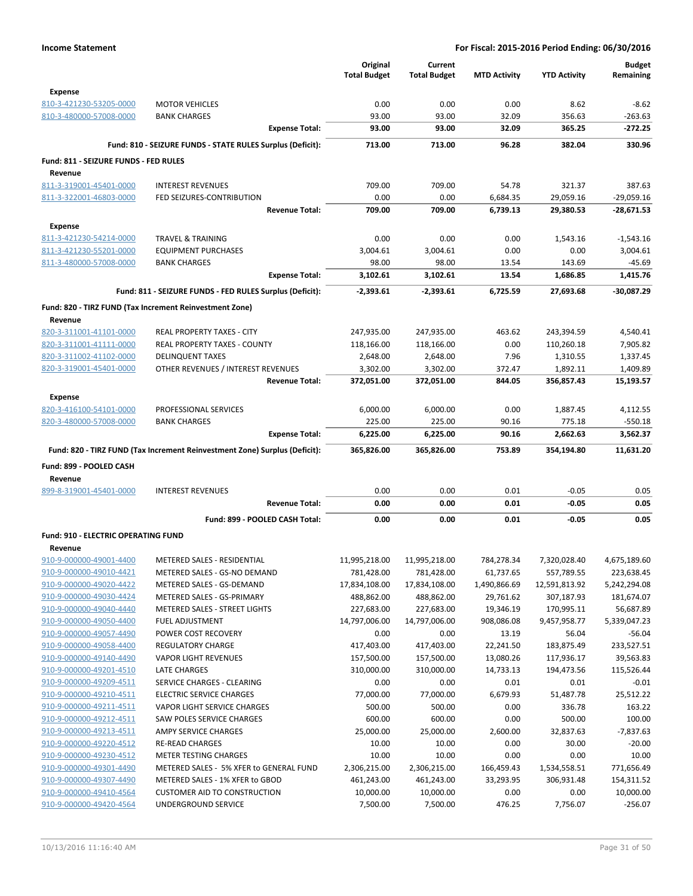| | | Original Total Budget | Current Total Budget | MTD Activity | YTD Activity | Budget Remaining |
|---|---|---|---|---|---|---|
| **Expense** | | | | | | |
| 810-3-421230-53205-0000 | MOTOR VEHICLES | 0.00 | 0.00 | 0.00 | 8.62 | -8.62 |
| 810-3-480000-57008-0000 | BANK CHARGES | 93.00 | 93.00 | 32.09 | 356.63 | -263.63 |
| | **Expense Total:** | **93.00** | **93.00** | **32.09** | **365.25** | **-272.25** |
| | **Fund: 810 - SEIZURE FUNDS - STATE RULES Surplus (Deficit):** | **713.00** | **713.00** | **96.28** | **382.04** | **330.96** |
| **Fund: 811 - SEIZURE FUNDS - FED RULES** | | | | | | |
| **Revenue** | | | | | | |
| 811-3-319001-45401-0000 | INTEREST REVENUES | 709.00 | 709.00 | 54.78 | 321.37 | 387.63 |
| 811-3-322001-46803-0000 | FED SEIZURES-CONTRIBUTION | 0.00 | 0.00 | 6,684.35 | 29,059.16 | -29,059.16 |
| | **Revenue Total:** | **709.00** | **709.00** | **6,739.13** | **29,380.53** | **-28,671.53** |
| **Expense** | | | | | | |
| 811-3-421230-54214-0000 | TRAVEL & TRAINING | 0.00 | 0.00 | 0.00 | 1,543.16 | -1,543.16 |
| 811-3-421230-55201-0000 | EQUIPMENT PURCHASES | 3,004.61 | 3,004.61 | 0.00 | 0.00 | 3,004.61 |
| 811-3-480000-57008-0000 | BANK CHARGES | 98.00 | 98.00 | 13.54 | 143.69 | -45.69 |
| | **Expense Total:** | **3,102.61** | **3,102.61** | **13.54** | **1,686.85** | **1,415.76** |
| | **Fund: 811 - SEIZURE FUNDS - FED RULES Surplus (Deficit):** | **-2,393.61** | **-2,393.61** | **6,725.59** | **27,693.68** | **-30,087.29** |
| **Fund: 820 - TIRZ FUND (Tax Increment Reinvestment Zone)** | | | | | | |
| **Revenue** | | | | | | |
| 820-3-311001-41101-0000 | REAL PROPERTY TAXES - CITY | 247,935.00 | 247,935.00 | 463.62 | 243,394.59 | 4,540.41 |
| 820-3-311001-41111-0000 | REAL PROPERTY TAXES - COUNTY | 118,166.00 | 118,166.00 | 0.00 | 110,260.18 | 7,905.82 |
| 820-3-311002-41102-0000 | DELINQUENT TAXES | 2,648.00 | 2,648.00 | 7.96 | 1,310.55 | 1,337.45 |
| 820-3-319001-45401-0000 | OTHER REVENUES / INTEREST REVENUES | 3,302.00 | 3,302.00 | 372.47 | 1,892.11 | 1,409.89 |
| | **Revenue Total:** | **372,051.00** | **372,051.00** | **844.05** | **356,857.43** | **15,193.57** |
| **Expense** | | | | | | |
| 820-3-416100-54101-0000 | PROFESSIONAL SERVICES | 6,000.00 | 6,000.00 | 0.00 | 1,887.45 | 4,112.55 |
| 820-3-480000-57008-0000 | BANK CHARGES | 225.00 | 225.00 | 90.16 | 775.18 | -550.18 |
| | **Expense Total:** | **6,225.00** | **6,225.00** | **90.16** | **2,662.63** | **3,562.37** |
| | **Fund: 820 - TIRZ FUND (Tax Increment Reinvestment Zone) Surplus (Deficit):** | **365,826.00** | **365,826.00** | **753.89** | **354,194.80** | **11,631.20** |
| **Fund: 899 - POOLED CASH** | | | | | | |
| **Revenue** | | | | | | |
| 899-8-319001-45401-0000 | INTEREST REVENUES | 0.00 | 0.00 | 0.01 | -0.05 | 0.05 |
| | **Revenue Total:** | **0.00** | **0.00** | **0.01** | **-0.05** | **0.05** |
| | **Fund: 899 - POOLED CASH Total:** | **0.00** | **0.00** | **0.01** | **-0.05** | **0.05** |
| **Fund: 910 - ELECTRIC OPERATING FUND** | | | | | | |
| **Revenue** | | | | | | |
| 910-9-000000-49001-4400 | METERED SALES - RESIDENTIAL | 11,995,218.00 | 11,995,218.00 | 784,278.34 | 7,320,028.40 | 4,675,189.60 |
| 910-9-000000-49010-4421 | METERED SALES - GS-NO DEMAND | 781,428.00 | 781,428.00 | 61,737.65 | 557,789.55 | 223,638.45 |
| 910-9-000000-49020-4422 | METERED SALES - GS-DEMAND | 17,834,108.00 | 17,834,108.00 | 1,490,866.69 | 12,591,813.92 | 5,242,294.08 |
| 910-9-000000-49030-4424 | METERED SALES - GS-PRIMARY | 488,862.00 | 488,862.00 | 29,761.62 | 307,187.93 | 181,674.07 |
| 910-9-000000-49040-4440 | METERED SALES - STREET LIGHTS | 227,683.00 | 227,683.00 | 19,346.19 | 170,995.11 | 56,687.89 |
| 910-9-000000-49050-4400 | FUEL ADJUSTMENT | 14,797,006.00 | 14,797,006.00 | 908,086.08 | 9,457,958.77 | 5,339,047.23 |
| 910-9-000000-49057-4490 | POWER COST RECOVERY | 0.00 | 0.00 | 13.19 | 56.04 | -56.04 |
| 910-9-000000-49058-4400 | REGULATORY CHARGE | 417,403.00 | 417,403.00 | 22,241.50 | 183,875.49 | 233,527.51 |
| 910-9-000000-49140-4490 | VAPOR LIGHT REVENUES | 157,500.00 | 157,500.00 | 13,080.26 | 117,936.17 | 39,563.83 |
| 910-9-000000-49201-4510 | LATE CHARGES | 310,000.00 | 310,000.00 | 14,733.13 | 194,473.56 | 115,526.44 |
| 910-9-000000-49209-4511 | SERVICE CHARGES - CLEARING | 0.00 | 0.00 | 0.01 | 0.01 | -0.01 |
| 910-9-000000-49210-4511 | ELECTRIC SERVICE CHARGES | 77,000.00 | 77,000.00 | 6,679.93 | 51,487.78 | 25,512.22 |
| 910-9-000000-49211-4511 | VAPOR LIGHT SERVICE CHARGES | 500.00 | 500.00 | 0.00 | 336.78 | 163.22 |
| 910-9-000000-49212-4511 | SAW POLES SERVICE CHARGES | 600.00 | 600.00 | 0.00 | 500.00 | 100.00 |
| 910-9-000000-49213-4511 | AMPY SERVICE CHARGES | 25,000.00 | 25,000.00 | 2,600.00 | 32,837.63 | -7,837.63 |
| 910-9-000000-49220-4512 | RE-READ CHARGES | 10.00 | 10.00 | 0.00 | 30.00 | -20.00 |
| 910-9-000000-49230-4512 | METER TESTING CHARGES | 10.00 | 10.00 | 0.00 | 0.00 | 10.00 |
| 910-9-000000-49301-4490 | METERED SALES - 5% XFER to GENERAL FUND | 2,306,215.00 | 2,306,215.00 | 166,459.43 | 1,534,558.51 | 771,656.49 |
| 910-9-000000-49307-4490 | METERED SALES - 1% XFER to GBOD | 461,243.00 | 461,243.00 | 33,293.95 | 306,931.48 | 154,311.52 |
| 910-9-000000-49410-4564 | CUSTOMER AID TO CONSTRUCTION | 10,000.00 | 10,000.00 | 0.00 | 0.00 | 10,000.00 |
| 910-9-000000-49420-4564 | UNDERGROUND SERVICE | 7,500.00 | 7,500.00 | 476.25 | 7,756.07 | -256.07 |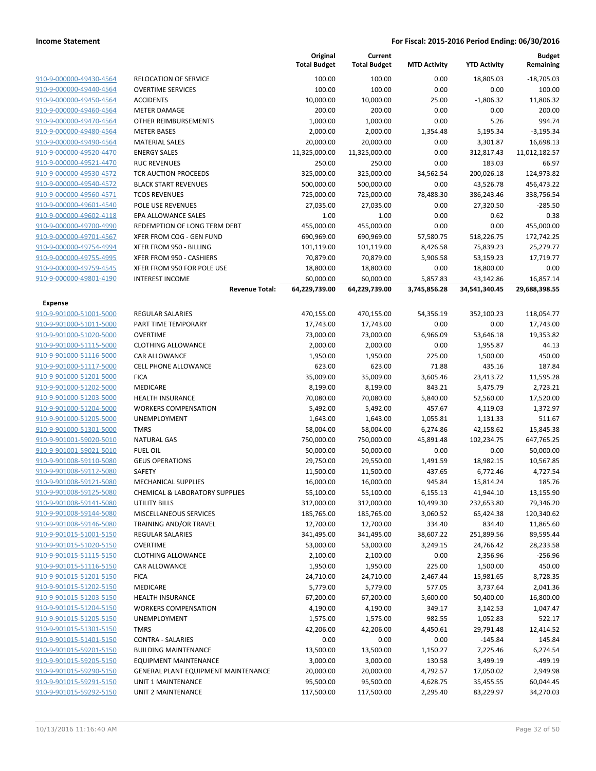## Income Statement

**For Fiscal: 2015-2016 Period Ending: 06/30/2016**

| | | Original Total Budget | Current Total Budget | MTD Activity | YTD Activity | Budget Remaining |
|---|---|---|---|---|---|---|
| 910-9-000000-49430-4564 | RELOCATION OF SERVICE | 100.00 | 100.00 | 0.00 | 18,805.03 | -18,705.03 |
| 910-9-000000-49440-4564 | OVERTIME SERVICES | 100.00 | 100.00 | 0.00 | 0.00 | 100.00 |
| 910-9-000000-49450-4564 | ACCIDENTS | 10,000.00 | 10,000.00 | 25.00 | -1,806.32 | 11,806.32 |
| 910-9-000000-49460-4564 | METER DAMAGE | 200.00 | 200.00 | 0.00 | 0.00 | 200.00 |
| 910-9-000000-49470-4564 | OTHER REIMBURSEMENTS | 1,000.00 | 1,000.00 | 0.00 | 5.26 | 994.74 |
| 910-9-000000-49480-4564 | METER BASES | 2,000.00 | 2,000.00 | 1,354.48 | 5,195.34 | -3,195.34 |
| 910-9-000000-49490-4564 | MATERIAL SALES | 20,000.00 | 20,000.00 | 0.00 | 3,301.87 | 16,698.13 |
| 910-9-000000-49520-4470 | ENERGY SALES | 11,325,000.00 | 11,325,000.00 | 0.00 | 312,817.43 | 11,012,182.57 |
| 910-9-000000-49521-4470 | RUC REVENUES | 250.00 | 250.00 | 0.00 | 183.03 | 66.97 |
| 910-9-000000-49530-4572 | TCR AUCTION PROCEEDS | 325,000.00 | 325,000.00 | 34,562.54 | 200,026.18 | 124,973.82 |
| 910-9-000000-49540-4572 | BLACK START REVENUES | 500,000.00 | 500,000.00 | 0.00 | 43,526.78 | 456,473.22 |
| 910-9-000000-49560-4571 | TCOS REVENUES | 725,000.00 | 725,000.00 | 78,488.30 | 386,243.46 | 338,756.54 |
| 910-9-000000-49601-4540 | POLE USE REVENUES | 27,035.00 | 27,035.00 | 0.00 | 27,320.50 | -285.50 |
| 910-9-000000-49602-4118 | EPA ALLOWANCE SALES | 1.00 | 1.00 | 0.00 | 0.62 | 0.38 |
| 910-9-000000-49700-4990 | REDEMPTION OF LONG TERM DEBT | 455,000.00 | 455,000.00 | 0.00 | 0.00 | 455,000.00 |
| 910-9-000000-49701-4567 | XFER FROM COG - GEN FUND | 690,969.00 | 690,969.00 | 57,580.75 | 518,226.75 | 172,742.25 |
| 910-9-000000-49754-4994 | XFER FROM 950 - BILLING | 101,119.00 | 101,119.00 | 8,426.58 | 75,839.23 | 25,279.77 |
| 910-9-000000-49755-4995 | XFER FROM 950 - CASHIERS | 70,879.00 | 70,879.00 | 5,906.58 | 53,159.23 | 17,719.77 |
| 910-9-000000-49759-4545 | XFER FROM 950 FOR POLE USE | 18,800.00 | 18,800.00 | 0.00 | 18,800.00 | 0.00 |
| 910-9-000000-49801-4190 | INTEREST INCOME | 60,000.00 | 60,000.00 | 5,857.83 | 43,142.86 | 16,857.14 |
| | **Revenue Total:** | **64,229,739.00** | **64,229,739.00** | **3,745,856.28** | **34,541,340.45** | **29,688,398.55** |
| **Expense** | | | | | | |
| 910-9-901000-51001-5000 | REGULAR SALARIES | 470,155.00 | 470,155.00 | 54,356.19 | 352,100.23 | 118,054.77 |
| 910-9-901000-51011-5000 | PART TIME TEMPORARY | 17,743.00 | 17,743.00 | 0.00 | 0.00 | 17,743.00 |
| 910-9-901000-51020-5000 | OVERTIME | 73,000.00 | 73,000.00 | 6,966.09 | 53,646.18 | 19,353.82 |
| 910-9-901000-51115-5000 | CLOTHING ALLOWANCE | 2,000.00 | 2,000.00 | 0.00 | 1,955.87 | 44.13 |
| 910-9-901000-51116-5000 | CAR ALLOWANCE | 1,950.00 | 1,950.00 | 225.00 | 1,500.00 | 450.00 |
| 910-9-901000-51117-5000 | CELL PHONE ALLOWANCE | 623.00 | 623.00 | 71.88 | 435.16 | 187.84 |
| 910-9-901000-51201-5000 | FICA | 35,009.00 | 35,009.00 | 3,605.46 | 23,413.72 | 11,595.28 |
| 910-9-901000-51202-5000 | MEDICARE | 8,199.00 | 8,199.00 | 843.21 | 5,475.79 | 2,723.21 |
| 910-9-901000-51203-5000 | HEALTH INSURANCE | 70,080.00 | 70,080.00 | 5,840.00 | 52,560.00 | 17,520.00 |
| 910-9-901000-51204-5000 | WORKERS COMPENSATION | 5,492.00 | 5,492.00 | 457.67 | 4,119.03 | 1,372.97 |
| 910-9-901000-51205-5000 | UNEMPLOYMENT | 1,643.00 | 1,643.00 | 1,055.81 | 1,131.33 | 511.67 |
| 910-9-901000-51301-5000 | TMRS | 58,004.00 | 58,004.00 | 6,274.86 | 42,158.62 | 15,845.38 |
| 910-9-901001-59020-5010 | NATURAL GAS | 750,000.00 | 750,000.00 | 45,891.48 | 102,234.75 | 647,765.25 |
| 910-9-901001-59021-5010 | FUEL OIL | 50,000.00 | 50,000.00 | 0.00 | 0.00 | 50,000.00 |
| 910-9-901008-59110-5080 | GEUS OPERATIONS | 29,750.00 | 29,550.00 | 1,491.59 | 18,982.15 | 10,567.85 |
| 910-9-901008-59112-5080 | SAFETY | 11,500.00 | 11,500.00 | 437.65 | 6,772.46 | 4,727.54 |
| 910-9-901008-59121-5080 | MECHANICAL SUPPLIES | 16,000.00 | 16,000.00 | 945.84 | 15,814.24 | 185.76 |
| 910-9-901008-59125-5080 | CHEMICAL & LABORATORY SUPPLIES | 55,100.00 | 55,100.00 | 6,155.13 | 41,944.10 | 13,155.90 |
| 910-9-901008-59141-5080 | UTILITY BILLS | 312,000.00 | 312,000.00 | 10,499.30 | 232,653.80 | 79,346.20 |
| 910-9-901008-59144-5080 | MISCELLANEOUS SERVICES | 185,765.00 | 185,765.00 | 3,060.52 | 65,424.38 | 120,340.62 |
| 910-9-901008-59146-5080 | TRAINING AND/OR TRAVEL | 12,700.00 | 12,700.00 | 334.40 | 834.40 | 11,865.60 |
| 910-9-901015-51001-5150 | REGULAR SALARIES | 341,495.00 | 341,495.00 | 38,607.22 | 251,899.56 | 89,595.44 |
| 910-9-901015-51020-5150 | OVERTIME | 53,000.00 | 53,000.00 | 3,249.15 | 24,766.42 | 28,233.58 |
| 910-9-901015-51115-5150 | CLOTHING ALLOWANCE | 2,100.00 | 2,100.00 | 0.00 | 2,356.96 | -256.96 |
| 910-9-901015-51116-5150 | CAR ALLOWANCE | 1,950.00 | 1,950.00 | 225.00 | 1,500.00 | 450.00 |
| 910-9-901015-51201-5150 | FICA | 24,710.00 | 24,710.00 | 2,467.44 | 15,981.65 | 8,728.35 |
| 910-9-901015-51202-5150 | MEDICARE | 5,779.00 | 5,779.00 | 577.05 | 3,737.64 | 2,041.36 |
| 910-9-901015-51203-5150 | HEALTH INSURANCE | 67,200.00 | 67,200.00 | 5,600.00 | 50,400.00 | 16,800.00 |
| 910-9-901015-51204-5150 | WORKERS COMPENSATION | 4,190.00 | 4,190.00 | 349.17 | 3,142.53 | 1,047.47 |
| 910-9-901015-51205-5150 | UNEMPLOYMENT | 1,575.00 | 1,575.00 | 982.55 | 1,052.83 | 522.17 |
| 910-9-901015-51301-5150 | TMRS | 42,206.00 | 42,206.00 | 4,450.61 | 29,791.48 | 12,414.52 |
| 910-9-901015-51401-5150 | CONTRA - SALARIES | 0.00 | 0.00 | 0.00 | -145.84 | 145.84 |
| 910-9-901015-59201-5150 | BUILDING MAINTENANCE | 13,500.00 | 13,500.00 | 1,150.27 | 7,225.46 | 6,274.54 |
| 910-9-901015-59205-5150 | EQUIPMENT MAINTENANCE | 3,000.00 | 3,000.00 | 130.58 | 3,499.19 | -499.19 |
| 910-9-901015-59290-5150 | GENERAL PLANT EQUIPMENT MAINTENANCE | 20,000.00 | 20,000.00 | 4,792.57 | 17,050.02 | 2,949.98 |
| 910-9-901015-59291-5150 | UNIT 1 MAINTENANCE | 95,500.00 | 95,500.00 | 4,628.75 | 35,455.55 | 60,044.45 |
| 910-9-901015-59292-5150 | UNIT 2 MAINTENANCE | 117,500.00 | 117,500.00 | 2,295.40 | 83,229.97 | 34,270.03 |

10/13/2016 11:16:40 AM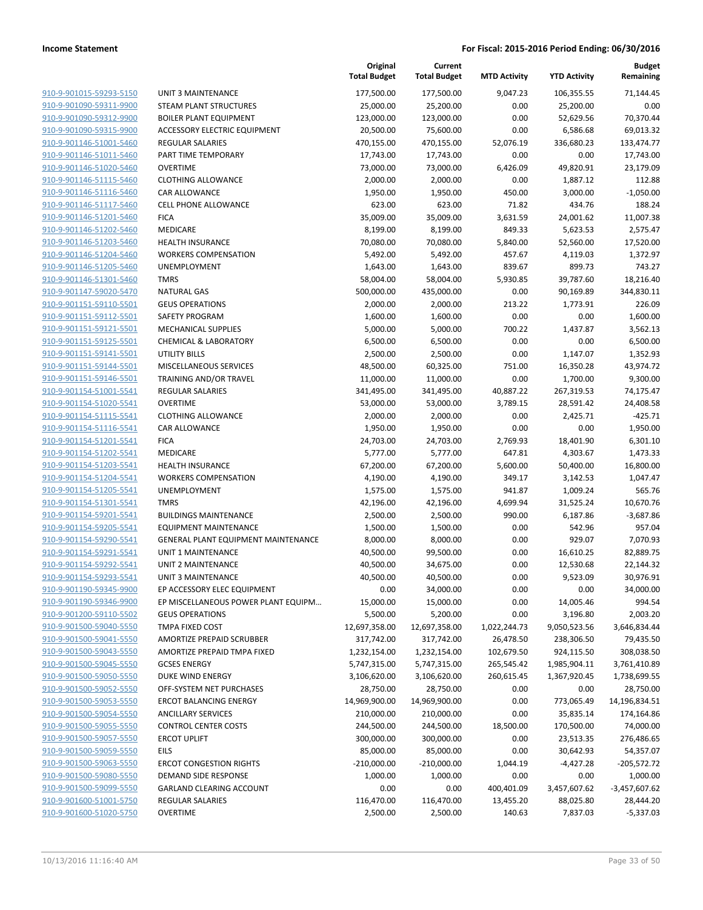**Income Statement** **For Fiscal: 2015-2016 Period Ending: 06/30/2016**

| | | Original Total Budget | Current Total Budget | MTD Activity | YTD Activity | Budget Remaining |
|---|---|---|---|---|---|---|
| 910-9-901015-59293-5150 | UNIT 3 MAINTENANCE | 177,500.00 | 177,500.00 | 9,047.23 | 106,355.55 | 71,144.45 |
| 910-9-901090-59311-9900 | STEAM PLANT STRUCTURES | 25,000.00 | 25,200.00 | 0.00 | 25,200.00 | 0.00 |
| 910-9-901090-59312-9900 | BOILER PLANT EQUIPMENT | 123,000.00 | 123,000.00 | 0.00 | 52,629.56 | 70,370.44 |
| 910-9-901090-59315-9900 | ACCESSORY ELECTRIC EQUIPMENT | 20,500.00 | 75,600.00 | 0.00 | 6,586.68 | 69,013.32 |
| 910-9-901146-51001-5460 | REGULAR SALARIES | 470,155.00 | 470,155.00 | 52,076.19 | 336,680.23 | 133,474.77 |
| 910-9-901146-51011-5460 | PART TIME TEMPORARY | 17,743.00 | 17,743.00 | 0.00 | 0.00 | 17,743.00 |
| 910-9-901146-51020-5460 | OVERTIME | 73,000.00 | 73,000.00 | 6,426.09 | 49,820.91 | 23,179.09 |
| 910-9-901146-51115-5460 | CLOTHING ALLOWANCE | 2,000.00 | 2,000.00 | 0.00 | 1,887.12 | 112.88 |
| 910-9-901146-51116-5460 | CAR ALLOWANCE | 1,950.00 | 1,950.00 | 450.00 | 3,000.00 | -1,050.00 |
| 910-9-901146-51117-5460 | CELL PHONE ALLOWANCE | 623.00 | 623.00 | 71.82 | 434.76 | 188.24 |
| 910-9-901146-51201-5460 | FICA | 35,009.00 | 35,009.00 | 3,631.59 | 24,001.62 | 11,007.38 |
| 910-9-901146-51202-5460 | MEDICARE | 8,199.00 | 8,199.00 | 849.33 | 5,623.53 | 2,575.47 |
| 910-9-901146-51203-5460 | HEALTH INSURANCE | 70,080.00 | 70,080.00 | 5,840.00 | 52,560.00 | 17,520.00 |
| 910-9-901146-51204-5460 | WORKERS COMPENSATION | 5,492.00 | 5,492.00 | 457.67 | 4,119.03 | 1,372.97 |
| 910-9-901146-51205-5460 | UNEMPLOYMENT | 1,643.00 | 1,643.00 | 839.67 | 899.73 | 743.27 |
| 910-9-901146-51301-5460 | TMRS | 58,004.00 | 58,004.00 | 5,930.85 | 39,787.60 | 18,216.40 |
| 910-9-901147-59020-5470 | NATURAL GAS | 500,000.00 | 435,000.00 | 0.00 | 90,169.89 | 344,830.11 |
| 910-9-901151-59110-5501 | GEUS OPERATIONS | 2,000.00 | 2,000.00 | 213.22 | 1,773.91 | 226.09 |
| 910-9-901151-59112-5501 | SAFETY PROGRAM | 1,600.00 | 1,600.00 | 0.00 | 0.00 | 1,600.00 |
| 910-9-901151-59121-5501 | MECHANICAL SUPPLIES | 5,000.00 | 5,000.00 | 700.22 | 1,437.87 | 3,562.13 |
| 910-9-901151-59125-5501 | CHEMICAL & LABORATORY | 6,500.00 | 6,500.00 | 0.00 | 0.00 | 6,500.00 |
| 910-9-901151-59141-5501 | UTILITY BILLS | 2,500.00 | 2,500.00 | 0.00 | 1,147.07 | 1,352.93 |
| 910-9-901151-59144-5501 | MISCELLANEOUS SERVICES | 48,500.00 | 60,325.00 | 751.00 | 16,350.28 | 43,974.72 |
| 910-9-901151-59146-5501 | TRAINING AND/OR TRAVEL | 11,000.00 | 11,000.00 | 0.00 | 1,700.00 | 9,300.00 |
| 910-9-901154-51001-5541 | REGULAR SALARIES | 341,495.00 | 341,495.00 | 40,887.22 | 267,319.53 | 74,175.47 |
| 910-9-901154-51020-5541 | OVERTIME | 53,000.00 | 53,000.00 | 3,789.15 | 28,591.42 | 24,408.58 |
| 910-9-901154-51115-5541 | CLOTHING ALLOWANCE | 2,000.00 | 2,000.00 | 0.00 | 2,425.71 | -425.71 |
| 910-9-901154-51116-5541 | CAR ALLOWANCE | 1,950.00 | 1,950.00 | 0.00 | 0.00 | 1,950.00 |
| 910-9-901154-51201-5541 | FICA | 24,703.00 | 24,703.00 | 2,769.93 | 18,401.90 | 6,301.10 |
| 910-9-901154-51202-5541 | MEDICARE | 5,777.00 | 5,777.00 | 647.81 | 4,303.67 | 1,473.33 |
| 910-9-901154-51203-5541 | HEALTH INSURANCE | 67,200.00 | 67,200.00 | 5,600.00 | 50,400.00 | 16,800.00 |
| 910-9-901154-51204-5541 | WORKERS COMPENSATION | 4,190.00 | 4,190.00 | 349.17 | 3,142.53 | 1,047.47 |
| 910-9-901154-51205-5541 | UNEMPLOYMENT | 1,575.00 | 1,575.00 | 941.87 | 1,009.24 | 565.76 |
| 910-9-901154-51301-5541 | TMRS | 42,196.00 | 42,196.00 | 4,699.94 | 31,525.24 | 10,670.76 |
| 910-9-901154-59201-5541 | BUILDINGS MAINTENANCE | 2,500.00 | 2,500.00 | 990.00 | 6,187.86 | -3,687.86 |
| 910-9-901154-59205-5541 | EQUIPMENT MAINTENANCE | 1,500.00 | 1,500.00 | 0.00 | 542.96 | 957.04 |
| 910-9-901154-59290-5541 | GENERAL PLANT EQUIPMENT MAINTENANCE | 8,000.00 | 8,000.00 | 0.00 | 929.07 | 7,070.93 |
| 910-9-901154-59291-5541 | UNIT 1 MAINTENANCE | 40,500.00 | 99,500.00 | 0.00 | 16,610.25 | 82,889.75 |
| 910-9-901154-59292-5541 | UNIT 2 MAINTENANCE | 40,500.00 | 34,675.00 | 0.00 | 12,530.68 | 22,144.32 |
| 910-9-901154-59293-5541 | UNIT 3 MAINTENANCE | 40,500.00 | 40,500.00 | 0.00 | 9,523.09 | 30,976.91 |
| 910-9-901190-59345-9900 | EP ACCESSORY ELEC EQUIPMENT | 0.00 | 34,000.00 | 0.00 | 0.00 | 34,000.00 |
| 910-9-901190-59346-9900 | EP MISCELLANEOUS POWER PLANT EQUIPM... | 15,000.00 | 15,000.00 | 0.00 | 14,005.46 | 994.54 |
| 910-9-901200-59110-5502 | GEUS OPERATIONS | 5,500.00 | 5,200.00 | 0.00 | 3,196.80 | 2,003.20 |
| 910-9-901500-59040-5550 | TMPA FIXED COST | 12,697,358.00 | 12,697,358.00 | 1,022,244.73 | 9,050,523.56 | 3,646,834.44 |
| 910-9-901500-59041-5550 | AMORTIZE PREPAID SCRUBBER | 317,742.00 | 317,742.00 | 26,478.50 | 238,306.50 | 79,435.50 |
| 910-9-901500-59043-5550 | AMORTIZE PREPAID TMPA FIXED | 1,232,154.00 | 1,232,154.00 | 102,679.50 | 924,115.50 | 308,038.50 |
| 910-9-901500-59045-5550 | GCSES ENERGY | 5,747,315.00 | 5,747,315.00 | 265,545.42 | 1,985,904.11 | 3,761,410.89 |
| 910-9-901500-59050-5550 | DUKE WIND ENERGY | 3,106,620.00 | 3,106,620.00 | 260,615.45 | 1,367,920.45 | 1,738,699.55 |
| 910-9-901500-59052-5550 | OFF-SYSTEM NET PURCHASES | 28,750.00 | 28,750.00 | 0.00 | 0.00 | 28,750.00 |
| 910-9-901500-59053-5550 | ERCOT BALANCING ENERGY | 14,969,900.00 | 14,969,900.00 | 0.00 | 773,065.49 | 14,196,834.51 |
| 910-9-901500-59054-5550 | ANCILLARY SERVICES | 210,000.00 | 210,000.00 | 0.00 | 35,835.14 | 174,164.86 |
| 910-9-901500-59055-5550 | CONTROL CENTER COSTS | 244,500.00 | 244,500.00 | 18,500.00 | 170,500.00 | 74,000.00 |
| 910-9-901500-59057-5550 | ERCOT UPLIFT | 300,000.00 | 300,000.00 | 0.00 | 23,513.35 | 276,486.65 |
| 910-9-901500-59059-5550 | EILS | 85,000.00 | 85,000.00 | 0.00 | 30,642.93 | 54,357.07 |
| 910-9-901500-59063-5550 | ERCOT CONGESTION RIGHTS | -210,000.00 | -210,000.00 | 1,044.19 | -4,427.28 | -205,572.72 |
| 910-9-901500-59080-5550 | DEMAND SIDE RESPONSE | 1,000.00 | 1,000.00 | 0.00 | 0.00 | 1,000.00 |
| 910-9-901500-59099-5550 | GARLAND CLEARING ACCOUNT | 0.00 | 0.00 | 400,401.09 | 3,457,607.62 | -3,457,607.62 |
| 910-9-901600-51001-5750 | REGULAR SALARIES | 116,470.00 | 116,470.00 | 13,455.20 | 88,025.80 | 28,444.20 |
| 910-9-901600-51020-5750 | OVERTIME | 2,500.00 | 2,500.00 | 140.63 | 7,837.03 | -5,337.03 |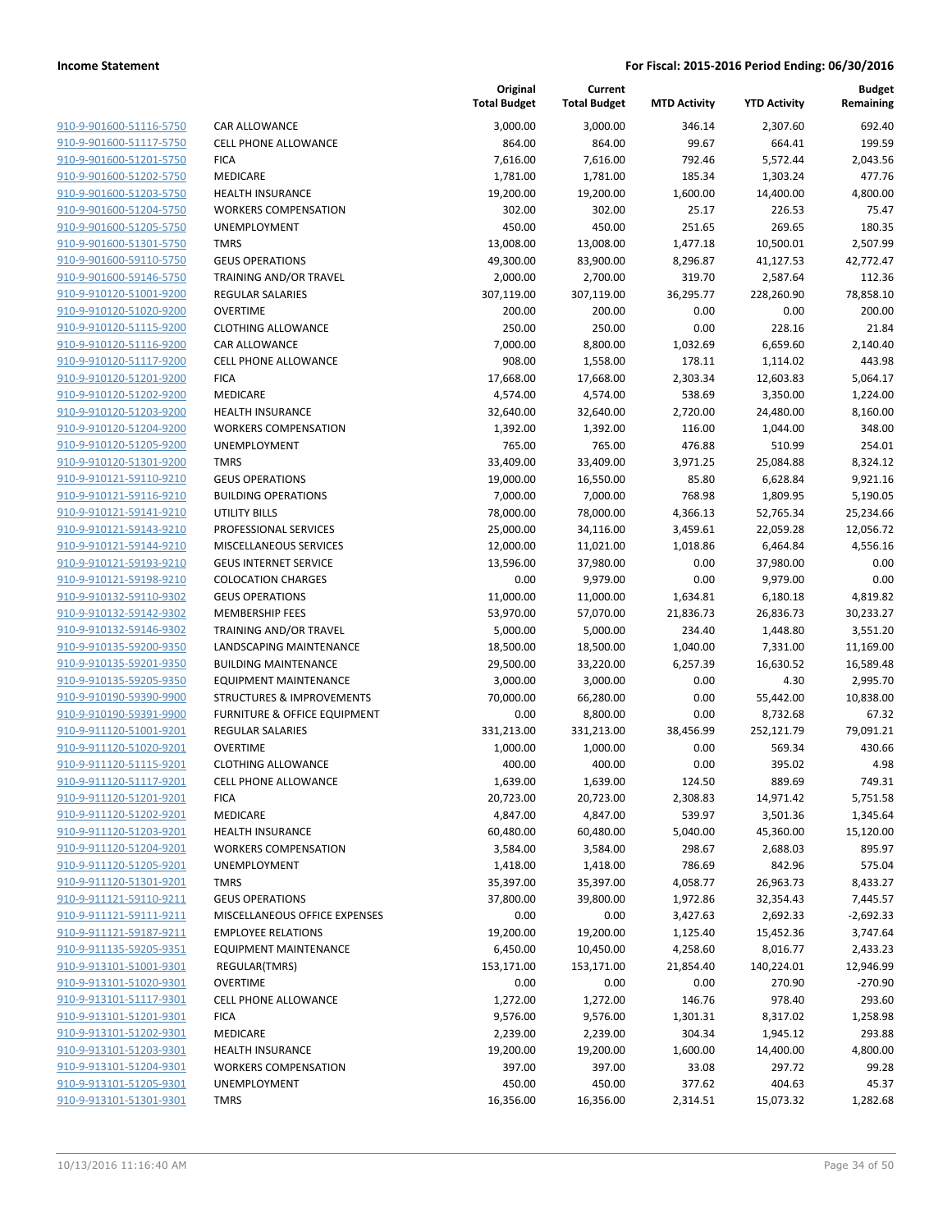| | | Original Total Budget | Current Total Budget | MTD Activity | YTD Activity | Budget Remaining |
|---|---|---|---|---|---|---|
| 910-9-901600-51116-5750 | CAR ALLOWANCE | 3,000.00 | 3,000.00 | 346.14 | 2,307.60 | 692.40 |
| 910-9-901600-51117-5750 | CELL PHONE ALLOWANCE | 864.00 | 864.00 | 99.67 | 664.41 | 199.59 |
| 910-9-901600-51201-5750 | FICA | 7,616.00 | 7,616.00 | 792.46 | 5,572.44 | 2,043.56 |
| 910-9-901600-51202-5750 | MEDICARE | 1,781.00 | 1,781.00 | 185.34 | 1,303.24 | 477.76 |
| 910-9-901600-51203-5750 | HEALTH INSURANCE | 19,200.00 | 19,200.00 | 1,600.00 | 14,400.00 | 4,800.00 |
| 910-9-901600-51204-5750 | WORKERS COMPENSATION | 302.00 | 302.00 | 25.17 | 226.53 | 75.47 |
| 910-9-901600-51205-5750 | UNEMPLOYMENT | 450.00 | 450.00 | 251.65 | 269.65 | 180.35 |
| 910-9-901600-51301-5750 | TMRS | 13,008.00 | 13,008.00 | 1,477.18 | 10,500.01 | 2,507.99 |
| 910-9-901600-59110-5750 | GEUS OPERATIONS | 49,300.00 | 83,900.00 | 8,296.87 | 41,127.53 | 42,772.47 |
| 910-9-901600-59146-5750 | TRAINING AND/OR TRAVEL | 2,000.00 | 2,700.00 | 319.70 | 2,587.64 | 112.36 |
| 910-9-910120-51001-9200 | REGULAR SALARIES | 307,119.00 | 307,119.00 | 36,295.77 | 228,260.90 | 78,858.10 |
| 910-9-910120-51020-9200 | OVERTIME | 200.00 | 200.00 | 0.00 | 0.00 | 200.00 |
| 910-9-910120-51115-9200 | CLOTHING ALLOWANCE | 250.00 | 250.00 | 0.00 | 228.16 | 21.84 |
| 910-9-910120-51116-9200 | CAR ALLOWANCE | 7,000.00 | 8,800.00 | 1,032.69 | 6,659.60 | 2,140.40 |
| 910-9-910120-51117-9200 | CELL PHONE ALLOWANCE | 908.00 | 1,558.00 | 178.11 | 1,114.02 | 443.98 |
| 910-9-910120-51201-9200 | FICA | 17,668.00 | 17,668.00 | 2,303.34 | 12,603.83 | 5,064.17 |
| 910-9-910120-51202-9200 | MEDICARE | 4,574.00 | 4,574.00 | 538.69 | 3,350.00 | 1,224.00 |
| 910-9-910120-51203-9200 | HEALTH INSURANCE | 32,640.00 | 32,640.00 | 2,720.00 | 24,480.00 | 8,160.00 |
| 910-9-910120-51204-9200 | WORKERS COMPENSATION | 1,392.00 | 1,392.00 | 116.00 | 1,044.00 | 348.00 |
| 910-9-910120-51205-9200 | UNEMPLOYMENT | 765.00 | 765.00 | 476.88 | 510.99 | 254.01 |
| 910-9-910120-51301-9200 | TMRS | 33,409.00 | 33,409.00 | 3,971.25 | 25,084.88 | 8,324.12 |
| 910-9-910121-59110-9210 | GEUS OPERATIONS | 19,000.00 | 16,550.00 | 85.80 | 6,628.84 | 9,921.16 |
| 910-9-910121-59116-9210 | BUILDING OPERATIONS | 7,000.00 | 7,000.00 | 768.98 | 1,809.95 | 5,190.05 |
| 910-9-910121-59141-9210 | UTILITY BILLS | 78,000.00 | 78,000.00 | 4,366.13 | 52,765.34 | 25,234.66 |
| 910-9-910121-59143-9210 | PROFESSIONAL SERVICES | 25,000.00 | 34,116.00 | 3,459.61 | 22,059.28 | 12,056.72 |
| 910-9-910121-59144-9210 | MISCELLANEOUS SERVICES | 12,000.00 | 11,021.00 | 1,018.86 | 6,464.84 | 4,556.16 |
| 910-9-910121-59193-9210 | GEUS INTERNET SERVICE | 13,596.00 | 37,980.00 | 0.00 | 37,980.00 | 0.00 |
| 910-9-910121-59198-9210 | COLOCATION CHARGES | 0.00 | 9,979.00 | 0.00 | 9,979.00 | 0.00 |
| 910-9-910132-59110-9302 | GEUS OPERATIONS | 11,000.00 | 11,000.00 | 1,634.81 | 6,180.18 | 4,819.82 |
| 910-9-910132-59142-9302 | MEMBERSHIP FEES | 53,970.00 | 57,070.00 | 21,836.73 | 26,836.73 | 30,233.27 |
| 910-9-910132-59146-9302 | TRAINING AND/OR TRAVEL | 5,000.00 | 5,000.00 | 234.40 | 1,448.80 | 3,551.20 |
| 910-9-910135-59200-9350 | LANDSCAPING MAINTENANCE | 18,500.00 | 18,500.00 | 1,040.00 | 7,331.00 | 11,169.00 |
| 910-9-910135-59201-9350 | BUILDING MAINTENANCE | 29,500.00 | 33,220.00 | 6,257.39 | 16,630.52 | 16,589.48 |
| 910-9-910135-59205-9350 | EQUIPMENT MAINTENANCE | 3,000.00 | 3,000.00 | 0.00 | 4.30 | 2,995.70 |
| 910-9-910190-59390-9900 | STRUCTURES & IMPROVEMENTS | 70,000.00 | 66,280.00 | 0.00 | 55,442.00 | 10,838.00 |
| 910-9-910190-59391-9900 | FURNITURE & OFFICE EQUIPMENT | 0.00 | 8,800.00 | 0.00 | 8,732.68 | 67.32 |
| 910-9-911120-51001-9201 | REGULAR SALARIES | 331,213.00 | 331,213.00 | 38,456.99 | 252,121.79 | 79,091.21 |
| 910-9-911120-51020-9201 | OVERTIME | 1,000.00 | 1,000.00 | 0.00 | 569.34 | 430.66 |
| 910-9-911120-51115-9201 | CLOTHING ALLOWANCE | 400.00 | 400.00 | 0.00 | 395.02 | 4.98 |
| 910-9-911120-51117-9201 | CELL PHONE ALLOWANCE | 1,639.00 | 1,639.00 | 124.50 | 889.69 | 749.31 |
| 910-9-911120-51201-9201 | FICA | 20,723.00 | 20,723.00 | 2,308.83 | 14,971.42 | 5,751.58 |
| 910-9-911120-51202-9201 | MEDICARE | 4,847.00 | 4,847.00 | 539.97 | 3,501.36 | 1,345.64 |
| 910-9-911120-51203-9201 | HEALTH INSURANCE | 60,480.00 | 60,480.00 | 5,040.00 | 45,360.00 | 15,120.00 |
| 910-9-911120-51204-9201 | WORKERS COMPENSATION | 3,584.00 | 3,584.00 | 298.67 | 2,688.03 | 895.97 |
| 910-9-911120-51205-9201 | UNEMPLOYMENT | 1,418.00 | 1,418.00 | 786.69 | 842.96 | 575.04 |
| 910-9-911120-51301-9201 | TMRS | 35,397.00 | 35,397.00 | 4,058.77 | 26,963.73 | 8,433.27 |
| 910-9-911121-59110-9211 | GEUS OPERATIONS | 37,800.00 | 39,800.00 | 1,972.86 | 32,354.43 | 7,445.57 |
| 910-9-911121-59111-9211 | MISCELLANEOUS OFFICE EXPENSES | 0.00 | 0.00 | 3,427.63 | 2,692.33 | -2,692.33 |
| 910-9-911121-59187-9211 | EMPLOYEE RELATIONS | 19,200.00 | 19,200.00 | 1,125.40 | 15,452.36 | 3,747.64 |
| 910-9-911135-59205-9351 | EQUIPMENT MAINTENANCE | 6,450.00 | 10,450.00 | 4,258.60 | 8,016.77 | 2,433.23 |
| 910-9-913101-51001-9301 | REGULAR(TMRS) | 153,171.00 | 153,171.00 | 21,854.40 | 140,224.01 | 12,946.99 |
| 910-9-913101-51020-9301 | OVERTIME | 0.00 | 0.00 | 0.00 | 270.90 | -270.90 |
| 910-9-913101-51117-9301 | CELL PHONE ALLOWANCE | 1,272.00 | 1,272.00 | 146.76 | 978.40 | 293.60 |
| 910-9-913101-51201-9301 | FICA | 9,576.00 | 9,576.00 | 1,301.31 | 8,317.02 | 1,258.98 |
| 910-9-913101-51202-9301 | MEDICARE | 2,239.00 | 2,239.00 | 304.34 | 1,945.12 | 293.88 |
| 910-9-913101-51203-9301 | HEALTH INSURANCE | 19,200.00 | 19,200.00 | 1,600.00 | 14,400.00 | 4,800.00 |
| 910-9-913101-51204-9301 | WORKERS COMPENSATION | 397.00 | 397.00 | 33.08 | 297.72 | 99.28 |
| 910-9-913101-51205-9301 | UNEMPLOYMENT | 450.00 | 450.00 | 377.62 | 404.63 | 45.37 |
| 910-9-913101-51301-9301 | TMRS | 16,356.00 | 16,356.00 | 2,314.51 | 15,073.32 | 1,282.68 |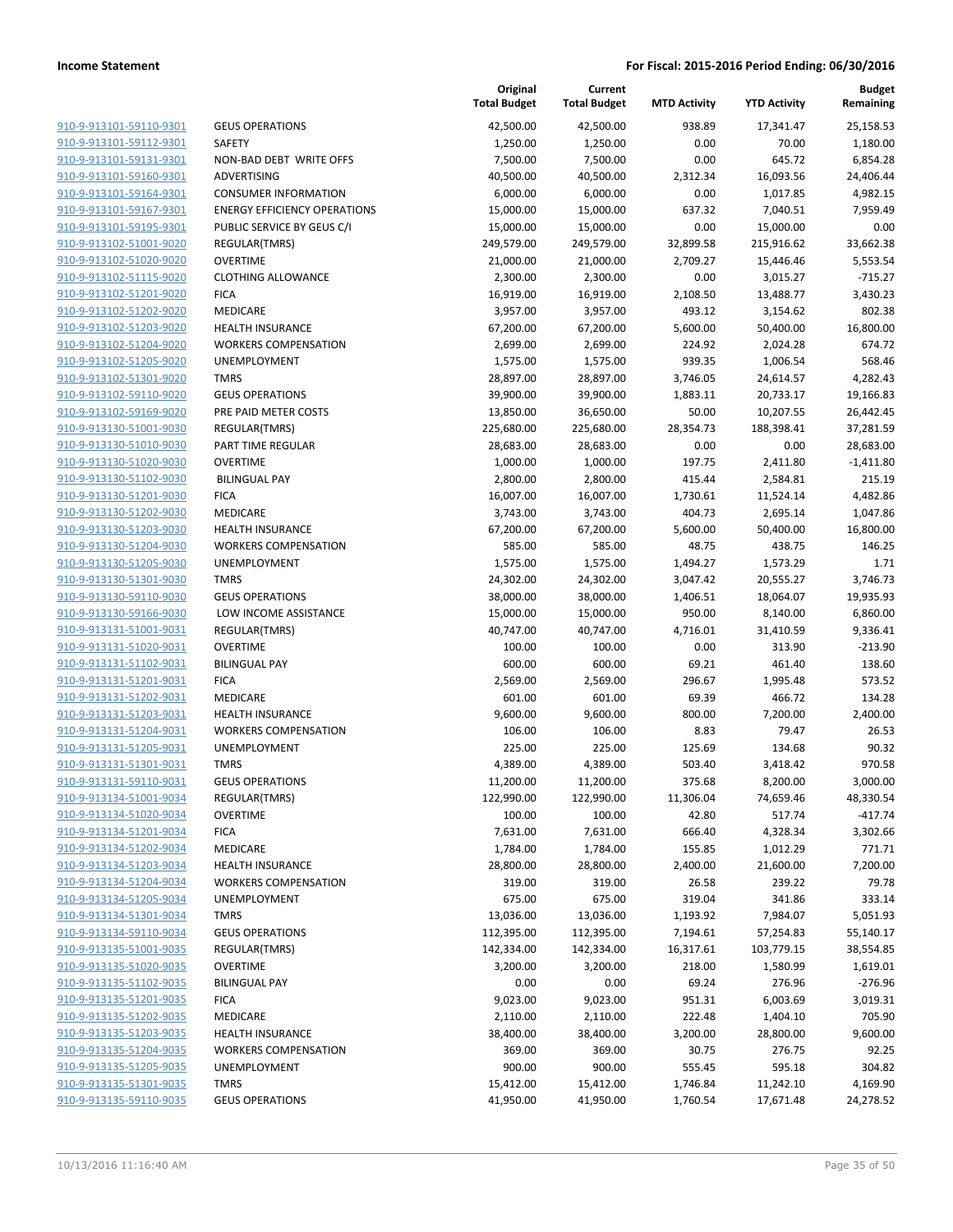**Income Statement** | **For Fiscal: 2015-2016 Period Ending: 06/30/2016**

| | | Original Total Budget | Current Total Budget | MTD Activity | YTD Activity | Budget Remaining |
|---|---|---|---|---|---|---|
| 910-9-913101-59110-9301 | GEUS OPERATIONS | 42,500.00 | 42,500.00 | 938.89 | 17,341.47 | 25,158.53 |
| 910-9-913101-59112-9301 | SAFETY | 1,250.00 | 1,250.00 | 0.00 | 70.00 | 1,180.00 |
| 910-9-913101-59131-9301 | NON-BAD DEBT WRITE OFFS | 7,500.00 | 7,500.00 | 0.00 | 645.72 | 6,854.28 |
| 910-9-913101-59160-9301 | ADVERTISING | 40,500.00 | 40,500.00 | 2,312.34 | 16,093.56 | 24,406.44 |
| 910-9-913101-59164-9301 | CONSUMER INFORMATION | 6,000.00 | 6,000.00 | 0.00 | 1,017.85 | 4,982.15 |
| 910-9-913101-59167-9301 | ENERGY EFFICIENCY OPERATIONS | 15,000.00 | 15,000.00 | 637.32 | 7,040.51 | 7,959.49 |
| 910-9-913101-59195-9301 | PUBLIC SERVICE BY GEUS C/I | 15,000.00 | 15,000.00 | 0.00 | 15,000.00 | 0.00 |
| 910-9-913102-51001-9020 | REGULAR(TMRS) | 249,579.00 | 249,579.00 | 32,899.58 | 215,916.62 | 33,662.38 |
| 910-9-913102-51020-9020 | OVERTIME | 21,000.00 | 21,000.00 | 2,709.27 | 15,446.46 | 5,553.54 |
| 910-9-913102-51115-9020 | CLOTHING ALLOWANCE | 2,300.00 | 2,300.00 | 0.00 | 3,015.27 | -715.27 |
| 910-9-913102-51201-9020 | FICA | 16,919.00 | 16,919.00 | 2,108.50 | 13,488.77 | 3,430.23 |
| 910-9-913102-51202-9020 | MEDICARE | 3,957.00 | 3,957.00 | 493.12 | 3,154.62 | 802.38 |
| 910-9-913102-51203-9020 | HEALTH INSURANCE | 67,200.00 | 67,200.00 | 5,600.00 | 50,400.00 | 16,800.00 |
| 910-9-913102-51204-9020 | WORKERS COMPENSATION | 2,699.00 | 2,699.00 | 224.92 | 2,024.28 | 674.72 |
| 910-9-913102-51205-9020 | UNEMPLOYMENT | 1,575.00 | 1,575.00 | 939.35 | 1,006.54 | 568.46 |
| 910-9-913102-51301-9020 | TMRS | 28,897.00 | 28,897.00 | 3,746.05 | 24,614.57 | 4,282.43 |
| 910-9-913102-59110-9020 | GEUS OPERATIONS | 39,900.00 | 39,900.00 | 1,883.11 | 20,733.17 | 19,166.83 |
| 910-9-913102-59169-9020 | PRE PAID METER COSTS | 13,850.00 | 36,650.00 | 50.00 | 10,207.55 | 26,442.45 |
| 910-9-913130-51001-9030 | REGULAR(TMRS) | 225,680.00 | 225,680.00 | 28,354.73 | 188,398.41 | 37,281.59 |
| 910-9-913130-51010-9030 | PART TIME REGULAR | 28,683.00 | 28,683.00 | 0.00 | 0.00 | 28,683.00 |
| 910-9-913130-51020-9030 | OVERTIME | 1,000.00 | 1,000.00 | 197.75 | 2,411.80 | -1,411.80 |
| 910-9-913130-51102-9030 | BILINGUAL PAY | 2,800.00 | 2,800.00 | 415.44 | 2,584.81 | 215.19 |
| 910-9-913130-51201-9030 | FICA | 16,007.00 | 16,007.00 | 1,730.61 | 11,524.14 | 4,482.86 |
| 910-9-913130-51202-9030 | MEDICARE | 3,743.00 | 3,743.00 | 404.73 | 2,695.14 | 1,047.86 |
| 910-9-913130-51203-9030 | HEALTH INSURANCE | 67,200.00 | 67,200.00 | 5,600.00 | 50,400.00 | 16,800.00 |
| 910-9-913130-51204-9030 | WORKERS COMPENSATION | 585.00 | 585.00 | 48.75 | 438.75 | 146.25 |
| 910-9-913130-51205-9030 | UNEMPLOYMENT | 1,575.00 | 1,575.00 | 1,494.27 | 1,573.29 | 1.71 |
| 910-9-913130-51301-9030 | TMRS | 24,302.00 | 24,302.00 | 3,047.42 | 20,555.27 | 3,746.73 |
| 910-9-913130-59110-9030 | GEUS OPERATIONS | 38,000.00 | 38,000.00 | 1,406.51 | 18,064.07 | 19,935.93 |
| 910-9-913130-59166-9030 | LOW INCOME ASSISTANCE | 15,000.00 | 15,000.00 | 950.00 | 8,140.00 | 6,860.00 |
| 910-9-913131-51001-9031 | REGULAR(TMRS) | 40,747.00 | 40,747.00 | 4,716.01 | 31,410.59 | 9,336.41 |
| 910-9-913131-51020-9031 | OVERTIME | 100.00 | 100.00 | 0.00 | 313.90 | -213.90 |
| 910-9-913131-51102-9031 | BILINGUAL PAY | 600.00 | 600.00 | 69.21 | 461.40 | 138.60 |
| 910-9-913131-51201-9031 | FICA | 2,569.00 | 2,569.00 | 296.67 | 1,995.48 | 573.52 |
| 910-9-913131-51202-9031 | MEDICARE | 601.00 | 601.00 | 69.39 | 466.72 | 134.28 |
| 910-9-913131-51203-9031 | HEALTH INSURANCE | 9,600.00 | 9,600.00 | 800.00 | 7,200.00 | 2,400.00 |
| 910-9-913131-51204-9031 | WORKERS COMPENSATION | 106.00 | 106.00 | 8.83 | 79.47 | 26.53 |
| 910-9-913131-51205-9031 | UNEMPLOYMENT | 225.00 | 225.00 | 125.69 | 134.68 | 90.32 |
| 910-9-913131-51301-9031 | TMRS | 4,389.00 | 4,389.00 | 503.40 | 3,418.42 | 970.58 |
| 910-9-913131-59110-9031 | GEUS OPERATIONS | 11,200.00 | 11,200.00 | 375.68 | 8,200.00 | 3,000.00 |
| 910-9-913134-51001-9034 | REGULAR(TMRS) | 122,990.00 | 122,990.00 | 11,306.04 | 74,659.46 | 48,330.54 |
| 910-9-913134-51020-9034 | OVERTIME | 100.00 | 100.00 | 42.80 | 517.74 | -417.74 |
| 910-9-913134-51201-9034 | FICA | 7,631.00 | 7,631.00 | 666.40 | 4,328.34 | 3,302.66 |
| 910-9-913134-51202-9034 | MEDICARE | 1,784.00 | 1,784.00 | 155.85 | 1,012.29 | 771.71 |
| 910-9-913134-51203-9034 | HEALTH INSURANCE | 28,800.00 | 28,800.00 | 2,400.00 | 21,600.00 | 7,200.00 |
| 910-9-913134-51204-9034 | WORKERS COMPENSATION | 319.00 | 319.00 | 26.58 | 239.22 | 79.78 |
| 910-9-913134-51205-9034 | UNEMPLOYMENT | 675.00 | 675.00 | 319.04 | 341.86 | 333.14 |
| 910-9-913134-51301-9034 | TMRS | 13,036.00 | 13,036.00 | 1,193.92 | 7,984.07 | 5,051.93 |
| 910-9-913134-59110-9034 | GEUS OPERATIONS | 112,395.00 | 112,395.00 | 7,194.61 | 57,254.83 | 55,140.17 |
| 910-9-913135-51001-9035 | REGULAR(TMRS) | 142,334.00 | 142,334.00 | 16,317.61 | 103,779.15 | 38,554.85 |
| 910-9-913135-51020-9035 | OVERTIME | 3,200.00 | 3,200.00 | 218.00 | 1,580.99 | 1,619.01 |
| 910-9-913135-51102-9035 | BILINGUAL PAY | 0.00 | 0.00 | 69.24 | 276.96 | -276.96 |
| 910-9-913135-51201-9035 | FICA | 9,023.00 | 9,023.00 | 951.31 | 6,003.69 | 3,019.31 |
| 910-9-913135-51202-9035 | MEDICARE | 2,110.00 | 2,110.00 | 222.48 | 1,404.10 | 705.90 |
| 910-9-913135-51203-9035 | HEALTH INSURANCE | 38,400.00 | 38,400.00 | 3,200.00 | 28,800.00 | 9,600.00 |
| 910-9-913135-51204-9035 | WORKERS COMPENSATION | 369.00 | 369.00 | 30.75 | 276.75 | 92.25 |
| 910-9-913135-51205-9035 | UNEMPLOYMENT | 900.00 | 900.00 | 555.45 | 595.18 | 304.82 |
| 910-9-913135-51301-9035 | TMRS | 15,412.00 | 15,412.00 | 1,746.84 | 11,242.10 | 4,169.90 |
| 910-9-913135-59110-9035 | GEUS OPERATIONS | 41,950.00 | 41,950.00 | 1,760.54 | 17,671.48 | 24,278.52 |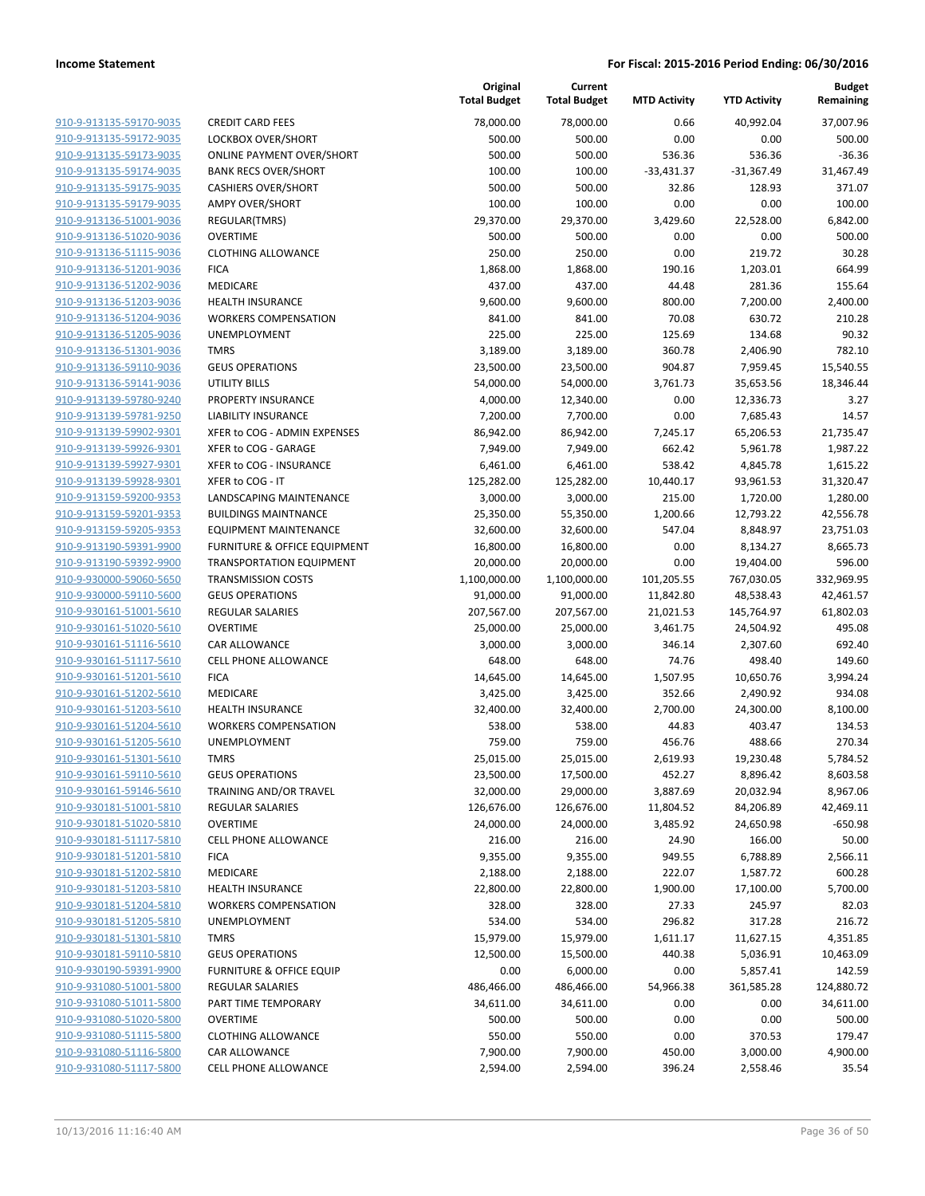**Income Statement** — **For Fiscal: 2015-2016 Period Ending: 06/30/2016**

| | | Original Total Budget | Current Total Budget | MTD Activity | YTD Activity | Budget Remaining |
|---|---|---|---|---|---|---|
| 910-9-913135-59170-9035 | CREDIT CARD FEES | 78,000.00 | 78,000.00 | 0.66 | 40,992.04 | 37,007.96 |
| 910-9-913135-59172-9035 | LOCKBOX OVER/SHORT | 500.00 | 500.00 | 0.00 | 0.00 | 500.00 |
| 910-9-913135-59173-9035 | ONLINE PAYMENT OVER/SHORT | 500.00 | 500.00 | 536.36 | 536.36 | -36.36 |
| 910-9-913135-59174-9035 | BANK RECS OVER/SHORT | 100.00 | 100.00 | -33,431.37 | -31,367.49 | 31,467.49 |
| 910-9-913135-59175-9035 | CASHIERS OVER/SHORT | 500.00 | 500.00 | 32.86 | 128.93 | 371.07 |
| 910-9-913135-59179-9035 | AMPY OVER/SHORT | 100.00 | 100.00 | 0.00 | 0.00 | 100.00 |
| 910-9-913136-51001-9036 | REGULAR(TMRS) | 29,370.00 | 29,370.00 | 3,429.60 | 22,528.00 | 6,842.00 |
| 910-9-913136-51020-9036 | OVERTIME | 500.00 | 500.00 | 0.00 | 0.00 | 500.00 |
| 910-9-913136-51115-9036 | CLOTHING ALLOWANCE | 250.00 | 250.00 | 0.00 | 219.72 | 30.28 |
| 910-9-913136-51201-9036 | FICA | 1,868.00 | 1,868.00 | 190.16 | 1,203.01 | 664.99 |
| 910-9-913136-51202-9036 | MEDICARE | 437.00 | 437.00 | 44.48 | 281.36 | 155.64 |
| 910-9-913136-51203-9036 | HEALTH INSURANCE | 9,600.00 | 9,600.00 | 800.00 | 7,200.00 | 2,400.00 |
| 910-9-913136-51204-9036 | WORKERS COMPENSATION | 841.00 | 841.00 | 70.08 | 630.72 | 210.28 |
| 910-9-913136-51205-9036 | UNEMPLOYMENT | 225.00 | 225.00 | 125.69 | 134.68 | 90.32 |
| 910-9-913136-51301-9036 | TMRS | 3,189.00 | 3,189.00 | 360.78 | 2,406.90 | 782.10 |
| 910-9-913136-59110-9036 | GEUS OPERATIONS | 23,500.00 | 23,500.00 | 904.87 | 7,959.45 | 15,540.55 |
| 910-9-913136-59141-9036 | UTILITY BILLS | 54,000.00 | 54,000.00 | 3,761.73 | 35,653.56 | 18,346.44 |
| 910-9-913139-59780-9240 | PROPERTY INSURANCE | 4,000.00 | 12,340.00 | 0.00 | 12,336.73 | 3.27 |
| 910-9-913139-59781-9250 | LIABILITY INSURANCE | 7,200.00 | 7,700.00 | 0.00 | 7,685.43 | 14.57 |
| 910-9-913139-59902-9301 | XFER to COG - ADMIN EXPENSES | 86,942.00 | 86,942.00 | 7,245.17 | 65,206.53 | 21,735.47 |
| 910-9-913139-59926-9301 | XFER to COG - GARAGE | 7,949.00 | 7,949.00 | 662.42 | 5,961.78 | 1,987.22 |
| 910-9-913139-59927-9301 | XFER to COG - INSURANCE | 6,461.00 | 6,461.00 | 538.42 | 4,845.78 | 1,615.22 |
| 910-9-913139-59928-9301 | XFER to COG - IT | 125,282.00 | 125,282.00 | 10,440.17 | 93,961.53 | 31,320.47 |
| 910-9-913159-59200-9353 | LANDSCAPING MAINTENANCE | 3,000.00 | 3,000.00 | 215.00 | 1,720.00 | 1,280.00 |
| 910-9-913159-59201-9353 | BUILDINGS MAINTNANCE | 25,350.00 | 55,350.00 | 1,200.66 | 12,793.22 | 42,556.78 |
| 910-9-913159-59205-9353 | EQUIPMENT MAINTENANCE | 32,600.00 | 32,600.00 | 547.04 | 8,848.97 | 23,751.03 |
| 910-9-913190-59391-9900 | FURNITURE & OFFICE EQUIPMENT | 16,800.00 | 16,800.00 | 0.00 | 8,134.27 | 8,665.73 |
| 910-9-913190-59392-9900 | TRANSPORTATION EQUIPMENT | 20,000.00 | 20,000.00 | 0.00 | 19,404.00 | 596.00 |
| 910-9-930000-59060-5650 | TRANSMISSION COSTS | 1,100,000.00 | 1,100,000.00 | 101,205.55 | 767,030.05 | 332,969.95 |
| 910-9-930000-59110-5600 | GEUS OPERATIONS | 91,000.00 | 91,000.00 | 11,842.80 | 48,538.43 | 42,461.57 |
| 910-9-930161-51001-5610 | REGULAR SALARIES | 207,567.00 | 207,567.00 | 21,021.53 | 145,764.97 | 61,802.03 |
| 910-9-930161-51020-5610 | OVERTIME | 25,000.00 | 25,000.00 | 3,461.75 | 24,504.92 | 495.08 |
| 910-9-930161-51116-5610 | CAR ALLOWANCE | 3,000.00 | 3,000.00 | 346.14 | 2,307.60 | 692.40 |
| 910-9-930161-51117-5610 | CELL PHONE ALLOWANCE | 648.00 | 648.00 | 74.76 | 498.40 | 149.60 |
| 910-9-930161-51201-5610 | FICA | 14,645.00 | 14,645.00 | 1,507.95 | 10,650.76 | 3,994.24 |
| 910-9-930161-51202-5610 | MEDICARE | 3,425.00 | 3,425.00 | 352.66 | 2,490.92 | 934.08 |
| 910-9-930161-51203-5610 | HEALTH INSURANCE | 32,400.00 | 32,400.00 | 2,700.00 | 24,300.00 | 8,100.00 |
| 910-9-930161-51204-5610 | WORKERS COMPENSATION | 538.00 | 538.00 | 44.83 | 403.47 | 134.53 |
| 910-9-930161-51205-5610 | UNEMPLOYMENT | 759.00 | 759.00 | 456.76 | 488.66 | 270.34 |
| 910-9-930161-51301-5610 | TMRS | 25,015.00 | 25,015.00 | 2,619.93 | 19,230.48 | 5,784.52 |
| 910-9-930161-59110-5610 | GEUS OPERATIONS | 23,500.00 | 17,500.00 | 452.27 | 8,896.42 | 8,603.58 |
| 910-9-930161-59146-5610 | TRAINING AND/OR TRAVEL | 32,000.00 | 29,000.00 | 3,887.69 | 20,032.94 | 8,967.06 |
| 910-9-930181-51001-5810 | REGULAR SALARIES | 126,676.00 | 126,676.00 | 11,804.52 | 84,206.89 | 42,469.11 |
| 910-9-930181-51020-5810 | OVERTIME | 24,000.00 | 24,000.00 | 3,485.92 | 24,650.98 | -650.98 |
| 910-9-930181-51117-5810 | CELL PHONE ALLOWANCE | 216.00 | 216.00 | 24.90 | 166.00 | 50.00 |
| 910-9-930181-51201-5810 | FICA | 9,355.00 | 9,355.00 | 949.55 | 6,788.89 | 2,566.11 |
| 910-9-930181-51202-5810 | MEDICARE | 2,188.00 | 2,188.00 | 222.07 | 1,587.72 | 600.28 |
| 910-9-930181-51203-5810 | HEALTH INSURANCE | 22,800.00 | 22,800.00 | 1,900.00 | 17,100.00 | 5,700.00 |
| 910-9-930181-51204-5810 | WORKERS COMPENSATION | 328.00 | 328.00 | 27.33 | 245.97 | 82.03 |
| 910-9-930181-51205-5810 | UNEMPLOYMENT | 534.00 | 534.00 | 296.82 | 317.28 | 216.72 |
| 910-9-930181-51301-5810 | TMRS | 15,979.00 | 15,979.00 | 1,611.17 | 11,627.15 | 4,351.85 |
| 910-9-930181-59110-5810 | GEUS OPERATIONS | 12,500.00 | 15,500.00 | 440.38 | 5,036.91 | 10,463.09 |
| 910-9-930190-59391-9900 | FURNITURE & OFFICE EQUIP | 0.00 | 6,000.00 | 0.00 | 5,857.41 | 142.59 |
| 910-9-931080-51001-5800 | REGULAR SALARIES | 486,466.00 | 486,466.00 | 54,966.38 | 361,585.28 | 124,880.72 |
| 910-9-931080-51011-5800 | PART TIME TEMPORARY | 34,611.00 | 34,611.00 | 0.00 | 0.00 | 34,611.00 |
| 910-9-931080-51020-5800 | OVERTIME | 500.00 | 500.00 | 0.00 | 0.00 | 500.00 |
| 910-9-931080-51115-5800 | CLOTHING ALLOWANCE | 550.00 | 550.00 | 0.00 | 370.53 | 179.47 |
| 910-9-931080-51116-5800 | CAR ALLOWANCE | 7,900.00 | 7,900.00 | 450.00 | 3,000.00 | 4,900.00 |
| 910-9-931080-51117-5800 | CELL PHONE ALLOWANCE | 2,594.00 | 2,594.00 | 396.24 | 2,558.46 | 35.54 |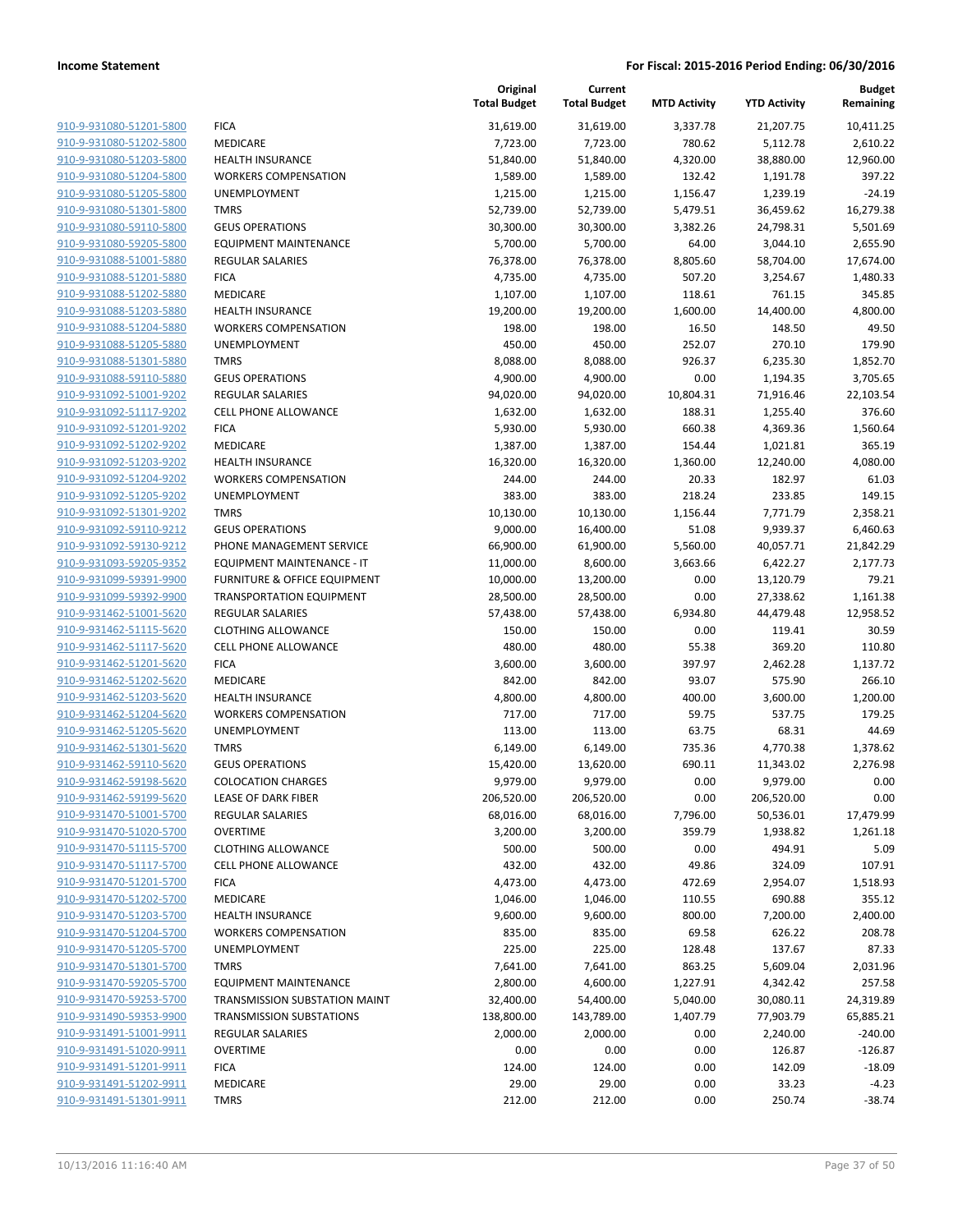| | | Original Total Budget | Current Total Budget | MTD Activity | YTD Activity | Budget Remaining |
|---|---|---|---|---|---|---|
| 910-9-931080-51201-5800 | FICA | 31,619.00 | 31,619.00 | 3,337.78 | 21,207.75 | 10,411.25 |
| 910-9-931080-51202-5800 | MEDICARE | 7,723.00 | 7,723.00 | 780.62 | 5,112.78 | 2,610.22 |
| 910-9-931080-51203-5800 | HEALTH INSURANCE | 51,840.00 | 51,840.00 | 4,320.00 | 38,880.00 | 12,960.00 |
| 910-9-931080-51204-5800 | WORKERS COMPENSATION | 1,589.00 | 1,589.00 | 132.42 | 1,191.78 | 397.22 |
| 910-9-931080-51205-5800 | UNEMPLOYMENT | 1,215.00 | 1,215.00 | 1,156.47 | 1,239.19 | -24.19 |
| 910-9-931080-51301-5800 | TMRS | 52,739.00 | 52,739.00 | 5,479.51 | 36,459.62 | 16,279.38 |
| 910-9-931080-59110-5800 | GEUS OPERATIONS | 30,300.00 | 30,300.00 | 3,382.26 | 24,798.31 | 5,501.69 |
| 910-9-931080-59205-5800 | EQUIPMENT MAINTENANCE | 5,700.00 | 5,700.00 | 64.00 | 3,044.10 | 2,655.90 |
| 910-9-931088-51001-5880 | REGULAR SALARIES | 76,378.00 | 76,378.00 | 8,805.60 | 58,704.00 | 17,674.00 |
| 910-9-931088-51201-5880 | FICA | 4,735.00 | 4,735.00 | 507.20 | 3,254.67 | 1,480.33 |
| 910-9-931088-51202-5880 | MEDICARE | 1,107.00 | 1,107.00 | 118.61 | 761.15 | 345.85 |
| 910-9-931088-51203-5880 | HEALTH INSURANCE | 19,200.00 | 19,200.00 | 1,600.00 | 14,400.00 | 4,800.00 |
| 910-9-931088-51204-5880 | WORKERS COMPENSATION | 198.00 | 198.00 | 16.50 | 148.50 | 49.50 |
| 910-9-931088-51205-5880 | UNEMPLOYMENT | 450.00 | 450.00 | 252.07 | 270.10 | 179.90 |
| 910-9-931088-51301-5880 | TMRS | 8,088.00 | 8,088.00 | 926.37 | 6,235.30 | 1,852.70 |
| 910-9-931088-59110-5880 | GEUS OPERATIONS | 4,900.00 | 4,900.00 | 0.00 | 1,194.35 | 3,705.65 |
| 910-9-931092-51001-9202 | REGULAR SALARIES | 94,020.00 | 94,020.00 | 10,804.31 | 71,916.46 | 22,103.54 |
| 910-9-931092-51117-9202 | CELL PHONE ALLOWANCE | 1,632.00 | 1,632.00 | 188.31 | 1,255.40 | 376.60 |
| 910-9-931092-51201-9202 | FICA | 5,930.00 | 5,930.00 | 660.38 | 4,369.36 | 1,560.64 |
| 910-9-931092-51202-9202 | MEDICARE | 1,387.00 | 1,387.00 | 154.44 | 1,021.81 | 365.19 |
| 910-9-931092-51203-9202 | HEALTH INSURANCE | 16,320.00 | 16,320.00 | 1,360.00 | 12,240.00 | 4,080.00 |
| 910-9-931092-51204-9202 | WORKERS COMPENSATION | 244.00 | 244.00 | 20.33 | 182.97 | 61.03 |
| 910-9-931092-51205-9202 | UNEMPLOYMENT | 383.00 | 383.00 | 218.24 | 233.85 | 149.15 |
| 910-9-931092-51301-9202 | TMRS | 10,130.00 | 10,130.00 | 1,156.44 | 7,771.79 | 2,358.21 |
| 910-9-931092-59110-9212 | GEUS OPERATIONS | 9,000.00 | 16,400.00 | 51.08 | 9,939.37 | 6,460.63 |
| 910-9-931092-59130-9212 | PHONE MANAGEMENT SERVICE | 66,900.00 | 61,900.00 | 5,560.00 | 40,057.71 | 21,842.29 |
| 910-9-931093-59205-9352 | EQUIPMENT MAINTENANCE - IT | 11,000.00 | 8,600.00 | 3,663.66 | 6,422.27 | 2,177.73 |
| 910-9-931099-59391-9900 | FURNITURE & OFFICE EQUIPMENT | 10,000.00 | 13,200.00 | 0.00 | 13,120.79 | 79.21 |
| 910-9-931099-59392-9900 | TRANSPORTATION EQUIPMENT | 28,500.00 | 28,500.00 | 0.00 | 27,338.62 | 1,161.38 |
| 910-9-931462-51001-5620 | REGULAR SALARIES | 57,438.00 | 57,438.00 | 6,934.80 | 44,479.48 | 12,958.52 |
| 910-9-931462-51115-5620 | CLOTHING ALLOWANCE | 150.00 | 150.00 | 0.00 | 119.41 | 30.59 |
| 910-9-931462-51117-5620 | CELL PHONE ALLOWANCE | 480.00 | 480.00 | 55.38 | 369.20 | 110.80 |
| 910-9-931462-51201-5620 | FICA | 3,600.00 | 3,600.00 | 397.97 | 2,462.28 | 1,137.72 |
| 910-9-931462-51202-5620 | MEDICARE | 842.00 | 842.00 | 93.07 | 575.90 | 266.10 |
| 910-9-931462-51203-5620 | HEALTH INSURANCE | 4,800.00 | 4,800.00 | 400.00 | 3,600.00 | 1,200.00 |
| 910-9-931462-51204-5620 | WORKERS COMPENSATION | 717.00 | 717.00 | 59.75 | 537.75 | 179.25 |
| 910-9-931462-51205-5620 | UNEMPLOYMENT | 113.00 | 113.00 | 63.75 | 68.31 | 44.69 |
| 910-9-931462-51301-5620 | TMRS | 6,149.00 | 6,149.00 | 735.36 | 4,770.38 | 1,378.62 |
| 910-9-931462-59110-5620 | GEUS OPERATIONS | 15,420.00 | 13,620.00 | 690.11 | 11,343.02 | 2,276.98 |
| 910-9-931462-59198-5620 | COLOCATION CHARGES | 9,979.00 | 9,979.00 | 0.00 | 9,979.00 | 0.00 |
| 910-9-931462-59199-5620 | LEASE OF DARK FIBER | 206,520.00 | 206,520.00 | 0.00 | 206,520.00 | 0.00 |
| 910-9-931470-51001-5700 | REGULAR SALARIES | 68,016.00 | 68,016.00 | 7,796.00 | 50,536.01 | 17,479.99 |
| 910-9-931470-51020-5700 | OVERTIME | 3,200.00 | 3,200.00 | 359.79 | 1,938.82 | 1,261.18 |
| 910-9-931470-51115-5700 | CLOTHING ALLOWANCE | 500.00 | 500.00 | 0.00 | 494.91 | 5.09 |
| 910-9-931470-51117-5700 | CELL PHONE ALLOWANCE | 432.00 | 432.00 | 49.86 | 324.09 | 107.91 |
| 910-9-931470-51201-5700 | FICA | 4,473.00 | 4,473.00 | 472.69 | 2,954.07 | 1,518.93 |
| 910-9-931470-51202-5700 | MEDICARE | 1,046.00 | 1,046.00 | 110.55 | 690.88 | 355.12 |
| 910-9-931470-51203-5700 | HEALTH INSURANCE | 9,600.00 | 9,600.00 | 800.00 | 7,200.00 | 2,400.00 |
| 910-9-931470-51204-5700 | WORKERS COMPENSATION | 835.00 | 835.00 | 69.58 | 626.22 | 208.78 |
| 910-9-931470-51205-5700 | UNEMPLOYMENT | 225.00 | 225.00 | 128.48 | 137.67 | 87.33 |
| 910-9-931470-51301-5700 | TMRS | 7,641.00 | 7,641.00 | 863.25 | 5,609.04 | 2,031.96 |
| 910-9-931470-59205-5700 | EQUIPMENT MAINTENANCE | 2,800.00 | 4,600.00 | 1,227.91 | 4,342.42 | 257.58 |
| 910-9-931470-59253-5700 | TRANSMISSION SUBSTATION MAINT | 32,400.00 | 54,400.00 | 5,040.00 | 30,080.11 | 24,319.89 |
| 910-9-931490-59353-9900 | TRANSMISSION SUBSTATIONS | 138,800.00 | 143,789.00 | 1,407.79 | 77,903.79 | 65,885.21 |
| 910-9-931491-51001-9911 | REGULAR SALARIES | 2,000.00 | 2,000.00 | 0.00 | 2,240.00 | -240.00 |
| 910-9-931491-51020-9911 | OVERTIME | 0.00 | 0.00 | 0.00 | 126.87 | -126.87 |
| 910-9-931491-51201-9911 | FICA | 124.00 | 124.00 | 0.00 | 142.09 | -18.09 |
| 910-9-931491-51202-9911 | MEDICARE | 29.00 | 29.00 | 0.00 | 33.23 | -4.23 |
| 910-9-931491-51301-9911 | TMRS | 212.00 | 212.00 | 0.00 | 250.74 | -38.74 |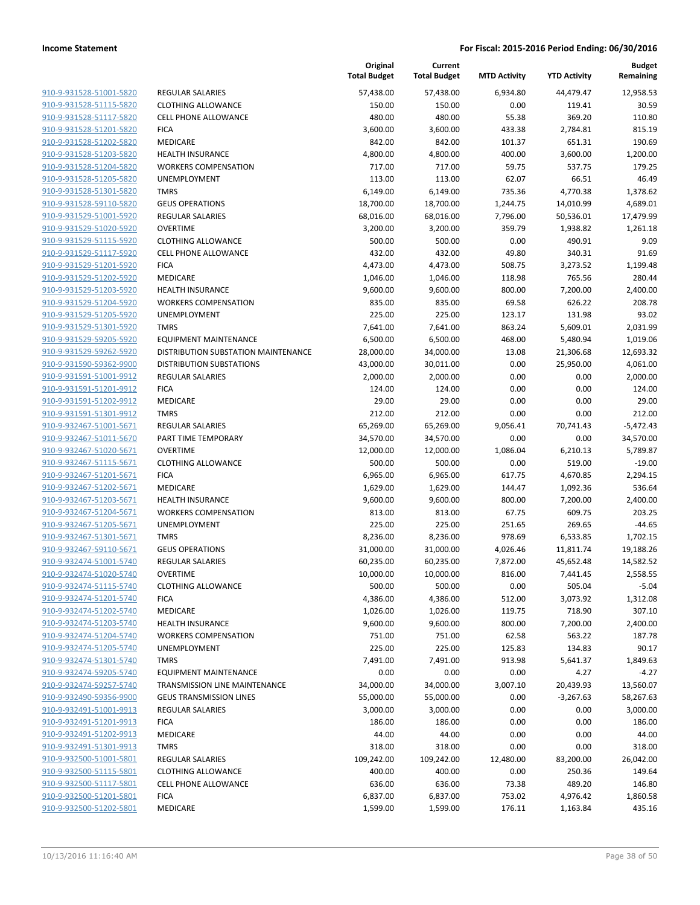| | | Original Total Budget | Current Total Budget | MTD Activity | YTD Activity | Budget Remaining |
|---|---|---|---|---|---|---|
| 910-9-931528-51001-5820 | REGULAR SALARIES | 57,438.00 | 57,438.00 | 6,934.80 | 44,479.47 | 12,958.53 |
| 910-9-931528-51115-5820 | CLOTHING ALLOWANCE | 150.00 | 150.00 | 0.00 | 119.41 | 30.59 |
| 910-9-931528-51117-5820 | CELL PHONE ALLOWANCE | 480.00 | 480.00 | 55.38 | 369.20 | 110.80 |
| 910-9-931528-51201-5820 | FICA | 3,600.00 | 3,600.00 | 433.38 | 2,784.81 | 815.19 |
| 910-9-931528-51202-5820 | MEDICARE | 842.00 | 842.00 | 101.37 | 651.31 | 190.69 |
| 910-9-931528-51203-5820 | HEALTH INSURANCE | 4,800.00 | 4,800.00 | 400.00 | 3,600.00 | 1,200.00 |
| 910-9-931528-51204-5820 | WORKERS COMPENSATION | 717.00 | 717.00 | 59.75 | 537.75 | 179.25 |
| 910-9-931528-51205-5820 | UNEMPLOYMENT | 113.00 | 113.00 | 62.07 | 66.51 | 46.49 |
| 910-9-931528-51301-5820 | TMRS | 6,149.00 | 6,149.00 | 735.36 | 4,770.38 | 1,378.62 |
| 910-9-931528-59110-5820 | GEUS OPERATIONS | 18,700.00 | 18,700.00 | 1,244.75 | 14,010.99 | 4,689.01 |
| 910-9-931529-51001-5920 | REGULAR SALARIES | 68,016.00 | 68,016.00 | 7,796.00 | 50,536.01 | 17,479.99 |
| 910-9-931529-51020-5920 | OVERTIME | 3,200.00 | 3,200.00 | 359.79 | 1,938.82 | 1,261.18 |
| 910-9-931529-51115-5920 | CLOTHING ALLOWANCE | 500.00 | 500.00 | 0.00 | 490.91 | 9.09 |
| 910-9-931529-51117-5920 | CELL PHONE ALLOWANCE | 432.00 | 432.00 | 49.80 | 340.31 | 91.69 |
| 910-9-931529-51201-5920 | FICA | 4,473.00 | 4,473.00 | 508.75 | 3,273.52 | 1,199.48 |
| 910-9-931529-51202-5920 | MEDICARE | 1,046.00 | 1,046.00 | 118.98 | 765.56 | 280.44 |
| 910-9-931529-51203-5920 | HEALTH INSURANCE | 9,600.00 | 9,600.00 | 800.00 | 7,200.00 | 2,400.00 |
| 910-9-931529-51204-5920 | WORKERS COMPENSATION | 835.00 | 835.00 | 69.58 | 626.22 | 208.78 |
| 910-9-931529-51205-5920 | UNEMPLOYMENT | 225.00 | 225.00 | 123.17 | 131.98 | 93.02 |
| 910-9-931529-51301-5920 | TMRS | 7,641.00 | 7,641.00 | 863.24 | 5,609.01 | 2,031.99 |
| 910-9-931529-59205-5920 | EQUIPMENT MAINTENANCE | 6,500.00 | 6,500.00 | 468.00 | 5,480.94 | 1,019.06 |
| 910-9-931529-59262-5920 | DISTRIBUTION SUBSTATION MAINTENANCE | 28,000.00 | 34,000.00 | 13.08 | 21,306.68 | 12,693.32 |
| 910-9-931590-59362-9900 | DISTRIBUTION SUBSTATIONS | 43,000.00 | 30,011.00 | 0.00 | 25,950.00 | 4,061.00 |
| 910-9-931591-51001-9912 | REGULAR SALARIES | 2,000.00 | 2,000.00 | 0.00 | 0.00 | 2,000.00 |
| 910-9-931591-51201-9912 | FICA | 124.00 | 124.00 | 0.00 | 0.00 | 124.00 |
| 910-9-931591-51202-9912 | MEDICARE | 29.00 | 29.00 | 0.00 | 0.00 | 29.00 |
| 910-9-931591-51301-9912 | TMRS | 212.00 | 212.00 | 0.00 | 0.00 | 212.00 |
| 910-9-932467-51001-5671 | REGULAR SALARIES | 65,269.00 | 65,269.00 | 9,056.41 | 70,741.43 | -5,472.43 |
| 910-9-932467-51011-5670 | PART TIME TEMPORARY | 34,570.00 | 34,570.00 | 0.00 | 0.00 | 34,570.00 |
| 910-9-932467-51020-5671 | OVERTIME | 12,000.00 | 12,000.00 | 1,086.04 | 6,210.13 | 5,789.87 |
| 910-9-932467-51115-5671 | CLOTHING ALLOWANCE | 500.00 | 500.00 | 0.00 | 519.00 | -19.00 |
| 910-9-932467-51201-5671 | FICA | 6,965.00 | 6,965.00 | 617.75 | 4,670.85 | 2,294.15 |
| 910-9-932467-51202-5671 | MEDICARE | 1,629.00 | 1,629.00 | 144.47 | 1,092.36 | 536.64 |
| 910-9-932467-51203-5671 | HEALTH INSURANCE | 9,600.00 | 9,600.00 | 800.00 | 7,200.00 | 2,400.00 |
| 910-9-932467-51204-5671 | WORKERS COMPENSATION | 813.00 | 813.00 | 67.75 | 609.75 | 203.25 |
| 910-9-932467-51205-5671 | UNEMPLOYMENT | 225.00 | 225.00 | 251.65 | 269.65 | -44.65 |
| 910-9-932467-51301-5671 | TMRS | 8,236.00 | 8,236.00 | 978.69 | 6,533.85 | 1,702.15 |
| 910-9-932467-59110-5671 | GEUS OPERATIONS | 31,000.00 | 31,000.00 | 4,026.46 | 11,811.74 | 19,188.26 |
| 910-9-932474-51001-5740 | REGULAR SALARIES | 60,235.00 | 60,235.00 | 7,872.00 | 45,652.48 | 14,582.52 |
| 910-9-932474-51020-5740 | OVERTIME | 10,000.00 | 10,000.00 | 816.00 | 7,441.45 | 2,558.55 |
| 910-9-932474-51115-5740 | CLOTHING ALLOWANCE | 500.00 | 500.00 | 0.00 | 505.04 | -5.04 |
| 910-9-932474-51201-5740 | FICA | 4,386.00 | 4,386.00 | 512.00 | 3,073.92 | 1,312.08 |
| 910-9-932474-51202-5740 | MEDICARE | 1,026.00 | 1,026.00 | 119.75 | 718.90 | 307.10 |
| 910-9-932474-51203-5740 | HEALTH INSURANCE | 9,600.00 | 9,600.00 | 800.00 | 7,200.00 | 2,400.00 |
| 910-9-932474-51204-5740 | WORKERS COMPENSATION | 751.00 | 751.00 | 62.58 | 563.22 | 187.78 |
| 910-9-932474-51205-5740 | UNEMPLOYMENT | 225.00 | 225.00 | 125.83 | 134.83 | 90.17 |
| 910-9-932474-51301-5740 | TMRS | 7,491.00 | 7,491.00 | 913.98 | 5,641.37 | 1,849.63 |
| 910-9-932474-59205-5740 | EQUIPMENT MAINTENANCE | 0.00 | 0.00 | 0.00 | 4.27 | -4.27 |
| 910-9-932474-59257-5740 | TRANSMISSION LINE MAINTENANCE | 34,000.00 | 34,000.00 | 3,007.10 | 20,439.93 | 13,560.07 |
| 910-9-932490-59356-9900 | GEUS TRANSMISSION LINES | 55,000.00 | 55,000.00 | 0.00 | -3,267.63 | 58,267.63 |
| 910-9-932491-51001-9913 | REGULAR SALARIES | 3,000.00 | 3,000.00 | 0.00 | 0.00 | 3,000.00 |
| 910-9-932491-51201-9913 | FICA | 186.00 | 186.00 | 0.00 | 0.00 | 186.00 |
| 910-9-932491-51202-9913 | MEDICARE | 44.00 | 44.00 | 0.00 | 0.00 | 44.00 |
| 910-9-932491-51301-9913 | TMRS | 318.00 | 318.00 | 0.00 | 0.00 | 318.00 |
| 910-9-932500-51001-5801 | REGULAR SALARIES | 109,242.00 | 109,242.00 | 12,480.00 | 83,200.00 | 26,042.00 |
| 910-9-932500-51115-5801 | CLOTHING ALLOWANCE | 400.00 | 400.00 | 0.00 | 250.36 | 149.64 |
| 910-9-932500-51117-5801 | CELL PHONE ALLOWANCE | 636.00 | 636.00 | 73.38 | 489.20 | 146.80 |
| 910-9-932500-51201-5801 | FICA | 6,837.00 | 6,837.00 | 753.02 | 4,976.42 | 1,860.58 |
| 910-9-932500-51202-5801 | MEDICARE | 1,599.00 | 1,599.00 | 176.11 | 1,163.84 | 435.16 |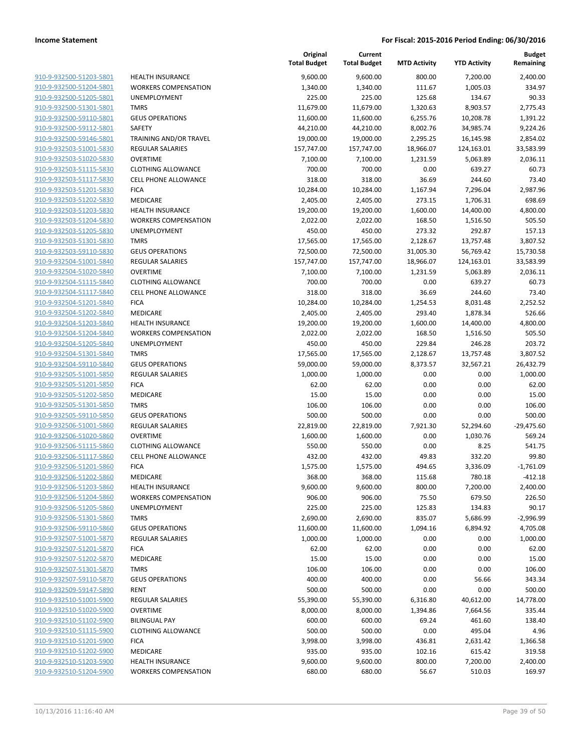| | | Original Total Budget | Current Total Budget | MTD Activity | YTD Activity | Budget Remaining |
|---|---|---|---|---|---|---|
| 910-9-932500-51203-5801 | HEALTH INSURANCE | 9,600.00 | 9,600.00 | 800.00 | 7,200.00 | 2,400.00 |
| 910-9-932500-51204-5801 | WORKERS COMPENSATION | 1,340.00 | 1,340.00 | 111.67 | 1,005.03 | 334.97 |
| 910-9-932500-51205-5801 | UNEMPLOYMENT | 225.00 | 225.00 | 125.68 | 134.67 | 90.33 |
| 910-9-932500-51301-5801 | TMRS | 11,679.00 | 11,679.00 | 1,320.63 | 8,903.57 | 2,775.43 |
| 910-9-932500-59110-5801 | GEUS OPERATIONS | 11,600.00 | 11,600.00 | 6,255.76 | 10,208.78 | 1,391.22 |
| 910-9-932500-59112-5801 | SAFETY | 44,210.00 | 44,210.00 | 8,002.76 | 34,985.74 | 9,224.26 |
| 910-9-932500-59146-5801 | TRAINING AND/OR TRAVEL | 19,000.00 | 19,000.00 | 2,295.25 | 16,145.98 | 2,854.02 |
| 910-9-932503-51001-5830 | REGULAR SALARIES | 157,747.00 | 157,747.00 | 18,966.07 | 124,163.01 | 33,583.99 |
| 910-9-932503-51020-5830 | OVERTIME | 7,100.00 | 7,100.00 | 1,231.59 | 5,063.89 | 2,036.11 |
| 910-9-932503-51115-5830 | CLOTHING ALLOWANCE | 700.00 | 700.00 | 0.00 | 639.27 | 60.73 |
| 910-9-932503-51117-5830 | CELL PHONE ALLOWANCE | 318.00 | 318.00 | 36.69 | 244.60 | 73.40 |
| 910-9-932503-51201-5830 | FICA | 10,284.00 | 10,284.00 | 1,167.94 | 7,296.04 | 2,987.96 |
| 910-9-932503-51202-5830 | MEDICARE | 2,405.00 | 2,405.00 | 273.15 | 1,706.31 | 698.69 |
| 910-9-932503-51203-5830 | HEALTH INSURANCE | 19,200.00 | 19,200.00 | 1,600.00 | 14,400.00 | 4,800.00 |
| 910-9-932503-51204-5830 | WORKERS COMPENSATION | 2,022.00 | 2,022.00 | 168.50 | 1,516.50 | 505.50 |
| 910-9-932503-51205-5830 | UNEMPLOYMENT | 450.00 | 450.00 | 273.32 | 292.87 | 157.13 |
| 910-9-932503-51301-5830 | TMRS | 17,565.00 | 17,565.00 | 2,128.67 | 13,757.48 | 3,807.52 |
| 910-9-932503-59110-5830 | GEUS OPERATIONS | 72,500.00 | 72,500.00 | 31,005.30 | 56,769.42 | 15,730.58 |
| 910-9-932504-51001-5840 | REGULAR SALARIES | 157,747.00 | 157,747.00 | 18,966.07 | 124,163.01 | 33,583.99 |
| 910-9-932504-51020-5840 | OVERTIME | 7,100.00 | 7,100.00 | 1,231.59 | 5,063.89 | 2,036.11 |
| 910-9-932504-51115-5840 | CLOTHING ALLOWANCE | 700.00 | 700.00 | 0.00 | 639.27 | 60.73 |
| 910-9-932504-51117-5840 | CELL PHONE ALLOWANCE | 318.00 | 318.00 | 36.69 | 244.60 | 73.40 |
| 910-9-932504-51201-5840 | FICA | 10,284.00 | 10,284.00 | 1,254.53 | 8,031.48 | 2,252.52 |
| 910-9-932504-51202-5840 | MEDICARE | 2,405.00 | 2,405.00 | 293.40 | 1,878.34 | 526.66 |
| 910-9-932504-51203-5840 | HEALTH INSURANCE | 19,200.00 | 19,200.00 | 1,600.00 | 14,400.00 | 4,800.00 |
| 910-9-932504-51204-5840 | WORKERS COMPENSATION | 2,022.00 | 2,022.00 | 168.50 | 1,516.50 | 505.50 |
| 910-9-932504-51205-5840 | UNEMPLOYMENT | 450.00 | 450.00 | 229.84 | 246.28 | 203.72 |
| 910-9-932504-51301-5840 | TMRS | 17,565.00 | 17,565.00 | 2,128.67 | 13,757.48 | 3,807.52 |
| 910-9-932504-59110-5840 | GEUS OPERATIONS | 59,000.00 | 59,000.00 | 8,373.57 | 32,567.21 | 26,432.79 |
| 910-9-932505-51001-5850 | REGULAR SALARIES | 1,000.00 | 1,000.00 | 0.00 | 0.00 | 1,000.00 |
| 910-9-932505-51201-5850 | FICA | 62.00 | 62.00 | 0.00 | 0.00 | 62.00 |
| 910-9-932505-51202-5850 | MEDICARE | 15.00 | 15.00 | 0.00 | 0.00 | 15.00 |
| 910-9-932505-51301-5850 | TMRS | 106.00 | 106.00 | 0.00 | 0.00 | 106.00 |
| 910-9-932505-59110-5850 | GEUS OPERATIONS | 500.00 | 500.00 | 0.00 | 0.00 | 500.00 |
| 910-9-932506-51001-5860 | REGULAR SALARIES | 22,819.00 | 22,819.00 | 7,921.30 | 52,294.60 | -29,475.60 |
| 910-9-932506-51020-5860 | OVERTIME | 1,600.00 | 1,600.00 | 0.00 | 1,030.76 | 569.24 |
| 910-9-932506-51115-5860 | CLOTHING ALLOWANCE | 550.00 | 550.00 | 0.00 | 8.25 | 541.75 |
| 910-9-932506-51117-5860 | CELL PHONE ALLOWANCE | 432.00 | 432.00 | 49.83 | 332.20 | 99.80 |
| 910-9-932506-51201-5860 | FICA | 1,575.00 | 1,575.00 | 494.65 | 3,336.09 | -1,761.09 |
| 910-9-932506-51202-5860 | MEDICARE | 368.00 | 368.00 | 115.68 | 780.18 | -412.18 |
| 910-9-932506-51203-5860 | HEALTH INSURANCE | 9,600.00 | 9,600.00 | 800.00 | 7,200.00 | 2,400.00 |
| 910-9-932506-51204-5860 | WORKERS COMPENSATION | 906.00 | 906.00 | 75.50 | 679.50 | 226.50 |
| 910-9-932506-51205-5860 | UNEMPLOYMENT | 225.00 | 225.00 | 125.83 | 134.83 | 90.17 |
| 910-9-932506-51301-5860 | TMRS | 2,690.00 | 2,690.00 | 835.07 | 5,686.99 | -2,996.99 |
| 910-9-932506-59110-5860 | GEUS OPERATIONS | 11,600.00 | 11,600.00 | 1,094.16 | 6,894.92 | 4,705.08 |
| 910-9-932507-51001-5870 | REGULAR SALARIES | 1,000.00 | 1,000.00 | 0.00 | 0.00 | 1,000.00 |
| 910-9-932507-51201-5870 | FICA | 62.00 | 62.00 | 0.00 | 0.00 | 62.00 |
| 910-9-932507-51202-5870 | MEDICARE | 15.00 | 15.00 | 0.00 | 0.00 | 15.00 |
| 910-9-932507-51301-5870 | TMRS | 106.00 | 106.00 | 0.00 | 0.00 | 106.00 |
| 910-9-932507-59110-5870 | GEUS OPERATIONS | 400.00 | 400.00 | 0.00 | 56.66 | 343.34 |
| 910-9-932509-59147-5890 | RENT | 500.00 | 500.00 | 0.00 | 0.00 | 500.00 |
| 910-9-932510-51001-5900 | REGULAR SALARIES | 55,390.00 | 55,390.00 | 6,316.80 | 40,612.00 | 14,778.00 |
| 910-9-932510-51020-5900 | OVERTIME | 8,000.00 | 8,000.00 | 1,394.86 | 7,664.56 | 335.44 |
| 910-9-932510-51102-5900 | BILINGUAL PAY | 600.00 | 600.00 | 69.24 | 461.60 | 138.40 |
| 910-9-932510-51115-5900 | CLOTHING ALLOWANCE | 500.00 | 500.00 | 0.00 | 495.04 | 4.96 |
| 910-9-932510-51201-5900 | FICA | 3,998.00 | 3,998.00 | 436.81 | 2,631.42 | 1,366.58 |
| 910-9-932510-51202-5900 | MEDICARE | 935.00 | 935.00 | 102.16 | 615.42 | 319.58 |
| 910-9-932510-51203-5900 | HEALTH INSURANCE | 9,600.00 | 9,600.00 | 800.00 | 7,200.00 | 2,400.00 |
| 910-9-932510-51204-5900 | WORKERS COMPENSATION | 680.00 | 680.00 | 56.67 | 510.03 | 169.97 |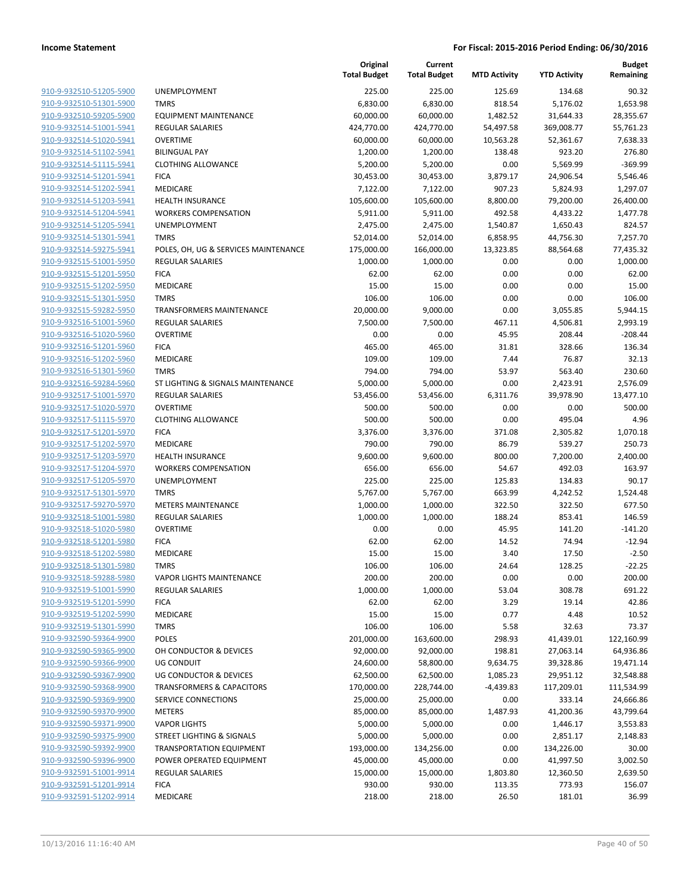| | | Original Total Budget | Current Total Budget | MTD Activity | YTD Activity | Budget Remaining |
|---|---|---|---|---|---|---|
| 910-9-932510-51205-5900 | UNEMPLOYMENT | 225.00 | 225.00 | 125.69 | 134.68 | 90.32 |
| 910-9-932510-51301-5900 | TMRS | 6,830.00 | 6,830.00 | 818.54 | 5,176.02 | 1,653.98 |
| 910-9-932510-59205-5900 | EQUIPMENT MAINTENANCE | 60,000.00 | 60,000.00 | 1,482.52 | 31,644.33 | 28,355.67 |
| 910-9-932514-51001-5941 | REGULAR SALARIES | 424,770.00 | 424,770.00 | 54,497.58 | 369,008.77 | 55,761.23 |
| 910-9-932514-51020-5941 | OVERTIME | 60,000.00 | 60,000.00 | 10,563.28 | 52,361.67 | 7,638.33 |
| 910-9-932514-51102-5941 | BILINGUAL PAY | 1,200.00 | 1,200.00 | 138.48 | 923.20 | 276.80 |
| 910-9-932514-51115-5941 | CLOTHING ALLOWANCE | 5,200.00 | 5,200.00 | 0.00 | 5,569.99 | -369.99 |
| 910-9-932514-51201-5941 | FICA | 30,453.00 | 30,453.00 | 3,879.17 | 24,906.54 | 5,546.46 |
| 910-9-932514-51202-5941 | MEDICARE | 7,122.00 | 7,122.00 | 907.23 | 5,824.93 | 1,297.07 |
| 910-9-932514-51203-5941 | HEALTH INSURANCE | 105,600.00 | 105,600.00 | 8,800.00 | 79,200.00 | 26,400.00 |
| 910-9-932514-51204-5941 | WORKERS COMPENSATION | 5,911.00 | 5,911.00 | 492.58 | 4,433.22 | 1,477.78 |
| 910-9-932514-51205-5941 | UNEMPLOYMENT | 2,475.00 | 2,475.00 | 1,540.87 | 1,650.43 | 824.57 |
| 910-9-932514-51301-5941 | TMRS | 52,014.00 | 52,014.00 | 6,858.95 | 44,756.30 | 7,257.70 |
| 910-9-932514-59275-5941 | POLES, OH, UG & SERVICES MAINTENANCE | 175,000.00 | 166,000.00 | 13,323.85 | 88,564.68 | 77,435.32 |
| 910-9-932515-51001-5950 | REGULAR SALARIES | 1,000.00 | 1,000.00 | 0.00 | 0.00 | 1,000.00 |
| 910-9-932515-51201-5950 | FICA | 62.00 | 62.00 | 0.00 | 0.00 | 62.00 |
| 910-9-932515-51202-5950 | MEDICARE | 15.00 | 15.00 | 0.00 | 0.00 | 15.00 |
| 910-9-932515-51301-5950 | TMRS | 106.00 | 106.00 | 0.00 | 0.00 | 106.00 |
| 910-9-932515-59282-5950 | TRANSFORMERS MAINTENANCE | 20,000.00 | 9,000.00 | 0.00 | 3,055.85 | 5,944.15 |
| 910-9-932516-51001-5960 | REGULAR SALARIES | 7,500.00 | 7,500.00 | 467.11 | 4,506.81 | 2,993.19 |
| 910-9-932516-51020-5960 | OVERTIME | 0.00 | 0.00 | 45.95 | 208.44 | -208.44 |
| 910-9-932516-51201-5960 | FICA | 465.00 | 465.00 | 31.81 | 328.66 | 136.34 |
| 910-9-932516-51202-5960 | MEDICARE | 109.00 | 109.00 | 7.44 | 76.87 | 32.13 |
| 910-9-932516-51301-5960 | TMRS | 794.00 | 794.00 | 53.97 | 563.40 | 230.60 |
| 910-9-932516-59284-5960 | ST LIGHTING & SIGNALS MAINTENANCE | 5,000.00 | 5,000.00 | 0.00 | 2,423.91 | 2,576.09 |
| 910-9-932517-51001-5970 | REGULAR SALARIES | 53,456.00 | 53,456.00 | 6,311.76 | 39,978.90 | 13,477.10 |
| 910-9-932517-51020-5970 | OVERTIME | 500.00 | 500.00 | 0.00 | 0.00 | 500.00 |
| 910-9-932517-51115-5970 | CLOTHING ALLOWANCE | 500.00 | 500.00 | 0.00 | 495.04 | 4.96 |
| 910-9-932517-51201-5970 | FICA | 3,376.00 | 3,376.00 | 371.08 | 2,305.82 | 1,070.18 |
| 910-9-932517-51202-5970 | MEDICARE | 790.00 | 790.00 | 86.79 | 539.27 | 250.73 |
| 910-9-932517-51203-5970 | HEALTH INSURANCE | 9,600.00 | 9,600.00 | 800.00 | 7,200.00 | 2,400.00 |
| 910-9-932517-51204-5970 | WORKERS COMPENSATION | 656.00 | 656.00 | 54.67 | 492.03 | 163.97 |
| 910-9-932517-51205-5970 | UNEMPLOYMENT | 225.00 | 225.00 | 125.83 | 134.83 | 90.17 |
| 910-9-932517-51301-5970 | TMRS | 5,767.00 | 5,767.00 | 663.99 | 4,242.52 | 1,524.48 |
| 910-9-932517-59270-5970 | METERS MAINTENANCE | 1,000.00 | 1,000.00 | 322.50 | 322.50 | 677.50 |
| 910-9-932518-51001-5980 | REGULAR SALARIES | 1,000.00 | 1,000.00 | 188.24 | 853.41 | 146.59 |
| 910-9-932518-51020-5980 | OVERTIME | 0.00 | 0.00 | 45.95 | 141.20 | -141.20 |
| 910-9-932518-51201-5980 | FICA | 62.00 | 62.00 | 14.52 | 74.94 | -12.94 |
| 910-9-932518-51202-5980 | MEDICARE | 15.00 | 15.00 | 3.40 | 17.50 | -2.50 |
| 910-9-932518-51301-5980 | TMRS | 106.00 | 106.00 | 24.64 | 128.25 | -22.25 |
| 910-9-932518-59288-5980 | VAPOR LIGHTS MAINTENANCE | 200.00 | 200.00 | 0.00 | 0.00 | 200.00 |
| 910-9-932519-51001-5990 | REGULAR SALARIES | 1,000.00 | 1,000.00 | 53.04 | 308.78 | 691.22 |
| 910-9-932519-51201-5990 | FICA | 62.00 | 62.00 | 3.29 | 19.14 | 42.86 |
| 910-9-932519-51202-5990 | MEDICARE | 15.00 | 15.00 | 0.77 | 4.48 | 10.52 |
| 910-9-932519-51301-5990 | TMRS | 106.00 | 106.00 | 5.58 | 32.63 | 73.37 |
| 910-9-932590-59364-9900 | POLES | 201,000.00 | 163,600.00 | 298.93 | 41,439.01 | 122,160.99 |
| 910-9-932590-59365-9900 | OH CONDUCTOR & DEVICES | 92,000.00 | 92,000.00 | 198.81 | 27,063.14 | 64,936.86 |
| 910-9-932590-59366-9900 | UG CONDUIT | 24,600.00 | 58,800.00 | 9,634.75 | 39,328.86 | 19,471.14 |
| 910-9-932590-59367-9900 | UG CONDUCTOR & DEVICES | 62,500.00 | 62,500.00 | 1,085.23 | 29,951.12 | 32,548.88 |
| 910-9-932590-59368-9900 | TRANSFORMERS & CAPACITORS | 170,000.00 | 228,744.00 | -4,439.83 | 117,209.01 | 111,534.99 |
| 910-9-932590-59369-9900 | SERVICE CONNECTIONS | 25,000.00 | 25,000.00 | 0.00 | 333.14 | 24,666.86 |
| 910-9-932590-59370-9900 | METERS | 85,000.00 | 85,000.00 | 1,487.93 | 41,200.36 | 43,799.64 |
| 910-9-932590-59371-9900 | VAPOR LIGHTS | 5,000.00 | 5,000.00 | 0.00 | 1,446.17 | 3,553.83 |
| 910-9-932590-59375-9900 | STREET LIGHTING & SIGNALS | 5,000.00 | 5,000.00 | 0.00 | 2,851.17 | 2,148.83 |
| 910-9-932590-59392-9900 | TRANSPORTATION EQUIPMENT | 193,000.00 | 134,256.00 | 0.00 | 134,226.00 | 30.00 |
| 910-9-932590-59396-9900 | POWER OPERATED EQUIPMENT | 45,000.00 | 45,000.00 | 0.00 | 41,997.50 | 3,002.50 |
| 910-9-932591-51001-9914 | REGULAR SALARIES | 15,000.00 | 15,000.00 | 1,803.80 | 12,360.50 | 2,639.50 |
| 910-9-932591-51201-9914 | FICA | 930.00 | 930.00 | 113.35 | 773.93 | 156.07 |
| 910-9-932591-51202-9914 | MEDICARE | 218.00 | 218.00 | 26.50 | 181.01 | 36.99 |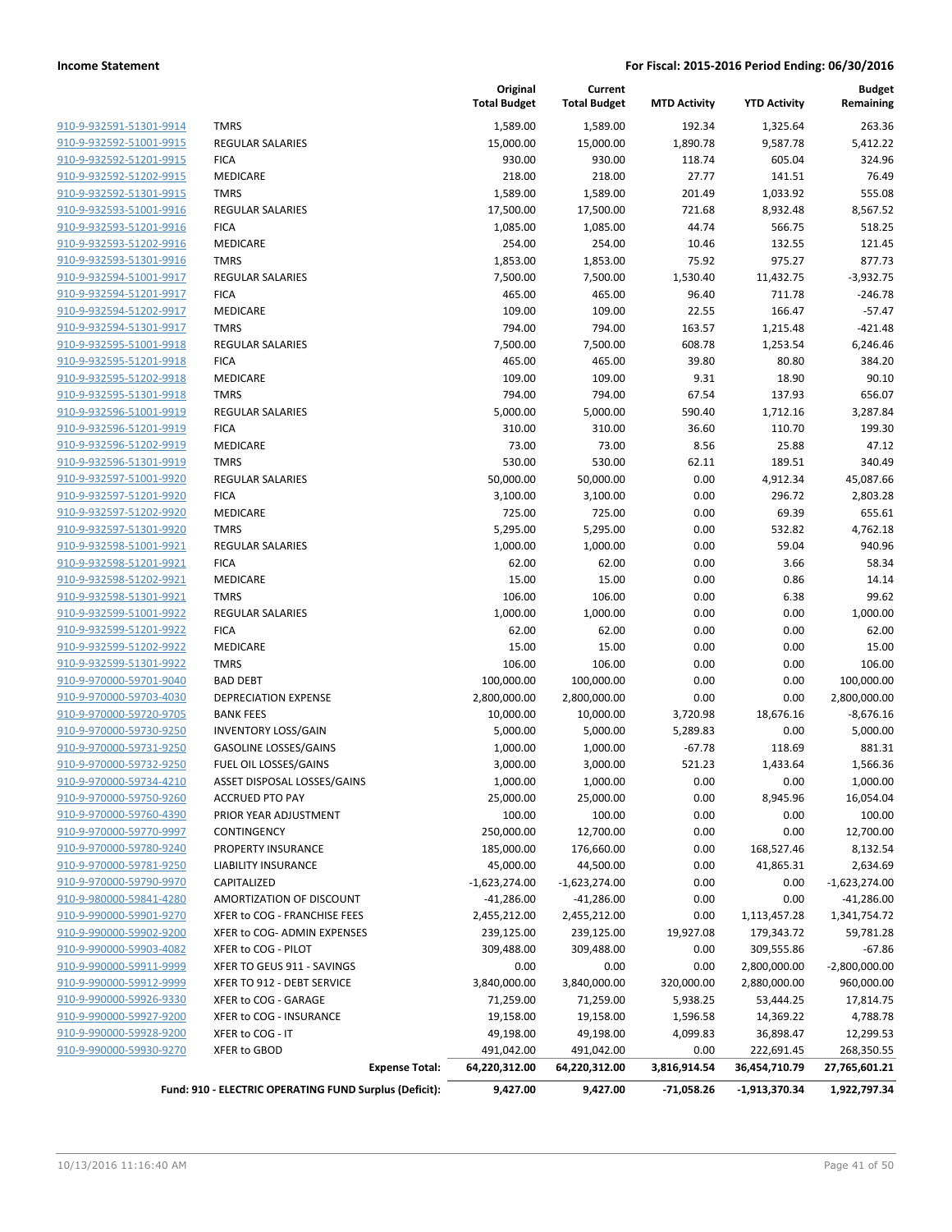| | | Original Total Budget | Current Total Budget | MTD Activity | YTD Activity | Budget Remaining |
|---|---|---|---|---|---|---|
| 910-9-932591-51301-9914 | TMRS | 1,589.00 | 1,589.00 | 192.34 | 1,325.64 | 263.36 |
| 910-9-932592-51001-9915 | REGULAR SALARIES | 15,000.00 | 15,000.00 | 1,890.78 | 9,587.78 | 5,412.22 |
| 910-9-932592-51201-9915 | FICA | 930.00 | 930.00 | 118.74 | 605.04 | 324.96 |
| 910-9-932592-51202-9915 | MEDICARE | 218.00 | 218.00 | 27.77 | 141.51 | 76.49 |
| 910-9-932592-51301-9915 | TMRS | 1,589.00 | 1,589.00 | 201.49 | 1,033.92 | 555.08 |
| 910-9-932593-51001-9916 | REGULAR SALARIES | 17,500.00 | 17,500.00 | 721.68 | 8,932.48 | 8,567.52 |
| 910-9-932593-51201-9916 | FICA | 1,085.00 | 1,085.00 | 44.74 | 566.75 | 518.25 |
| 910-9-932593-51202-9916 | MEDICARE | 254.00 | 254.00 | 10.46 | 132.55 | 121.45 |
| 910-9-932593-51301-9916 | TMRS | 1,853.00 | 1,853.00 | 75.92 | 975.27 | 877.73 |
| 910-9-932594-51001-9917 | REGULAR SALARIES | 7,500.00 | 7,500.00 | 1,530.40 | 11,432.75 | -3,932.75 |
| 910-9-932594-51201-9917 | FICA | 465.00 | 465.00 | 96.40 | 711.78 | -246.78 |
| 910-9-932594-51202-9917 | MEDICARE | 109.00 | 109.00 | 22.55 | 166.47 | -57.47 |
| 910-9-932594-51301-9917 | TMRS | 794.00 | 794.00 | 163.57 | 1,215.48 | -421.48 |
| 910-9-932595-51001-9918 | REGULAR SALARIES | 7,500.00 | 7,500.00 | 608.78 | 1,253.54 | 6,246.46 |
| 910-9-932595-51201-9918 | FICA | 465.00 | 465.00 | 39.80 | 80.80 | 384.20 |
| 910-9-932595-51202-9918 | MEDICARE | 109.00 | 109.00 | 9.31 | 18.90 | 90.10 |
| 910-9-932595-51301-9918 | TMRS | 794.00 | 794.00 | 67.54 | 137.93 | 656.07 |
| 910-9-932596-51001-9919 | REGULAR SALARIES | 5,000.00 | 5,000.00 | 590.40 | 1,712.16 | 3,287.84 |
| 910-9-932596-51201-9919 | FICA | 310.00 | 310.00 | 36.60 | 110.70 | 199.30 |
| 910-9-932596-51202-9919 | MEDICARE | 73.00 | 73.00 | 8.56 | 25.88 | 47.12 |
| 910-9-932596-51301-9919 | TMRS | 530.00 | 530.00 | 62.11 | 189.51 | 340.49 |
| 910-9-932597-51001-9920 | REGULAR SALARIES | 50,000.00 | 50,000.00 | 0.00 | 4,912.34 | 45,087.66 |
| 910-9-932597-51201-9920 | FICA | 3,100.00 | 3,100.00 | 0.00 | 296.72 | 2,803.28 |
| 910-9-932597-51202-9920 | MEDICARE | 725.00 | 725.00 | 0.00 | 69.39 | 655.61 |
| 910-9-932597-51301-9920 | TMRS | 5,295.00 | 5,295.00 | 0.00 | 532.82 | 4,762.18 |
| 910-9-932598-51001-9921 | REGULAR SALARIES | 1,000.00 | 1,000.00 | 0.00 | 59.04 | 940.96 |
| 910-9-932598-51201-9921 | FICA | 62.00 | 62.00 | 0.00 | 3.66 | 58.34 |
| 910-9-932598-51202-9921 | MEDICARE | 15.00 | 15.00 | 0.00 | 0.86 | 14.14 |
| 910-9-932598-51301-9921 | TMRS | 106.00 | 106.00 | 0.00 | 6.38 | 99.62 |
| 910-9-932599-51001-9922 | REGULAR SALARIES | 1,000.00 | 1,000.00 | 0.00 | 0.00 | 1,000.00 |
| 910-9-932599-51201-9922 | FICA | 62.00 | 62.00 | 0.00 | 0.00 | 62.00 |
| 910-9-932599-51202-9922 | MEDICARE | 15.00 | 15.00 | 0.00 | 0.00 | 15.00 |
| 910-9-932599-51301-9922 | TMRS | 106.00 | 106.00 | 0.00 | 0.00 | 106.00 |
| 910-9-970000-59701-9040 | BAD DEBT | 100,000.00 | 100,000.00 | 0.00 | 0.00 | 100,000.00 |
| 910-9-970000-59703-4030 | DEPRECIATION EXPENSE | 2,800,000.00 | 2,800,000.00 | 0.00 | 0.00 | 2,800,000.00 |
| 910-9-970000-59720-9705 | BANK FEES | 10,000.00 | 10,000.00 | 3,720.98 | 18,676.16 | -8,676.16 |
| 910-9-970000-59730-9250 | INVENTORY LOSS/GAIN | 5,000.00 | 5,000.00 | 5,289.83 | 0.00 | 5,000.00 |
| 910-9-970000-59731-9250 | GASOLINE LOSSES/GAINS | 1,000.00 | 1,000.00 | -67.78 | 118.69 | 881.31 |
| 910-9-970000-59732-9250 | FUEL OIL LOSSES/GAINS | 3,000.00 | 3,000.00 | 521.23 | 1,433.64 | 1,566.36 |
| 910-9-970000-59734-4210 | ASSET DISPOSAL LOSSES/GAINS | 1,000.00 | 1,000.00 | 0.00 | 0.00 | 1,000.00 |
| 910-9-970000-59750-9260 | ACCRUED PTO PAY | 25,000.00 | 25,000.00 | 0.00 | 8,945.96 | 16,054.04 |
| 910-9-970000-59760-4390 | PRIOR YEAR ADJUSTMENT | 100.00 | 100.00 | 0.00 | 0.00 | 100.00 |
| 910-9-970000-59770-9997 | CONTINGENCY | 250,000.00 | 12,700.00 | 0.00 | 0.00 | 12,700.00 |
| 910-9-970000-59780-9240 | PROPERTY INSURANCE | 185,000.00 | 176,660.00 | 0.00 | 168,527.46 | 8,132.54 |
| 910-9-970000-59781-9250 | LIABILITY INSURANCE | 45,000.00 | 44,500.00 | 0.00 | 41,865.31 | 2,634.69 |
| 910-9-970000-59790-9970 | CAPITALIZED | -1,623,274.00 | -1,623,274.00 | 0.00 | 0.00 | -1,623,274.00 |
| 910-9-980000-59841-4280 | AMORTIZATION OF DISCOUNT | -41,286.00 | -41,286.00 | 0.00 | 0.00 | -41,286.00 |
| 910-9-990000-59901-9270 | XFER to COG - FRANCHISE FEES | 2,455,212.00 | 2,455,212.00 | 0.00 | 1,113,457.28 | 1,341,754.72 |
| 910-9-990000-59902-9200 | XFER to COG- ADMIN EXPENSES | 239,125.00 | 239,125.00 | 19,927.08 | 179,343.72 | 59,781.28 |
| 910-9-990000-59903-4082 | XFER to COG - PILOT | 309,488.00 | 309,488.00 | 0.00 | 309,555.86 | -67.86 |
| 910-9-990000-59911-9999 | XFER TO GEUS 911 - SAVINGS | 0.00 | 0.00 | 0.00 | 2,800,000.00 | -2,800,000.00 |
| 910-9-990000-59912-9999 | XFER TO 912 - DEBT SERVICE | 3,840,000.00 | 3,840,000.00 | 320,000.00 | 2,880,000.00 | 960,000.00 |
| 910-9-990000-59926-9330 | XFER to COG - GARAGE | 71,259.00 | 71,259.00 | 5,938.25 | 53,444.25 | 17,814.75 |
| 910-9-990000-59927-9200 | XFER to COG - INSURANCE | 19,158.00 | 19,158.00 | 1,596.58 | 14,369.22 | 4,788.78 |
| 910-9-990000-59928-9200 | XFER to COG - IT | 49,198.00 | 49,198.00 | 4,099.83 | 36,898.47 | 12,299.53 |
| 910-9-990000-59930-9270 | XFER to GBOD | 491,042.00 | 491,042.00 | 0.00 | 222,691.45 | 268,350.55 |
| | **Expense Total:** | **64,220,312.00** | **64,220,312.00** | **3,816,914.54** | **36,454,710.79** | **27,765,601.21** |
| | **Fund: 910 - ELECTRIC OPERATING FUND Surplus (Deficit):** | **9,427.00** | **9,427.00** | **-71,058.26** | **-1,913,370.34** | **1,922,797.34** |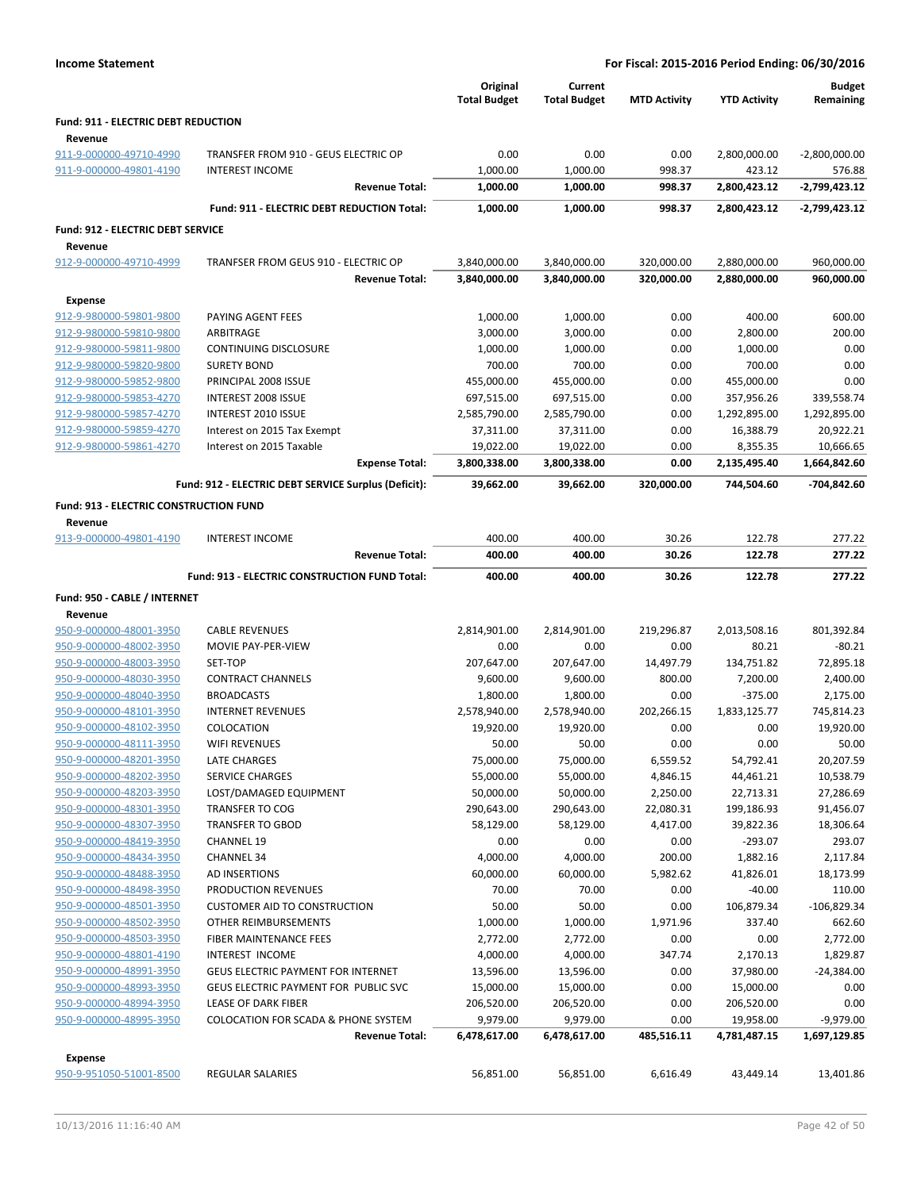**Income Statement** | **For Fiscal: 2015-2016 Period Ending: 06/30/2016**

| | | Original Total Budget | Current Total Budget | MTD Activity | YTD Activity | Budget Remaining |
|---|---|---|---|---|---|---|
| **Fund: 911 - ELECTRIC DEBT REDUCTION** | | | | | | |
| **Revenue** | | | | | | |
| 911-9-000000-49710-4990 | TRANSFER FROM 910 - GEUS ELECTRIC OP | 0.00 | 0.00 | 0.00 | 2,800,000.00 | -2,800,000.00 |
| 911-9-000000-49801-4190 | INTEREST INCOME | 1,000.00 | 1,000.00 | 998.37 | 423.12 | 576.88 |
| | **Revenue Total:** | **1,000.00** | **1,000.00** | **998.37** | **2,800,423.12** | **-2,799,423.12** |
| | **Fund: 911 - ELECTRIC DEBT REDUCTION Total:** | **1,000.00** | **1,000.00** | **998.37** | **2,800,423.12** | **-2,799,423.12** |
| **Fund: 912 - ELECTRIC DEBT SERVICE** | | | | | | |
| **Revenue** | | | | | | |
| 912-9-000000-49710-4999 | TRANFSER FROM GEUS 910 - ELECTRIC OP | 3,840,000.00 | 3,840,000.00 | 320,000.00 | 2,880,000.00 | 960,000.00 |
| | **Revenue Total:** | **3,840,000.00** | **3,840,000.00** | **320,000.00** | **2,880,000.00** | **960,000.00** |
| **Expense** | | | | | | |
| 912-9-980000-59801-9800 | PAYING AGENT FEES | 1,000.00 | 1,000.00 | 0.00 | 400.00 | 600.00 |
| 912-9-980000-59810-9800 | ARBITRAGE | 3,000.00 | 3,000.00 | 0.00 | 2,800.00 | 200.00 |
| 912-9-980000-59811-9800 | CONTINUING DISCLOSURE | 1,000.00 | 1,000.00 | 0.00 | 1,000.00 | 0.00 |
| 912-9-980000-59820-9800 | SURETY BOND | 700.00 | 700.00 | 0.00 | 700.00 | 0.00 |
| 912-9-980000-59852-9800 | PRINCIPAL 2008 ISSUE | 455,000.00 | 455,000.00 | 0.00 | 455,000.00 | 0.00 |
| 912-9-980000-59853-4270 | INTEREST 2008 ISSUE | 697,515.00 | 697,515.00 | 0.00 | 357,956.26 | 339,558.74 |
| 912-9-980000-59857-4270 | INTEREST 2010 ISSUE | 2,585,790.00 | 2,585,790.00 | 0.00 | 1,292,895.00 | 1,292,895.00 |
| 912-9-980000-59859-4270 | Interest on 2015 Tax Exempt | 37,311.00 | 37,311.00 | 0.00 | 16,388.79 | 20,922.21 |
| 912-9-980000-59861-4270 | Interest on 2015 Taxable | 19,022.00 | 19,022.00 | 0.00 | 8,355.35 | 10,666.65 |
| | **Expense Total:** | **3,800,338.00** | **3,800,338.00** | **0.00** | **2,135,495.40** | **1,664,842.60** |
| | **Fund: 912 - ELECTRIC DEBT SERVICE Surplus (Deficit):** | **39,662.00** | **39,662.00** | **320,000.00** | **744,504.60** | **-704,842.60** |
| **Fund: 913 - ELECTRIC CONSTRUCTION FUND** | | | | | | |
| **Revenue** | | | | | | |
| 913-9-000000-49801-4190 | INTEREST INCOME | 400.00 | 400.00 | 30.26 | 122.78 | 277.22 |
| | **Revenue Total:** | **400.00** | **400.00** | **30.26** | **122.78** | **277.22** |
| | **Fund: 913 - ELECTRIC CONSTRUCTION FUND Total:** | **400.00** | **400.00** | **30.26** | **122.78** | **277.22** |
| **Fund: 950 - CABLE / INTERNET** | | | | | | |
| **Revenue** | | | | | | |
| 950-9-000000-48001-3950 | CABLE REVENUES | 2,814,901.00 | 2,814,901.00 | 219,296.87 | 2,013,508.16 | 801,392.84 |
| 950-9-000000-48002-3950 | MOVIE PAY-PER-VIEW | 0.00 | 0.00 | 0.00 | 80.21 | -80.21 |
| 950-9-000000-48003-3950 | SET-TOP | 207,647.00 | 207,647.00 | 14,497.79 | 134,751.82 | 72,895.18 |
| 950-9-000000-48030-3950 | CONTRACT CHANNELS | 9,600.00 | 9,600.00 | 800.00 | 7,200.00 | 2,400.00 |
| 950-9-000000-48040-3950 | BROADCASTS | 1,800.00 | 1,800.00 | 0.00 | -375.00 | 2,175.00 |
| 950-9-000000-48101-3950 | INTERNET REVENUES | 2,578,940.00 | 2,578,940.00 | 202,266.15 | 1,833,125.77 | 745,814.23 |
| 950-9-000000-48102-3950 | COLOCATION | 19,920.00 | 19,920.00 | 0.00 | 0.00 | 19,920.00 |
| 950-9-000000-48111-3950 | WIFI REVENUES | 50.00 | 50.00 | 0.00 | 0.00 | 50.00 |
| 950-9-000000-48201-3950 | LATE CHARGES | 75,000.00 | 75,000.00 | 6,559.52 | 54,792.41 | 20,207.59 |
| 950-9-000000-48202-3950 | SERVICE CHARGES | 55,000.00 | 55,000.00 | 4,846.15 | 44,461.21 | 10,538.79 |
| 950-9-000000-48203-3950 | LOST/DAMAGED EQUIPMENT | 50,000.00 | 50,000.00 | 2,250.00 | 22,713.31 | 27,286.69 |
| 950-9-000000-48301-3950 | TRANSFER TO COG | 290,643.00 | 290,643.00 | 22,080.31 | 199,186.93 | 91,456.07 |
| 950-9-000000-48307-3950 | TRANSFER TO GBOD | 58,129.00 | 58,129.00 | 4,417.00 | 39,822.36 | 18,306.64 |
| 950-9-000000-48419-3950 | CHANNEL 19 | 0.00 | 0.00 | 0.00 | -293.07 | 293.07 |
| 950-9-000000-48434-3950 | CHANNEL 34 | 4,000.00 | 4,000.00 | 200.00 | 1,882.16 | 2,117.84 |
| 950-9-000000-48488-3950 | AD INSERTIONS | 60,000.00 | 60,000.00 | 5,982.62 | 41,826.01 | 18,173.99 |
| 950-9-000000-48498-3950 | PRODUCTION REVENUES | 70.00 | 70.00 | 0.00 | -40.00 | 110.00 |
| 950-9-000000-48501-3950 | CUSTOMER AID TO CONSTRUCTION | 50.00 | 50.00 | 0.00 | 106,879.34 | -106,829.34 |
| 950-9-000000-48502-3950 | OTHER REIMBURSEMENTS | 1,000.00 | 1,000.00 | 1,971.96 | 337.40 | 662.60 |
| 950-9-000000-48503-3950 | FIBER MAINTENANCE FEES | 2,772.00 | 2,772.00 | 0.00 | 0.00 | 2,772.00 |
| 950-9-000000-48801-4190 | INTEREST INCOME | 4,000.00 | 4,000.00 | 347.74 | 2,170.13 | 1,829.87 |
| 950-9-000000-48991-3950 | GEUS ELECTRIC PAYMENT FOR INTERNET | 13,596.00 | 13,596.00 | 0.00 | 37,980.00 | -24,384.00 |
| 950-9-000000-48993-3950 | GEUS ELECTRIC PAYMENT FOR PUBLIC SVC | 15,000.00 | 15,000.00 | 0.00 | 15,000.00 | 0.00 |
| 950-9-000000-48994-3950 | LEASE OF DARK FIBER | 206,520.00 | 206,520.00 | 0.00 | 206,520.00 | 0.00 |
| 950-9-000000-48995-3950 | COLOCATION FOR SCADA & PHONE SYSTEM | 9,979.00 | 9,979.00 | 0.00 | 19,958.00 | -9,979.00 |
| | **Revenue Total:** | **6,478,617.00** | **6,478,617.00** | **485,516.11** | **4,781,487.15** | **1,697,129.85** |
| **Expense** | | | | | | |
| 950-9-951050-51001-8500 | REGULAR SALARIES | 56,851.00 | 56,851.00 | 6,616.49 | 43,449.14 | 13,401.86 |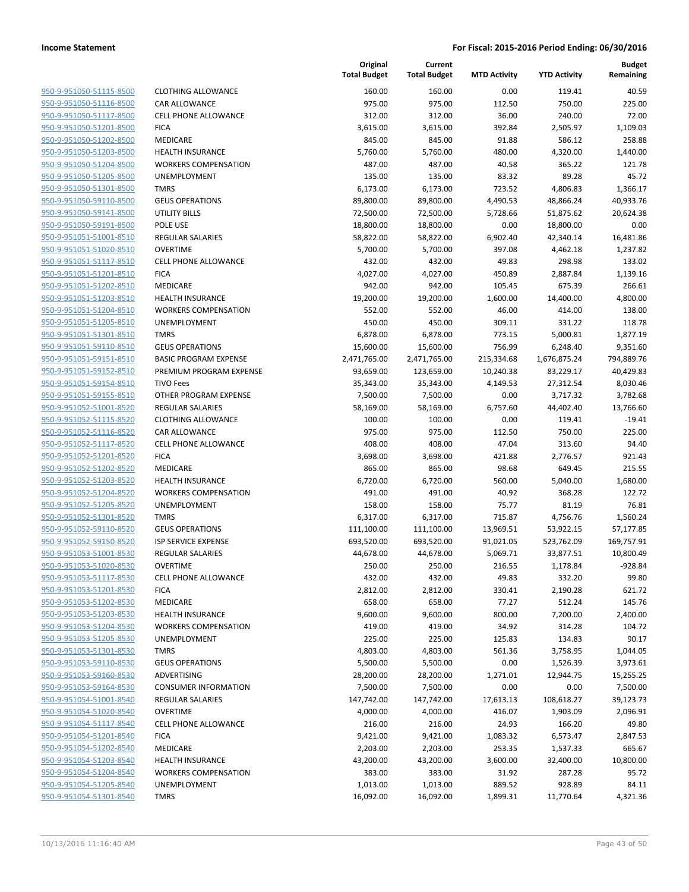| | | Original Total Budget | Current Total Budget | MTD Activity | YTD Activity | Budget Remaining |
|---|---|---|---|---|---|---|
| 950-9-951050-51115-8500 | CLOTHING ALLOWANCE | 160.00 | 160.00 | 0.00 | 119.41 | 40.59 |
| 950-9-951050-51116-8500 | CAR ALLOWANCE | 975.00 | 975.00 | 112.50 | 750.00 | 225.00 |
| 950-9-951050-51117-8500 | CELL PHONE ALLOWANCE | 312.00 | 312.00 | 36.00 | 240.00 | 72.00 |
| 950-9-951050-51201-8500 | FICA | 3,615.00 | 3,615.00 | 392.84 | 2,505.97 | 1,109.03 |
| 950-9-951050-51202-8500 | MEDICARE | 845.00 | 845.00 | 91.88 | 586.12 | 258.88 |
| 950-9-951050-51203-8500 | HEALTH INSURANCE | 5,760.00 | 5,760.00 | 480.00 | 4,320.00 | 1,440.00 |
| 950-9-951050-51204-8500 | WORKERS COMPENSATION | 487.00 | 487.00 | 40.58 | 365.22 | 121.78 |
| 950-9-951050-51205-8500 | UNEMPLOYMENT | 135.00 | 135.00 | 83.32 | 89.28 | 45.72 |
| 950-9-951050-51301-8500 | TMRS | 6,173.00 | 6,173.00 | 723.52 | 4,806.83 | 1,366.17 |
| 950-9-951050-59110-8500 | GEUS OPERATIONS | 89,800.00 | 89,800.00 | 4,490.53 | 48,866.24 | 40,933.76 |
| 950-9-951050-59141-8500 | UTILITY BILLS | 72,500.00 | 72,500.00 | 5,728.66 | 51,875.62 | 20,624.38 |
| 950-9-951050-59191-8500 | POLE USE | 18,800.00 | 18,800.00 | 0.00 | 18,800.00 | 0.00 |
| 950-9-951051-51001-8510 | REGULAR SALARIES | 58,822.00 | 58,822.00 | 6,902.40 | 42,340.14 | 16,481.86 |
| 950-9-951051-51020-8510 | OVERTIME | 5,700.00 | 5,700.00 | 397.08 | 4,462.18 | 1,237.82 |
| 950-9-951051-51117-8510 | CELL PHONE ALLOWANCE | 432.00 | 432.00 | 49.83 | 298.98 | 133.02 |
| 950-9-951051-51201-8510 | FICA | 4,027.00 | 4,027.00 | 450.89 | 2,887.84 | 1,139.16 |
| 950-9-951051-51202-8510 | MEDICARE | 942.00 | 942.00 | 105.45 | 675.39 | 266.61 |
| 950-9-951051-51203-8510 | HEALTH INSURANCE | 19,200.00 | 19,200.00 | 1,600.00 | 14,400.00 | 4,800.00 |
| 950-9-951051-51204-8510 | WORKERS COMPENSATION | 552.00 | 552.00 | 46.00 | 414.00 | 138.00 |
| 950-9-951051-51205-8510 | UNEMPLOYMENT | 450.00 | 450.00 | 309.11 | 331.22 | 118.78 |
| 950-9-951051-51301-8510 | TMRS | 6,878.00 | 6,878.00 | 773.15 | 5,000.81 | 1,877.19 |
| 950-9-951051-59110-8510 | GEUS OPERATIONS | 15,600.00 | 15,600.00 | 756.99 | 6,248.40 | 9,351.60 |
| 950-9-951051-59151-8510 | BASIC PROGRAM EXPENSE | 2,471,765.00 | 2,471,765.00 | 215,334.68 | 1,676,875.24 | 794,889.76 |
| 950-9-951051-59152-8510 | PREMIUM PROGRAM EXPENSE | 93,659.00 | 123,659.00 | 10,240.38 | 83,229.17 | 40,429.83 |
| 950-9-951051-59154-8510 | TIVO Fees | 35,343.00 | 35,343.00 | 4,149.53 | 27,312.54 | 8,030.46 |
| 950-9-951051-59155-8510 | OTHER PROGRAM EXPENSE | 7,500.00 | 7,500.00 | 0.00 | 3,717.32 | 3,782.68 |
| 950-9-951052-51001-8520 | REGULAR SALARIES | 58,169.00 | 58,169.00 | 6,757.60 | 44,402.40 | 13,766.60 |
| 950-9-951052-51115-8520 | CLOTHING ALLOWANCE | 100.00 | 100.00 | 0.00 | 119.41 | -19.41 |
| 950-9-951052-51116-8520 | CAR ALLOWANCE | 975.00 | 975.00 | 112.50 | 750.00 | 225.00 |
| 950-9-951052-51117-8520 | CELL PHONE ALLOWANCE | 408.00 | 408.00 | 47.04 | 313.60 | 94.40 |
| 950-9-951052-51201-8520 | FICA | 3,698.00 | 3,698.00 | 421.88 | 2,776.57 | 921.43 |
| 950-9-951052-51202-8520 | MEDICARE | 865.00 | 865.00 | 98.68 | 649.45 | 215.55 |
| 950-9-951052-51203-8520 | HEALTH INSURANCE | 6,720.00 | 6,720.00 | 560.00 | 5,040.00 | 1,680.00 |
| 950-9-951052-51204-8520 | WORKERS COMPENSATION | 491.00 | 491.00 | 40.92 | 368.28 | 122.72 |
| 950-9-951052-51205-8520 | UNEMPLOYMENT | 158.00 | 158.00 | 75.77 | 81.19 | 76.81 |
| 950-9-951052-51301-8520 | TMRS | 6,317.00 | 6,317.00 | 715.87 | 4,756.76 | 1,560.24 |
| 950-9-951052-59110-8520 | GEUS OPERATIONS | 111,100.00 | 111,100.00 | 13,969.51 | 53,922.15 | 57,177.85 |
| 950-9-951052-59150-8520 | ISP SERVICE EXPENSE | 693,520.00 | 693,520.00 | 91,021.05 | 523,762.09 | 169,757.91 |
| 950-9-951053-51001-8530 | REGULAR SALARIES | 44,678.00 | 44,678.00 | 5,069.71 | 33,877.51 | 10,800.49 |
| 950-9-951053-51020-8530 | OVERTIME | 250.00 | 250.00 | 216.55 | 1,178.84 | -928.84 |
| 950-9-951053-51117-8530 | CELL PHONE ALLOWANCE | 432.00 | 432.00 | 49.83 | 332.20 | 99.80 |
| 950-9-951053-51201-8530 | FICA | 2,812.00 | 2,812.00 | 330.41 | 2,190.28 | 621.72 |
| 950-9-951053-51202-8530 | MEDICARE | 658.00 | 658.00 | 77.27 | 512.24 | 145.76 |
| 950-9-951053-51203-8530 | HEALTH INSURANCE | 9,600.00 | 9,600.00 | 800.00 | 7,200.00 | 2,400.00 |
| 950-9-951053-51204-8530 | WORKERS COMPENSATION | 419.00 | 419.00 | 34.92 | 314.28 | 104.72 |
| 950-9-951053-51205-8530 | UNEMPLOYMENT | 225.00 | 225.00 | 125.83 | 134.83 | 90.17 |
| 950-9-951053-51301-8530 | TMRS | 4,803.00 | 4,803.00 | 561.36 | 3,758.95 | 1,044.05 |
| 950-9-951053-59110-8530 | GEUS OPERATIONS | 5,500.00 | 5,500.00 | 0.00 | 1,526.39 | 3,973.61 |
| 950-9-951053-59160-8530 | ADVERTISING | 28,200.00 | 28,200.00 | 1,271.01 | 12,944.75 | 15,255.25 |
| 950-9-951053-59164-8530 | CONSUMER INFORMATION | 7,500.00 | 7,500.00 | 0.00 | 0.00 | 7,500.00 |
| 950-9-951054-51001-8540 | REGULAR SALARIES | 147,742.00 | 147,742.00 | 17,613.13 | 108,618.27 | 39,123.73 |
| 950-9-951054-51020-8540 | OVERTIME | 4,000.00 | 4,000.00 | 416.07 | 1,903.09 | 2,096.91 |
| 950-9-951054-51117-8540 | CELL PHONE ALLOWANCE | 216.00 | 216.00 | 24.93 | 166.20 | 49.80 |
| 950-9-951054-51201-8540 | FICA | 9,421.00 | 9,421.00 | 1,083.32 | 6,573.47 | 2,847.53 |
| 950-9-951054-51202-8540 | MEDICARE | 2,203.00 | 2,203.00 | 253.35 | 1,537.33 | 665.67 |
| 950-9-951054-51203-8540 | HEALTH INSURANCE | 43,200.00 | 43,200.00 | 3,600.00 | 32,400.00 | 10,800.00 |
| 950-9-951054-51204-8540 | WORKERS COMPENSATION | 383.00 | 383.00 | 31.92 | 287.28 | 95.72 |
| 950-9-951054-51205-8540 | UNEMPLOYMENT | 1,013.00 | 1,013.00 | 889.52 | 928.89 | 84.11 |
| 950-9-951054-51301-8540 | TMRS | 16,092.00 | 16,092.00 | 1,899.31 | 11,770.64 | 4,321.36 |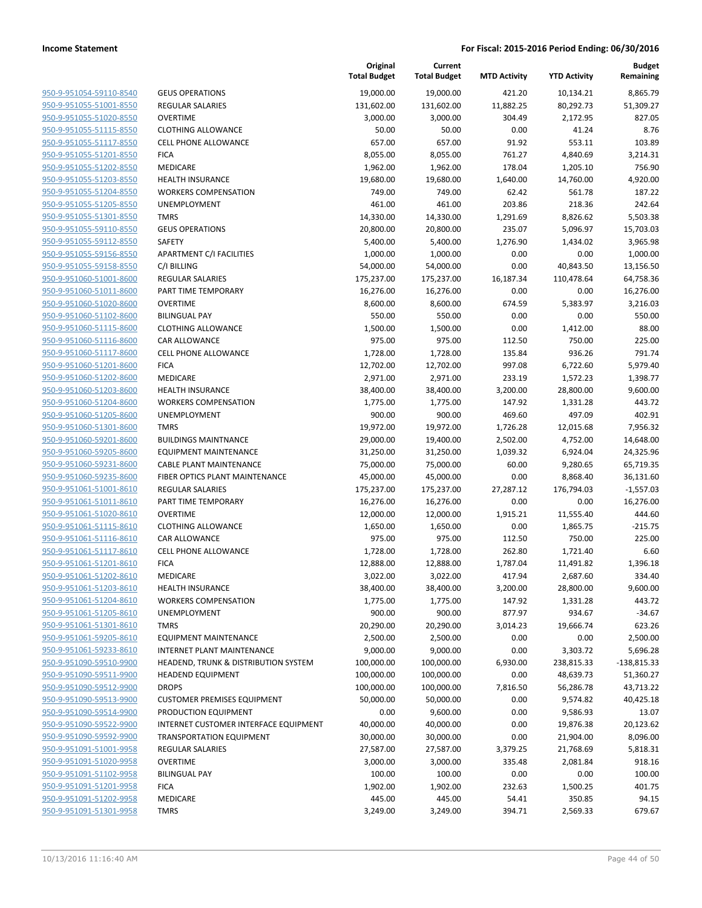| | | Original Total Budget | Current Total Budget | MTD Activity | YTD Activity | Budget Remaining |
|---|---|---|---|---|---|---|
| 950-9-951054-59110-8540 | GEUS OPERATIONS | 19,000.00 | 19,000.00 | 421.20 | 10,134.21 | 8,865.79 |
| 950-9-951055-51001-8550 | REGULAR SALARIES | 131,602.00 | 131,602.00 | 11,882.25 | 80,292.73 | 51,309.27 |
| 950-9-951055-51020-8550 | OVERTIME | 3,000.00 | 3,000.00 | 304.49 | 2,172.95 | 827.05 |
| 950-9-951055-51115-8550 | CLOTHING ALLOWANCE | 50.00 | 50.00 | 0.00 | 41.24 | 8.76 |
| 950-9-951055-51117-8550 | CELL PHONE ALLOWANCE | 657.00 | 657.00 | 91.92 | 553.11 | 103.89 |
| 950-9-951055-51201-8550 | FICA | 8,055.00 | 8,055.00 | 761.27 | 4,840.69 | 3,214.31 |
| 950-9-951055-51202-8550 | MEDICARE | 1,962.00 | 1,962.00 | 178.04 | 1,205.10 | 756.90 |
| 950-9-951055-51203-8550 | HEALTH INSURANCE | 19,680.00 | 19,680.00 | 1,640.00 | 14,760.00 | 4,920.00 |
| 950-9-951055-51204-8550 | WORKERS COMPENSATION | 749.00 | 749.00 | 62.42 | 561.78 | 187.22 |
| 950-9-951055-51205-8550 | UNEMPLOYMENT | 461.00 | 461.00 | 203.86 | 218.36 | 242.64 |
| 950-9-951055-51301-8550 | TMRS | 14,330.00 | 14,330.00 | 1,291.69 | 8,826.62 | 5,503.38 |
| 950-9-951055-59110-8550 | GEUS OPERATIONS | 20,800.00 | 20,800.00 | 235.07 | 5,096.97 | 15,703.03 |
| 950-9-951055-59112-8550 | SAFETY | 5,400.00 | 5,400.00 | 1,276.90 | 1,434.02 | 3,965.98 |
| 950-9-951055-59156-8550 | APARTMENT C/I FACILITIES | 1,000.00 | 1,000.00 | 0.00 | 0.00 | 1,000.00 |
| 950-9-951055-59158-8550 | C/I BILLING | 54,000.00 | 54,000.00 | 0.00 | 40,843.50 | 13,156.50 |
| 950-9-951060-51001-8600 | REGULAR SALARIES | 175,237.00 | 175,237.00 | 16,187.34 | 110,478.64 | 64,758.36 |
| 950-9-951060-51011-8600 | PART TIME TEMPORARY | 16,276.00 | 16,276.00 | 0.00 | 0.00 | 16,276.00 |
| 950-9-951060-51020-8600 | OVERTIME | 8,600.00 | 8,600.00 | 674.59 | 5,383.97 | 3,216.03 |
| 950-9-951060-51102-8600 | BILINGUAL PAY | 550.00 | 550.00 | 0.00 | 0.00 | 550.00 |
| 950-9-951060-51115-8600 | CLOTHING ALLOWANCE | 1,500.00 | 1,500.00 | 0.00 | 1,412.00 | 88.00 |
| 950-9-951060-51116-8600 | CAR ALLOWANCE | 975.00 | 975.00 | 112.50 | 750.00 | 225.00 |
| 950-9-951060-51117-8600 | CELL PHONE ALLOWANCE | 1,728.00 | 1,728.00 | 135.84 | 936.26 | 791.74 |
| 950-9-951060-51201-8600 | FICA | 12,702.00 | 12,702.00 | 997.08 | 6,722.60 | 5,979.40 |
| 950-9-951060-51202-8600 | MEDICARE | 2,971.00 | 2,971.00 | 233.19 | 1,572.23 | 1,398.77 |
| 950-9-951060-51203-8600 | HEALTH INSURANCE | 38,400.00 | 38,400.00 | 3,200.00 | 28,800.00 | 9,600.00 |
| 950-9-951060-51204-8600 | WORKERS COMPENSATION | 1,775.00 | 1,775.00 | 147.92 | 1,331.28 | 443.72 |
| 950-9-951060-51205-8600 | UNEMPLOYMENT | 900.00 | 900.00 | 469.60 | 497.09 | 402.91 |
| 950-9-951060-51301-8600 | TMRS | 19,972.00 | 19,972.00 | 1,726.28 | 12,015.68 | 7,956.32 |
| 950-9-951060-59201-8600 | BUILDINGS MAINTNANCE | 29,000.00 | 19,400.00 | 2,502.00 | 4,752.00 | 14,648.00 |
| 950-9-951060-59205-8600 | EQUIPMENT MAINTENANCE | 31,250.00 | 31,250.00 | 1,039.32 | 6,924.04 | 24,325.96 |
| 950-9-951060-59231-8600 | CABLE PLANT MAINTENANCE | 75,000.00 | 75,000.00 | 60.00 | 9,280.65 | 65,719.35 |
| 950-9-951060-59235-8600 | FIBER OPTICS PLANT MAINTENANCE | 45,000.00 | 45,000.00 | 0.00 | 8,868.40 | 36,131.60 |
| 950-9-951061-51001-8610 | REGULAR SALARIES | 175,237.00 | 175,237.00 | 27,287.12 | 176,794.03 | -1,557.03 |
| 950-9-951061-51011-8610 | PART TIME TEMPORARY | 16,276.00 | 16,276.00 | 0.00 | 0.00 | 16,276.00 |
| 950-9-951061-51020-8610 | OVERTIME | 12,000.00 | 12,000.00 | 1,915.21 | 11,555.40 | 444.60 |
| 950-9-951061-51115-8610 | CLOTHING ALLOWANCE | 1,650.00 | 1,650.00 | 0.00 | 1,865.75 | -215.75 |
| 950-9-951061-51116-8610 | CAR ALLOWANCE | 975.00 | 975.00 | 112.50 | 750.00 | 225.00 |
| 950-9-951061-51117-8610 | CELL PHONE ALLOWANCE | 1,728.00 | 1,728.00 | 262.80 | 1,721.40 | 6.60 |
| 950-9-951061-51201-8610 | FICA | 12,888.00 | 12,888.00 | 1,787.04 | 11,491.82 | 1,396.18 |
| 950-9-951061-51202-8610 | MEDICARE | 3,022.00 | 3,022.00 | 417.94 | 2,687.60 | 334.40 |
| 950-9-951061-51203-8610 | HEALTH INSURANCE | 38,400.00 | 38,400.00 | 3,200.00 | 28,800.00 | 9,600.00 |
| 950-9-951061-51204-8610 | WORKERS COMPENSATION | 1,775.00 | 1,775.00 | 147.92 | 1,331.28 | 443.72 |
| 950-9-951061-51205-8610 | UNEMPLOYMENT | 900.00 | 900.00 | 877.97 | 934.67 | -34.67 |
| 950-9-951061-51301-8610 | TMRS | 20,290.00 | 20,290.00 | 3,014.23 | 19,666.74 | 623.26 |
| 950-9-951061-59205-8610 | EQUIPMENT MAINTENANCE | 2,500.00 | 2,500.00 | 0.00 | 0.00 | 2,500.00 |
| 950-9-951061-59233-8610 | INTERNET PLANT MAINTENANCE | 9,000.00 | 9,000.00 | 0.00 | 3,303.72 | 5,696.28 |
| 950-9-951090-59510-9900 | HEADEND, TRUNK & DISTRIBUTION SYSTEM | 100,000.00 | 100,000.00 | 6,930.00 | 238,815.33 | -138,815.33 |
| 950-9-951090-59511-9900 | HEADEND EQUIPMENT | 100,000.00 | 100,000.00 | 0.00 | 48,639.73 | 51,360.27 |
| 950-9-951090-59512-9900 | DROPS | 100,000.00 | 100,000.00 | 7,816.50 | 56,286.78 | 43,713.22 |
| 950-9-951090-59513-9900 | CUSTOMER PREMISES EQUIPMENT | 50,000.00 | 50,000.00 | 0.00 | 9,574.82 | 40,425.18 |
| 950-9-951090-59514-9900 | PRODUCTION EQUIPMENT | 0.00 | 9,600.00 | 0.00 | 9,586.93 | 13.07 |
| 950-9-951090-59522-9900 | INTERNET CUSTOMER INTERFACE EQUIPMENT | 40,000.00 | 40,000.00 | 0.00 | 19,876.38 | 20,123.62 |
| 950-9-951090-59592-9900 | TRANSPORTATION EQUIPMENT | 30,000.00 | 30,000.00 | 0.00 | 21,904.00 | 8,096.00 |
| 950-9-951091-51001-9958 | REGULAR SALARIES | 27,587.00 | 27,587.00 | 3,379.25 | 21,768.69 | 5,818.31 |
| 950-9-951091-51020-9958 | OVERTIME | 3,000.00 | 3,000.00 | 335.48 | 2,081.84 | 918.16 |
| 950-9-951091-51102-9958 | BILINGUAL PAY | 100.00 | 100.00 | 0.00 | 0.00 | 100.00 |
| 950-9-951091-51201-9958 | FICA | 1,902.00 | 1,902.00 | 232.63 | 1,500.25 | 401.75 |
| 950-9-951091-51202-9958 | MEDICARE | 445.00 | 445.00 | 54.41 | 350.85 | 94.15 |
| 950-9-951091-51301-9958 | TMRS | 3,249.00 | 3,249.00 | 394.71 | 2,569.33 | 679.67 |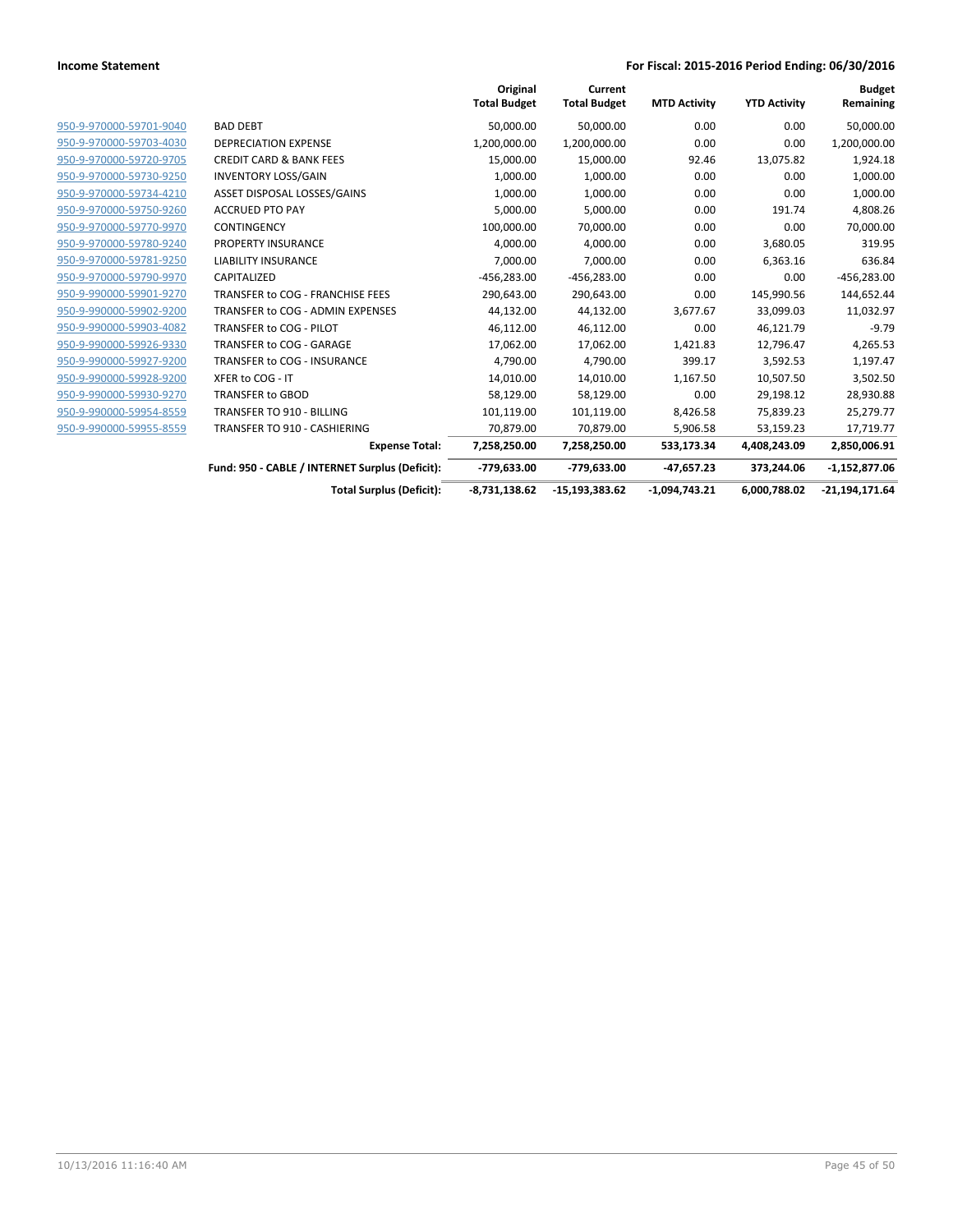**Income Statement** **For Fiscal: 2015-2016 Period Ending: 06/30/2016**

| | | Original Total Budget | Current Total Budget | MTD Activity | YTD Activity | Budget Remaining |
|---|---|---|---|---|---|---|
| 950-9-970000-59701-9040 | BAD DEBT | 50,000.00 | 50,000.00 | 0.00 | 0.00 | 50,000.00 |
| 950-9-970000-59703-4030 | DEPRECIATION EXPENSE | 1,200,000.00 | 1,200,000.00 | 0.00 | 0.00 | 1,200,000.00 |
| 950-9-970000-59720-9705 | CREDIT CARD & BANK FEES | 15,000.00 | 15,000.00 | 92.46 | 13,075.82 | 1,924.18 |
| 950-9-970000-59730-9250 | INVENTORY LOSS/GAIN | 1,000.00 | 1,000.00 | 0.00 | 0.00 | 1,000.00 |
| 950-9-970000-59734-4210 | ASSET DISPOSAL LOSSES/GAINS | 1,000.00 | 1,000.00 | 0.00 | 0.00 | 1,000.00 |
| 950-9-970000-59750-9260 | ACCRUED PTO PAY | 5,000.00 | 5,000.00 | 0.00 | 191.74 | 4,808.26 |
| 950-9-970000-59770-9970 | CONTINGENCY | 100,000.00 | 70,000.00 | 0.00 | 0.00 | 70,000.00 |
| 950-9-970000-59780-9240 | PROPERTY INSURANCE | 4,000.00 | 4,000.00 | 0.00 | 3,680.05 | 319.95 |
| 950-9-970000-59781-9250 | LIABILITY INSURANCE | 7,000.00 | 7,000.00 | 0.00 | 6,363.16 | 636.84 |
| 950-9-970000-59790-9970 | CAPITALIZED | -456,283.00 | -456,283.00 | 0.00 | 0.00 | -456,283.00 |
| 950-9-990000-59901-9270 | TRANSFER to COG - FRANCHISE FEES | 290,643.00 | 290,643.00 | 0.00 | 145,990.56 | 144,652.44 |
| 950-9-990000-59902-9200 | TRANSFER to COG - ADMIN EXPENSES | 44,132.00 | 44,132.00 | 3,677.67 | 33,099.03 | 11,032.97 |
| 950-9-990000-59903-4082 | TRANSFER to COG - PILOT | 46,112.00 | 46,112.00 | 0.00 | 46,121.79 | -9.79 |
| 950-9-990000-59926-9330 | TRANSFER to COG - GARAGE | 17,062.00 | 17,062.00 | 1,421.83 | 12,796.47 | 4,265.53 |
| 950-9-990000-59927-9200 | TRANSFER to COG - INSURANCE | 4,790.00 | 4,790.00 | 399.17 | 3,592.53 | 1,197.47 |
| 950-9-990000-59928-9200 | XFER to COG - IT | 14,010.00 | 14,010.00 | 1,167.50 | 10,507.50 | 3,502.50 |
| 950-9-990000-59930-9270 | TRANSFER to GBOD | 58,129.00 | 58,129.00 | 0.00 | 29,198.12 | 28,930.88 |
| 950-9-990000-59954-8559 | TRANSFER TO 910 - BILLING | 101,119.00 | 101,119.00 | 8,426.58 | 75,839.23 | 25,279.77 |
| 950-9-990000-59955-8559 | TRANSFER TO 910 - CASHIERING | 70,879.00 | 70,879.00 | 5,906.58 | 53,159.23 | 17,719.77 |
| | **Expense Total:** | **7,258,250.00** | **7,258,250.00** | **533,173.34** | **4,408,243.09** | **2,850,006.91** |
| | **Fund: 950 - CABLE / INTERNET Surplus (Deficit):** | **-779,633.00** | **-779,633.00** | **-47,657.23** | **373,244.06** | **-1,152,877.06** |
| | **Total Surplus (Deficit):** | **-8,731,138.62** | **-15,193,383.62** | **-1,094,743.21** | **6,000,788.02** | **-21,194,171.64** |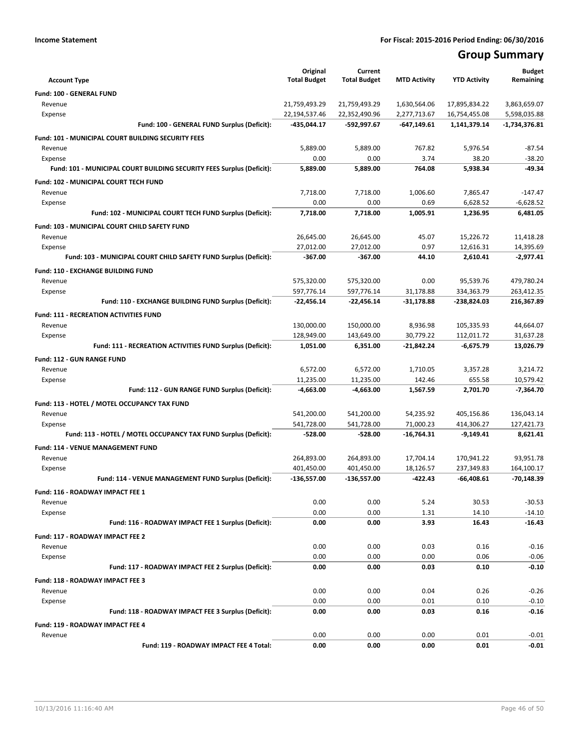**Income Statement** **For Fiscal: 2015-2016 Period Ending: 06/30/2016**

# Group Summary

| Account Type | Original Total Budget | Current Total Budget | MTD Activity | YTD Activity | Budget Remaining |
|---|---|---|---|---|---|
| **Fund: 100 - GENERAL FUND** | | | | | |
| Revenue | 21,759,493.29 | 21,759,493.29 | 1,630,564.06 | 17,895,834.22 | 3,863,659.07 |
| Expense | 22,194,537.46 | 22,352,490.96 | 2,277,713.67 | 16,754,455.08 | 5,598,035.88 |
| **Fund: 100 - GENERAL FUND Surplus (Deficit):** | **-435,044.17** | **-592,997.67** | **-647,149.61** | **1,141,379.14** | **-1,734,376.81** |
| **Fund: 101 - MUNICIPAL COURT BUILDING SECURITY FEES** | | | | | |
| Revenue | 5,889.00 | 5,889.00 | 767.82 | 5,976.54 | -87.54 |
| Expense | 0.00 | 0.00 | 3.74 | 38.20 | -38.20 |
| **Fund: 101 - MUNICIPAL COURT BUILDING SECURITY FEES Surplus (Deficit):** | **5,889.00** | **5,889.00** | **764.08** | **5,938.34** | **-49.34** |
| **Fund: 102 - MUNICIPAL COURT TECH FUND** | | | | | |
| Revenue | 7,718.00 | 7,718.00 | 1,006.60 | 7,865.47 | -147.47 |
| Expense | 0.00 | 0.00 | 0.69 | 6,628.52 | -6,628.52 |
| **Fund: 102 - MUNICIPAL COURT TECH FUND Surplus (Deficit):** | **7,718.00** | **7,718.00** | **1,005.91** | **1,236.95** | **6,481.05** |
| **Fund: 103 - MUNICIPAL COURT CHILD SAFETY FUND** | | | | | |
| Revenue | 26,645.00 | 26,645.00 | 45.07 | 15,226.72 | 11,418.28 |
| Expense | 27,012.00 | 27,012.00 | 0.97 | 12,616.31 | 14,395.69 |
| **Fund: 103 - MUNICIPAL COURT CHILD SAFETY FUND Surplus (Deficit):** | **-367.00** | **-367.00** | **44.10** | **2,610.41** | **-2,977.41** |
| **Fund: 110 - EXCHANGE BUILDING FUND** | | | | | |
| Revenue | 575,320.00 | 575,320.00 | 0.00 | 95,539.76 | 479,780.24 |
| Expense | 597,776.14 | 597,776.14 | 31,178.88 | 334,363.79 | 263,412.35 |
| **Fund: 110 - EXCHANGE BUILDING FUND Surplus (Deficit):** | **-22,456.14** | **-22,456.14** | **-31,178.88** | **-238,824.03** | **216,367.89** |
| **Fund: 111 - RECREATION ACTIVITIES FUND** | | | | | |
| Revenue | 130,000.00 | 150,000.00 | 8,936.98 | 105,335.93 | 44,664.07 |
| Expense | 128,949.00 | 143,649.00 | 30,779.22 | 112,011.72 | 31,637.28 |
| **Fund: 111 - RECREATION ACTIVITIES FUND Surplus (Deficit):** | **1,051.00** | **6,351.00** | **-21,842.24** | **-6,675.79** | **13,026.79** |
| **Fund: 112 - GUN RANGE FUND** | | | | | |
| Revenue | 6,572.00 | 6,572.00 | 1,710.05 | 3,357.28 | 3,214.72 |
| Expense | 11,235.00 | 11,235.00 | 142.46 | 655.58 | 10,579.42 |
| **Fund: 112 - GUN RANGE FUND Surplus (Deficit):** | **-4,663.00** | **-4,663.00** | **1,567.59** | **2,701.70** | **-7,364.70** |
| **Fund: 113 - HOTEL / MOTEL OCCUPANCY TAX FUND** | | | | | |
| Revenue | 541,200.00 | 541,200.00 | 54,235.92 | 405,156.86 | 136,043.14 |
| Expense | 541,728.00 | 541,728.00 | 71,000.23 | 414,306.27 | 127,421.73 |
| **Fund: 113 - HOTEL / MOTEL OCCUPANCY TAX FUND Surplus (Deficit):** | **-528.00** | **-528.00** | **-16,764.31** | **-9,149.41** | **8,621.41** |
| **Fund: 114 - VENUE MANAGEMENT FUND** | | | | | |
| Revenue | 264,893.00 | 264,893.00 | 17,704.14 | 170,941.22 | 93,951.78 |
| Expense | 401,450.00 | 401,450.00 | 18,126.57 | 237,349.83 | 164,100.17 |
| **Fund: 114 - VENUE MANAGEMENT FUND Surplus (Deficit):** | **-136,557.00** | **-136,557.00** | **-422.43** | **-66,408.61** | **-70,148.39** |
| **Fund: 116 - ROADWAY IMPACT FEE 1** | | | | | |
| Revenue | 0.00 | 0.00 | 5.24 | 30.53 | -30.53 |
| Expense | 0.00 | 0.00 | 1.31 | 14.10 | -14.10 |
| **Fund: 116 - ROADWAY IMPACT FEE 1 Surplus (Deficit):** | **0.00** | **0.00** | **3.93** | **16.43** | **-16.43** |
| **Fund: 117 - ROADWAY IMPACT FEE 2** | | | | | |
| Revenue | 0.00 | 0.00 | 0.03 | 0.16 | -0.16 |
| Expense | 0.00 | 0.00 | 0.00 | 0.06 | -0.06 |
| **Fund: 117 - ROADWAY IMPACT FEE 2 Surplus (Deficit):** | **0.00** | **0.00** | **0.03** | **0.10** | **-0.10** |
| **Fund: 118 - ROADWAY IMPACT FEE 3** | | | | | |
| Revenue | 0.00 | 0.00 | 0.04 | 0.26 | -0.26 |
| Expense | 0.00 | 0.00 | 0.01 | 0.10 | -0.10 |
| **Fund: 118 - ROADWAY IMPACT FEE 3 Surplus (Deficit):** | **0.00** | **0.00** | **0.03** | **0.16** | **-0.16** |
| **Fund: 119 - ROADWAY IMPACT FEE 4** | | | | | |
| Revenue | 0.00 | 0.00 | 0.00 | 0.01 | -0.01 |
| **Fund: 119 - ROADWAY IMPACT FEE 4 Total:** | **0.00** | **0.00** | **0.00** | **0.01** | **-0.01** |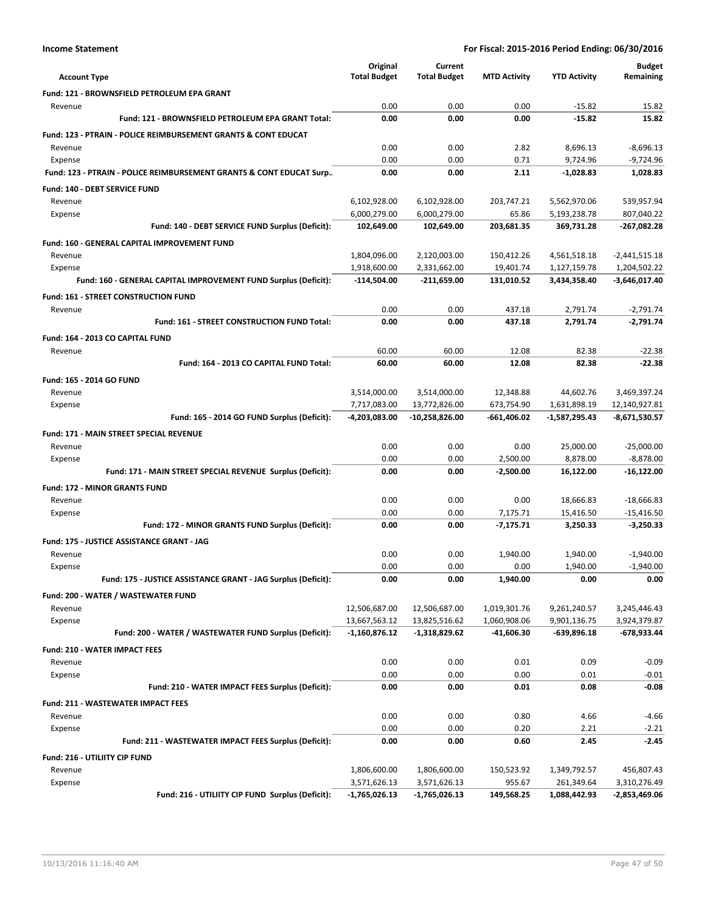**Income Statement** — For Fiscal: 2015-2016 Period Ending: 06/30/2016

| Account Type | Original Total Budget | Current Total Budget | MTD Activity | YTD Activity | Budget Remaining |
|---|---|---|---|---|---|
| **Fund: 121 - BROWNSFIELD PETROLEUM EPA GRANT** | | | | | |
| Revenue | 0.00 | 0.00 | 0.00 | -15.82 | 15.82 |
| **Fund: 121 - BROWNSFIELD PETROLEUM EPA GRANT Total:** | **0.00** | **0.00** | **0.00** | **-15.82** | **15.82** |
| **Fund: 123 - PTRAIN - POLICE REIMBURSEMENT GRANTS & CONT EDUCAT** | | | | | |
| Revenue | 0.00 | 0.00 | 2.82 | 8,696.13 | -8,696.13 |
| Expense | 0.00 | 0.00 | 0.71 | 9,724.96 | -9,724.96 |
| **Fund: 123 - PTRAIN - POLICE REIMBURSEMENT GRANTS & CONT EDUCAT Surp..** | **0.00** | **0.00** | **2.11** | **-1,028.83** | **1,028.83** |
| **Fund: 140 - DEBT SERVICE FUND** | | | | | |
| Revenue | 6,102,928.00 | 6,102,928.00 | 203,747.21 | 5,562,970.06 | 539,957.94 |
| Expense | 6,000,279.00 | 6,000,279.00 | 65.86 | 5,193,238.78 | 807,040.22 |
| **Fund: 140 - DEBT SERVICE FUND Surplus (Deficit):** | **102,649.00** | **102,649.00** | **203,681.35** | **369,731.28** | **-267,082.28** |
| **Fund: 160 - GENERAL CAPITAL IMPROVEMENT FUND** | | | | | |
| Revenue | 1,804,096.00 | 2,120,003.00 | 150,412.26 | 4,561,518.18 | -2,441,515.18 |
| Expense | 1,918,600.00 | 2,331,662.00 | 19,401.74 | 1,127,159.78 | 1,204,502.22 |
| **Fund: 160 - GENERAL CAPITAL IMPROVEMENT FUND Surplus (Deficit):** | **-114,504.00** | **-211,659.00** | **131,010.52** | **3,434,358.40** | **-3,646,017.40** |
| **Fund: 161 - STREET CONSTRUCTION FUND** | | | | | |
| Revenue | 0.00 | 0.00 | 437.18 | 2,791.74 | -2,791.74 |
| **Fund: 161 - STREET CONSTRUCTION FUND Total:** | **0.00** | **0.00** | **437.18** | **2,791.74** | **-2,791.74** |
| **Fund: 164 - 2013 CO CAPITAL FUND** | | | | | |
| Revenue | 60.00 | 60.00 | 12.08 | 82.38 | -22.38 |
| **Fund: 164 - 2013 CO CAPITAL FUND Total:** | **60.00** | **60.00** | **12.08** | **82.38** | **-22.38** |
| **Fund: 165 - 2014 GO FUND** | | | | | |
| Revenue | 3,514,000.00 | 3,514,000.00 | 12,348.88 | 44,602.76 | 3,469,397.24 |
| Expense | 7,717,083.00 | 13,772,826.00 | 673,754.90 | 1,631,898.19 | 12,140,927.81 |
| **Fund: 165 - 2014 GO FUND Surplus (Deficit):** | **-4,203,083.00** | **-10,258,826.00** | **-661,406.02** | **-1,587,295.43** | **-8,671,530.57** |
| **Fund: 171 - MAIN STREET SPECIAL REVENUE** | | | | | |
| Revenue | 0.00 | 0.00 | 0.00 | 25,000.00 | -25,000.00 |
| Expense | 0.00 | 0.00 | 2,500.00 | 8,878.00 | -8,878.00 |
| **Fund: 171 - MAIN STREET SPECIAL REVENUE Surplus (Deficit):** | **0.00** | **0.00** | **-2,500.00** | **16,122.00** | **-16,122.00** |
| **Fund: 172 - MINOR GRANTS FUND** | | | | | |
| Revenue | 0.00 | 0.00 | 0.00 | 18,666.83 | -18,666.83 |
| Expense | 0.00 | 0.00 | 7,175.71 | 15,416.50 | -15,416.50 |
| **Fund: 172 - MINOR GRANTS FUND Surplus (Deficit):** | **0.00** | **0.00** | **-7,175.71** | **3,250.33** | **-3,250.33** |
| **Fund: 175 - JUSTICE ASSISTANCE GRANT - JAG** | | | | | |
| Revenue | 0.00 | 0.00 | 1,940.00 | 1,940.00 | -1,940.00 |
| Expense | 0.00 | 0.00 | 0.00 | 1,940.00 | -1,940.00 |
| **Fund: 175 - JUSTICE ASSISTANCE GRANT - JAG Surplus (Deficit):** | **0.00** | **0.00** | **1,940.00** | **0.00** | **0.00** |
| **Fund: 200 - WATER / WASTEWATER FUND** | | | | | |
| Revenue | 12,506,687.00 | 12,506,687.00 | 1,019,301.76 | 9,261,240.57 | 3,245,446.43 |
| Expense | 13,667,563.12 | 13,825,516.62 | 1,060,908.06 | 9,901,136.75 | 3,924,379.87 |
| **Fund: 200 - WATER / WASTEWATER FUND Surplus (Deficit):** | **-1,160,876.12** | **-1,318,829.62** | **-41,606.30** | **-639,896.18** | **-678,933.44** |
| **Fund: 210 - WATER IMPACT FEES** | | | | | |
| Revenue | 0.00 | 0.00 | 0.01 | 0.09 | -0.09 |
| Expense | 0.00 | 0.00 | 0.00 | 0.01 | -0.01 |
| **Fund: 210 - WATER IMPACT FEES Surplus (Deficit):** | **0.00** | **0.00** | **0.01** | **0.08** | **-0.08** |
| **Fund: 211 - WASTEWATER IMPACT FEES** | | | | | |
| Revenue | 0.00 | 0.00 | 0.80 | 4.66 | -4.66 |
| Expense | 0.00 | 0.00 | 0.20 | 2.21 | -2.21 |
| **Fund: 211 - WASTEWATER IMPACT FEES Surplus (Deficit):** | **0.00** | **0.00** | **0.60** | **2.45** | **-2.45** |
| **Fund: 216 - UTILIITY CIP FUND** | | | | | |
| Revenue | 1,806,600.00 | 1,806,600.00 | 150,523.92 | 1,349,792.57 | 456,807.43 |
| Expense | 3,571,626.13 | 3,571,626.13 | 955.67 | 261,349.64 | 3,310,276.49 |
| **Fund: 216 - UTILIITY CIP FUND Surplus (Deficit):** | **-1,765,026.13** | **-1,765,026.13** | **149,568.25** | **1,088,442.93** | **-2,853,469.06** |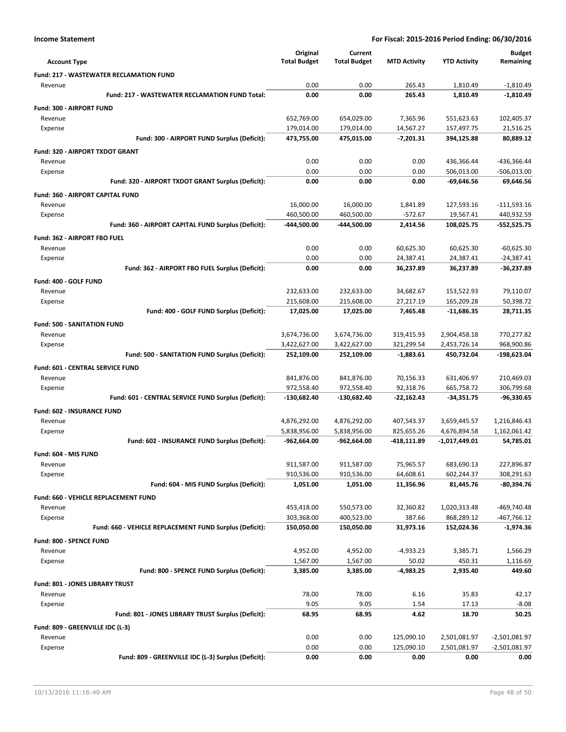**Income Statement** — **For Fiscal: 2015-2016 Period Ending: 06/30/2016**

| Account Type | Original Total Budget | Current Total Budget | MTD Activity | YTD Activity | Budget Remaining |
|---|---|---|---|---|---|
| **Fund: 217 - WASTEWATER RECLAMATION FUND** | | | | | |
| Revenue | 0.00 | 0.00 | 265.43 | 1,810.49 | -1,810.49 |
| **Fund: 217 - WASTEWATER RECLAMATION FUND Total:** | **0.00** | **0.00** | **265.43** | **1,810.49** | **-1,810.49** |
| **Fund: 300 - AIRPORT FUND** | | | | | |
| Revenue | 652,769.00 | 654,029.00 | 7,365.96 | 551,623.63 | 102,405.37 |
| Expense | 179,014.00 | 179,014.00 | 14,567.27 | 157,497.75 | 21,516.25 |
| **Fund: 300 - AIRPORT FUND Surplus (Deficit):** | **473,755.00** | **475,015.00** | **-7,201.31** | **394,125.88** | **80,889.12** |
| **Fund: 320 - AIRPORT TXDOT GRANT** | | | | | |
| Revenue | 0.00 | 0.00 | 0.00 | 436,366.44 | -436,366.44 |
| Expense | 0.00 | 0.00 | 0.00 | 506,013.00 | -506,013.00 |
| **Fund: 320 - AIRPORT TXDOT GRANT Surplus (Deficit):** | **0.00** | **0.00** | **0.00** | **-69,646.56** | **69,646.56** |
| **Fund: 360 - AIRPORT CAPITAL FUND** | | | | | |
| Revenue | 16,000.00 | 16,000.00 | 1,841.89 | 127,593.16 | -111,593.16 |
| Expense | 460,500.00 | 460,500.00 | -572.67 | 19,567.41 | 440,932.59 |
| **Fund: 360 - AIRPORT CAPITAL FUND Surplus (Deficit):** | **-444,500.00** | **-444,500.00** | **2,414.56** | **108,025.75** | **-552,525.75** |
| **Fund: 362 - AIRPORT FBO FUEL** | | | | | |
| Revenue | 0.00 | 0.00 | 60,625.30 | 60,625.30 | -60,625.30 |
| Expense | 0.00 | 0.00 | 24,387.41 | 24,387.41 | -24,387.41 |
| **Fund: 362 - AIRPORT FBO FUEL Surplus (Deficit):** | **0.00** | **0.00** | **36,237.89** | **36,237.89** | **-36,237.89** |
| **Fund: 400 - GOLF FUND** | | | | | |
| Revenue | 232,633.00 | 232,633.00 | 34,682.67 | 153,522.93 | 79,110.07 |
| Expense | 215,608.00 | 215,608.00 | 27,217.19 | 165,209.28 | 50,398.72 |
| **Fund: 400 - GOLF FUND Surplus (Deficit):** | **17,025.00** | **17,025.00** | **7,465.48** | **-11,686.35** | **28,711.35** |
| **Fund: 500 - SANITATION FUND** | | | | | |
| Revenue | 3,674,736.00 | 3,674,736.00 | 319,415.93 | 2,904,458.18 | 770,277.82 |
| Expense | 3,422,627.00 | 3,422,627.00 | 321,299.54 | 2,453,726.14 | 968,900.86 |
| **Fund: 500 - SANITATION FUND Surplus (Deficit):** | **252,109.00** | **252,109.00** | **-1,883.61** | **450,732.04** | **-198,623.04** |
| **Fund: 601 - CENTRAL SERVICE FUND** | | | | | |
| Revenue | 841,876.00 | 841,876.00 | 70,156.33 | 631,406.97 | 210,469.03 |
| Expense | 972,558.40 | 972,558.40 | 92,318.76 | 665,758.72 | 306,799.68 |
| **Fund: 601 - CENTRAL SERVICE FUND Surplus (Deficit):** | **-130,682.40** | **-130,682.40** | **-22,162.43** | **-34,351.75** | **-96,330.65** |
| **Fund: 602 - INSURANCE FUND** | | | | | |
| Revenue | 4,876,292.00 | 4,876,292.00 | 407,543.37 | 3,659,445.57 | 1,216,846.43 |
| Expense | 5,838,956.00 | 5,838,956.00 | 825,655.26 | 4,676,894.58 | 1,162,061.42 |
| **Fund: 602 - INSURANCE FUND Surplus (Deficit):** | **-962,664.00** | **-962,664.00** | **-418,111.89** | **-1,017,449.01** | **54,785.01** |
| **Fund: 604 - MIS FUND** | | | | | |
| Revenue | 911,587.00 | 911,587.00 | 75,965.57 | 683,690.13 | 227,896.87 |
| Expense | 910,536.00 | 910,536.00 | 64,608.61 | 602,244.37 | 308,291.63 |
| **Fund: 604 - MIS FUND Surplus (Deficit):** | **1,051.00** | **1,051.00** | **11,356.96** | **81,445.76** | **-80,394.76** |
| **Fund: 660 - VEHICLE REPLACEMENT FUND** | | | | | |
| Revenue | 453,418.00 | 550,573.00 | 32,360.82 | 1,020,313.48 | -469,740.48 |
| Expense | 303,368.00 | 400,523.00 | 387.66 | 868,289.12 | -467,766.12 |
| **Fund: 660 - VEHICLE REPLACEMENT FUND Surplus (Deficit):** | **150,050.00** | **150,050.00** | **31,973.16** | **152,024.36** | **-1,974.36** |
| **Fund: 800 - SPENCE FUND** | | | | | |
| Revenue | 4,952.00 | 4,952.00 | -4,933.23 | 3,385.71 | 1,566.29 |
| Expense | 1,567.00 | 1,567.00 | 50.02 | 450.31 | 1,116.69 |
| **Fund: 800 - SPENCE FUND Surplus (Deficit):** | **3,385.00** | **3,385.00** | **-4,983.25** | **2,935.40** | **449.60** |
| **Fund: 801 - JONES LIBRARY TRUST** | | | | | |
| Revenue | 78.00 | 78.00 | 6.16 | 35.83 | 42.17 |
| Expense | 9.05 | 9.05 | 1.54 | 17.13 | -8.08 |
| **Fund: 801 - JONES LIBRARY TRUST Surplus (Deficit):** | **68.95** | **68.95** | **4.62** | **18.70** | **50.25** |
| **Fund: 809 - GREENVILLE IDC (L-3)** | | | | | |
| Revenue | 0.00 | 0.00 | 125,090.10 | 2,501,081.97 | -2,501,081.97 |
| Expense | 0.00 | 0.00 | 125,090.10 | 2,501,081.97 | -2,501,081.97 |
| **Fund: 809 - GREENVILLE IDC (L-3) Surplus (Deficit):** | **0.00** | **0.00** | **0.00** | **0.00** | **0.00** |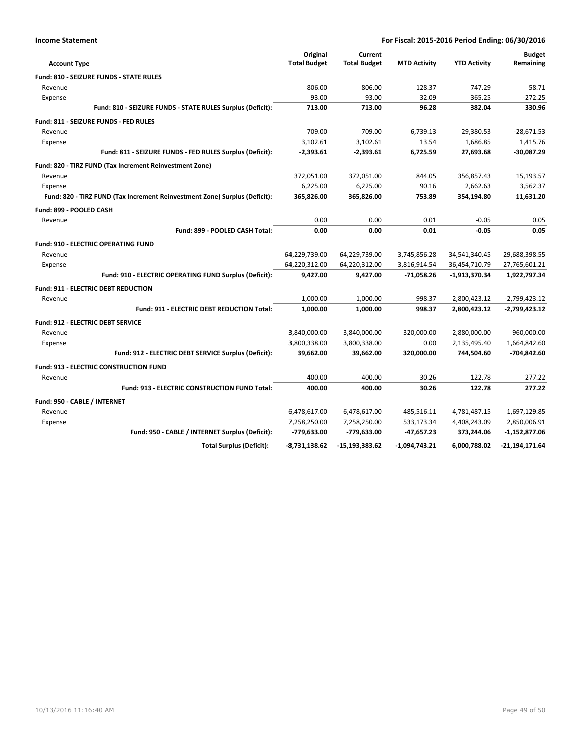**Income Statement** **For Fiscal: 2015-2016 Period Ending: 06/30/2016**

| Account Type | Original Total Budget | Current Total Budget | MTD Activity | YTD Activity | Budget Remaining |
|---|---|---|---|---|---|
| **Fund: 810 - SEIZURE FUNDS - STATE RULES** | | | | | |
| Revenue | 806.00 | 806.00 | 128.37 | 747.29 | 58.71 |
| Expense | 93.00 | 93.00 | 32.09 | 365.25 | -272.25 |
| **Fund: 810 - SEIZURE FUNDS - STATE RULES Surplus (Deficit):** | **713.00** | **713.00** | **96.28** | **382.04** | **330.96** |
| **Fund: 811 - SEIZURE FUNDS - FED RULES** | | | | | |
| Revenue | 709.00 | 709.00 | 6,739.13 | 29,380.53 | -28,671.53 |
| Expense | 3,102.61 | 3,102.61 | 13.54 | 1,686.85 | 1,415.76 |
| **Fund: 811 - SEIZURE FUNDS - FED RULES Surplus (Deficit):** | **-2,393.61** | **-2,393.61** | **6,725.59** | **27,693.68** | **-30,087.29** |
| **Fund: 820 - TIRZ FUND (Tax Increment Reinvestment Zone)** | | | | | |
| Revenue | 372,051.00 | 372,051.00 | 844.05 | 356,857.43 | 15,193.57 |
| Expense | 6,225.00 | 6,225.00 | 90.16 | 2,662.63 | 3,562.37 |
| **Fund: 820 - TIRZ FUND (Tax Increment Reinvestment Zone) Surplus (Deficit):** | **365,826.00** | **365,826.00** | **753.89** | **354,194.80** | **11,631.20** |
| **Fund: 899 - POOLED CASH** | | | | | |
| Revenue | 0.00 | 0.00 | 0.01 | -0.05 | 0.05 |
| **Fund: 899 - POOLED CASH Total:** | **0.00** | **0.00** | **0.01** | **-0.05** | **0.05** |
| **Fund: 910 - ELECTRIC OPERATING FUND** | | | | | |
| Revenue | 64,229,739.00 | 64,229,739.00 | 3,745,856.28 | 34,541,340.45 | 29,688,398.55 |
| Expense | 64,220,312.00 | 64,220,312.00 | 3,816,914.54 | 36,454,710.79 | 27,765,601.21 |
| **Fund: 910 - ELECTRIC OPERATING FUND Surplus (Deficit):** | **9,427.00** | **9,427.00** | **-71,058.26** | **-1,913,370.34** | **1,922,797.34** |
| **Fund: 911 - ELECTRIC DEBT REDUCTION** | | | | | |
| Revenue | 1,000.00 | 1,000.00 | 998.37 | 2,800,423.12 | -2,799,423.12 |
| **Fund: 911 - ELECTRIC DEBT REDUCTION Total:** | **1,000.00** | **1,000.00** | **998.37** | **2,800,423.12** | **-2,799,423.12** |
| **Fund: 912 - ELECTRIC DEBT SERVICE** | | | | | |
| Revenue | 3,840,000.00 | 3,840,000.00 | 320,000.00 | 2,880,000.00 | 960,000.00 |
| Expense | 3,800,338.00 | 3,800,338.00 | 0.00 | 2,135,495.40 | 1,664,842.60 |
| **Fund: 912 - ELECTRIC DEBT SERVICE Surplus (Deficit):** | **39,662.00** | **39,662.00** | **320,000.00** | **744,504.60** | **-704,842.60** |
| **Fund: 913 - ELECTRIC CONSTRUCTION FUND** | | | | | |
| Revenue | 400.00 | 400.00 | 30.26 | 122.78 | 277.22 |
| **Fund: 913 - ELECTRIC CONSTRUCTION FUND Total:** | **400.00** | **400.00** | **30.26** | **122.78** | **277.22** |
| **Fund: 950 - CABLE / INTERNET** | | | | | |
| Revenue | 6,478,617.00 | 6,478,617.00 | 485,516.11 | 4,781,487.15 | 1,697,129.85 |
| Expense | 7,258,250.00 | 7,258,250.00 | 533,173.34 | 4,408,243.09 | 2,850,006.91 |
| **Fund: 950 - CABLE / INTERNET Surplus (Deficit):** | **-779,633.00** | **-779,633.00** | **-47,657.23** | **373,244.06** | **-1,152,877.06** |
| **Total Surplus (Deficit):** | **-8,731,138.62** | **-15,193,383.62** | **-1,094,743.21** | **6,000,788.02** | **-21,194,171.64** |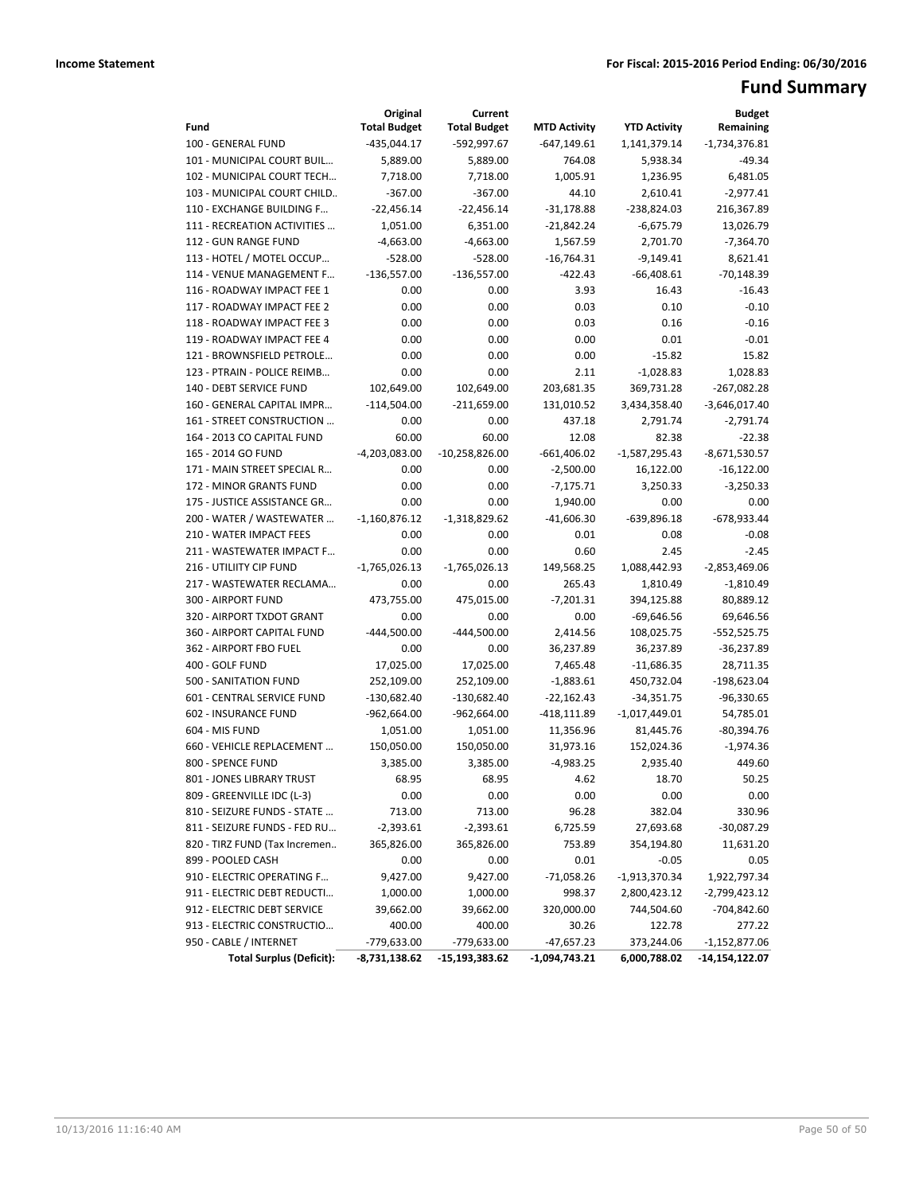**Income Statement** **For Fiscal: 2015-2016 Period Ending: 06/30/2016**

# Fund Summary

| Fund | Original Total Budget | Current Total Budget | MTD Activity | YTD Activity | Budget Remaining |
|---|---|---|---|---|---|
| 100 - GENERAL FUND | -435,044.17 | -592,997.67 | -647,149.61 | 1,141,379.14 | -1,734,376.81 |
| 101 - MUNICIPAL COURT BUIL… | 5,889.00 | 5,889.00 | 764.08 | 5,938.34 | -49.34 |
| 102 - MUNICIPAL COURT TECH… | 7,718.00 | 7,718.00 | 1,005.91 | 1,236.95 | 6,481.05 |
| 103 - MUNICIPAL COURT CHILD.. | -367.00 | -367.00 | 44.10 | 2,610.41 | -2,977.41 |
| 110 - EXCHANGE BUILDING F… | -22,456.14 | -22,456.14 | -31,178.88 | -238,824.03 | 216,367.89 |
| 111 - RECREATION ACTIVITIES … | 1,051.00 | 6,351.00 | -21,842.24 | -6,675.79 | 13,026.79 |
| 112 - GUN RANGE FUND | -4,663.00 | -4,663.00 | 1,567.59 | 2,701.70 | -7,364.70 |
| 113 - HOTEL / MOTEL OCCUP… | -528.00 | -528.00 | -16,764.31 | -9,149.41 | 8,621.41 |
| 114 - VENUE MANAGEMENT F… | -136,557.00 | -136,557.00 | -422.43 | -66,408.61 | -70,148.39 |
| 116 - ROADWAY IMPACT FEE 1 | 0.00 | 0.00 | 3.93 | 16.43 | -16.43 |
| 117 - ROADWAY IMPACT FEE 2 | 0.00 | 0.00 | 0.03 | 0.10 | -0.10 |
| 118 - ROADWAY IMPACT FEE 3 | 0.00 | 0.00 | 0.03 | 0.16 | -0.16 |
| 119 - ROADWAY IMPACT FEE 4 | 0.00 | 0.00 | 0.00 | 0.01 | -0.01 |
| 121 - BROWNSFIELD PETROLE… | 0.00 | 0.00 | 0.00 | -15.82 | 15.82 |
| 123 - PTRAIN - POLICE REIMB… | 0.00 | 0.00 | 2.11 | -1,028.83 | 1,028.83 |
| 140 - DEBT SERVICE FUND | 102,649.00 | 102,649.00 | 203,681.35 | 369,731.28 | -267,082.28 |
| 160 - GENERAL CAPITAL IMPR… | -114,504.00 | -211,659.00 | 131,010.52 | 3,434,358.40 | -3,646,017.40 |
| 161 - STREET CONSTRUCTION … | 0.00 | 0.00 | 437.18 | 2,791.74 | -2,791.74 |
| 164 - 2013 CO CAPITAL FUND | 60.00 | 60.00 | 12.08 | 82.38 | -22.38 |
| 165 - 2014 GO FUND | -4,203,083.00 | -10,258,826.00 | -661,406.02 | -1,587,295.43 | -8,671,530.57 |
| 171 - MAIN STREET SPECIAL R… | 0.00 | 0.00 | -2,500.00 | 16,122.00 | -16,122.00 |
| 172 - MINOR GRANTS FUND | 0.00 | 0.00 | -7,175.71 | 3,250.33 | -3,250.33 |
| 175 - JUSTICE ASSISTANCE GR… | 0.00 | 0.00 | 1,940.00 | 0.00 | 0.00 |
| 200 - WATER / WASTEWATER … | -1,160,876.12 | -1,318,829.62 | -41,606.30 | -639,896.18 | -678,933.44 |
| 210 - WATER IMPACT FEES | 0.00 | 0.00 | 0.01 | 0.08 | -0.08 |
| 211 - WASTEWATER IMPACT F… | 0.00 | 0.00 | 0.60 | 2.45 | -2.45 |
| 216 - UTILIITY CIP FUND | -1,765,026.13 | -1,765,026.13 | 149,568.25 | 1,088,442.93 | -2,853,469.06 |
| 217 - WASTEWATER RECLAMA… | 0.00 | 0.00 | 265.43 | 1,810.49 | -1,810.49 |
| 300 - AIRPORT FUND | 473,755.00 | 475,015.00 | -7,201.31 | 394,125.88 | 80,889.12 |
| 320 - AIRPORT TXDOT GRANT | 0.00 | 0.00 | 0.00 | -69,646.56 | 69,646.56 |
| 360 - AIRPORT CAPITAL FUND | -444,500.00 | -444,500.00 | 2,414.56 | 108,025.75 | -552,525.75 |
| 362 - AIRPORT FBO FUEL | 0.00 | 0.00 | 36,237.89 | 36,237.89 | -36,237.89 |
| 400 - GOLF FUND | 17,025.00 | 17,025.00 | 7,465.48 | -11,686.35 | 28,711.35 |
| 500 - SANITATION FUND | 252,109.00 | 252,109.00 | -1,883.61 | 450,732.04 | -198,623.04 |
| 601 - CENTRAL SERVICE FUND | -130,682.40 | -130,682.40 | -22,162.43 | -34,351.75 | -96,330.65 |
| 602 - INSURANCE FUND | -962,664.00 | -962,664.00 | -418,111.89 | -1,017,449.01 | 54,785.01 |
| 604 - MIS FUND | 1,051.00 | 1,051.00 | 11,356.96 | 81,445.76 | -80,394.76 |
| 660 - VEHICLE REPLACEMENT … | 150,050.00 | 150,050.00 | 31,973.16 | 152,024.36 | -1,974.36 |
| 800 - SPENCE FUND | 3,385.00 | 3,385.00 | -4,983.25 | 2,935.40 | 449.60 |
| 801 - JONES LIBRARY TRUST | 68.95 | 68.95 | 4.62 | 18.70 | 50.25 |
| 809 - GREENVILLE IDC (L-3) | 0.00 | 0.00 | 0.00 | 0.00 | 0.00 |
| 810 - SEIZURE FUNDS - STATE … | 713.00 | 713.00 | 96.28 | 382.04 | 330.96 |
| 811 - SEIZURE FUNDS - FED RU… | -2,393.61 | -2,393.61 | 6,725.59 | 27,693.68 | -30,087.29 |
| 820 - TIRZ FUND (Tax Incremen.. | 365,826.00 | 365,826.00 | 753.89 | 354,194.80 | 11,631.20 |
| 899 - POOLED CASH | 0.00 | 0.00 | 0.01 | -0.05 | 0.05 |
| 910 - ELECTRIC OPERATING F… | 9,427.00 | 9,427.00 | -71,058.26 | -1,913,370.34 | 1,922,797.34 |
| 911 - ELECTRIC DEBT REDUCTI… | 1,000.00 | 1,000.00 | 998.37 | 2,800,423.12 | -2,799,423.12 |
| 912 - ELECTRIC DEBT SERVICE | 39,662.00 | 39,662.00 | 320,000.00 | 744,504.60 | -704,842.60 |
| 913 - ELECTRIC CONSTRUCTIO… | 400.00 | 400.00 | 30.26 | 122.78 | 277.22 |
| 950 - CABLE / INTERNET | -779,633.00 | -779,633.00 | -47,657.23 | 373,244.06 | -1,152,877.06 |
| **Total Surplus (Deficit):** | **-8,731,138.62** | **-15,193,383.62** | **-1,094,743.21** | **6,000,788.02** | **-14,154,122.07** |